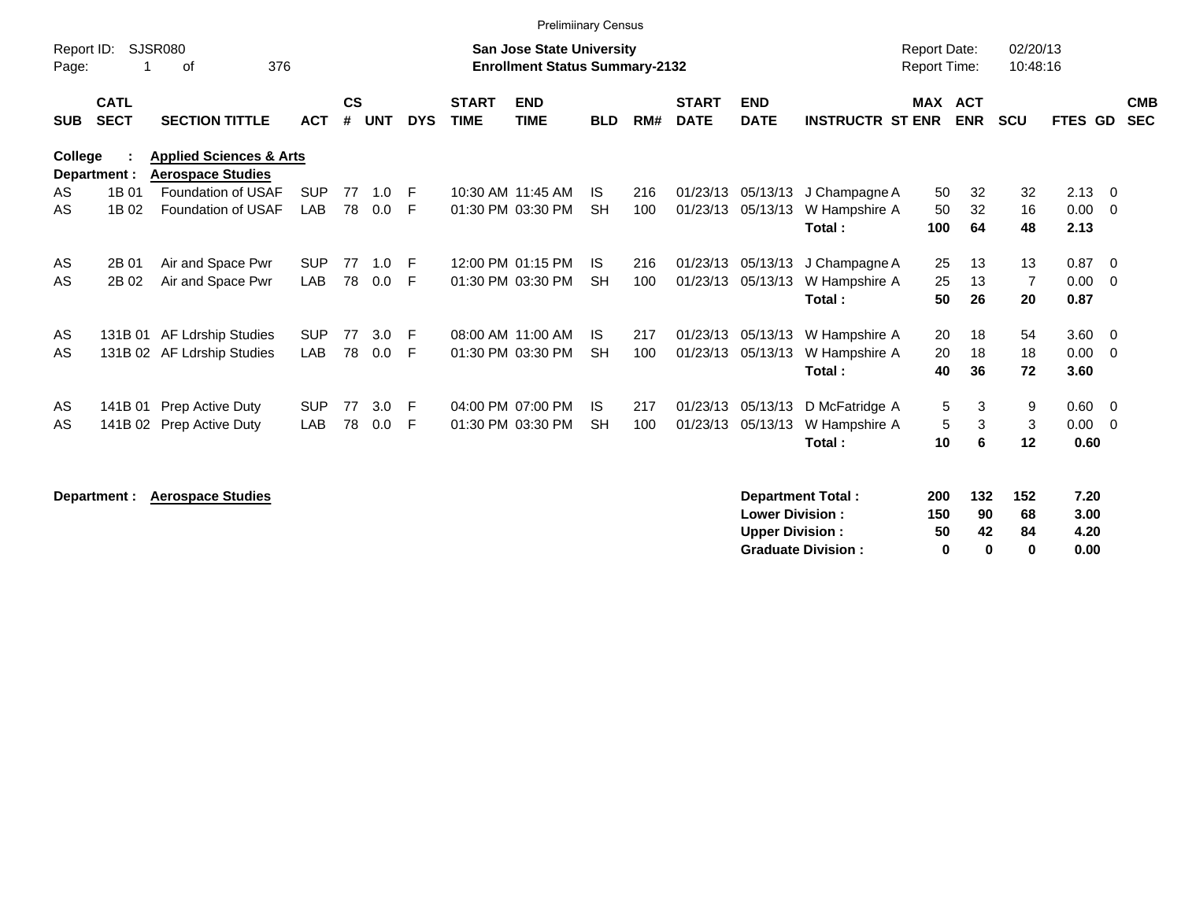Preliminary Census

Report ID: SJSR080

**San Jose State University**
**Enrollment Status Summary-2132**

Report Date: 02/20/13
Report Time: 10:48:16

**College : Applied Sciences & Arts**
**Department : Aerospace Studies**

| SUB | CATL SECT | SECTION TITTLE | ACT | CS # | UNT | DYS | START TIME | END TIME | BLD | RM# | START DATE | END DATE | INSTRUCTR | ST | MAX ENR | ACT ENR | SCU | FTES | GD | CMB SEC |
|---|---|---|---|---|---|---|---|---|---|---|---|---|---|---|---|---|---|---|---|---|
| AS | 1B 01 | Foundation of USAF | SUP | 77 | 1.0 | F | 10:30 AM | 11:45 AM | IS | 216 | 01/23/13 | 05/13/13 | J Champagne | A | 50 | 32 | 32 | 2.13 | 0 | |
| AS | 1B 02 | Foundation of USAF | LAB | 78 | 0.0 | F | 01:30 PM | 03:30 PM | SH | 100 | 01/23/13 | 05/13/13 | W Hampshire | A | 50 | 32 | 16 | 0.00 | 0 | |
| | | | | | | | | | | | | | **Total :** | | **100** | **64** | **48** | **2.13** | | |
| AS | 2B 01 | Air and Space Pwr | SUP | 77 | 1.0 | F | 12:00 PM | 01:15 PM | IS | 216 | 01/23/13 | 05/13/13 | J Champagne | A | 25 | 13 | 13 | 0.87 | 0 | |
| AS | 2B 02 | Air and Space Pwr | LAB | 78 | 0.0 | F | 01:30 PM | 03:30 PM | SH | 100 | 01/23/13 | 05/13/13 | W Hampshire | A | 25 | 13 | 7 | 0.00 | 0 | |
| | | | | | | | | | | | | | **Total :** | | **50** | **26** | **20** | **0.87** | | |
| AS | 131B 01 | AF Ldrship Studies | SUP | 77 | 3.0 | F | 08:00 AM | 11:00 AM | IS | 217 | 01/23/13 | 05/13/13 | W Hampshire | A | 20 | 18 | 54 | 3.60 | 0 | |
| AS | 131B 02 | AF Ldrship Studies | LAB | 78 | 0.0 | F | 01:30 PM | 03:30 PM | SH | 100 | 01/23/13 | 05/13/13 | W Hampshire | A | 20 | 18 | 18 | 0.00 | 0 | |
| | | | | | | | | | | | | | **Total :** | | **40** | **36** | **72** | **3.60** | | |
| AS | 141B 01 | Prep Active Duty | SUP | 77 | 3.0 | F | 04:00 PM | 07:00 PM | IS | 217 | 01/23/13 | 05/13/13 | D McFatridge | A | 5 | 3 | 9 | 0.60 | 0 | |
| AS | 141B 02 | Prep Active Duty | LAB | 78 | 0.0 | F | 01:30 PM | 03:30 PM | SH | 100 | 01/23/13 | 05/13/13 | W Hampshire | A | 5 | 3 | 3 | 0.00 | 0 | |
| | | | | | | | | | | | | | **Total :** | | **10** | **6** | **12** | **0.60** | | |

**Department : Aerospace Studies**

| | MAX ENR | ACT ENR | SCU | FTES |
|---|---|---|---|---|
| **Department Total :** | **200** | **132** | **152** | **7.20** |
| **Lower Division :** | **150** | **90** | **68** | **3.00** |
| **Upper Division :** | **50** | **42** | **84** | **4.20** |
| **Graduate Division :** | **0** | **0** | **0** | **0.00** |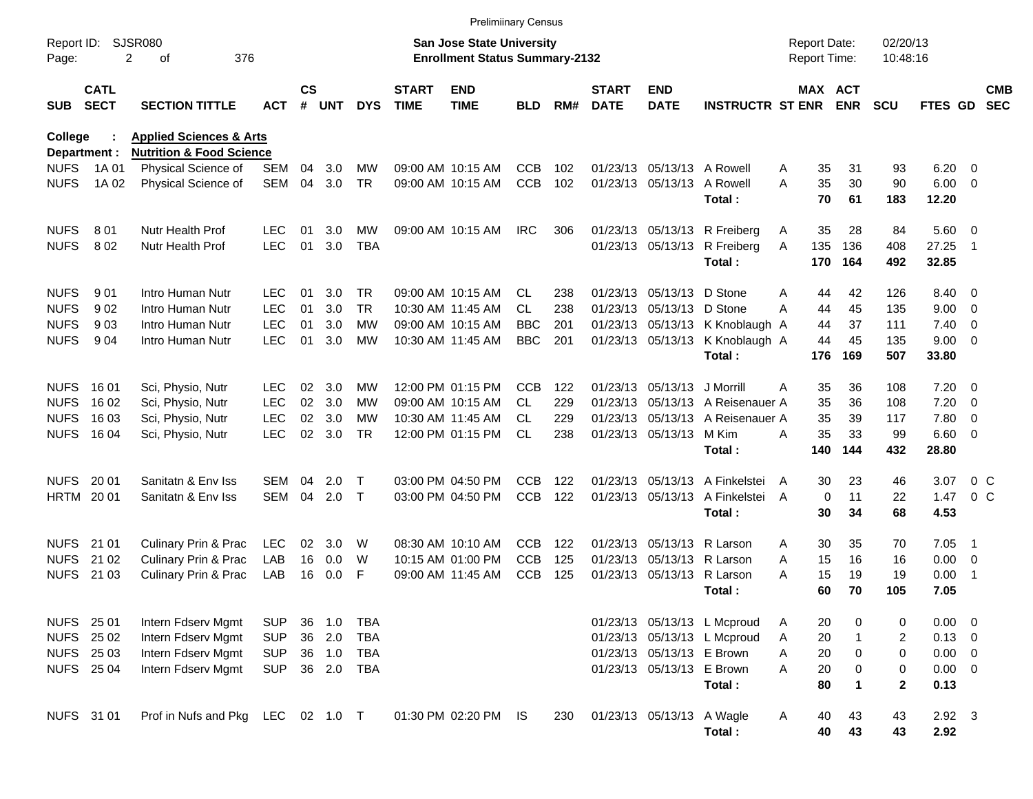Prelimiinary Census

Report ID: SJSR080
Page: 2 of 376

**San Jose State University**
**Enrollment Status Summary-2132**

Report Date: 02/20/13
Report Time: 10:48:16

**College : Applied Sciences & Arts**
**Department : Nutrition & Food Science**

| SUB | CATL SECT | SECTION TITTLE | ACT | CS # | UNT | DYS | START TIME | END TIME | BLD | RM# | START DATE | END DATE | INSTRUCTR | ST | MAX ENR | ACT ENR | SCU | FTES | GD | CMB SEC |
|---|---|---|---|---|---|---|---|---|---|---|---|---|---|---|---|---|---|---|---|---|
| NUFS | 1A 01 | Physical Science of | SEM | 04 | 3.0 | MW | 09:00 AM | 10:15 AM | CCB | 102 | 01/23/13 | 05/13/13 | A Rowell | A | 35 | 31 | 93 | 6.20 | 0 | |
| NUFS | 1A 02 | Physical Science of | SEM | 04 | 3.0 | TR | 09:00 AM | 10:15 AM | CCB | 102 | 01/23/13 | 05/13/13 | A Rowell | A | 35 | 30 | 90 | 6.00 | 0 | |
| | | | | | | | | | | | | | **Total :** | | **70** | **61** | **183** | **12.20** | | |
| NUFS | 8 01 | Nutr Health Prof | LEC | 01 | 3.0 | MW | 09:00 AM | 10:15 AM | IRC | 306 | 01/23/13 | 05/13/13 | R Freiberg | A | 35 | 28 | 84 | 5.60 | 0 | |
| NUFS | 8 02 | Nutr Health Prof | LEC | 01 | 3.0 | TBA | | | | | 01/23/13 | 05/13/13 | R Freiberg | A | 135 | 136 | 408 | 27.25 | 1 | |
| | | | | | | | | | | | | | **Total :** | | **170** | **164** | **492** | **32.85** | | |
| NUFS | 9 01 | Intro Human Nutr | LEC | 01 | 3.0 | TR | 09:00 AM | 10:15 AM | CL | 238 | 01/23/13 | 05/13/13 | D Stone | A | 44 | 42 | 126 | 8.40 | 0 | |
| NUFS | 9 02 | Intro Human Nutr | LEC | 01 | 3.0 | TR | 10:30 AM | 11:45 AM | CL | 238 | 01/23/13 | 05/13/13 | D Stone | A | 44 | 45 | 135 | 9.00 | 0 | |
| NUFS | 9 03 | Intro Human Nutr | LEC | 01 | 3.0 | MW | 09:00 AM | 10:15 AM | BBC | 201 | 01/23/13 | 05/13/13 | K Knoblaugh | A | 44 | 37 | 111 | 7.40 | 0 | |
| NUFS | 9 04 | Intro Human Nutr | LEC | 01 | 3.0 | MW | 10:30 AM | 11:45 AM | BBC | 201 | 01/23/13 | 05/13/13 | K Knoblaugh | A | 44 | 45 | 135 | 9.00 | 0 | |
| | | | | | | | | | | | | | **Total :** | | **176** | **169** | **507** | **33.80** | | |
| NUFS | 16 01 | Sci, Physio, Nutr | LEC | 02 | 3.0 | MW | 12:00 PM | 01:15 PM | CCB | 122 | 01/23/13 | 05/13/13 | J Morrill | A | 35 | 36 | 108 | 7.20 | 0 | |
| NUFS | 16 02 | Sci, Physio, Nutr | LEC | 02 | 3.0 | MW | 09:00 AM | 10:15 AM | CL | 229 | 01/23/13 | 05/13/13 | A Reisenauer | A | 35 | 36 | 108 | 7.20 | 0 | |
| NUFS | 16 03 | Sci, Physio, Nutr | LEC | 02 | 3.0 | MW | 10:30 AM | 11:45 AM | CL | 229 | 01/23/13 | 05/13/13 | A Reisenauer | A | 35 | 39 | 117 | 7.80 | 0 | |
| NUFS | 16 04 | Sci, Physio, Nutr | LEC | 02 | 3.0 | TR | 12:00 PM | 01:15 PM | CL | 238 | 01/23/13 | 05/13/13 | M Kim | A | 35 | 33 | 99 | 6.60 | 0 | |
| | | | | | | | | | | | | | **Total :** | | **140** | **144** | **432** | **28.80** | | |
| NUFS | 20 01 | Sanitatn & Env Iss | SEM | 04 | 2.0 | T | 03:00 PM | 04:50 PM | CCB | 122 | 01/23/13 | 05/13/13 | A Finkelstei | A | 30 | 23 | 46 | 3.07 | 0 | C |
| HRTM | 20 01 | Sanitatn & Env Iss | SEM | 04 | 2.0 | T | 03:00 PM | 04:50 PM | CCB | 122 | 01/23/13 | 05/13/13 | A Finkelstei | A | 0 | 11 | 22 | 1.47 | 0 | C |
| | | | | | | | | | | | | | **Total :** | | **30** | **34** | **68** | **4.53** | | |
| NUFS | 21 01 | Culinary Prin & Prac | LEC | 02 | 3.0 | W | 08:30 AM | 10:10 AM | CCB | 122 | 01/23/13 | 05/13/13 | R Larson | A | 30 | 35 | 70 | 7.05 | 1 | |
| NUFS | 21 02 | Culinary Prin & Prac | LAB | 16 | 0.0 | W | 10:15 AM | 01:00 PM | CCB | 125 | 01/23/13 | 05/13/13 | R Larson | A | 15 | 16 | 16 | 0.00 | 0 | |
| NUFS | 21 03 | Culinary Prin & Prac | LAB | 16 | 0.0 | F | 09:00 AM | 11:45 AM | CCB | 125 | 01/23/13 | 05/13/13 | R Larson | A | 15 | 19 | 19 | 0.00 | 1 | |
| | | | | | | | | | | | | | **Total :** | | **60** | **70** | **105** | **7.05** | | |
| NUFS | 25 01 | Intern Fdserv Mgmt | SUP | 36 | 1.0 | TBA | | | | | 01/23/13 | 05/13/13 | L Mcproud | A | 20 | 0 | 0 | 0.00 | 0 | |
| NUFS | 25 02 | Intern Fdserv Mgmt | SUP | 36 | 2.0 | TBA | | | | | 01/23/13 | 05/13/13 | L Mcproud | A | 20 | 1 | 2 | 0.13 | 0 | |
| NUFS | 25 03 | Intern Fdserv Mgmt | SUP | 36 | 1.0 | TBA | | | | | 01/23/13 | 05/13/13 | E Brown | A | 20 | 0 | 0 | 0.00 | 0 | |
| NUFS | 25 04 | Intern Fdserv Mgmt | SUP | 36 | 2.0 | TBA | | | | | 01/23/13 | 05/13/13 | E Brown | A | 20 | 0 | 0 | 0.00 | 0 | |
| | | | | | | | | | | | | | **Total :** | | **80** | **1** | **2** | **0.13** | | |
| NUFS | 31 01 | Prof in Nufs and Pkg | LEC | 02 | 1.0 | T | 01:30 PM | 02:20 PM | IS | 230 | 01/23/13 | 05/13/13 | A Wagle | A | 40 | 43 | 43 | 2.92 | 3 | |
| | | | | | | | | | | | | | **Total :** | | **40** | **43** | **43** | **2.92** | | |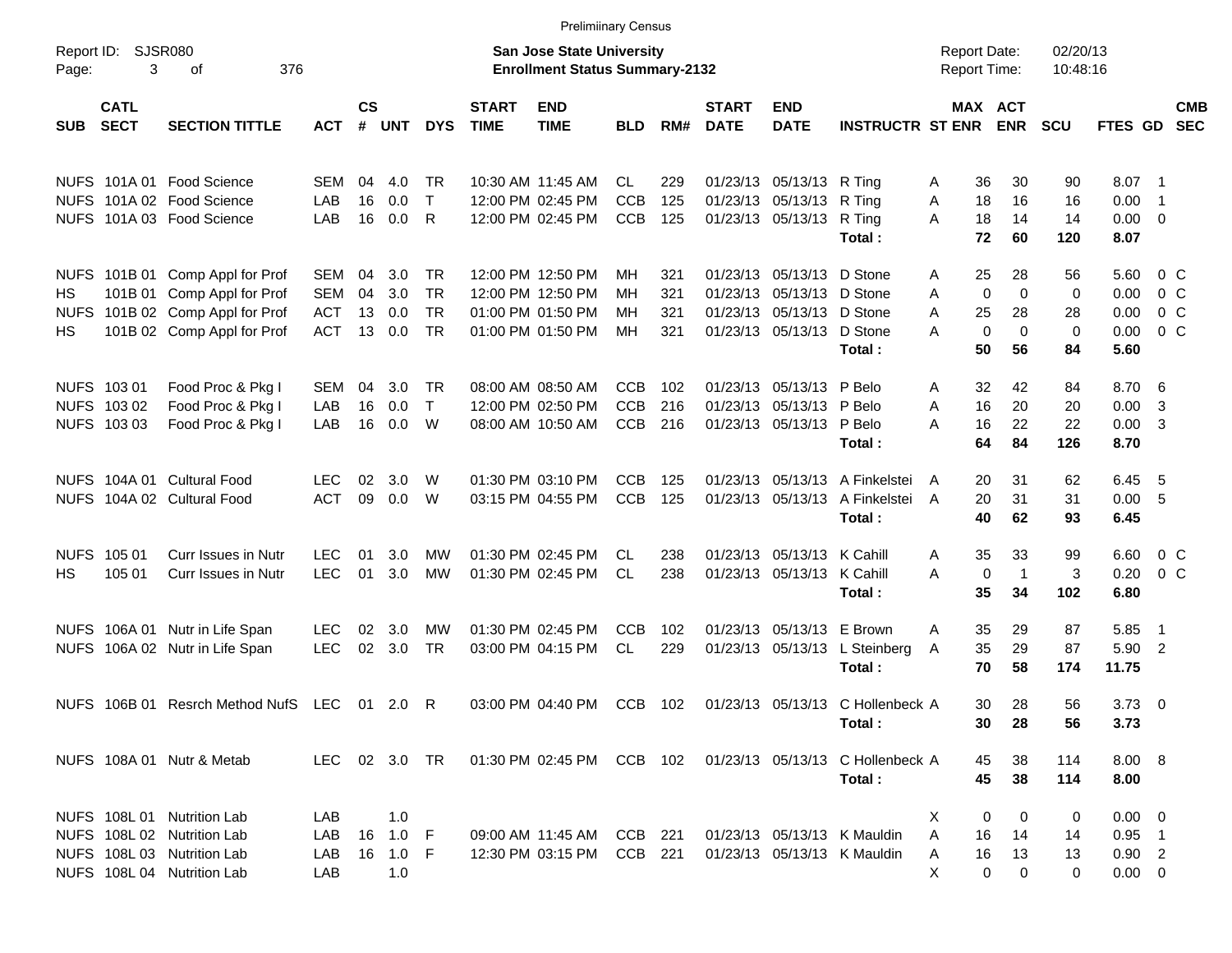Preliminary Census

Report ID: SJSR080

**San Jose State University**
**Enrollment Status Summary-2132**

Report Date: 02/20/13
Report Time: 10:48:16

| SUB | CATL SECT | SECTION TITTLE | ACT | CS # | UNT | DYS | START TIME | END TIME | BLD | RM# | START DATE | END DATE | INSTRUCTR | ST | MAX ENR | ACT ENR | SCU | FTES | GD | CMB SEC |
|---|---|---|---|---|---|---|---|---|---|---|---|---|---|---|---|---|---|---|---|---|
| NUFS | 101A 01 | Food Science | SEM | 04 | 4.0 | TR | 10:30 AM | 11:45 AM | CL | 229 | 01/23/13 | 05/13/13 | R Ting | A | 36 | 30 | 90 | 8.07 | 1 | |
| NUFS | 101A 02 | Food Science | LAB | 16 | 0.0 | T | 12:00 PM | 02:45 PM | CCB | 125 | 01/23/13 | 05/13/13 | R Ting | A | 18 | 16 | 16 | 0.00 | 1 | |
| NUFS | 101A 03 | Food Science | LAB | 16 | 0.0 | R | 12:00 PM | 02:45 PM | CCB | 125 | 01/23/13 | 05/13/13 | R Ting | A | 18 | 14 | 14 | 0.00 | 0 | |
| | | | | | | | | | | | | | **Total :** | | **72** | **60** | **120** | **8.07** | | |
| NUFS | 101B 01 | Comp Appl for Prof | SEM | 04 | 3.0 | TR | 12:00 PM | 12:50 PM | MH | 321 | 01/23/13 | 05/13/13 | D Stone | A | 25 | 28 | 56 | 5.60 | 0 | C |
| HS | 101B 01 | Comp Appl for Prof | SEM | 04 | 3.0 | TR | 12:00 PM | 12:50 PM | MH | 321 | 01/23/13 | 05/13/13 | D Stone | A | 0 | 0 | 0 | 0.00 | 0 | C |
| NUFS | 101B 02 | Comp Appl for Prof | ACT | 13 | 0.0 | TR | 01:00 PM | 01:50 PM | MH | 321 | 01/23/13 | 05/13/13 | D Stone | A | 25 | 28 | 28 | 0.00 | 0 | C |
| HS | 101B 02 | Comp Appl for Prof | ACT | 13 | 0.0 | TR | 01:00 PM | 01:50 PM | MH | 321 | 01/23/13 | 05/13/13 | D Stone | A | 0 | 0 | 0 | 0.00 | 0 | C |
| | | | | | | | | | | | | | **Total :** | | **50** | **56** | **84** | **5.60** | | |
| NUFS | 103 01 | Food Proc & Pkg I | SEM | 04 | 3.0 | TR | 08:00 AM | 08:50 AM | CCB | 102 | 01/23/13 | 05/13/13 | P Belo | A | 32 | 42 | 84 | 8.70 | 6 | |
| NUFS | 103 02 | Food Proc & Pkg I | LAB | 16 | 0.0 | T | 12:00 PM | 02:50 PM | CCB | 216 | 01/23/13 | 05/13/13 | P Belo | A | 16 | 20 | 20 | 0.00 | 3 | |
| NUFS | 103 03 | Food Proc & Pkg I | LAB | 16 | 0.0 | W | 08:00 AM | 10:50 AM | CCB | 216 | 01/23/13 | 05/13/13 | P Belo | A | 16 | 22 | 22 | 0.00 | 3 | |
| | | | | | | | | | | | | | **Total :** | | **64** | **84** | **126** | **8.70** | | |
| NUFS | 104A 01 | Cultural Food | LEC | 02 | 3.0 | W | 01:30 PM | 03:10 PM | CCB | 125 | 01/23/13 | 05/13/13 | A Finkelstei | A | 20 | 31 | 62 | 6.45 | 5 | |
| NUFS | 104A 02 | Cultural Food | ACT | 09 | 0.0 | W | 03:15 PM | 04:55 PM | CCB | 125 | 01/23/13 | 05/13/13 | A Finkelstei | A | 20 | 31 | 31 | 0.00 | 5 | |
| | | | | | | | | | | | | | **Total :** | | **40** | **62** | **93** | **6.45** | | |
| NUFS | 105 01 | Curr Issues in Nutr | LEC | 01 | 3.0 | MW | 01:30 PM | 02:45 PM | CL | 238 | 01/23/13 | 05/13/13 | K Cahill | A | 35 | 33 | 99 | 6.60 | 0 | C |
| HS | 105 01 | Curr Issues in Nutr | LEC | 01 | 3.0 | MW | 01:30 PM | 02:45 PM | CL | 238 | 01/23/13 | 05/13/13 | K Cahill | A | 0 | 1 | 3 | 0.20 | 0 | C |
| | | | | | | | | | | | | | **Total :** | | **35** | **34** | **102** | **6.80** | | |
| NUFS | 106A 01 | Nutr in Life Span | LEC | 02 | 3.0 | MW | 01:30 PM | 02:45 PM | CCB | 102 | 01/23/13 | 05/13/13 | E Brown | A | 35 | 29 | 87 | 5.85 | 1 | |
| NUFS | 106A 02 | Nutr in Life Span | LEC | 02 | 3.0 | TR | 03:00 PM | 04:15 PM | CL | 229 | 01/23/13 | 05/13/13 | L Steinberg | A | 35 | 29 | 87 | 5.90 | 2 | |
| | | | | | | | | | | | | | **Total :** | | **70** | **58** | **174** | **11.75** | | |
| NUFS | 106B 01 | Resrch Method NufS | LEC | 01 | 2.0 | R | 03:00 PM | 04:40 PM | CCB | 102 | 01/23/13 | 05/13/13 | C Hollenbeck | A | 30 | 28 | 56 | 3.73 | 0 | |
| | | | | | | | | | | | | | **Total :** | | **30** | **28** | **56** | **3.73** | | |
| NUFS | 108A 01 | Nutr & Metab | LEC | 02 | 3.0 | TR | 01:30 PM | 02:45 PM | CCB | 102 | 01/23/13 | 05/13/13 | C Hollenbeck | A | 45 | 38 | 114 | 8.00 | 8 | |
| | | | | | | | | | | | | | **Total :** | | **45** | **38** | **114** | **8.00** | | |
| NUFS | 108L 01 | Nutrition Lab | LAB | | 1.0 | | | | | | | | | X | 0 | 0 | 0 | 0.00 | 0 | |
| NUFS | 108L 02 | Nutrition Lab | LAB | 16 | 1.0 | F | 09:00 AM | 11:45 AM | CCB | 221 | 01/23/13 | 05/13/13 | K Mauldin | A | 16 | 14 | 14 | 0.95 | 1 | |
| NUFS | 108L 03 | Nutrition Lab | LAB | 16 | 1.0 | F | 12:30 PM | 03:15 PM | CCB | 221 | 01/23/13 | 05/13/13 | K Mauldin | A | 16 | 13 | 13 | 0.90 | 2 | |
| NUFS | 108L 04 | Nutrition Lab | LAB | | 1.0 | | | | | | | | | X | 0 | 0 | 0 | 0.00 | 0 | |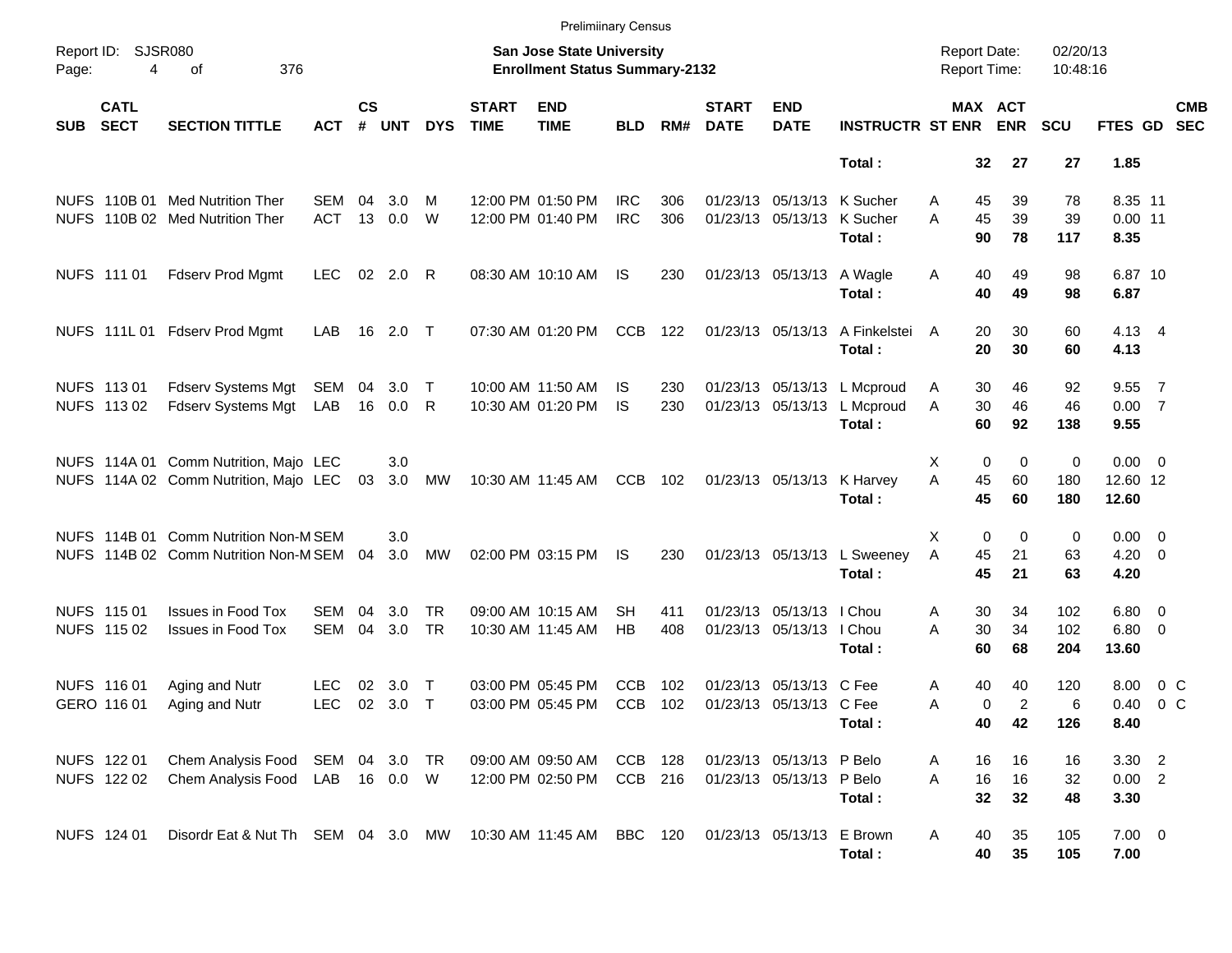Preliminary Census

Report ID: SJSR080
Page: 4 of 376

**San Jose State University**
**Enrollment Status Summary-2132**

Report Date: 02/20/13
Report Time: 10:48:16

| SUB | CATL SECT | SECTION TITTLE | ACT | CS # | UNT | DYS | START TIME | END TIME | BLD | RM# | START DATE | END DATE | INSTRUCTR | ST | MAX ENR | ACT ENR | SCU | FTES | GD | CMB SEC |
|---|---|---|---|---|---|---|---|---|---|---|---|---|---|---|---|---|---|---|---|---|
| | | | | | | | | | | | | | **Total :** | | **32** | **27** | **27** | **1.85** | | |
| NUFS | 110B 01 | Med Nutrition Ther | SEM | 04 | 3.0 | M | 12:00 PM | 01:50 PM | IRC | 306 | 01/23/13 | 05/13/13 | K Sucher | A | 45 | 39 | 78 | 8.35 | 11 | |
| NUFS | 110B 02 | Med Nutrition Ther | ACT | 13 | 0.0 | W | 12:00 PM | 01:40 PM | IRC | 306 | 01/23/13 | 05/13/13 | K Sucher | A | 45 | 39 | 39 | 0.00 | 11 | |
| | | | | | | | | | | | | | **Total :** | | **90** | **78** | **117** | **8.35** | | |
| NUFS | 111 01 | Fdserv Prod Mgmt | LEC | 02 | 2.0 | R | 08:30 AM | 10:10 AM | IS | 230 | 01/23/13 | 05/13/13 | A Wagle | A | 40 | 49 | 98 | 6.87 | 10 | |
| | | | | | | | | | | | | | **Total :** | | **40** | **49** | **98** | **6.87** | | |
| NUFS | 111L 01 | Fdserv Prod Mgmt | LAB | 16 | 2.0 | T | 07:30 AM | 01:20 PM | CCB | 122 | 01/23/13 | 05/13/13 | A Finkelstei | A | 20 | 30 | 60 | 4.13 | 4 | |
| | | | | | | | | | | | | | **Total :** | | **20** | **30** | **60** | **4.13** | | |
| NUFS | 113 01 | Fdserv Systems Mgt | SEM | 04 | 3.0 | T | 10:00 AM | 11:50 AM | IS | 230 | 01/23/13 | 05/13/13 | L Mcproud | A | 30 | 46 | 92 | 9.55 | 7 | |
| NUFS | 113 02 | Fdserv Systems Mgt | LAB | 16 | 0.0 | R | 10:30 AM | 01:20 PM | IS | 230 | 01/23/13 | 05/13/13 | L Mcproud | A | 30 | 46 | 46 | 0.00 | 7 | |
| | | | | | | | | | | | | | **Total :** | | **60** | **92** | **138** | **9.55** | | |
| NUFS | 114A 01 | Comm Nutrition, Majo | LEC | | 3.0 | | | | | | | | | X | 0 | 0 | 0 | 0.00 | 0 | |
| NUFS | 114A 02 | Comm Nutrition, Majo | LEC | 03 | 3.0 | MW | 10:30 AM | 11:45 AM | CCB | 102 | 01/23/13 | 05/13/13 | K Harvey | A | 45 | 60 | 180 | 12.60 | 12 | |
| | | | | | | | | | | | | | **Total :** | | **45** | **60** | **180** | **12.60** | | |
| NUFS | 114B 01 | Comm Nutrition Non-M | SEM | | 3.0 | | | | | | | | | X | 0 | 0 | 0 | 0.00 | 0 | |
| NUFS | 114B 02 | Comm Nutrition Non-M | SEM | 04 | 3.0 | MW | 02:00 PM | 03:15 PM | IS | 230 | 01/23/13 | 05/13/13 | L Sweeney | A | 45 | 21 | 63 | 4.20 | 0 | |
| | | | | | | | | | | | | | **Total :** | | **45** | **21** | **63** | **4.20** | | |
| NUFS | 115 01 | Issues in Food Tox | SEM | 04 | 3.0 | TR | 09:00 AM | 10:15 AM | SH | 411 | 01/23/13 | 05/13/13 | I Chou | A | 30 | 34 | 102 | 6.80 | 0 | |
| NUFS | 115 02 | Issues in Food Tox | SEM | 04 | 3.0 | TR | 10:30 AM | 11:45 AM | HB | 408 | 01/23/13 | 05/13/13 | I Chou | A | 30 | 34 | 102 | 6.80 | 0 | |
| | | | | | | | | | | | | | **Total :** | | **60** | **68** | **204** | **13.60** | | |
| NUFS | 116 01 | Aging and Nutr | LEC | 02 | 3.0 | T | 03:00 PM | 05:45 PM | CCB | 102 | 01/23/13 | 05/13/13 | C Fee | A | 40 | 40 | 120 | 8.00 | 0 | C |
| GERO | 116 01 | Aging and Nutr | LEC | 02 | 3.0 | T | 03:00 PM | 05:45 PM | CCB | 102 | 01/23/13 | 05/13/13 | C Fee | A | 0 | 2 | 6 | 0.40 | 0 | C |
| | | | | | | | | | | | | | **Total :** | | **40** | **42** | **126** | **8.40** | | |
| NUFS | 122 01 | Chem Analysis Food | SEM | 04 | 3.0 | TR | 09:00 AM | 09:50 AM | CCB | 128 | 01/23/13 | 05/13/13 | P Belo | A | 16 | 16 | 16 | 3.30 | 2 | |
| NUFS | 122 02 | Chem Analysis Food | LAB | 16 | 0.0 | W | 12:00 PM | 02:50 PM | CCB | 216 | 01/23/13 | 05/13/13 | P Belo | A | 16 | 16 | 32 | 0.00 | 2 | |
| | | | | | | | | | | | | | **Total :** | | **32** | **32** | **48** | **3.30** | | |
| NUFS | 124 01 | Disordr Eat & Nut Th | SEM | 04 | 3.0 | MW | 10:30 AM | 11:45 AM | BBC | 120 | 01/23/13 | 05/13/13 | E Brown | A | 40 | 35 | 105 | 7.00 | 0 | |
| | | | | | | | | | | | | | **Total :** | | **40** | **35** | **105** | **7.00** | | |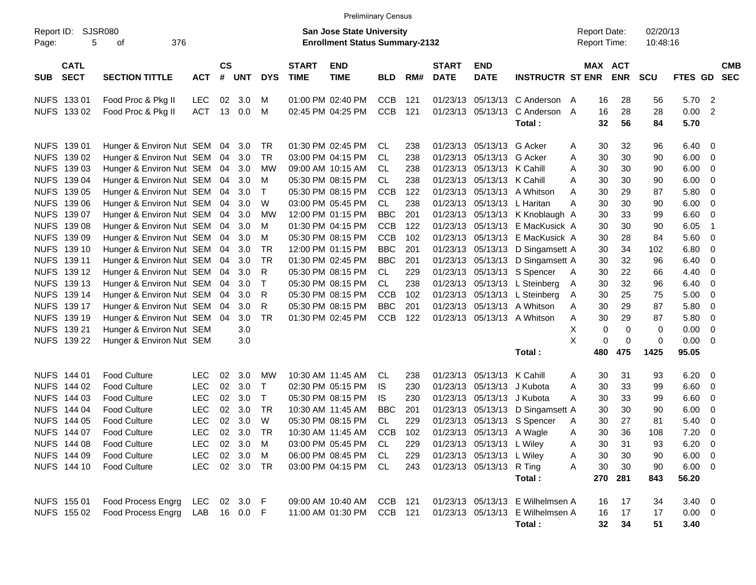Prelimiinary Census

Report ID: SJSR080

**San Jose State University**
**Enrollment Status Summary-2132**

Report Date: 02/20/13
Report Time: 10:48:16

| SUB | CATL SECT | SECTION TITTLE | ACT | CS # | UNT | DYS | START TIME | END TIME | BLD | RM# | START DATE | END DATE | INSTRUCTR | ST | MAX ENR | ACT ENR | SCU | FTES | GD | CMB SEC |
|---|---|---|---|---|---|---|---|---|---|---|---|---|---|---|---|---|---|---|---|---|
| NUFS | 133 01 | Food Proc & Pkg II | LEC | 02 | 3.0 | M | 01:00 PM | 02:40 PM | CCB | 121 | 01/23/13 | 05/13/13 | C Anderson | A | 16 | 28 | 56 | 5.70 | 2 | |
| NUFS | 133 02 | Food Proc & Pkg II | ACT | 13 | 0.0 | M | 02:45 PM | 04:25 PM | CCB | 121 | 01/23/13 | 05/13/13 | C Anderson | A | 16 | 28 | 28 | 0.00 | 2 | |
| | | | | | | | | | | | | | **Total :** | | **32** | **56** | **84** | **5.70** | | |
| NUFS | 139 01 | Hunger & Environ Nut | SEM | 04 | 3.0 | TR | 01:30 PM | 02:45 PM | CL | 238 | 01/23/13 | 05/13/13 | G Acker | A | 30 | 32 | 96 | 6.40 | 0 | |
| NUFS | 139 02 | Hunger & Environ Nut | SEM | 04 | 3.0 | TR | 03:00 PM | 04:15 PM | CL | 238 | 01/23/13 | 05/13/13 | G Acker | A | 30 | 30 | 90 | 6.00 | 0 | |
| NUFS | 139 03 | Hunger & Environ Nut | SEM | 04 | 3.0 | MW | 09:00 AM | 10:15 AM | CL | 238 | 01/23/13 | 05/13/13 | K Cahill | A | 30 | 30 | 90 | 6.00 | 0 | |
| NUFS | 139 04 | Hunger & Environ Nut | SEM | 04 | 3.0 | M | 05:30 PM | 08:15 PM | CL | 238 | 01/23/13 | 05/13/13 | K Cahill | A | 30 | 30 | 90 | 6.00 | 0 | |
| NUFS | 139 05 | Hunger & Environ Nut | SEM | 04 | 3.0 | T | 05:30 PM | 08:15 PM | CCB | 122 | 01/23/13 | 05/13/13 | A Whitson | A | 30 | 29 | 87 | 5.80 | 0 | |
| NUFS | 139 06 | Hunger & Environ Nut | SEM | 04 | 3.0 | W | 03:00 PM | 05:45 PM | CL | 238 | 01/23/13 | 05/13/13 | L Haritan | A | 30 | 30 | 90 | 6.00 | 0 | |
| NUFS | 139 07 | Hunger & Environ Nut | SEM | 04 | 3.0 | MW | 12:00 PM | 01:15 PM | BBC | 201 | 01/23/13 | 05/13/13 | K Knoblaugh | A | 30 | 33 | 99 | 6.60 | 0 | |
| NUFS | 139 08 | Hunger & Environ Nut | SEM | 04 | 3.0 | M | 01:30 PM | 04:15 PM | CCB | 122 | 01/23/13 | 05/13/13 | E MacKusick | A | 30 | 30 | 90 | 6.05 | 1 | |
| NUFS | 139 09 | Hunger & Environ Nut | SEM | 04 | 3.0 | M | 05:30 PM | 08:15 PM | CCB | 102 | 01/23/13 | 05/13/13 | E MacKusick | A | 30 | 28 | 84 | 5.60 | 0 | |
| NUFS | 139 10 | Hunger & Environ Nut | SEM | 04 | 3.0 | TR | 12:00 PM | 01:15 PM | BBC | 201 | 01/23/13 | 05/13/13 | D Singamsett | A | 30 | 34 | 102 | 6.80 | 0 | |
| NUFS | 139 11 | Hunger & Environ Nut | SEM | 04 | 3.0 | TR | 01:30 PM | 02:45 PM | BBC | 201 | 01/23/13 | 05/13/13 | D Singamsett | A | 30 | 32 | 96 | 6.40 | 0 | |
| NUFS | 139 12 | Hunger & Environ Nut | SEM | 04 | 3.0 | R | 05:30 PM | 08:15 PM | CL | 229 | 01/23/13 | 05/13/13 | S Spencer | A | 30 | 22 | 66 | 4.40 | 0 | |
| NUFS | 139 13 | Hunger & Environ Nut | SEM | 04 | 3.0 | T | 05:30 PM | 08:15 PM | CL | 238 | 01/23/13 | 05/13/13 | L Steinberg | A | 30 | 32 | 96 | 6.40 | 0 | |
| NUFS | 139 14 | Hunger & Environ Nut | SEM | 04 | 3.0 | R | 05:30 PM | 08:15 PM | CCB | 102 | 01/23/13 | 05/13/13 | L Steinberg | A | 30 | 25 | 75 | 5.00 | 0 | |
| NUFS | 139 17 | Hunger & Environ Nut | SEM | 04 | 3.0 | R | 05:30 PM | 08:15 PM | BBC | 201 | 01/23/13 | 05/13/13 | A Whitson | A | 30 | 29 | 87 | 5.80 | 0 | |
| NUFS | 139 19 | Hunger & Environ Nut | SEM | 04 | 3.0 | TR | 01:30 PM | 02:45 PM | CCB | 122 | 01/23/13 | 05/13/13 | A Whitson | A | 30 | 29 | 87 | 5.80 | 0 | |
| NUFS | 139 21 | Hunger & Environ Nut | SEM | | 3.0 | | | | | | | | | X | 0 | 0 | 0 | 0.00 | 0 | |
| NUFS | 139 22 | Hunger & Environ Nut | SEM | | 3.0 | | | | | | | | | X | 0 | 0 | 0 | 0.00 | 0 | |
| | | | | | | | | | | | | | **Total :** | | **480** | **475** | **1425** | **95.05** | | |
| NUFS | 144 01 | Food Culture | LEC | 02 | 3.0 | MW | 10:30 AM | 11:45 AM | CL | 238 | 01/23/13 | 05/13/13 | K Cahill | A | 30 | 31 | 93 | 6.20 | 0 | |
| NUFS | 144 02 | Food Culture | LEC | 02 | 3.0 | T | 02:30 PM | 05:15 PM | IS | 230 | 01/23/13 | 05/13/13 | J Kubota | A | 30 | 33 | 99 | 6.60 | 0 | |
| NUFS | 144 03 | Food Culture | LEC | 02 | 3.0 | T | 05:30 PM | 08:15 PM | IS | 230 | 01/23/13 | 05/13/13 | J Kubota | A | 30 | 33 | 99 | 6.60 | 0 | |
| NUFS | 144 04 | Food Culture | LEC | 02 | 3.0 | TR | 10:30 AM | 11:45 AM | BBC | 201 | 01/23/13 | 05/13/13 | D Singamsett | A | 30 | 30 | 90 | 6.00 | 0 | |
| NUFS | 144 05 | Food Culture | LEC | 02 | 3.0 | W | 05:30 PM | 08:15 PM | CL | 229 | 01/23/13 | 05/13/13 | S Spencer | A | 30 | 27 | 81 | 5.40 | 0 | |
| NUFS | 144 07 | Food Culture | LEC | 02 | 3.0 | TR | 10:30 AM | 11:45 AM | CCB | 102 | 01/23/13 | 05/13/13 | A Wagle | A | 30 | 36 | 108 | 7.20 | 0 | |
| NUFS | 144 08 | Food Culture | LEC | 02 | 3.0 | M | 03:00 PM | 05:45 PM | CL | 229 | 01/23/13 | 05/13/13 | L Wiley | A | 30 | 31 | 93 | 6.20 | 0 | |
| NUFS | 144 09 | Food Culture | LEC | 02 | 3.0 | M | 06:00 PM | 08:45 PM | CL | 229 | 01/23/13 | 05/13/13 | L Wiley | A | 30 | 30 | 90 | 6.00 | 0 | |
| NUFS | 144 10 | Food Culture | LEC | 02 | 3.0 | TR | 03:00 PM | 04:15 PM | CL | 243 | 01/23/13 | 05/13/13 | R Ting | A | 30 | 30 | 90 | 6.00 | 0 | |
| | | | | | | | | | | | | | **Total :** | | **270** | **281** | **843** | **56.20** | | |
| NUFS | 155 01 | Food Process Engrg | LEC | 02 | 3.0 | F | 09:00 AM | 10:40 AM | CCB | 121 | 01/23/13 | 05/13/13 | E Wilhelmsen | A | 16 | 17 | 34 | 3.40 | 0 | |
| NUFS | 155 02 | Food Process Engrg | LAB | 16 | 0.0 | F | 11:00 AM | 01:30 PM | CCB | 121 | 01/23/13 | 05/13/13 | E Wilhelmsen | A | 16 | 17 | 17 | 0.00 | 0 | |
| | | | | | | | | | | | | | **Total :** | | **32** | **34** | **51** | **3.40** | | |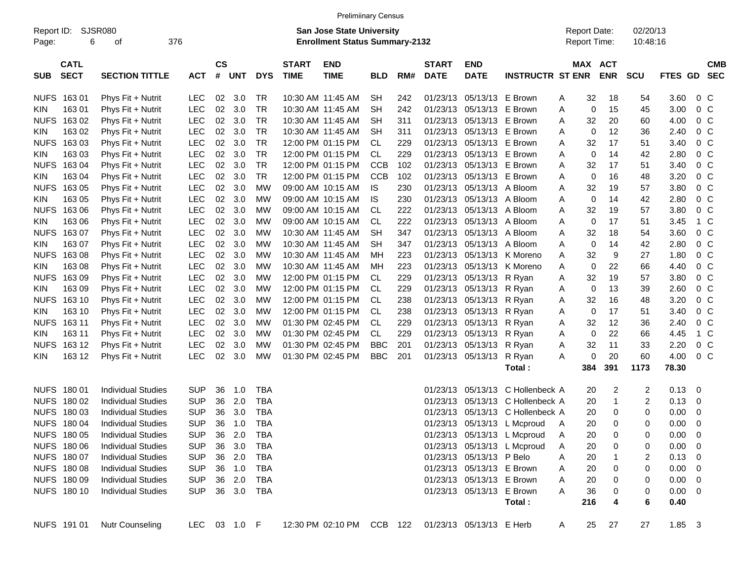Preliminary Census

Report ID: SJSR080 &nbsp;&nbsp;&nbsp; **San Jose State University** &nbsp;&nbsp;&nbsp; Report Date: 02/20/13

**Enrollment Status Summary-2132** &nbsp;&nbsp;&nbsp; Report Time: 10:48:16

| SUB | CATL SECT | SECTION TITTLE | ACT | CS # | UNT | DYS | START TIME | END TIME | BLD | RM# | START DATE | END DATE | INSTRUCTR | ST | MAX ENR | ACT ENR | SCU | FTES | GD | CMB SEC |
|---|---|---|---|---|---|---|---|---|---|---|---|---|---|---|---|---|---|---|---|---|
| NUFS | 163 01 | Phys Fit + Nutrit | LEC | 02 | 3.0 | TR | 10:30 AM | 11:45 AM | SH | 242 | 01/23/13 | 05/13/13 | E Brown | A | 32 | 18 | 54 | 3.60 | 0 | C |
| KIN | 163 01 | Phys Fit + Nutrit | LEC | 02 | 3.0 | TR | 10:30 AM | 11:45 AM | SH | 242 | 01/23/13 | 05/13/13 | E Brown | A | 0 | 15 | 45 | 3.00 | 0 | C |
| NUFS | 163 02 | Phys Fit + Nutrit | LEC | 02 | 3.0 | TR | 10:30 AM | 11:45 AM | SH | 311 | 01/23/13 | 05/13/13 | E Brown | A | 32 | 20 | 60 | 4.00 | 0 | C |
| KIN | 163 02 | Phys Fit + Nutrit | LEC | 02 | 3.0 | TR | 10:30 AM | 11:45 AM | SH | 311 | 01/23/13 | 05/13/13 | E Brown | A | 0 | 12 | 36 | 2.40 | 0 | C |
| NUFS | 163 03 | Phys Fit + Nutrit | LEC | 02 | 3.0 | TR | 12:00 PM | 01:15 PM | CL | 229 | 01/23/13 | 05/13/13 | E Brown | A | 32 | 17 | 51 | 3.40 | 0 | C |
| KIN | 163 03 | Phys Fit + Nutrit | LEC | 02 | 3.0 | TR | 12:00 PM | 01:15 PM | CL | 229 | 01/23/13 | 05/13/13 | E Brown | A | 0 | 14 | 42 | 2.80 | 0 | C |
| NUFS | 163 04 | Phys Fit + Nutrit | LEC | 02 | 3.0 | TR | 12:00 PM | 01:15 PM | CCB | 102 | 01/23/13 | 05/13/13 | E Brown | A | 32 | 17 | 51 | 3.40 | 0 | C |
| KIN | 163 04 | Phys Fit + Nutrit | LEC | 02 | 3.0 | TR | 12:00 PM | 01:15 PM | CCB | 102 | 01/23/13 | 05/13/13 | E Brown | A | 0 | 16 | 48 | 3.20 | 0 | C |
| NUFS | 163 05 | Phys Fit + Nutrit | LEC | 02 | 3.0 | MW | 09:00 AM | 10:15 AM | IS | 230 | 01/23/13 | 05/13/13 | A Bloom | A | 32 | 19 | 57 | 3.80 | 0 | C |
| KIN | 163 05 | Phys Fit + Nutrit | LEC | 02 | 3.0 | MW | 09:00 AM | 10:15 AM | IS | 230 | 01/23/13 | 05/13/13 | A Bloom | A | 0 | 14 | 42 | 2.80 | 0 | C |
| NUFS | 163 06 | Phys Fit + Nutrit | LEC | 02 | 3.0 | MW | 09:00 AM | 10:15 AM | CL | 222 | 01/23/13 | 05/13/13 | A Bloom | A | 32 | 19 | 57 | 3.80 | 0 | C |
| KIN | 163 06 | Phys Fit + Nutrit | LEC | 02 | 3.0 | MW | 09:00 AM | 10:15 AM | CL | 222 | 01/23/13 | 05/13/13 | A Bloom | A | 0 | 17 | 51 | 3.45 | 1 | C |
| NUFS | 163 07 | Phys Fit + Nutrit | LEC | 02 | 3.0 | MW | 10:30 AM | 11:45 AM | SH | 347 | 01/23/13 | 05/13/13 | A Bloom | A | 32 | 18 | 54 | 3.60 | 0 | C |
| KIN | 163 07 | Phys Fit + Nutrit | LEC | 02 | 3.0 | MW | 10:30 AM | 11:45 AM | SH | 347 | 01/23/13 | 05/13/13 | A Bloom | A | 0 | 14 | 42 | 2.80 | 0 | C |
| NUFS | 163 08 | Phys Fit + Nutrit | LEC | 02 | 3.0 | MW | 10:30 AM | 11:45 AM | MH | 223 | 01/23/13 | 05/13/13 | K Moreno | A | 32 | 9 | 27 | 1.80 | 0 | C |
| KIN | 163 08 | Phys Fit + Nutrit | LEC | 02 | 3.0 | MW | 10:30 AM | 11:45 AM | MH | 223 | 01/23/13 | 05/13/13 | K Moreno | A | 0 | 22 | 66 | 4.40 | 0 | C |
| NUFS | 163 09 | Phys Fit + Nutrit | LEC | 02 | 3.0 | MW | 12:00 PM | 01:15 PM | CL | 229 | 01/23/13 | 05/13/13 | R Ryan | A | 32 | 19 | 57 | 3.80 | 0 | C |
| KIN | 163 09 | Phys Fit + Nutrit | LEC | 02 | 3.0 | MW | 12:00 PM | 01:15 PM | CL | 229 | 01/23/13 | 05/13/13 | R Ryan | A | 0 | 13 | 39 | 2.60 | 0 | C |
| NUFS | 163 10 | Phys Fit + Nutrit | LEC | 02 | 3.0 | MW | 12:00 PM | 01:15 PM | CL | 238 | 01/23/13 | 05/13/13 | R Ryan | A | 32 | 16 | 48 | 3.20 | 0 | C |
| KIN | 163 10 | Phys Fit + Nutrit | LEC | 02 | 3.0 | MW | 12:00 PM | 01:15 PM | CL | 238 | 01/23/13 | 05/13/13 | R Ryan | A | 0 | 17 | 51 | 3.40 | 0 | C |
| NUFS | 163 11 | Phys Fit + Nutrit | LEC | 02 | 3.0 | MW | 01:30 PM | 02:45 PM | CL | 229 | 01/23/13 | 05/13/13 | R Ryan | A | 32 | 12 | 36 | 2.40 | 0 | C |
| KIN | 163 11 | Phys Fit + Nutrit | LEC | 02 | 3.0 | MW | 01:30 PM | 02:45 PM | CL | 229 | 01/23/13 | 05/13/13 | R Ryan | A | 0 | 22 | 66 | 4.45 | 1 | C |
| NUFS | 163 12 | Phys Fit + Nutrit | LEC | 02 | 3.0 | MW | 01:30 PM | 02:45 PM | BBC | 201 | 01/23/13 | 05/13/13 | R Ryan | A | 32 | 11 | 33 | 2.20 | 0 | C |
| KIN | 163 12 | Phys Fit + Nutrit | LEC | 02 | 3.0 | MW | 01:30 PM | 02:45 PM | BBC | 201 | 01/23/13 | 05/13/13 | R Ryan | A | 0 | 20 | 60 | 4.00 | 0 | C |
| | | | | | | | | | | | | | **Total :** | | **384** | **391** | **1173** | **78.30** | | |
| NUFS | 180 01 | Individual Studies | SUP | 36 | 1.0 | TBA | | | | | 01/23/13 | 05/13/13 | C Hollenbeck | A | 20 | 2 | 2 | 0.13 | 0 | |
| NUFS | 180 02 | Individual Studies | SUP | 36 | 2.0 | TBA | | | | | 01/23/13 | 05/13/13 | C Hollenbeck | A | 20 | 1 | 2 | 0.13 | 0 | |
| NUFS | 180 03 | Individual Studies | SUP | 36 | 3.0 | TBA | | | | | 01/23/13 | 05/13/13 | C Hollenbeck | A | 20 | 0 | 0 | 0.00 | 0 | |
| NUFS | 180 04 | Individual Studies | SUP | 36 | 1.0 | TBA | | | | | 01/23/13 | 05/13/13 | L Mcproud | A | 20 | 0 | 0 | 0.00 | 0 | |
| NUFS | 180 05 | Individual Studies | SUP | 36 | 2.0 | TBA | | | | | 01/23/13 | 05/13/13 | L Mcproud | A | 20 | 0 | 0 | 0.00 | 0 | |
| NUFS | 180 06 | Individual Studies | SUP | 36 | 3.0 | TBA | | | | | 01/23/13 | 05/13/13 | L Mcproud | A | 20 | 0 | 0 | 0.00 | 0 | |
| NUFS | 180 07 | Individual Studies | SUP | 36 | 2.0 | TBA | | | | | 01/23/13 | 05/13/13 | P Belo | A | 20 | 1 | 2 | 0.13 | 0 | |
| NUFS | 180 08 | Individual Studies | SUP | 36 | 1.0 | TBA | | | | | 01/23/13 | 05/13/13 | E Brown | A | 20 | 0 | 0 | 0.00 | 0 | |
| NUFS | 180 09 | Individual Studies | SUP | 36 | 2.0 | TBA | | | | | 01/23/13 | 05/13/13 | E Brown | A | 20 | 0 | 0 | 0.00 | 0 | |
| NUFS | 180 10 | Individual Studies | SUP | 36 | 3.0 | TBA | | | | | 01/23/13 | 05/13/13 | E Brown | A | 36 | 0 | 0 | 0.00 | 0 | |
| | | | | | | | | | | | | | **Total :** | | **216** | **4** | **6** | **0.40** | | |
| NUFS | 191 01 | Nutr Counseling | LEC | 03 | 1.0 | F | 12:30 PM | 02:10 PM | CCB | 122 | 01/23/13 | 05/13/13 | E Herb | A | 25 | 27 | 27 | 1.85 | 3 | |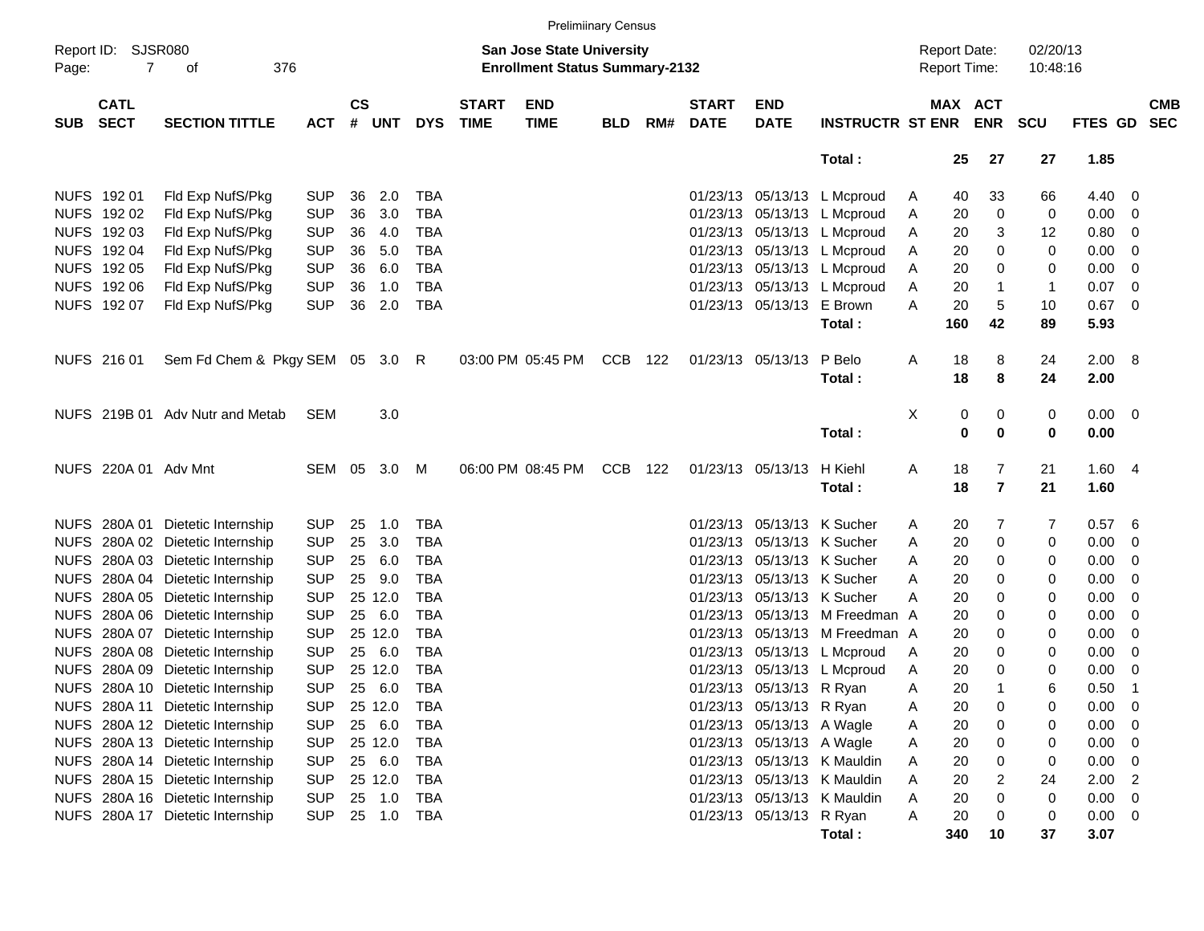Preliminary Census

Report ID: SJSR080

**San Jose State University**
**Enrollment Status Summary-2132**

Report Date: 02/20/13
Report Time: 10:48:16

| SUB | CATL SECT | SECTION TITTLE | ACT | CS # | UNT | DYS | START TIME | END TIME | BLD | RM# | START DATE | END DATE | INSTRUCTR | ST | MAX ENR | ACT ENR | SCU | FTES | GD | CMB SEC |
|---|---|---|---|---|---|---|---|---|---|---|---|---|---|---|---|---|---|---|---|---|
| | | | | | | | | | | | | | **Total :** | | **25** | **27** | **27** | **1.85** | | |
| NUFS | 192 01 | Fld Exp NufS/Pkg | SUP | 36 | 2.0 | TBA | | | | | 01/23/13 | 05/13/13 | L Mcproud | A | 40 | 33 | 66 | 4.40 | 0 | |
| NUFS | 192 02 | Fld Exp NufS/Pkg | SUP | 36 | 3.0 | TBA | | | | | 01/23/13 | 05/13/13 | L Mcproud | A | 20 | 0 | 0 | 0.00 | 0 | |
| NUFS | 192 03 | Fld Exp NufS/Pkg | SUP | 36 | 4.0 | TBA | | | | | 01/23/13 | 05/13/13 | L Mcproud | A | 20 | 3 | 12 | 0.80 | 0 | |
| NUFS | 192 04 | Fld Exp NufS/Pkg | SUP | 36 | 5.0 | TBA | | | | | 01/23/13 | 05/13/13 | L Mcproud | A | 20 | 0 | 0 | 0.00 | 0 | |
| NUFS | 192 05 | Fld Exp NufS/Pkg | SUP | 36 | 6.0 | TBA | | | | | 01/23/13 | 05/13/13 | L Mcproud | A | 20 | 0 | 0 | 0.00 | 0 | |
| NUFS | 192 06 | Fld Exp NufS/Pkg | SUP | 36 | 1.0 | TBA | | | | | 01/23/13 | 05/13/13 | L Mcproud | A | 20 | 1 | 1 | 0.07 | 0 | |
| NUFS | 192 07 | Fld Exp NufS/Pkg | SUP | 36 | 2.0 | TBA | | | | | 01/23/13 | 05/13/13 | E Brown | A | 20 | 5 | 10 | 0.67 | 0 | |
| | | | | | | | | | | | | | **Total :** | | **160** | **42** | **89** | **5.93** | | |
| NUFS | 216 01 | Sem Fd Chem & Pkgy | SEM | 05 | 3.0 | R | 03:00 PM | 05:45 PM | CCB | 122 | 01/23/13 | 05/13/13 | P Belo | A | 18 | 8 | 24 | 2.00 | 8 | |
| | | | | | | | | | | | | | **Total :** | | **18** | **8** | **24** | **2.00** | | |
| NUFS | 219B 01 | Adv Nutr and Metab | SEM | | 3.0 | | | | | | | | | X | 0 | 0 | 0 | 0.00 | 0 | |
| | | | | | | | | | | | | | **Total :** | | **0** | **0** | **0** | **0.00** | | |
| NUFS | 220A 01 | Adv Mnt | SEM | 05 | 3.0 | M | 06:00 PM | 08:45 PM | CCB | 122 | 01/23/13 | 05/13/13 | H Kiehl | A | 18 | 7 | 21 | 1.60 | 4 | |
| | | | | | | | | | | | | | **Total :** | | **18** | **7** | **21** | **1.60** | | |
| NUFS | 280A 01 | Dietetic Internship | SUP | 25 | 1.0 | TBA | | | | | 01/23/13 | 05/13/13 | K Sucher | A | 20 | 7 | 7 | 0.57 | 6 | |
| NUFS | 280A 02 | Dietetic Internship | SUP | 25 | 3.0 | TBA | | | | | 01/23/13 | 05/13/13 | K Sucher | A | 20 | 0 | 0 | 0.00 | 0 | |
| NUFS | 280A 03 | Dietetic Internship | SUP | 25 | 6.0 | TBA | | | | | 01/23/13 | 05/13/13 | K Sucher | A | 20 | 0 | 0 | 0.00 | 0 | |
| NUFS | 280A 04 | Dietetic Internship | SUP | 25 | 9.0 | TBA | | | | | 01/23/13 | 05/13/13 | K Sucher | A | 20 | 0 | 0 | 0.00 | 0 | |
| NUFS | 280A 05 | Dietetic Internship | SUP | 25 | 12.0 | TBA | | | | | 01/23/13 | 05/13/13 | K Sucher | A | 20 | 0 | 0 | 0.00 | 0 | |
| NUFS | 280A 06 | Dietetic Internship | SUP | 25 | 6.0 | TBA | | | | | 01/23/13 | 05/13/13 | M Freedman | A | 20 | 0 | 0 | 0.00 | 0 | |
| NUFS | 280A 07 | Dietetic Internship | SUP | 25 | 12.0 | TBA | | | | | 01/23/13 | 05/13/13 | M Freedman | A | 20 | 0 | 0 | 0.00 | 0 | |
| NUFS | 280A 08 | Dietetic Internship | SUP | 25 | 6.0 | TBA | | | | | 01/23/13 | 05/13/13 | L Mcproud | A | 20 | 0 | 0 | 0.00 | 0 | |
| NUFS | 280A 09 | Dietetic Internship | SUP | 25 | 12.0 | TBA | | | | | 01/23/13 | 05/13/13 | L Mcproud | A | 20 | 0 | 0 | 0.00 | 0 | |
| NUFS | 280A 10 | Dietetic Internship | SUP | 25 | 6.0 | TBA | | | | | 01/23/13 | 05/13/13 | R Ryan | A | 20 | 1 | 6 | 0.50 | 1 | |
| NUFS | 280A 11 | Dietetic Internship | SUP | 25 | 12.0 | TBA | | | | | 01/23/13 | 05/13/13 | R Ryan | A | 20 | 0 | 0 | 0.00 | 0 | |
| NUFS | 280A 12 | Dietetic Internship | SUP | 25 | 6.0 | TBA | | | | | 01/23/13 | 05/13/13 | A Wagle | A | 20 | 0 | 0 | 0.00 | 0 | |
| NUFS | 280A 13 | Dietetic Internship | SUP | 25 | 12.0 | TBA | | | | | 01/23/13 | 05/13/13 | A Wagle | A | 20 | 0 | 0 | 0.00 | 0 | |
| NUFS | 280A 14 | Dietetic Internship | SUP | 25 | 6.0 | TBA | | | | | 01/23/13 | 05/13/13 | K Mauldin | A | 20 | 0 | 0 | 0.00 | 0 | |
| NUFS | 280A 15 | Dietetic Internship | SUP | 25 | 12.0 | TBA | | | | | 01/23/13 | 05/13/13 | K Mauldin | A | 20 | 2 | 24 | 2.00 | 2 | |
| NUFS | 280A 16 | Dietetic Internship | SUP | 25 | 1.0 | TBA | | | | | 01/23/13 | 05/13/13 | K Mauldin | A | 20 | 0 | 0 | 0.00 | 0 | |
| NUFS | 280A 17 | Dietetic Internship | SUP | 25 | 1.0 | TBA | | | | | 01/23/13 | 05/13/13 | R Ryan | A | 20 | 0 | 0 | 0.00 | 0 | |
| | | | | | | | | | | | | | **Total :** | | **340** | **10** | **37** | **3.07** | | |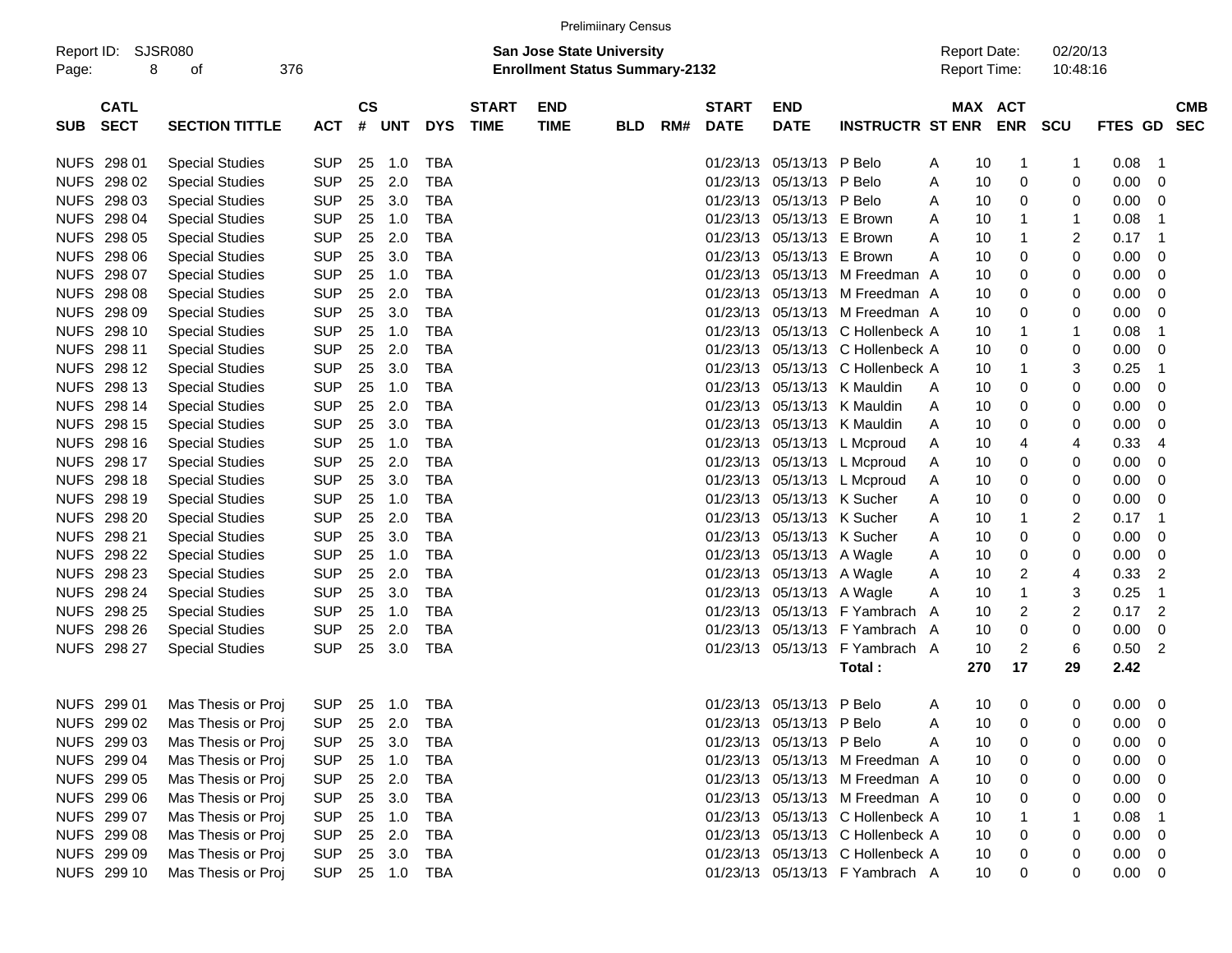Preliminary Census

Report ID: SJSR080

**San Jose State University**
**Enrollment Status Summary-2132**

Report Date: 02/20/13
Report Time: 10:48:16

| SUB | CATL SECT | SECTION TITTLE | ACT | CS # | UNT | DYS | START TIME | END TIME | BLD | RM# | START DATE | END DATE | INSTRUCTR | ST | MAX ENR | ACT ENR | SCU | FTES | GD | CMB SEC |
|---|---|---|---|---|---|---|---|---|---|---|---|---|---|---|---|---|---|---|---|---|
| NUFS | 298 01 | Special Studies | SUP | 25 | 1.0 | TBA | | | | | 01/23/13 | 05/13/13 | P Belo | A | 10 | 1 | 1 | 0.08 | 1 | |
| NUFS | 298 02 | Special Studies | SUP | 25 | 2.0 | TBA | | | | | 01/23/13 | 05/13/13 | P Belo | A | 10 | 0 | 0 | 0.00 | 0 | |
| NUFS | 298 03 | Special Studies | SUP | 25 | 3.0 | TBA | | | | | 01/23/13 | 05/13/13 | P Belo | A | 10 | 0 | 0 | 0.00 | 0 | |
| NUFS | 298 04 | Special Studies | SUP | 25 | 1.0 | TBA | | | | | 01/23/13 | 05/13/13 | E Brown | A | 10 | 1 | 1 | 0.08 | 1 | |
| NUFS | 298 05 | Special Studies | SUP | 25 | 2.0 | TBA | | | | | 01/23/13 | 05/13/13 | E Brown | A | 10 | 1 | 2 | 0.17 | 1 | |
| NUFS | 298 06 | Special Studies | SUP | 25 | 3.0 | TBA | | | | | 01/23/13 | 05/13/13 | E Brown | A | 10 | 0 | 0 | 0.00 | 0 | |
| NUFS | 298 07 | Special Studies | SUP | 25 | 1.0 | TBA | | | | | 01/23/13 | 05/13/13 | M Freedman | A | 10 | 0 | 0 | 0.00 | 0 | |
| NUFS | 298 08 | Special Studies | SUP | 25 | 2.0 | TBA | | | | | 01/23/13 | 05/13/13 | M Freedman | A | 10 | 0 | 0 | 0.00 | 0 | |
| NUFS | 298 09 | Special Studies | SUP | 25 | 3.0 | TBA | | | | | 01/23/13 | 05/13/13 | M Freedman | A | 10 | 0 | 0 | 0.00 | 0 | |
| NUFS | 298 10 | Special Studies | SUP | 25 | 1.0 | TBA | | | | | 01/23/13 | 05/13/13 | C Hollenbeck | A | 10 | 1 | 1 | 0.08 | 1 | |
| NUFS | 298 11 | Special Studies | SUP | 25 | 2.0 | TBA | | | | | 01/23/13 | 05/13/13 | C Hollenbeck | A | 10 | 0 | 0 | 0.00 | 0 | |
| NUFS | 298 12 | Special Studies | SUP | 25 | 3.0 | TBA | | | | | 01/23/13 | 05/13/13 | C Hollenbeck | A | 10 | 1 | 3 | 0.25 | 1 | |
| NUFS | 298 13 | Special Studies | SUP | 25 | 1.0 | TBA | | | | | 01/23/13 | 05/13/13 | K Mauldin | A | 10 | 0 | 0 | 0.00 | 0 | |
| NUFS | 298 14 | Special Studies | SUP | 25 | 2.0 | TBA | | | | | 01/23/13 | 05/13/13 | K Mauldin | A | 10 | 0 | 0 | 0.00 | 0 | |
| NUFS | 298 15 | Special Studies | SUP | 25 | 3.0 | TBA | | | | | 01/23/13 | 05/13/13 | K Mauldin | A | 10 | 0 | 0 | 0.00 | 0 | |
| NUFS | 298 16 | Special Studies | SUP | 25 | 1.0 | TBA | | | | | 01/23/13 | 05/13/13 | L Mcproud | A | 10 | 4 | 4 | 0.33 | 4 | |
| NUFS | 298 17 | Special Studies | SUP | 25 | 2.0 | TBA | | | | | 01/23/13 | 05/13/13 | L Mcproud | A | 10 | 0 | 0 | 0.00 | 0 | |
| NUFS | 298 18 | Special Studies | SUP | 25 | 3.0 | TBA | | | | | 01/23/13 | 05/13/13 | L Mcproud | A | 10 | 0 | 0 | 0.00 | 0 | |
| NUFS | 298 19 | Special Studies | SUP | 25 | 1.0 | TBA | | | | | 01/23/13 | 05/13/13 | K Sucher | A | 10 | 0 | 0 | 0.00 | 0 | |
| NUFS | 298 20 | Special Studies | SUP | 25 | 2.0 | TBA | | | | | 01/23/13 | 05/13/13 | K Sucher | A | 10 | 1 | 2 | 0.17 | 1 | |
| NUFS | 298 21 | Special Studies | SUP | 25 | 3.0 | TBA | | | | | 01/23/13 | 05/13/13 | K Sucher | A | 10 | 0 | 0 | 0.00 | 0 | |
| NUFS | 298 22 | Special Studies | SUP | 25 | 1.0 | TBA | | | | | 01/23/13 | 05/13/13 | A Wagle | A | 10 | 0 | 0 | 0.00 | 0 | |
| NUFS | 298 23 | Special Studies | SUP | 25 | 2.0 | TBA | | | | | 01/23/13 | 05/13/13 | A Wagle | A | 10 | 2 | 4 | 0.33 | 2 | |
| NUFS | 298 24 | Special Studies | SUP | 25 | 3.0 | TBA | | | | | 01/23/13 | 05/13/13 | A Wagle | A | 10 | 1 | 3 | 0.25 | 1 | |
| NUFS | 298 25 | Special Studies | SUP | 25 | 1.0 | TBA | | | | | 01/23/13 | 05/13/13 | F Yambrach | A | 10 | 2 | 2 | 0.17 | 2 | |
| NUFS | 298 26 | Special Studies | SUP | 25 | 2.0 | TBA | | | | | 01/23/13 | 05/13/13 | F Yambrach | A | 10 | 0 | 0 | 0.00 | 0 | |
| NUFS | 298 27 | Special Studies | SUP | 25 | 3.0 | TBA | | | | | 01/23/13 | 05/13/13 | F Yambrach | A | 10 | 2 | 6 | 0.50 | 2 | |
| | | | | | | | | | | | | | **Total :** | | **270** | **17** | **29** | **2.42** | | |
| NUFS | 299 01 | Mas Thesis or Proj | SUP | 25 | 1.0 | TBA | | | | | 01/23/13 | 05/13/13 | P Belo | A | 10 | 0 | 0 | 0.00 | 0 | |
| NUFS | 299 02 | Mas Thesis or Proj | SUP | 25 | 2.0 | TBA | | | | | 01/23/13 | 05/13/13 | P Belo | A | 10 | 0 | 0 | 0.00 | 0 | |
| NUFS | 299 03 | Mas Thesis or Proj | SUP | 25 | 3.0 | TBA | | | | | 01/23/13 | 05/13/13 | P Belo | A | 10 | 0 | 0 | 0.00 | 0 | |
| NUFS | 299 04 | Mas Thesis or Proj | SUP | 25 | 1.0 | TBA | | | | | 01/23/13 | 05/13/13 | M Freedman | A | 10 | 0 | 0 | 0.00 | 0 | |
| NUFS | 299 05 | Mas Thesis or Proj | SUP | 25 | 2.0 | TBA | | | | | 01/23/13 | 05/13/13 | M Freedman | A | 10 | 0 | 0 | 0.00 | 0 | |
| NUFS | 299 06 | Mas Thesis or Proj | SUP | 25 | 3.0 | TBA | | | | | 01/23/13 | 05/13/13 | M Freedman | A | 10 | 0 | 0 | 0.00 | 0 | |
| NUFS | 299 07 | Mas Thesis or Proj | SUP | 25 | 1.0 | TBA | | | | | 01/23/13 | 05/13/13 | C Hollenbeck | A | 10 | 1 | 1 | 0.08 | 1 | |
| NUFS | 299 08 | Mas Thesis or Proj | SUP | 25 | 2.0 | TBA | | | | | 01/23/13 | 05/13/13 | C Hollenbeck | A | 10 | 0 | 0 | 0.00 | 0 | |
| NUFS | 299 09 | Mas Thesis or Proj | SUP | 25 | 3.0 | TBA | | | | | 01/23/13 | 05/13/13 | C Hollenbeck | A | 10 | 0 | 0 | 0.00 | 0 | |
| NUFS | 299 10 | Mas Thesis or Proj | SUP | 25 | 1.0 | TBA | | | | | 01/23/13 | 05/13/13 | F Yambrach | A | 10 | 0 | 0 | 0.00 | 0 | |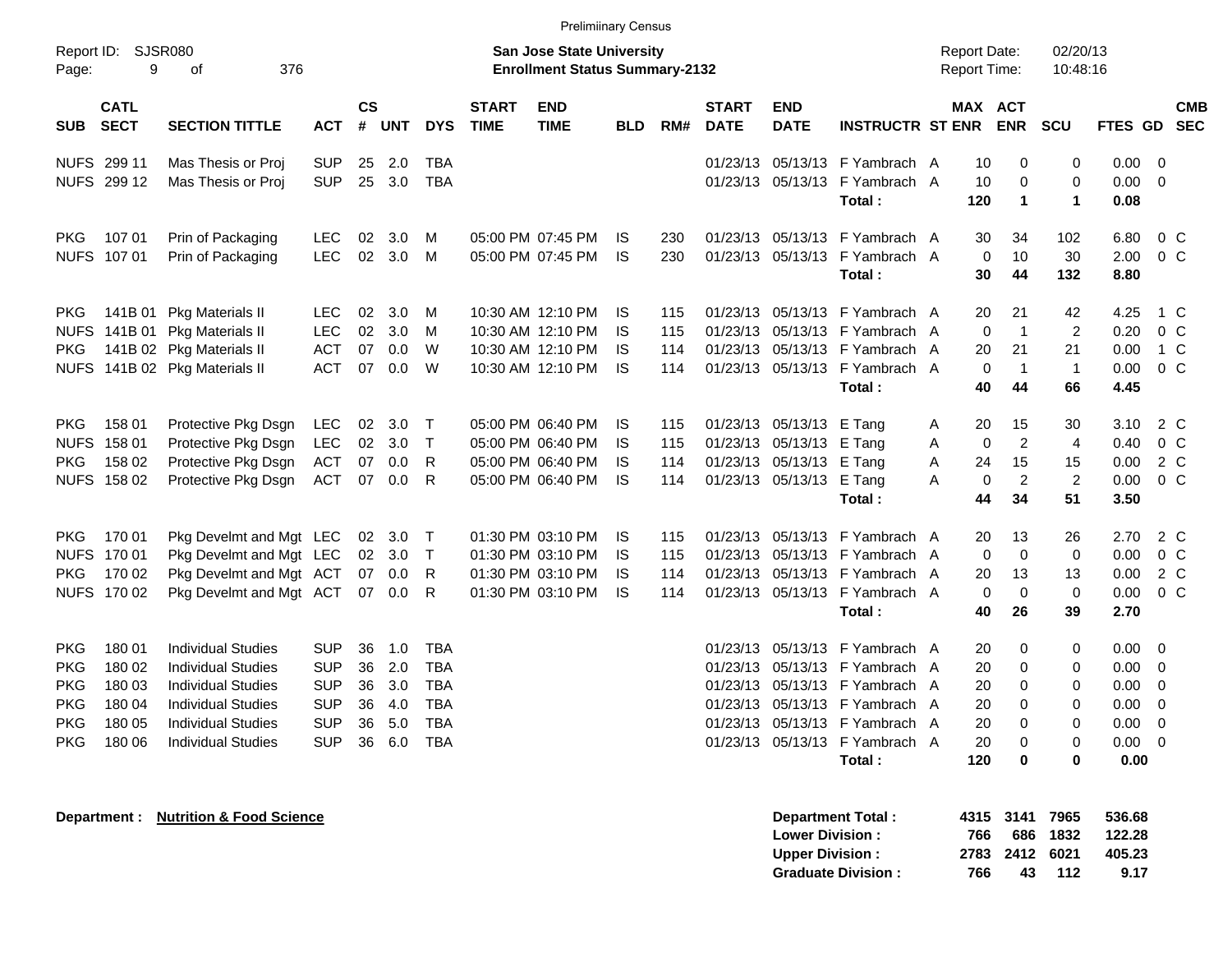Prelimiinary Census

Report ID: SJSR080

**San Jose State University**
**Enrollment Status Summary-2132**

Report Date: 02/20/13
Report Time: 10:48:16

| SUB | CATL SECT | SECTION TITTLE | ACT | CS # | UNT | DYS | START TIME | END TIME | BLD | RM# | START DATE | END DATE | INSTRUCTR | ST | MAX ENR | ACT ENR | SCU | FTES | GD | CMB SEC |
|---|---|---|---|---|---|---|---|---|---|---|---|---|---|---|---|---|---|---|---|---|
| NUFS | 299 11 | Mas Thesis or Proj | SUP | 25 | 2.0 | TBA | | | | | 01/23/13 | 05/13/13 | F Yambrach | A | 10 | 0 | 0 | 0.00 | 0 | |
| NUFS | 299 12 | Mas Thesis or Proj | SUP | 25 | 3.0 | TBA | | | | | 01/23/13 | 05/13/13 | F Yambrach | A | 10 | 0 | 0 | 0.00 | 0 | |
| | | | | | | | | | | | | | **Total :** | | **120** | **1** | **1** | **0.08** | | |
| PKG | 107 01 | Prin of Packaging | LEC | 02 | 3.0 | M | 05:00 PM | 07:45 PM | IS | 230 | 01/23/13 | 05/13/13 | F Yambrach | A | 30 | 34 | 102 | 6.80 | 0 | C |
| NUFS | 107 01 | Prin of Packaging | LEC | 02 | 3.0 | M | 05:00 PM | 07:45 PM | IS | 230 | 01/23/13 | 05/13/13 | F Yambrach | A | 0 | 10 | 30 | 2.00 | 0 | C |
| | | | | | | | | | | | | | **Total :** | | **30** | **44** | **132** | **8.80** | | |
| PKG | 141B 01 | Pkg Materials II | LEC | 02 | 3.0 | M | 10:30 AM | 12:10 PM | IS | 115 | 01/23/13 | 05/13/13 | F Yambrach | A | 20 | 21 | 42 | 4.25 | 1 | C |
| NUFS | 141B 01 | Pkg Materials II | LEC | 02 | 3.0 | M | 10:30 AM | 12:10 PM | IS | 115 | 01/23/13 | 05/13/13 | F Yambrach | A | 0 | 1 | 2 | 0.20 | 0 | C |
| PKG | 141B 02 | Pkg Materials II | ACT | 07 | 0.0 | W | 10:30 AM | 12:10 PM | IS | 114 | 01/23/13 | 05/13/13 | F Yambrach | A | 20 | 21 | 21 | 0.00 | 1 | C |
| NUFS | 141B 02 | Pkg Materials II | ACT | 07 | 0.0 | W | 10:30 AM | 12:10 PM | IS | 114 | 01/23/13 | 05/13/13 | F Yambrach | A | 0 | 1 | 1 | 0.00 | 0 | C |
| | | | | | | | | | | | | | **Total :** | | **40** | **44** | **66** | **4.45** | | |
| PKG | 158 01 | Protective Pkg Dsgn | LEC | 02 | 3.0 | T | 05:00 PM | 06:40 PM | IS | 115 | 01/23/13 | 05/13/13 | E Tang | A | 20 | 15 | 30 | 3.10 | 2 | C |
| NUFS | 158 01 | Protective Pkg Dsgn | LEC | 02 | 3.0 | T | 05:00 PM | 06:40 PM | IS | 115 | 01/23/13 | 05/13/13 | E Tang | A | 0 | 2 | 4 | 0.40 | 0 | C |
| PKG | 158 02 | Protective Pkg Dsgn | ACT | 07 | 0.0 | R | 05:00 PM | 06:40 PM | IS | 114 | 01/23/13 | 05/13/13 | E Tang | A | 24 | 15 | 15 | 0.00 | 2 | C |
| NUFS | 158 02 | Protective Pkg Dsgn | ACT | 07 | 0.0 | R | 05:00 PM | 06:40 PM | IS | 114 | 01/23/13 | 05/13/13 | E Tang | A | 0 | 2 | 2 | 0.00 | 0 | C |
| | | | | | | | | | | | | | **Total :** | | **44** | **34** | **51** | **3.50** | | |
| PKG | 170 01 | Pkg Develmt and Mgt | LEC | 02 | 3.0 | T | 01:30 PM | 03:10 PM | IS | 115 | 01/23/13 | 05/13/13 | F Yambrach | A | 20 | 13 | 26 | 2.70 | 2 | C |
| NUFS | 170 01 | Pkg Develmt and Mgt | LEC | 02 | 3.0 | T | 01:30 PM | 03:10 PM | IS | 115 | 01/23/13 | 05/13/13 | F Yambrach | A | 0 | 0 | 0 | 0.00 | 0 | C |
| PKG | 170 02 | Pkg Develmt and Mgt | ACT | 07 | 0.0 | R | 01:30 PM | 03:10 PM | IS | 114 | 01/23/13 | 05/13/13 | F Yambrach | A | 20 | 13 | 13 | 0.00 | 2 | C |
| NUFS | 170 02 | Pkg Develmt and Mgt | ACT | 07 | 0.0 | R | 01:30 PM | 03:10 PM | IS | 114 | 01/23/13 | 05/13/13 | F Yambrach | A | 0 | 0 | 0 | 0.00 | 0 | C |
| | | | | | | | | | | | | | **Total :** | | **40** | **26** | **39** | **2.70** | | |
| PKG | 180 01 | Individual Studies | SUP | 36 | 1.0 | TBA | | | | | 01/23/13 | 05/13/13 | F Yambrach | A | 20 | 0 | 0 | 0.00 | 0 | |
| PKG | 180 02 | Individual Studies | SUP | 36 | 2.0 | TBA | | | | | 01/23/13 | 05/13/13 | F Yambrach | A | 20 | 0 | 0 | 0.00 | 0 | |
| PKG | 180 03 | Individual Studies | SUP | 36 | 3.0 | TBA | | | | | 01/23/13 | 05/13/13 | F Yambrach | A | 20 | 0 | 0 | 0.00 | 0 | |
| PKG | 180 04 | Individual Studies | SUP | 36 | 4.0 | TBA | | | | | 01/23/13 | 05/13/13 | F Yambrach | A | 20 | 0 | 0 | 0.00 | 0 | |
| PKG | 180 05 | Individual Studies | SUP | 36 | 5.0 | TBA | | | | | 01/23/13 | 05/13/13 | F Yambrach | A | 20 | 0 | 0 | 0.00 | 0 | |
| PKG | 180 06 | Individual Studies | SUP | 36 | 6.0 | TBA | | | | | 01/23/13 | 05/13/13 | F Yambrach | A | 20 | 0 | 0 | 0.00 | 0 | |
| | | | | | | | | | | | | | **Total :** | | **120** | **0** | **0** | **0.00** | | |

**Department : Nutrition & Food Science**

| | MAX ENR | ACT ENR | SCU | FTES |
|---|---|---|---|---|
| **Department Total :** | **4315** | **3141** | **7965** | **536.68** |
| **Lower Division :** | **766** | **686** | **1832** | **122.28** |
| **Upper Division :** | **2783** | **2412** | **6021** | **405.23** |
| **Graduate Division :** | **766** | **43** | **112** | **9.17** |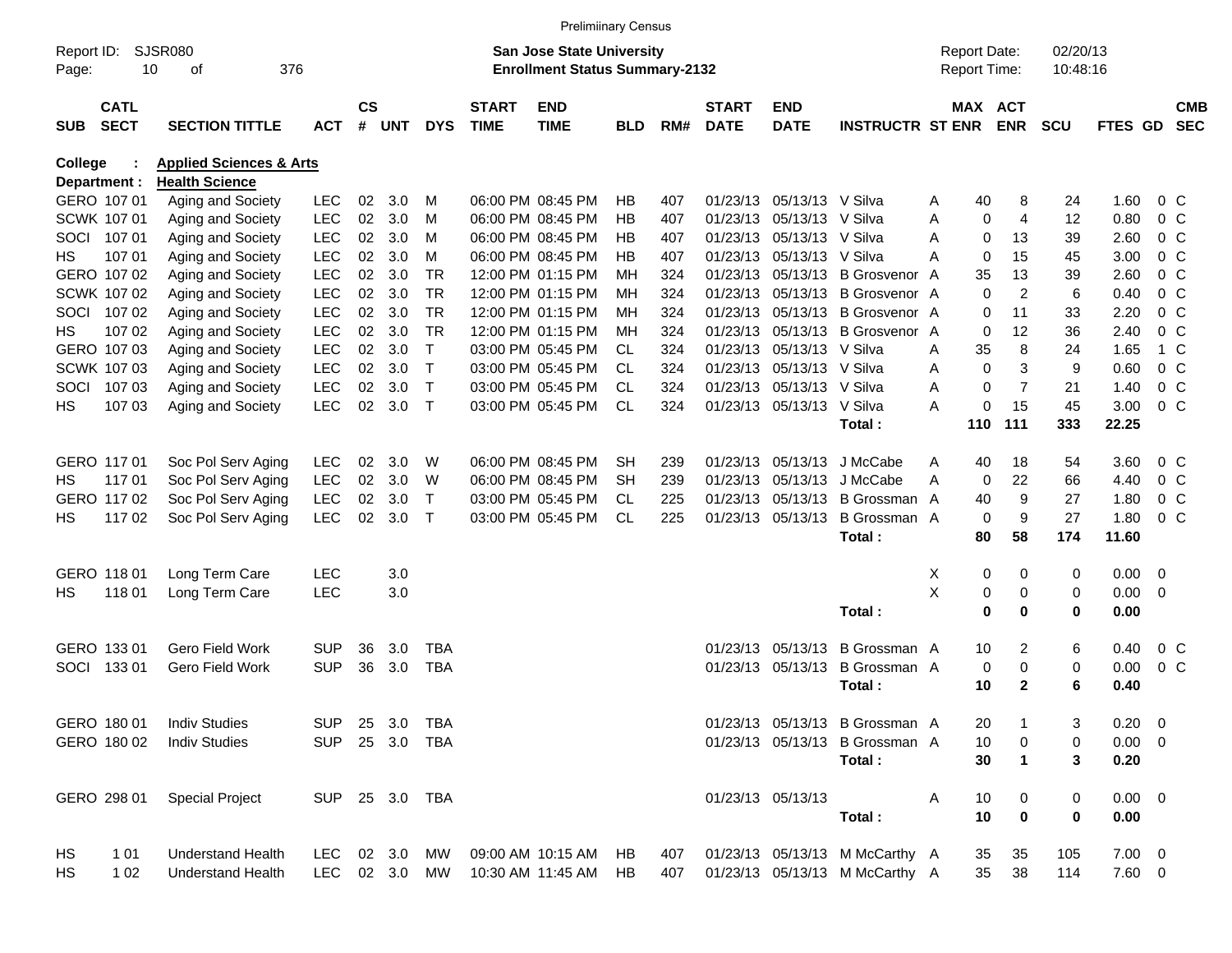Preliminary Census

Report ID: SJSR080

**San Jose State University**
**Enrollment Status Summary-2132**

Report Date: 02/20/13
Report Time: 10:48:16

**College : Applied Sciences & Arts**
**Department : Health Science**

| SUB | CATL SECT | SECTION TITTLE | ACT | CS # | UNT | DYS | START TIME | END TIME | BLD | RM# | START DATE | END DATE | INSTRUCTR | ST | MAX ENR | ACT ENR | SCU | FTES | GD | CMB SEC |
|---|---|---|---|---|---|---|---|---|---|---|---|---|---|---|---|---|---|---|---|---|
| GERO | 107 01 | Aging and Society | LEC | 02 | 3.0 | M | 06:00 PM | 08:45 PM | HB | 407 | 01/23/13 | 05/13/13 | V Silva | A | 40 | 8 | 24 | 1.60 | 0 | C |
| SCWK | 107 01 | Aging and Society | LEC | 02 | 3.0 | M | 06:00 PM | 08:45 PM | HB | 407 | 01/23/13 | 05/13/13 | V Silva | A | 0 | 4 | 12 | 0.80 | 0 | C |
| SOCI | 107 01 | Aging and Society | LEC | 02 | 3.0 | M | 06:00 PM | 08:45 PM | HB | 407 | 01/23/13 | 05/13/13 | V Silva | A | 0 | 13 | 39 | 2.60 | 0 | C |
| HS | 107 01 | Aging and Society | LEC | 02 | 3.0 | M | 06:00 PM | 08:45 PM | HB | 407 | 01/23/13 | 05/13/13 | V Silva | A | 0 | 15 | 45 | 3.00 | 0 | C |
| GERO | 107 02 | Aging and Society | LEC | 02 | 3.0 | TR | 12:00 PM | 01:15 PM | MH | 324 | 01/23/13 | 05/13/13 | B Grosvenor | A | 35 | 13 | 39 | 2.60 | 0 | C |
| SCWK | 107 02 | Aging and Society | LEC | 02 | 3.0 | TR | 12:00 PM | 01:15 PM | MH | 324 | 01/23/13 | 05/13/13 | B Grosvenor | A | 0 | 2 | 6 | 0.40 | 0 | C |
| SOCI | 107 02 | Aging and Society | LEC | 02 | 3.0 | TR | 12:00 PM | 01:15 PM | MH | 324 | 01/23/13 | 05/13/13 | B Grosvenor | A | 0 | 11 | 33 | 2.20 | 0 | C |
| HS | 107 02 | Aging and Society | LEC | 02 | 3.0 | TR | 12:00 PM | 01:15 PM | MH | 324 | 01/23/13 | 05/13/13 | B Grosvenor | A | 0 | 12 | 36 | 2.40 | 0 | C |
| GERO | 107 03 | Aging and Society | LEC | 02 | 3.0 | T | 03:00 PM | 05:45 PM | CL | 324 | 01/23/13 | 05/13/13 | V Silva | A | 35 | 8 | 24 | 1.65 | 1 | C |
| SCWK | 107 03 | Aging and Society | LEC | 02 | 3.0 | T | 03:00 PM | 05:45 PM | CL | 324 | 01/23/13 | 05/13/13 | V Silva | A | 0 | 3 | 9 | 0.60 | 0 | C |
| SOCI | 107 03 | Aging and Society | LEC | 02 | 3.0 | T | 03:00 PM | 05:45 PM | CL | 324 | 01/23/13 | 05/13/13 | V Silva | A | 0 | 7 | 21 | 1.40 | 0 | C |
| HS | 107 03 | Aging and Society | LEC | 02 | 3.0 | T | 03:00 PM | 05:45 PM | CL | 324 | 01/23/13 | 05/13/13 | V Silva | A | 0 | 15 | 45 | 3.00 | 0 | C |
| | | | | | | | | | | | | | **Total :** | | **110** | **111** | **333** | **22.25** | | |
| GERO | 117 01 | Soc Pol Serv Aging | LEC | 02 | 3.0 | W | 06:00 PM | 08:45 PM | SH | 239 | 01/23/13 | 05/13/13 | J McCabe | A | 40 | 18 | 54 | 3.60 | 0 | C |
| HS | 117 01 | Soc Pol Serv Aging | LEC | 02 | 3.0 | W | 06:00 PM | 08:45 PM | SH | 239 | 01/23/13 | 05/13/13 | J McCabe | A | 0 | 22 | 66 | 4.40 | 0 | C |
| GERO | 117 02 | Soc Pol Serv Aging | LEC | 02 | 3.0 | T | 03:00 PM | 05:45 PM | CL | 225 | 01/23/13 | 05/13/13 | B Grossman | A | 40 | 9 | 27 | 1.80 | 0 | C |
| HS | 117 02 | Soc Pol Serv Aging | LEC | 02 | 3.0 | T | 03:00 PM | 05:45 PM | CL | 225 | 01/23/13 | 05/13/13 | B Grossman | A | 0 | 9 | 27 | 1.80 | 0 | C |
| | | | | | | | | | | | | | **Total :** | | **80** | **58** | **174** | **11.60** | | |
| GERO | 118 01 | Long Term Care | LEC | | 3.0 | | | | | | | | | X | 0 | 0 | 0 | 0.00 | 0 | |
| HS | 118 01 | Long Term Care | LEC | | 3.0 | | | | | | | | | X | 0 | 0 | 0 | 0.00 | 0 | |
| | | | | | | | | | | | | | **Total :** | | **0** | **0** | **0** | **0.00** | | |
| GERO | 133 01 | Gero Field Work | SUP | 36 | 3.0 | TBA | | | | | 01/23/13 | 05/13/13 | B Grossman | A | 10 | 2 | 6 | 0.40 | 0 | C |
| SOCI | 133 01 | Gero Field Work | SUP | 36 | 3.0 | TBA | | | | | 01/23/13 | 05/13/13 | B Grossman | A | 0 | 0 | 0 | 0.00 | 0 | C |
| | | | | | | | | | | | | | **Total :** | | **10** | **2** | **6** | **0.40** | | |
| GERO | 180 01 | Indiv Studies | SUP | 25 | 3.0 | TBA | | | | | 01/23/13 | 05/13/13 | B Grossman | A | 20 | 1 | 3 | 0.20 | 0 | |
| GERO | 180 02 | Indiv Studies | SUP | 25 | 3.0 | TBA | | | | | 01/23/13 | 05/13/13 | B Grossman | A | 10 | 0 | 0 | 0.00 | 0 | |
| | | | | | | | | | | | | | **Total :** | | **30** | **1** | **3** | **0.20** | | |
| GERO | 298 01 | Special Project | SUP | 25 | 3.0 | TBA | | | | | 01/23/13 | 05/13/13 | | A | 10 | 0 | 0 | 0.00 | 0 | |
| | | | | | | | | | | | | | **Total :** | | **10** | **0** | **0** | **0.00** | | |
| HS | 1 01 | Understand Health | LEC | 02 | 3.0 | MW | 09:00 AM | 10:15 AM | HB | 407 | 01/23/13 | 05/13/13 | M McCarthy | A | 35 | 35 | 105 | 7.00 | 0 | |
| HS | 1 02 | Understand Health | LEC | 02 | 3.0 | MW | 10:30 AM | 11:45 AM | HB | 407 | 01/23/13 | 05/13/13 | M McCarthy | A | 35 | 38 | 114 | 7.60 | 0 | |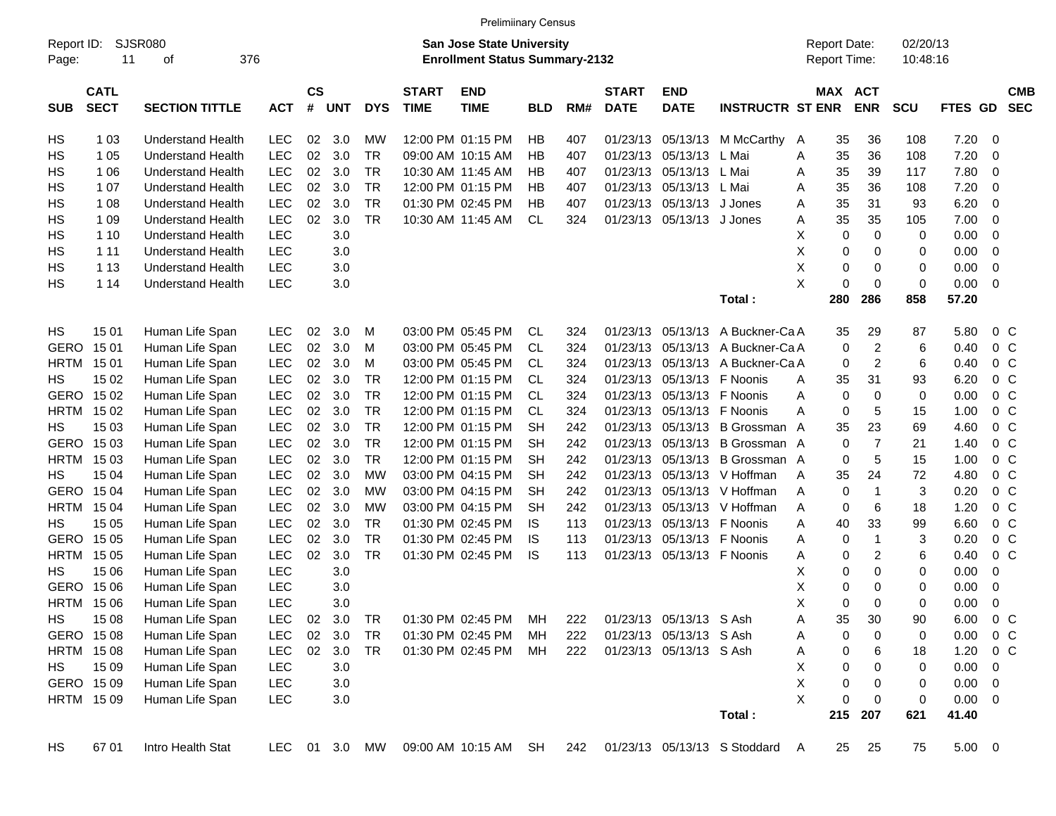Preliminary Census

Report ID: SJSR080
Page: 11 of 376

**San Jose State University**
**Enrollment Status Summary-2132**

Report Date: 02/20/13
Report Time: 10:48:16

| SUB | CATL SECT | SECTION TITTLE | ACT | CS # | UNT | DYS | START TIME | END TIME | BLD | RM# | START DATE | END DATE | INSTRUCTR | ST | MAX ENR | ACT ENR | SCU | FTES | GD | CMB SEC |
|---|---|---|---|---|---|---|---|---|---|---|---|---|---|---|---|---|---|---|---|---|
| HS | 1 03 | Understand Health | LEC | 02 | 3.0 | MW | 12:00 PM | 01:15 PM | HB | 407 | 01/23/13 | 05/13/13 | M McCarthy | A | 35 | 36 | 108 | 7.20 | 0 | |
| HS | 1 05 | Understand Health | LEC | 02 | 3.0 | TR | 09:00 AM | 10:15 AM | HB | 407 | 01/23/13 | 05/13/13 | L Mai | A | 35 | 36 | 108 | 7.20 | 0 | |
| HS | 1 06 | Understand Health | LEC | 02 | 3.0 | TR | 10:30 AM | 11:45 AM | HB | 407 | 01/23/13 | 05/13/13 | L Mai | A | 35 | 39 | 117 | 7.80 | 0 | |
| HS | 1 07 | Understand Health | LEC | 02 | 3.0 | TR | 12:00 PM | 01:15 PM | HB | 407 | 01/23/13 | 05/13/13 | L Mai | A | 35 | 36 | 108 | 7.20 | 0 | |
| HS | 1 08 | Understand Health | LEC | 02 | 3.0 | TR | 01:30 PM | 02:45 PM | HB | 407 | 01/23/13 | 05/13/13 | J Jones | A | 35 | 31 | 93 | 6.20 | 0 | |
| HS | 1 09 | Understand Health | LEC | 02 | 3.0 | TR | 10:30 AM | 11:45 AM | CL | 324 | 01/23/13 | 05/13/13 | J Jones | A | 35 | 35 | 105 | 7.00 | 0 | |
| HS | 1 10 | Understand Health | LEC | | 3.0 | | | | | | | | | X | 0 | 0 | 0 | 0.00 | 0 | |
| HS | 1 11 | Understand Health | LEC | | 3.0 | | | | | | | | | X | 0 | 0 | 0 | 0.00 | 0 | |
| HS | 1 13 | Understand Health | LEC | | 3.0 | | | | | | | | | X | 0 | 0 | 0 | 0.00 | 0 | |
| HS | 1 14 | Understand Health | LEC | | 3.0 | | | | | | | | | X | 0 | 0 | 0 | 0.00 | 0 | |
| | | | | | | | | | | | | | **Total :** | | **280** | **286** | **858** | **57.20** | | |
| HS | 15 01 | Human Life Span | LEC | 02 | 3.0 | M | 03:00 PM | 05:45 PM | CL | 324 | 01/23/13 | 05/13/13 | A Buckner-Ca | A | 35 | 29 | 87 | 5.80 | 0 | C |
| GERO | 15 01 | Human Life Span | LEC | 02 | 3.0 | M | 03:00 PM | 05:45 PM | CL | 324 | 01/23/13 | 05/13/13 | A Buckner-Ca | A | 0 | 2 | 6 | 0.40 | 0 | C |
| HRTM | 15 01 | Human Life Span | LEC | 02 | 3.0 | M | 03:00 PM | 05:45 PM | CL | 324 | 01/23/13 | 05/13/13 | A Buckner-Ca | A | 0 | 2 | 6 | 0.40 | 0 | C |
| HS | 15 02 | Human Life Span | LEC | 02 | 3.0 | TR | 12:00 PM | 01:15 PM | CL | 324 | 01/23/13 | 05/13/13 | F Noonis | A | 35 | 31 | 93 | 6.20 | 0 | C |
| GERO | 15 02 | Human Life Span | LEC | 02 | 3.0 | TR | 12:00 PM | 01:15 PM | CL | 324 | 01/23/13 | 05/13/13 | F Noonis | A | 0 | 0 | 0 | 0.00 | 0 | C |
| HRTM | 15 02 | Human Life Span | LEC | 02 | 3.0 | TR | 12:00 PM | 01:15 PM | CL | 324 | 01/23/13 | 05/13/13 | F Noonis | A | 0 | 5 | 15 | 1.00 | 0 | C |
| HS | 15 03 | Human Life Span | LEC | 02 | 3.0 | TR | 12:00 PM | 01:15 PM | SH | 242 | 01/23/13 | 05/13/13 | B Grossman | A | 35 | 23 | 69 | 4.60 | 0 | C |
| GERO | 15 03 | Human Life Span | LEC | 02 | 3.0 | TR | 12:00 PM | 01:15 PM | SH | 242 | 01/23/13 | 05/13/13 | B Grossman | A | 0 | 7 | 21 | 1.40 | 0 | C |
| HRTM | 15 03 | Human Life Span | LEC | 02 | 3.0 | TR | 12:00 PM | 01:15 PM | SH | 242 | 01/23/13 | 05/13/13 | B Grossman | A | 0 | 5 | 15 | 1.00 | 0 | C |
| HS | 15 04 | Human Life Span | LEC | 02 | 3.0 | MW | 03:00 PM | 04:15 PM | SH | 242 | 01/23/13 | 05/13/13 | V Hoffman | A | 35 | 24 | 72 | 4.80 | 0 | C |
| GERO | 15 04 | Human Life Span | LEC | 02 | 3.0 | MW | 03:00 PM | 04:15 PM | SH | 242 | 01/23/13 | 05/13/13 | V Hoffman | A | 0 | 1 | 3 | 0.20 | 0 | C |
| HRTM | 15 04 | Human Life Span | LEC | 02 | 3.0 | MW | 03:00 PM | 04:15 PM | SH | 242 | 01/23/13 | 05/13/13 | V Hoffman | A | 0 | 6 | 18 | 1.20 | 0 | C |
| HS | 15 05 | Human Life Span | LEC | 02 | 3.0 | TR | 01:30 PM | 02:45 PM | IS | 113 | 01/23/13 | 05/13/13 | F Noonis | A | 40 | 33 | 99 | 6.60 | 0 | C |
| GERO | 15 05 | Human Life Span | LEC | 02 | 3.0 | TR | 01:30 PM | 02:45 PM | IS | 113 | 01/23/13 | 05/13/13 | F Noonis | A | 0 | 1 | 3 | 0.20 | 0 | C |
| HRTM | 15 05 | Human Life Span | LEC | 02 | 3.0 | TR | 01:30 PM | 02:45 PM | IS | 113 | 01/23/13 | 05/13/13 | F Noonis | A | 0 | 2 | 6 | 0.40 | 0 | C |
| HS | 15 06 | Human Life Span | LEC | | 3.0 | | | | | | | | | X | 0 | 0 | 0 | 0.00 | 0 | |
| GERO | 15 06 | Human Life Span | LEC | | 3.0 | | | | | | | | | X | 0 | 0 | 0 | 0.00 | 0 | |
| HRTM | 15 06 | Human Life Span | LEC | | 3.0 | | | | | | | | | X | 0 | 0 | 0 | 0.00 | 0 | |
| HS | 15 08 | Human Life Span | LEC | 02 | 3.0 | TR | 01:30 PM | 02:45 PM | MH | 222 | 01/23/13 | 05/13/13 | S Ash | A | 35 | 30 | 90 | 6.00 | 0 | C |
| GERO | 15 08 | Human Life Span | LEC | 02 | 3.0 | TR | 01:30 PM | 02:45 PM | MH | 222 | 01/23/13 | 05/13/13 | S Ash | A | 0 | 0 | 0 | 0.00 | 0 | C |
| HRTM | 15 08 | Human Life Span | LEC | 02 | 3.0 | TR | 01:30 PM | 02:45 PM | MH | 222 | 01/23/13 | 05/13/13 | S Ash | A | 0 | 6 | 18 | 1.20 | 0 | C |
| HS | 15 09 | Human Life Span | LEC | | 3.0 | | | | | | | | | X | 0 | 0 | 0 | 0.00 | 0 | |
| GERO | 15 09 | Human Life Span | LEC | | 3.0 | | | | | | | | | X | 0 | 0 | 0 | 0.00 | 0 | |
| HRTM | 15 09 | Human Life Span | LEC | | 3.0 | | | | | | | | | X | 0 | 0 | 0 | 0.00 | 0 | |
| | | | | | | | | | | | | | **Total :** | | **215** | **207** | **621** | **41.40** | | |
| HS | 67 01 | Intro Health Stat | LEC | 01 | 3.0 | MW | 09:00 AM | 10:15 AM | SH | 242 | 01/23/13 | 05/13/13 | S Stoddard | A | 25 | 25 | 75 | 5.00 | 0 | |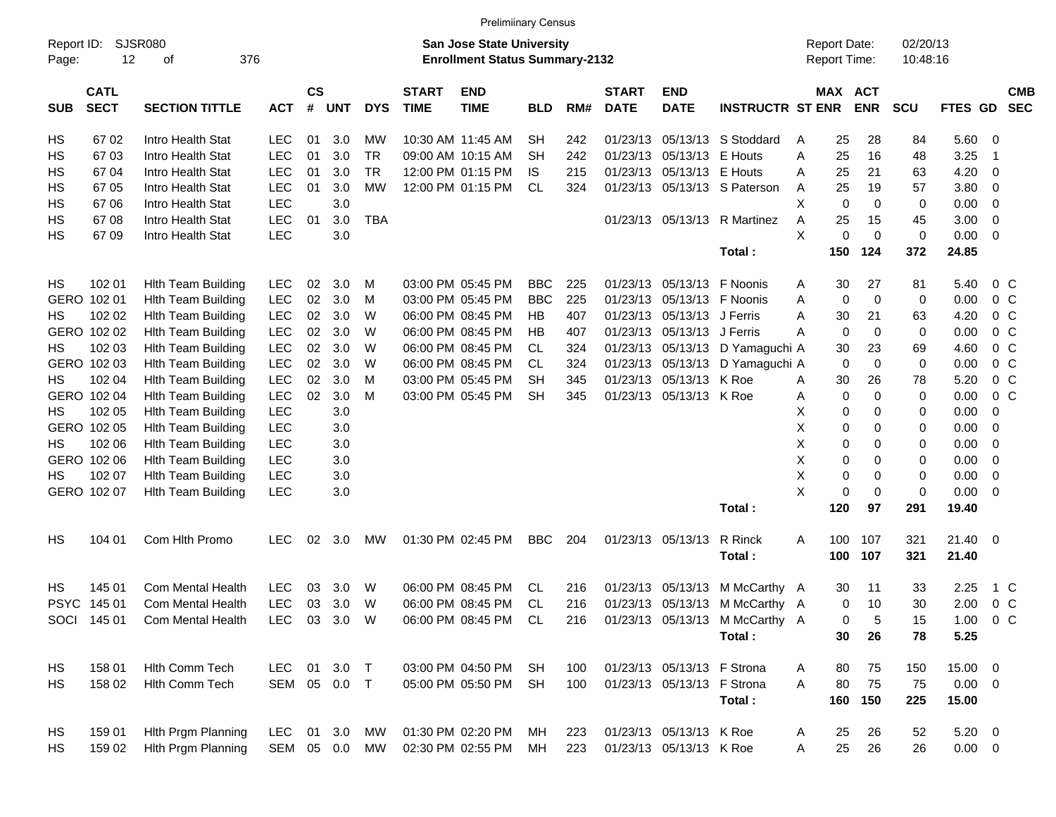Preliminary Census

Report ID: SJSR080
Page: 12 of 376

**San Jose State University**
**Enrollment Status Summary-2132**

Report Date: 02/20/13
Report Time: 10:48:16

| SUB | CATL SECT | SECTION TITTLE | ACT | CS # | UNT | DYS | START TIME | END TIME | BLD | RM# | START DATE | END DATE | INSTRUCTR | ST | MAX ENR | ACT ENR | SCU | FTES | GD | CMB SEC |
|---|---|---|---|---|---|---|---|---|---|---|---|---|---|---|---|---|---|---|---|---|
| HS | 67 02 | Intro Health Stat | LEC | 01 | 3.0 | MW | 10:30 AM | 11:45 AM | SH | 242 | 01/23/13 | 05/13/13 | S Stoddard | A | 25 | 28 | 84 | 5.60 | 0 | |
| HS | 67 03 | Intro Health Stat | LEC | 01 | 3.0 | TR | 09:00 AM | 10:15 AM | SH | 242 | 01/23/13 | 05/13/13 | E Houts | A | 25 | 16 | 48 | 3.25 | 1 | |
| HS | 67 04 | Intro Health Stat | LEC | 01 | 3.0 | TR | 12:00 PM | 01:15 PM | IS | 215 | 01/23/13 | 05/13/13 | E Houts | A | 25 | 21 | 63 | 4.20 | 0 | |
| HS | 67 05 | Intro Health Stat | LEC | 01 | 3.0 | MW | 12:00 PM | 01:15 PM | CL | 324 | 01/23/13 | 05/13/13 | S Paterson | A | 25 | 19 | 57 | 3.80 | 0 | |
| HS | 67 06 | Intro Health Stat | LEC | | 3.0 | | | | | | | | | X | 0 | 0 | 0 | 0.00 | 0 | |
| HS | 67 08 | Intro Health Stat | LEC | 01 | 3.0 | TBA | | | | | 01/23/13 | 05/13/13 | R Martinez | A | 25 | 15 | 45 | 3.00 | 0 | |
| HS | 67 09 | Intro Health Stat | LEC | | 3.0 | | | | | | | | | X | 0 | 0 | 0 | 0.00 | 0 | |
| | | | | | | | | | | | | | Total : | | 150 | 124 | 372 | 24.85 | | |
| HS | 102 01 | Hlth Team Building | LEC | 02 | 3.0 | M | 03:00 PM | 05:45 PM | BBC | 225 | 01/23/13 | 05/13/13 | F Noonis | A | 30 | 27 | 81 | 5.40 | 0 | C |
| GERO | 102 01 | Hlth Team Building | LEC | 02 | 3.0 | M | 03:00 PM | 05:45 PM | BBC | 225 | 01/23/13 | 05/13/13 | F Noonis | A | 0 | 0 | 0 | 0.00 | 0 | C |
| HS | 102 02 | Hlth Team Building | LEC | 02 | 3.0 | W | 06:00 PM | 08:45 PM | HB | 407 | 01/23/13 | 05/13/13 | J Ferris | A | 30 | 21 | 63 | 4.20 | 0 | C |
| GERO | 102 02 | Hlth Team Building | LEC | 02 | 3.0 | W | 06:00 PM | 08:45 PM | HB | 407 | 01/23/13 | 05/13/13 | J Ferris | A | 0 | 0 | 0 | 0.00 | 0 | C |
| HS | 102 03 | Hlth Team Building | LEC | 02 | 3.0 | W | 06:00 PM | 08:45 PM | CL | 324 | 01/23/13 | 05/13/13 | D Yamaguchi | A | 30 | 23 | 69 | 4.60 | 0 | C |
| GERO | 102 03 | Hlth Team Building | LEC | 02 | 3.0 | W | 06:00 PM | 08:45 PM | CL | 324 | 01/23/13 | 05/13/13 | D Yamaguchi | A | 0 | 0 | 0 | 0.00 | 0 | C |
| HS | 102 04 | Hlth Team Building | LEC | 02 | 3.0 | M | 03:00 PM | 05:45 PM | SH | 345 | 01/23/13 | 05/13/13 | K Roe | A | 30 | 26 | 78 | 5.20 | 0 | C |
| GERO | 102 04 | Hlth Team Building | LEC | 02 | 3.0 | M | 03:00 PM | 05:45 PM | SH | 345 | 01/23/13 | 05/13/13 | K Roe | A | 0 | 0 | 0 | 0.00 | 0 | C |
| HS | 102 05 | Hlth Team Building | LEC | | 3.0 | | | | | | | | | X | 0 | 0 | 0 | 0.00 | 0 | |
| GERO | 102 05 | Hlth Team Building | LEC | | 3.0 | | | | | | | | | X | 0 | 0 | 0 | 0.00 | 0 | |
| HS | 102 06 | Hlth Team Building | LEC | | 3.0 | | | | | | | | | X | 0 | 0 | 0 | 0.00 | 0 | |
| GERO | 102 06 | Hlth Team Building | LEC | | 3.0 | | | | | | | | | X | 0 | 0 | 0 | 0.00 | 0 | |
| HS | 102 07 | Hlth Team Building | LEC | | 3.0 | | | | | | | | | X | 0 | 0 | 0 | 0.00 | 0 | |
| GERO | 102 07 | Hlth Team Building | LEC | | 3.0 | | | | | | | | | X | 0 | 0 | 0 | 0.00 | 0 | |
| | | | | | | | | | | | | | Total : | | 120 | 97 | 291 | 19.40 | | |
| HS | 104 01 | Com Hlth Promo | LEC | 02 | 3.0 | MW | 01:30 PM | 02:45 PM | BBC | 204 | 01/23/13 | 05/13/13 | R Rinck | A | 100 | 107 | 321 | 21.40 | 0 | |
| | | | | | | | | | | | | | Total : | | 100 | 107 | 321 | 21.40 | | |
| HS | 145 01 | Com Mental Health | LEC | 03 | 3.0 | W | 06:00 PM | 08:45 PM | CL | 216 | 01/23/13 | 05/13/13 | M McCarthy | A | 30 | 11 | 33 | 2.25 | 1 | C |
| PSYC | 145 01 | Com Mental Health | LEC | 03 | 3.0 | W | 06:00 PM | 08:45 PM | CL | 216 | 01/23/13 | 05/13/13 | M McCarthy | A | 0 | 10 | 30 | 2.00 | 0 | C |
| SOCI | 145 01 | Com Mental Health | LEC | 03 | 3.0 | W | 06:00 PM | 08:45 PM | CL | 216 | 01/23/13 | 05/13/13 | M McCarthy | A | 0 | 5 | 15 | 1.00 | 0 | C |
| | | | | | | | | | | | | | Total : | | 30 | 26 | 78 | 5.25 | | |
| HS | 158 01 | Hlth Comm Tech | LEC | 01 | 3.0 | T | 03:00 PM | 04:50 PM | SH | 100 | 01/23/13 | 05/13/13 | F Strona | A | 80 | 75 | 150 | 15.00 | 0 | |
| HS | 158 02 | Hlth Comm Tech | SEM | 05 | 0.0 | T | 05:00 PM | 05:50 PM | SH | 100 | 01/23/13 | 05/13/13 | F Strona | A | 80 | 75 | 75 | 0.00 | 0 | |
| | | | | | | | | | | | | | Total : | | 160 | 150 | 225 | 15.00 | | |
| HS | 159 01 | Hlth Prgm Planning | LEC | 01 | 3.0 | MW | 01:30 PM | 02:20 PM | MH | 223 | 01/23/13 | 05/13/13 | K Roe | A | 25 | 26 | 52 | 5.20 | 0 | |
| HS | 159 02 | Hlth Prgm Planning | SEM | 05 | 0.0 | MW | 02:30 PM | 02:55 PM | MH | 223 | 01/23/13 | 05/13/13 | K Roe | A | 25 | 26 | 26 | 0.00 | 0 | |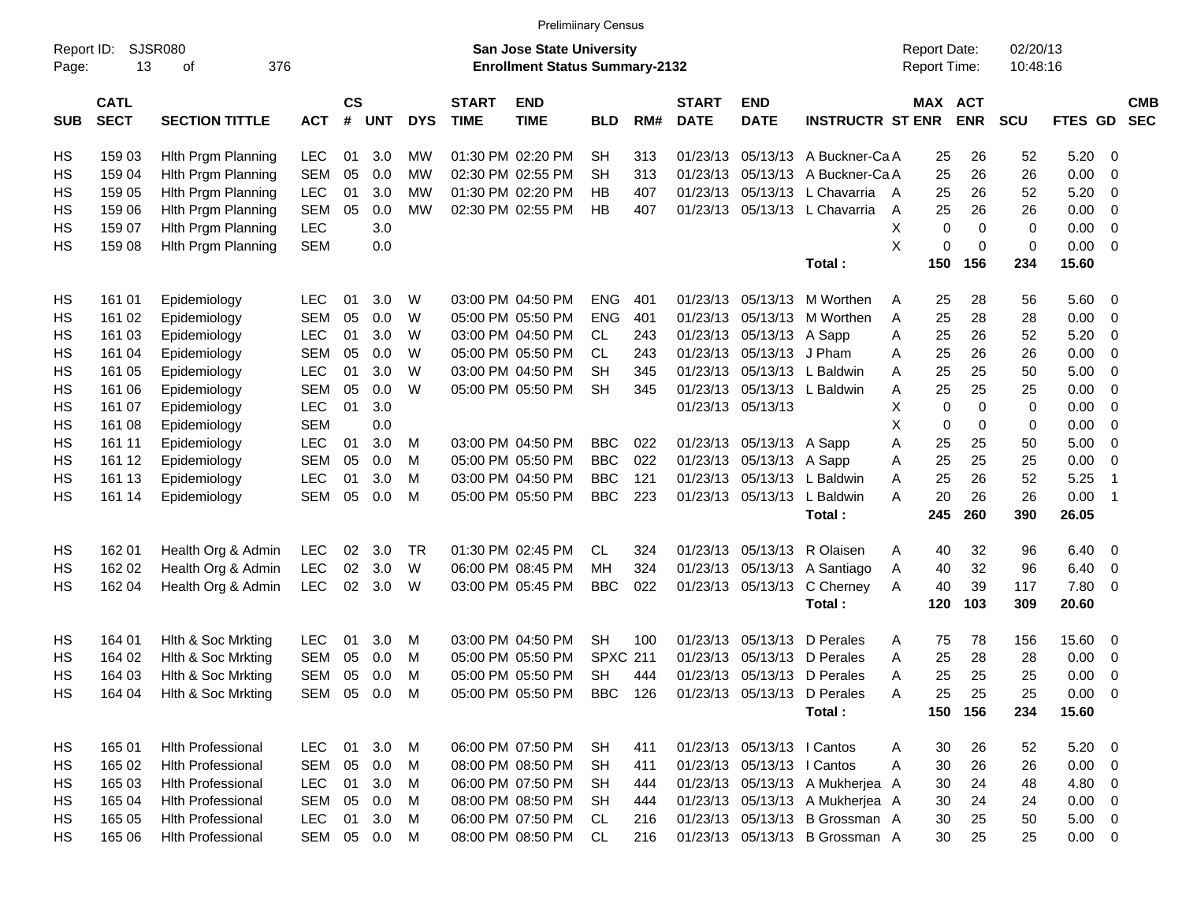Prelimiinary Census

Report ID: SJSR080

**San Jose State University**
**Enrollment Status Summary-2132**

Report Date: 02/20/13
Report Time: 10:48:16

| SUB | CATL SECT | SECTION TITTLE | ACT | CS # | UNT | DYS | START TIME | END TIME | BLD | RM# | START DATE | END DATE | INSTRUCTR | ST | MAX ENR | ACT ENR | SCU | FTES | GD | CMB SEC |
|---|---|---|---|---|---|---|---|---|---|---|---|---|---|---|---|---|---|---|---|---|
| HS | 159 03 | Hlth Prgm Planning | LEC | 01 | 3.0 | MW | 01:30 PM | 02:20 PM | SH | 313 | 01/23/13 | 05/13/13 | A Buckner-Ca | A | 25 | 26 | 52 | 5.20 | 0 | |
| HS | 159 04 | Hlth Prgm Planning | SEM | 05 | 0.0 | MW | 02:30 PM | 02:55 PM | SH | 313 | 01/23/13 | 05/13/13 | A Buckner-Ca | A | 25 | 26 | 26 | 0.00 | 0 | |
| HS | 159 05 | Hlth Prgm Planning | LEC | 01 | 3.0 | MW | 01:30 PM | 02:20 PM | HB | 407 | 01/23/13 | 05/13/13 | L Chavarria | A | 25 | 26 | 52 | 5.20 | 0 | |
| HS | 159 06 | Hlth Prgm Planning | SEM | 05 | 0.0 | MW | 02:30 PM | 02:55 PM | HB | 407 | 01/23/13 | 05/13/13 | L Chavarria | A | 25 | 26 | 26 | 0.00 | 0 | |
| HS | 159 07 | Hlth Prgm Planning | LEC | | 3.0 | | | | | | | | | X | 0 | 0 | 0 | 0.00 | 0 | |
| HS | 159 08 | Hlth Prgm Planning | SEM | | 0.0 | | | | | | | | | X | 0 | 0 | 0 | 0.00 | 0 | |
| | | | | | | | | | | | | | **Total :** | | **150** | **156** | **234** | **15.60** | | |
| HS | 161 01 | Epidemiology | LEC | 01 | 3.0 | W | 03:00 PM | 04:50 PM | ENG | 401 | 01/23/13 | 05/13/13 | M Worthen | A | 25 | 28 | 56 | 5.60 | 0 | |
| HS | 161 02 | Epidemiology | SEM | 05 | 0.0 | W | 05:00 PM | 05:50 PM | ENG | 401 | 01/23/13 | 05/13/13 | M Worthen | A | 25 | 28 | 28 | 0.00 | 0 | |
| HS | 161 03 | Epidemiology | LEC | 01 | 3.0 | W | 03:00 PM | 04:50 PM | CL | 243 | 01/23/13 | 05/13/13 | A Sapp | A | 25 | 26 | 52 | 5.20 | 0 | |
| HS | 161 04 | Epidemiology | SEM | 05 | 0.0 | W | 05:00 PM | 05:50 PM | CL | 243 | 01/23/13 | 05/13/13 | J Pham | A | 25 | 26 | 26 | 0.00 | 0 | |
| HS | 161 05 | Epidemiology | LEC | 01 | 3.0 | W | 03:00 PM | 04:50 PM | SH | 345 | 01/23/13 | 05/13/13 | L Baldwin | A | 25 | 25 | 50 | 5.00 | 0 | |
| HS | 161 06 | Epidemiology | SEM | 05 | 0.0 | W | 05:00 PM | 05:50 PM | SH | 345 | 01/23/13 | 05/13/13 | L Baldwin | A | 25 | 25 | 25 | 0.00 | 0 | |
| HS | 161 07 | Epidemiology | LEC | 01 | 3.0 | | | | | | 01/23/13 | 05/13/13 | | X | 0 | 0 | 0 | 0.00 | 0 | |
| HS | 161 08 | Epidemiology | SEM | | 0.0 | | | | | | | | | X | 0 | 0 | 0 | 0.00 | 0 | |
| HS | 161 11 | Epidemiology | LEC | 01 | 3.0 | M | 03:00 PM | 04:50 PM | BBC | 022 | 01/23/13 | 05/13/13 | A Sapp | A | 25 | 25 | 50 | 5.00 | 0 | |
| HS | 161 12 | Epidemiology | SEM | 05 | 0.0 | M | 05:00 PM | 05:50 PM | BBC | 022 | 01/23/13 | 05/13/13 | A Sapp | A | 25 | 25 | 25 | 0.00 | 0 | |
| HS | 161 13 | Epidemiology | LEC | 01 | 3.0 | M | 03:00 PM | 04:50 PM | BBC | 121 | 01/23/13 | 05/13/13 | L Baldwin | A | 25 | 26 | 52 | 5.25 | 1 | |
| HS | 161 14 | Epidemiology | SEM | 05 | 0.0 | M | 05:00 PM | 05:50 PM | BBC | 223 | 01/23/13 | 05/13/13 | L Baldwin | A | 20 | 26 | 26 | 0.00 | 1 | |
| | | | | | | | | | | | | | **Total :** | | **245** | **260** | **390** | **26.05** | | |
| HS | 162 01 | Health Org & Admin | LEC | 02 | 3.0 | TR | 01:30 PM | 02:45 PM | CL | 324 | 01/23/13 | 05/13/13 | R Olaisen | A | 40 | 32 | 96 | 6.40 | 0 | |
| HS | 162 02 | Health Org & Admin | LEC | 02 | 3.0 | W | 06:00 PM | 08:45 PM | MH | 324 | 01/23/13 | 05/13/13 | A Santiago | A | 40 | 32 | 96 | 6.40 | 0 | |
| HS | 162 04 | Health Org & Admin | LEC | 02 | 3.0 | W | 03:00 PM | 05:45 PM | BBC | 022 | 01/23/13 | 05/13/13 | C Cherney | A | 40 | 39 | 117 | 7.80 | 0 | |
| | | | | | | | | | | | | | **Total :** | | **120** | **103** | **309** | **20.60** | | |
| HS | 164 01 | Hlth & Soc Mrkting | LEC | 01 | 3.0 | M | 03:00 PM | 04:50 PM | SH | 100 | 01/23/13 | 05/13/13 | D Perales | A | 75 | 78 | 156 | 15.60 | 0 | |
| HS | 164 02 | Hlth & Soc Mrkting | SEM | 05 | 0.0 | M | 05:00 PM | 05:50 PM | SPXC | 211 | 01/23/13 | 05/13/13 | D Perales | A | 25 | 28 | 28 | 0.00 | 0 | |
| HS | 164 03 | Hlth & Soc Mrkting | SEM | 05 | 0.0 | M | 05:00 PM | 05:50 PM | SH | 444 | 01/23/13 | 05/13/13 | D Perales | A | 25 | 25 | 25 | 0.00 | 0 | |
| HS | 164 04 | Hlth & Soc Mrkting | SEM | 05 | 0.0 | M | 05:00 PM | 05:50 PM | BBC | 126 | 01/23/13 | 05/13/13 | D Perales | A | 25 | 25 | 25 | 0.00 | 0 | |
| | | | | | | | | | | | | | **Total :** | | **150** | **156** | **234** | **15.60** | | |
| HS | 165 01 | Hlth Professional | LEC | 01 | 3.0 | M | 06:00 PM | 07:50 PM | SH | 411 | 01/23/13 | 05/13/13 | I Cantos | A | 30 | 26 | 52 | 5.20 | 0 | |
| HS | 165 02 | Hlth Professional | SEM | 05 | 0.0 | M | 08:00 PM | 08:50 PM | SH | 411 | 01/23/13 | 05/13/13 | I Cantos | A | 30 | 26 | 26 | 0.00 | 0 | |
| HS | 165 03 | Hlth Professional | LEC | 01 | 3.0 | M | 06:00 PM | 07:50 PM | SH | 444 | 01/23/13 | 05/13/13 | A Mukherjea | A | 30 | 24 | 48 | 4.80 | 0 | |
| HS | 165 04 | Hlth Professional | SEM | 05 | 0.0 | M | 08:00 PM | 08:50 PM | SH | 444 | 01/23/13 | 05/13/13 | A Mukherjea | A | 30 | 24 | 24 | 0.00 | 0 | |
| HS | 165 05 | Hlth Professional | LEC | 01 | 3.0 | M | 06:00 PM | 07:50 PM | CL | 216 | 01/23/13 | 05/13/13 | B Grossman | A | 30 | 25 | 50 | 5.00 | 0 | |
| HS | 165 06 | Hlth Professional | SEM | 05 | 0.0 | M | 08:00 PM | 08:50 PM | CL | 216 | 01/23/13 | 05/13/13 | B Grossman | A | 30 | 25 | 25 | 0.00 | 0 | |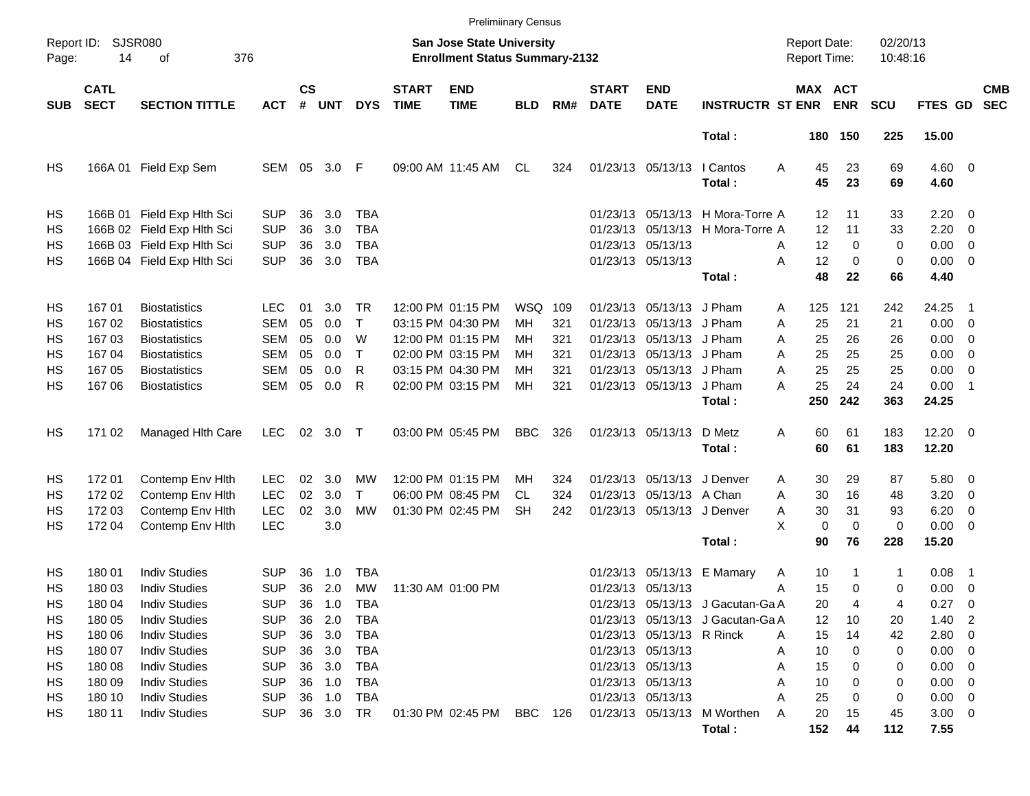Prelimiinary Census

Report ID: SJSR080

**San Jose State University**
**Enrollment Status Summary-2132**

Report Date: 02/20/13
Report Time: 10:48:16

| SUB | CATL SECT | SECTION TITTLE | ACT | CS # | UNT | DYS | START TIME | END TIME | BLD | RM# | START DATE | END DATE | INSTRUCTR | ST | MAX ENR | ACT ENR | SCU | FTES | GD | CMB SEC |
|---|---|---|---|---|---|---|---|---|---|---|---|---|---|---|---|---|---|---|---|---|
| | | | | | | | | | | | | | Total : | | 180 | 150 | 225 | 15.00 | | |
| HS | 166A 01 | Field Exp Sem | SEM | 05 | 3.0 | F | 09:00 AM | 11:45 AM | CL | 324 | 01/23/13 | 05/13/13 | I Cantos | A | 45 | 23 | 69 | 4.60 | 0 | |
| | | | | | | | | | | | | | Total : | | 45 | 23 | 69 | 4.60 | | |
| HS | 166B 01 | Field Exp Hlth Sci | SUP | 36 | 3.0 | TBA | | | | | 01/23/13 | 05/13/13 | H Mora-Torre | A | 12 | 11 | 33 | 2.20 | 0 | |
| HS | 166B 02 | Field Exp Hlth Sci | SUP | 36 | 3.0 | TBA | | | | | 01/23/13 | 05/13/13 | H Mora-Torre | A | 12 | 11 | 33 | 2.20 | 0 | |
| HS | 166B 03 | Field Exp Hlth Sci | SUP | 36 | 3.0 | TBA | | | | | 01/23/13 | 05/13/13 | | A | 12 | 0 | 0 | 0.00 | 0 | |
| HS | 166B 04 | Field Exp Hlth Sci | SUP | 36 | 3.0 | TBA | | | | | 01/23/13 | 05/13/13 | | A | 12 | 0 | 0 | 0.00 | 0 | |
| | | | | | | | | | | | | | Total : | | 48 | 22 | 66 | 4.40 | | |
| HS | 167 01 | Biostatistics | LEC | 01 | 3.0 | TR | 12:00 PM | 01:15 PM | WSQ | 109 | 01/23/13 | 05/13/13 | J Pham | A | 125 | 121 | 242 | 24.25 | 1 | |
| HS | 167 02 | Biostatistics | SEM | 05 | 0.0 | T | 03:15 PM | 04:30 PM | MH | 321 | 01/23/13 | 05/13/13 | J Pham | A | 25 | 21 | 21 | 0.00 | 0 | |
| HS | 167 03 | Biostatistics | SEM | 05 | 0.0 | W | 12:00 PM | 01:15 PM | MH | 321 | 01/23/13 | 05/13/13 | J Pham | A | 25 | 26 | 26 | 0.00 | 0 | |
| HS | 167 04 | Biostatistics | SEM | 05 | 0.0 | T | 02:00 PM | 03:15 PM | MH | 321 | 01/23/13 | 05/13/13 | J Pham | A | 25 | 25 | 25 | 0.00 | 0 | |
| HS | 167 05 | Biostatistics | SEM | 05 | 0.0 | R | 03:15 PM | 04:30 PM | MH | 321 | 01/23/13 | 05/13/13 | J Pham | A | 25 | 25 | 25 | 0.00 | 0 | |
| HS | 167 06 | Biostatistics | SEM | 05 | 0.0 | R | 02:00 PM | 03:15 PM | MH | 321 | 01/23/13 | 05/13/13 | J Pham | A | 25 | 24 | 24 | 0.00 | 1 | |
| | | | | | | | | | | | | | Total : | | 250 | 242 | 363 | 24.25 | | |
| HS | 171 02 | Managed Hlth Care | LEC | 02 | 3.0 | T | 03:00 PM | 05:45 PM | BBC | 326 | 01/23/13 | 05/13/13 | D Metz | A | 60 | 61 | 183 | 12.20 | 0 | |
| | | | | | | | | | | | | | Total : | | 60 | 61 | 183 | 12.20 | | |
| HS | 172 01 | Contemp Env Hlth | LEC | 02 | 3.0 | MW | 12:00 PM | 01:15 PM | MH | 324 | 01/23/13 | 05/13/13 | J Denver | A | 30 | 29 | 87 | 5.80 | 0 | |
| HS | 172 02 | Contemp Env Hlth | LEC | 02 | 3.0 | T | 06:00 PM | 08:45 PM | CL | 324 | 01/23/13 | 05/13/13 | A Chan | A | 30 | 16 | 48 | 3.20 | 0 | |
| HS | 172 03 | Contemp Env Hlth | LEC | 02 | 3.0 | MW | 01:30 PM | 02:45 PM | SH | 242 | 01/23/13 | 05/13/13 | J Denver | A | 30 | 31 | 93 | 6.20 | 0 | |
| HS | 172 04 | Contemp Env Hlth | LEC | | 3.0 | | | | | | | | | X | 0 | 0 | 0 | 0.00 | 0 | |
| | | | | | | | | | | | | | Total : | | 90 | 76 | 228 | 15.20 | | |
| HS | 180 01 | Indiv Studies | SUP | 36 | 1.0 | TBA | | | | | 01/23/13 | 05/13/13 | E Mamary | A | 10 | 1 | 1 | 0.08 | 1 | |
| HS | 180 03 | Indiv Studies | SUP | 36 | 2.0 | MW | 11:30 AM | 01:00 PM | | | 01/23/13 | 05/13/13 | | A | 15 | 0 | 0 | 0.00 | 0 | |
| HS | 180 04 | Indiv Studies | SUP | 36 | 1.0 | TBA | | | | | 01/23/13 | 05/13/13 | J Gacutan-Ga | A | 20 | 4 | 4 | 0.27 | 0 | |
| HS | 180 05 | Indiv Studies | SUP | 36 | 2.0 | TBA | | | | | 01/23/13 | 05/13/13 | J Gacutan-Ga | A | 12 | 10 | 20 | 1.40 | 2 | |
| HS | 180 06 | Indiv Studies | SUP | 36 | 3.0 | TBA | | | | | 01/23/13 | 05/13/13 | R Rinck | A | 15 | 14 | 42 | 2.80 | 0 | |
| HS | 180 07 | Indiv Studies | SUP | 36 | 3.0 | TBA | | | | | 01/23/13 | 05/13/13 | | A | 10 | 0 | 0 | 0.00 | 0 | |
| HS | 180 08 | Indiv Studies | SUP | 36 | 3.0 | TBA | | | | | 01/23/13 | 05/13/13 | | A | 15 | 0 | 0 | 0.00 | 0 | |
| HS | 180 09 | Indiv Studies | SUP | 36 | 1.0 | TBA | | | | | 01/23/13 | 05/13/13 | | A | 10 | 0 | 0 | 0.00 | 0 | |
| HS | 180 10 | Indiv Studies | SUP | 36 | 1.0 | TBA | | | | | 01/23/13 | 05/13/13 | | A | 25 | 0 | 0 | 0.00 | 0 | |
| HS | 180 11 | Indiv Studies | SUP | 36 | 3.0 | TR | 01:30 PM | 02:45 PM | BBC | 126 | 01/23/13 | 05/13/13 | M Worthen | A | 20 | 15 | 45 | 3.00 | 0 | |
| | | | | | | | | | | | | | Total : | | 152 | 44 | 112 | 7.55 | | |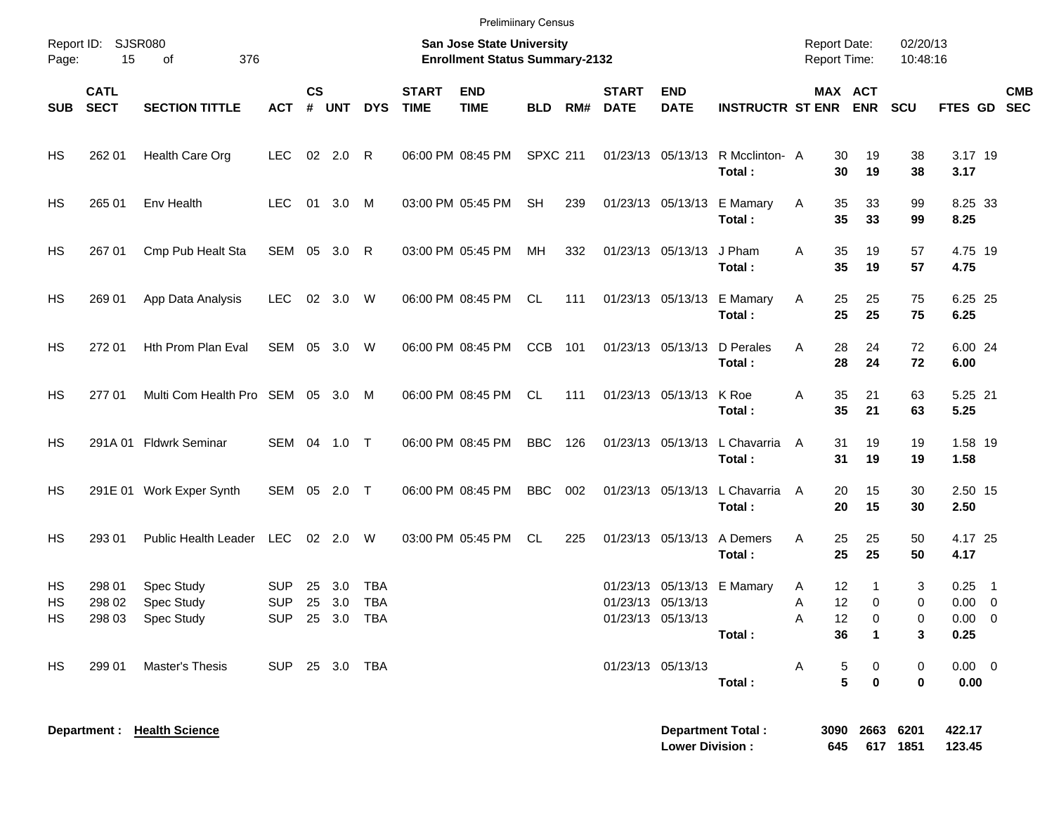Preliminary Census

Report ID: SJSR080

**San Jose State University**
**Enrollment Status Summary-2132**

Report Date: 02/20/13
Report Time: 10:48:16

| SUB | CATL SECT | SECTION TITTLE | ACT | CS # | UNT | DYS | START TIME | END TIME | BLD | RM# | START DATE | END DATE | INSTRUCTR | ST | MAX ENR | ACT ENR | SCU | FTES | GD | CMB SEC |
|---|---|---|---|---|---|---|---|---|---|---|---|---|---|---|---|---|---|---|---|---|
| HS | 262 01 | Health Care Org | LEC | 02 | 2.0 | R | 06:00 PM | 08:45 PM | SPXC | 211 | 01/23/13 | 05/13/13 | R Mcclinton- | A | 30 | 19 | 38 | 3.17 | 19 | |
| | | | | | | | | | | | | | **Total :** | | **30** | **19** | **38** | **3.17** | | |
| HS | 265 01 | Env Health | LEC | 01 | 3.0 | M | 03:00 PM | 05:45 PM | SH | 239 | 01/23/13 | 05/13/13 | E Mamary | A | 35 | 33 | 99 | 8.25 | 33 | |
| | | | | | | | | | | | | | **Total :** | | **35** | **33** | **99** | **8.25** | | |
| HS | 267 01 | Cmp Pub Healt Sta | SEM | 05 | 3.0 | R | 03:00 PM | 05:45 PM | MH | 332 | 01/23/13 | 05/13/13 | J Pham | A | 35 | 19 | 57 | 4.75 | 19 | |
| | | | | | | | | | | | | | **Total :** | | **35** | **19** | **57** | **4.75** | | |
| HS | 269 01 | App Data Analysis | LEC | 02 | 3.0 | W | 06:00 PM | 08:45 PM | CL | 111 | 01/23/13 | 05/13/13 | E Mamary | A | 25 | 25 | 75 | 6.25 | 25 | |
| | | | | | | | | | | | | | **Total :** | | **25** | **25** | **75** | **6.25** | | |
| HS | 272 01 | Hth Prom Plan Eval | SEM | 05 | 3.0 | W | 06:00 PM | 08:45 PM | CCB | 101 | 01/23/13 | 05/13/13 | D Perales | A | 28 | 24 | 72 | 6.00 | 24 | |
| | | | | | | | | | | | | | **Total :** | | **28** | **24** | **72** | **6.00** | | |
| HS | 277 01 | Multi Com Health Pro | SEM | 05 | 3.0 | M | 06:00 PM | 08:45 PM | CL | 111 | 01/23/13 | 05/13/13 | K Roe | A | 35 | 21 | 63 | 5.25 | 21 | |
| | | | | | | | | | | | | | **Total :** | | **35** | **21** | **63** | **5.25** | | |
| HS | 291A 01 | Fldwrk Seminar | SEM | 04 | 1.0 | T | 06:00 PM | 08:45 PM | BBC | 126 | 01/23/13 | 05/13/13 | L Chavarria | A | 31 | 19 | 19 | 1.58 | 19 | |
| | | | | | | | | | | | | | **Total :** | | **31** | **19** | **19** | **1.58** | | |
| HS | 291E 01 | Work Exper Synth | SEM | 05 | 2.0 | T | 06:00 PM | 08:45 PM | BBC | 002 | 01/23/13 | 05/13/13 | L Chavarria | A | 20 | 15 | 30 | 2.50 | 15 | |
| | | | | | | | | | | | | | **Total :** | | **20** | **15** | **30** | **2.50** | | |
| HS | 293 01 | Public Health Leader | LEC | 02 | 2.0 | W | 03:00 PM | 05:45 PM | CL | 225 | 01/23/13 | 05/13/13 | A Demers | A | 25 | 25 | 50 | 4.17 | 25 | |
| | | | | | | | | | | | | | **Total :** | | **25** | **25** | **50** | **4.17** | | |
| HS | 298 01 | Spec Study | SUP | 25 | 3.0 | TBA | | | | | 01/23/13 | 05/13/13 | E Mamary | A | 12 | 1 | 3 | 0.25 | 1 | |
| HS | 298 02 | Spec Study | SUP | 25 | 3.0 | TBA | | | | | 01/23/13 | 05/13/13 | | A | 12 | 0 | 0 | 0.00 | 0 | |
| HS | 298 03 | Spec Study | SUP | 25 | 3.0 | TBA | | | | | 01/23/13 | 05/13/13 | | A | 12 | 0 | 0 | 0.00 | 0 | |
| | | | | | | | | | | | | | **Total :** | | **36** | **1** | **3** | **0.25** | | |
| HS | 299 01 | Master's Thesis | SUP | 25 | 3.0 | TBA | | | | | 01/23/13 | 05/13/13 | | A | 5 | 0 | 0 | 0.00 | 0 | |
| | | | | | | | | | | | | | **Total :** | | **5** | **0** | **0** | **0.00** | | |

**Department : Health Science**

| | MAX ENR | ACT ENR | SCU | FTES |
|---|---|---|---|---|
| **Department Total :** | **3090** | **2663** | **6201** | **422.17** |
| **Lower Division :** | **645** | **617** | **1851** | **123.45** |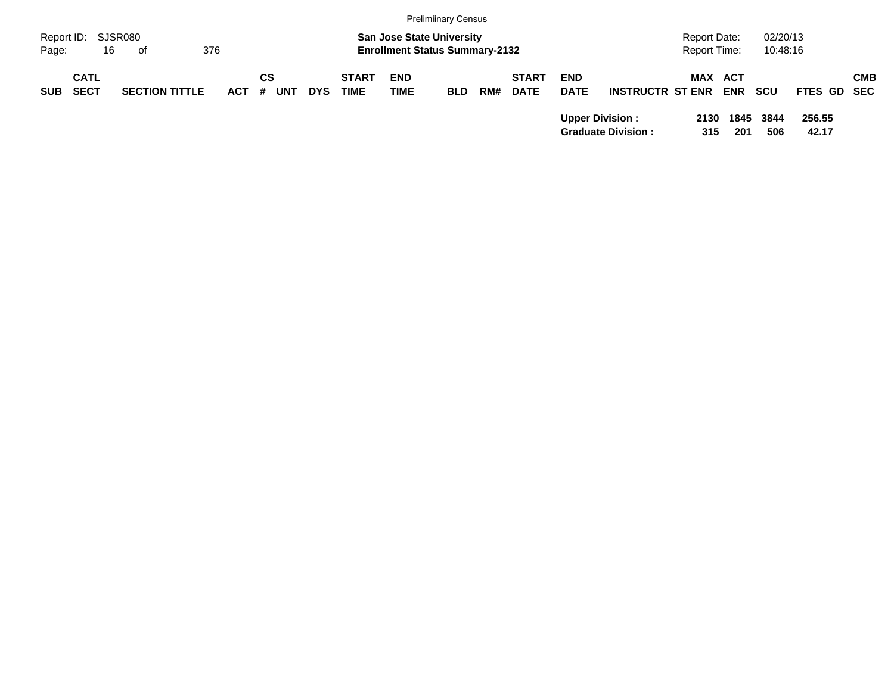Prelimiinary Census

Report ID: SJSR080
Page: 16 of 376

**San Jose State University**
**Enrollment Status Summary-2132**

Report Date: 02/20/13
Report Time: 10:48:16

| SUB | CATL SECT | SECTION TITTLE | ACT | CS # | UNT | DYS | START TIME | END TIME | BLD | RM# | START DATE | END DATE | INSTRUCTR | ST | MAX ENR | ACT ENR | SCU | FTES | GD | CMB SEC |
|---|---|---|---|---|---|---|---|---|---|---|---|---|---|---|---|---|---|---|---|---|
| | | | | | | | | | | | | **Upper Division :** | | | **2130** | **1845** | **3844** | **256.55** | | |
| | | | | | | | | | | | | **Graduate Division :** | | | **315** | **201** | **506** | **42.17** | | |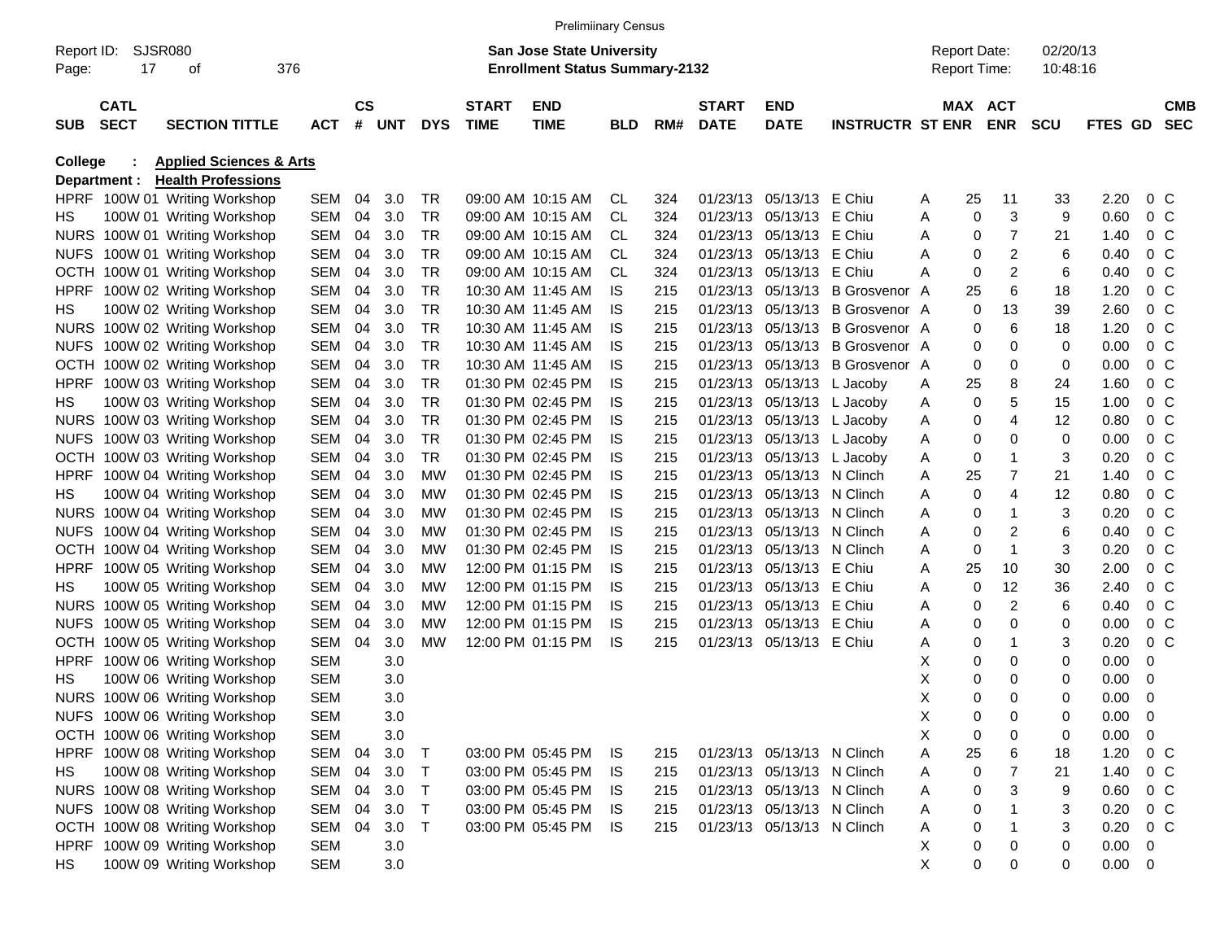Prelimiinary Census

Report ID: SJSR080

**San Jose State University**
**Enrollment Status Summary-2132**

Report Date: 02/20/13
Report Time: 10:48:16

**College : Applied Sciences & Arts**
**Department : Health Professions**

| SUB | CATL SECT | SECTION TITTLE | ACT | CS # | UNT | DYS | START TIME | END TIME | BLD | RM# | START DATE | END DATE | INSTRUCTR | ST | MAX ENR | ACT ENR | SCU | FTES | GD | CMB SEC |
|---|---|---|---|---|---|---|---|---|---|---|---|---|---|---|---|---|---|---|---|---|
| HPRF | 100W 01 | Writing Workshop | SEM | 04 | 3.0 | TR | 09:00 AM | 10:15 AM | CL | 324 | 01/23/13 | 05/13/13 | E Chiu | A | 25 | 11 | 33 | 2.20 | 0 | C |
| HS | 100W 01 | Writing Workshop | SEM | 04 | 3.0 | TR | 09:00 AM | 10:15 AM | CL | 324 | 01/23/13 | 05/13/13 | E Chiu | A | 0 | 3 | 9 | 0.60 | 0 | C |
| NURS | 100W 01 | Writing Workshop | SEM | 04 | 3.0 | TR | 09:00 AM | 10:15 AM | CL | 324 | 01/23/13 | 05/13/13 | E Chiu | A | 0 | 7 | 21 | 1.40 | 0 | C |
| NUFS | 100W 01 | Writing Workshop | SEM | 04 | 3.0 | TR | 09:00 AM | 10:15 AM | CL | 324 | 01/23/13 | 05/13/13 | E Chiu | A | 0 | 2 | 6 | 0.40 | 0 | C |
| OCTH | 100W 01 | Writing Workshop | SEM | 04 | 3.0 | TR | 09:00 AM | 10:15 AM | CL | 324 | 01/23/13 | 05/13/13 | E Chiu | A | 0 | 2 | 6 | 0.40 | 0 | C |
| HPRF | 100W 02 | Writing Workshop | SEM | 04 | 3.0 | TR | 10:30 AM | 11:45 AM | IS | 215 | 01/23/13 | 05/13/13 | B Grosvenor | A | 25 | 6 | 18 | 1.20 | 0 | C |
| HS | 100W 02 | Writing Workshop | SEM | 04 | 3.0 | TR | 10:30 AM | 11:45 AM | IS | 215 | 01/23/13 | 05/13/13 | B Grosvenor | A | 0 | 13 | 39 | 2.60 | 0 | C |
| NURS | 100W 02 | Writing Workshop | SEM | 04 | 3.0 | TR | 10:30 AM | 11:45 AM | IS | 215 | 01/23/13 | 05/13/13 | B Grosvenor | A | 0 | 6 | 18 | 1.20 | 0 | C |
| NUFS | 100W 02 | Writing Workshop | SEM | 04 | 3.0 | TR | 10:30 AM | 11:45 AM | IS | 215 | 01/23/13 | 05/13/13 | B Grosvenor | A | 0 | 0 | 0 | 0.00 | 0 | C |
| OCTH | 100W 02 | Writing Workshop | SEM | 04 | 3.0 | TR | 10:30 AM | 11:45 AM | IS | 215 | 01/23/13 | 05/13/13 | B Grosvenor | A | 0 | 0 | 0 | 0.00 | 0 | C |
| HPRF | 100W 03 | Writing Workshop | SEM | 04 | 3.0 | TR | 01:30 PM | 02:45 PM | IS | 215 | 01/23/13 | 05/13/13 | L Jacoby | A | 25 | 8 | 24 | 1.60 | 0 | C |
| HS | 100W 03 | Writing Workshop | SEM | 04 | 3.0 | TR | 01:30 PM | 02:45 PM | IS | 215 | 01/23/13 | 05/13/13 | L Jacoby | A | 0 | 5 | 15 | 1.00 | 0 | C |
| NURS | 100W 03 | Writing Workshop | SEM | 04 | 3.0 | TR | 01:30 PM | 02:45 PM | IS | 215 | 01/23/13 | 05/13/13 | L Jacoby | A | 0 | 4 | 12 | 0.80 | 0 | C |
| NUFS | 100W 03 | Writing Workshop | SEM | 04 | 3.0 | TR | 01:30 PM | 02:45 PM | IS | 215 | 01/23/13 | 05/13/13 | L Jacoby | A | 0 | 0 | 0 | 0.00 | 0 | C |
| OCTH | 100W 03 | Writing Workshop | SEM | 04 | 3.0 | TR | 01:30 PM | 02:45 PM | IS | 215 | 01/23/13 | 05/13/13 | L Jacoby | A | 0 | 1 | 3 | 0.20 | 0 | C |
| HPRF | 100W 04 | Writing Workshop | SEM | 04 | 3.0 | MW | 01:30 PM | 02:45 PM | IS | 215 | 01/23/13 | 05/13/13 | N Clinch | A | 25 | 7 | 21 | 1.40 | 0 | C |
| HS | 100W 04 | Writing Workshop | SEM | 04 | 3.0 | MW | 01:30 PM | 02:45 PM | IS | 215 | 01/23/13 | 05/13/13 | N Clinch | A | 0 | 4 | 12 | 0.80 | 0 | C |
| NURS | 100W 04 | Writing Workshop | SEM | 04 | 3.0 | MW | 01:30 PM | 02:45 PM | IS | 215 | 01/23/13 | 05/13/13 | N Clinch | A | 0 | 1 | 3 | 0.20 | 0 | C |
| NUFS | 100W 04 | Writing Workshop | SEM | 04 | 3.0 | MW | 01:30 PM | 02:45 PM | IS | 215 | 01/23/13 | 05/13/13 | N Clinch | A | 0 | 2 | 6 | 0.40 | 0 | C |
| OCTH | 100W 04 | Writing Workshop | SEM | 04 | 3.0 | MW | 01:30 PM | 02:45 PM | IS | 215 | 01/23/13 | 05/13/13 | N Clinch | A | 0 | 1 | 3 | 0.20 | 0 | C |
| HPRF | 100W 05 | Writing Workshop | SEM | 04 | 3.0 | MW | 12:00 PM | 01:15 PM | IS | 215 | 01/23/13 | 05/13/13 | E Chiu | A | 25 | 10 | 30 | 2.00 | 0 | C |
| HS | 100W 05 | Writing Workshop | SEM | 04 | 3.0 | MW | 12:00 PM | 01:15 PM | IS | 215 | 01/23/13 | 05/13/13 | E Chiu | A | 0 | 12 | 36 | 2.40 | 0 | C |
| NURS | 100W 05 | Writing Workshop | SEM | 04 | 3.0 | MW | 12:00 PM | 01:15 PM | IS | 215 | 01/23/13 | 05/13/13 | E Chiu | A | 0 | 2 | 6 | 0.40 | 0 | C |
| NUFS | 100W 05 | Writing Workshop | SEM | 04 | 3.0 | MW | 12:00 PM | 01:15 PM | IS | 215 | 01/23/13 | 05/13/13 | E Chiu | A | 0 | 0 | 0 | 0.00 | 0 | C |
| OCTH | 100W 05 | Writing Workshop | SEM | 04 | 3.0 | MW | 12:00 PM | 01:15 PM | IS | 215 | 01/23/13 | 05/13/13 | E Chiu | A | 0 | 1 | 3 | 0.20 | 0 | C |
| HPRF | 100W 06 | Writing Workshop | SEM | | 3.0 | | | | | | | | | X | 0 | 0 | 0 | 0.00 | 0 | |
| HS | 100W 06 | Writing Workshop | SEM | | 3.0 | | | | | | | | | X | 0 | 0 | 0 | 0.00 | 0 | |
| NURS | 100W 06 | Writing Workshop | SEM | | 3.0 | | | | | | | | | X | 0 | 0 | 0 | 0.00 | 0 | |
| NUFS | 100W 06 | Writing Workshop | SEM | | 3.0 | | | | | | | | | X | 0 | 0 | 0 | 0.00 | 0 | |
| OCTH | 100W 06 | Writing Workshop | SEM | | 3.0 | | | | | | | | | X | 0 | 0 | 0 | 0.00 | 0 | |
| HPRF | 100W 08 | Writing Workshop | SEM | 04 | 3.0 | T | 03:00 PM | 05:45 PM | IS | 215 | 01/23/13 | 05/13/13 | N Clinch | A | 25 | 6 | 18 | 1.20 | 0 | C |
| HS | 100W 08 | Writing Workshop | SEM | 04 | 3.0 | T | 03:00 PM | 05:45 PM | IS | 215 | 01/23/13 | 05/13/13 | N Clinch | A | 0 | 7 | 21 | 1.40 | 0 | C |
| NURS | 100W 08 | Writing Workshop | SEM | 04 | 3.0 | T | 03:00 PM | 05:45 PM | IS | 215 | 01/23/13 | 05/13/13 | N Clinch | A | 0 | 3 | 9 | 0.60 | 0 | C |
| NUFS | 100W 08 | Writing Workshop | SEM | 04 | 3.0 | T | 03:00 PM | 05:45 PM | IS | 215 | 01/23/13 | 05/13/13 | N Clinch | A | 0 | 1 | 3 | 0.20 | 0 | C |
| OCTH | 100W 08 | Writing Workshop | SEM | 04 | 3.0 | T | 03:00 PM | 05:45 PM | IS | 215 | 01/23/13 | 05/13/13 | N Clinch | A | 0 | 1 | 3 | 0.20 | 0 | C |
| HPRF | 100W 09 | Writing Workshop | SEM | | 3.0 | | | | | | | | | X | 0 | 0 | 0 | 0.00 | 0 | |
| HS | 100W 09 | Writing Workshop | SEM | | 3.0 | | | | | | | | | X | 0 | 0 | 0 | 0.00 | 0 | |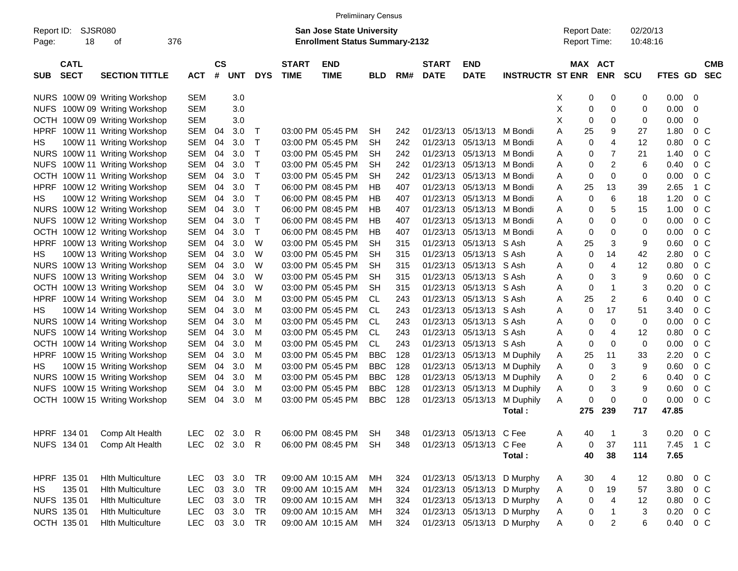Prelimiinary Census

Report ID: SJSR080

**San Jose State University**
**Enrollment Status Summary-2132**

Report Date: 02/20/13
Report Time: 10:48:16

| SUB | CATL SECT | SECTION TITTLE | ACT | CS # | UNT | DYS | START TIME | END TIME | BLD | RM# | START DATE | END DATE | INSTRUCTR | ST | MAX ENR | ACT ENR | SCU | FTES | GD | CMB SEC |
|---|---|---|---|---|---|---|---|---|---|---|---|---|---|---|---|---|---|---|---|---|
| NURS | 100W 09 | Writing Workshop | SEM | | 3.0 | | | | | | | | | X | 0 | 0 | 0 | 0.00 | 0 | |
| NUFS | 100W 09 | Writing Workshop | SEM | | 3.0 | | | | | | | | | X | 0 | 0 | 0 | 0.00 | 0 | |
| OCTH | 100W 09 | Writing Workshop | SEM | | 3.0 | | | | | | | | | X | 0 | 0 | 0 | 0.00 | 0 | |
| HPRF | 100W 11 | Writing Workshop | SEM | 04 | 3.0 | T | 03:00 PM | 05:45 PM | SH | 242 | 01/23/13 | 05/13/13 | M Bondi | A | 25 | 9 | 27 | 1.80 | 0 | C |
| HS | 100W 11 | Writing Workshop | SEM | 04 | 3.0 | T | 03:00 PM | 05:45 PM | SH | 242 | 01/23/13 | 05/13/13 | M Bondi | A | 0 | 4 | 12 | 0.80 | 0 | C |
| NURS | 100W 11 | Writing Workshop | SEM | 04 | 3.0 | T | 03:00 PM | 05:45 PM | SH | 242 | 01/23/13 | 05/13/13 | M Bondi | A | 0 | 7 | 21 | 1.40 | 0 | C |
| NUFS | 100W 11 | Writing Workshop | SEM | 04 | 3.0 | T | 03:00 PM | 05:45 PM | SH | 242 | 01/23/13 | 05/13/13 | M Bondi | A | 0 | 2 | 6 | 0.40 | 0 | C |
| OCTH | 100W 11 | Writing Workshop | SEM | 04 | 3.0 | T | 03:00 PM | 05:45 PM | SH | 242 | 01/23/13 | 05/13/13 | M Bondi | A | 0 | 0 | 0 | 0.00 | 0 | C |
| HPRF | 100W 12 | Writing Workshop | SEM | 04 | 3.0 | T | 06:00 PM | 08:45 PM | HB | 407 | 01/23/13 | 05/13/13 | M Bondi | A | 25 | 13 | 39 | 2.65 | 1 | C |
| HS | 100W 12 | Writing Workshop | SEM | 04 | 3.0 | T | 06:00 PM | 08:45 PM | HB | 407 | 01/23/13 | 05/13/13 | M Bondi | A | 0 | 6 | 18 | 1.20 | 0 | C |
| NURS | 100W 12 | Writing Workshop | SEM | 04 | 3.0 | T | 06:00 PM | 08:45 PM | HB | 407 | 01/23/13 | 05/13/13 | M Bondi | A | 0 | 5 | 15 | 1.00 | 0 | C |
| NUFS | 100W 12 | Writing Workshop | SEM | 04 | 3.0 | T | 06:00 PM | 08:45 PM | HB | 407 | 01/23/13 | 05/13/13 | M Bondi | A | 0 | 0 | 0 | 0.00 | 0 | C |
| OCTH | 100W 12 | Writing Workshop | SEM | 04 | 3.0 | T | 06:00 PM | 08:45 PM | HB | 407 | 01/23/13 | 05/13/13 | M Bondi | A | 0 | 0 | 0 | 0.00 | 0 | C |
| HPRF | 100W 13 | Writing Workshop | SEM | 04 | 3.0 | W | 03:00 PM | 05:45 PM | SH | 315 | 01/23/13 | 05/13/13 | S Ash | A | 25 | 3 | 9 | 0.60 | 0 | C |
| HS | 100W 13 | Writing Workshop | SEM | 04 | 3.0 | W | 03:00 PM | 05:45 PM | SH | 315 | 01/23/13 | 05/13/13 | S Ash | A | 0 | 14 | 42 | 2.80 | 0 | C |
| NURS | 100W 13 | Writing Workshop | SEM | 04 | 3.0 | W | 03:00 PM | 05:45 PM | SH | 315 | 01/23/13 | 05/13/13 | S Ash | A | 0 | 4 | 12 | 0.80 | 0 | C |
| NUFS | 100W 13 | Writing Workshop | SEM | 04 | 3.0 | W | 03:00 PM | 05:45 PM | SH | 315 | 01/23/13 | 05/13/13 | S Ash | A | 0 | 3 | 9 | 0.60 | 0 | C |
| OCTH | 100W 13 | Writing Workshop | SEM | 04 | 3.0 | W | 03:00 PM | 05:45 PM | SH | 315 | 01/23/13 | 05/13/13 | S Ash | A | 0 | 1 | 3 | 0.20 | 0 | C |
| HPRF | 100W 14 | Writing Workshop | SEM | 04 | 3.0 | M | 03:00 PM | 05:45 PM | CL | 243 | 01/23/13 | 05/13/13 | S Ash | A | 25 | 2 | 6 | 0.40 | 0 | C |
| HS | 100W 14 | Writing Workshop | SEM | 04 | 3.0 | M | 03:00 PM | 05:45 PM | CL | 243 | 01/23/13 | 05/13/13 | S Ash | A | 0 | 17 | 51 | 3.40 | 0 | C |
| NURS | 100W 14 | Writing Workshop | SEM | 04 | 3.0 | M | 03:00 PM | 05:45 PM | CL | 243 | 01/23/13 | 05/13/13 | S Ash | A | 0 | 0 | 0 | 0.00 | 0 | C |
| NUFS | 100W 14 | Writing Workshop | SEM | 04 | 3.0 | M | 03:00 PM | 05:45 PM | CL | 243 | 01/23/13 | 05/13/13 | S Ash | A | 0 | 4 | 12 | 0.80 | 0 | C |
| OCTH | 100W 14 | Writing Workshop | SEM | 04 | 3.0 | M | 03:00 PM | 05:45 PM | CL | 243 | 01/23/13 | 05/13/13 | S Ash | A | 0 | 0 | 0 | 0.00 | 0 | C |
| HPRF | 100W 15 | Writing Workshop | SEM | 04 | 3.0 | M | 03:00 PM | 05:45 PM | BBC | 128 | 01/23/13 | 05/13/13 | M Duphily | A | 25 | 11 | 33 | 2.20 | 0 | C |
| HS | 100W 15 | Writing Workshop | SEM | 04 | 3.0 | M | 03:00 PM | 05:45 PM | BBC | 128 | 01/23/13 | 05/13/13 | M Duphily | A | 0 | 3 | 9 | 0.60 | 0 | C |
| NURS | 100W 15 | Writing Workshop | SEM | 04 | 3.0 | M | 03:00 PM | 05:45 PM | BBC | 128 | 01/23/13 | 05/13/13 | M Duphily | A | 0 | 2 | 6 | 0.40 | 0 | C |
| NUFS | 100W 15 | Writing Workshop | SEM | 04 | 3.0 | M | 03:00 PM | 05:45 PM | BBC | 128 | 01/23/13 | 05/13/13 | M Duphily | A | 0 | 3 | 9 | 0.60 | 0 | C |
| OCTH | 100W 15 | Writing Workshop | SEM | 04 | 3.0 | M | 03:00 PM | 05:45 PM | BBC | 128 | 01/23/13 | 05/13/13 | M Duphily | A | 0 | 0 | 0 | 0.00 | 0 | C |
| | | | | | | | | | | | | | **Total :** | | **275** | **239** | **717** | **47.85** | | |
| HPRF | 134 01 | Comp Alt Health | LEC | 02 | 3.0 | R | 06:00 PM | 08:45 PM | SH | 348 | 01/23/13 | 05/13/13 | C Fee | A | 40 | 1 | 3 | 0.20 | 0 | C |
| NUFS | 134 01 | Comp Alt Health | LEC | 02 | 3.0 | R | 06:00 PM | 08:45 PM | SH | 348 | 01/23/13 | 05/13/13 | C Fee | A | 0 | 37 | 111 | 7.45 | 1 | C |
| | | | | | | | | | | | | | **Total :** | | **40** | **38** | **114** | **7.65** | | |
| HPRF | 135 01 | Hlth Multiculture | LEC | 03 | 3.0 | TR | 09:00 AM | 10:15 AM | MH | 324 | 01/23/13 | 05/13/13 | D Murphy | A | 30 | 4 | 12 | 0.80 | 0 | C |
| HS | 135 01 | Hlth Multiculture | LEC | 03 | 3.0 | TR | 09:00 AM | 10:15 AM | MH | 324 | 01/23/13 | 05/13/13 | D Murphy | A | 0 | 19 | 57 | 3.80 | 0 | C |
| NUFS | 135 01 | Hlth Multiculture | LEC | 03 | 3.0 | TR | 09:00 AM | 10:15 AM | MH | 324 | 01/23/13 | 05/13/13 | D Murphy | A | 0 | 4 | 12 | 0.80 | 0 | C |
| NURS | 135 01 | Hlth Multiculture | LEC | 03 | 3.0 | TR | 09:00 AM | 10:15 AM | MH | 324 | 01/23/13 | 05/13/13 | D Murphy | A | 0 | 1 | 3 | 0.20 | 0 | C |
| OCTH | 135 01 | Hlth Multiculture | LEC | 03 | 3.0 | TR | 09:00 AM | 10:15 AM | MH | 324 | 01/23/13 | 05/13/13 | D Murphy | A | 0 | 2 | 6 | 0.40 | 0 | C |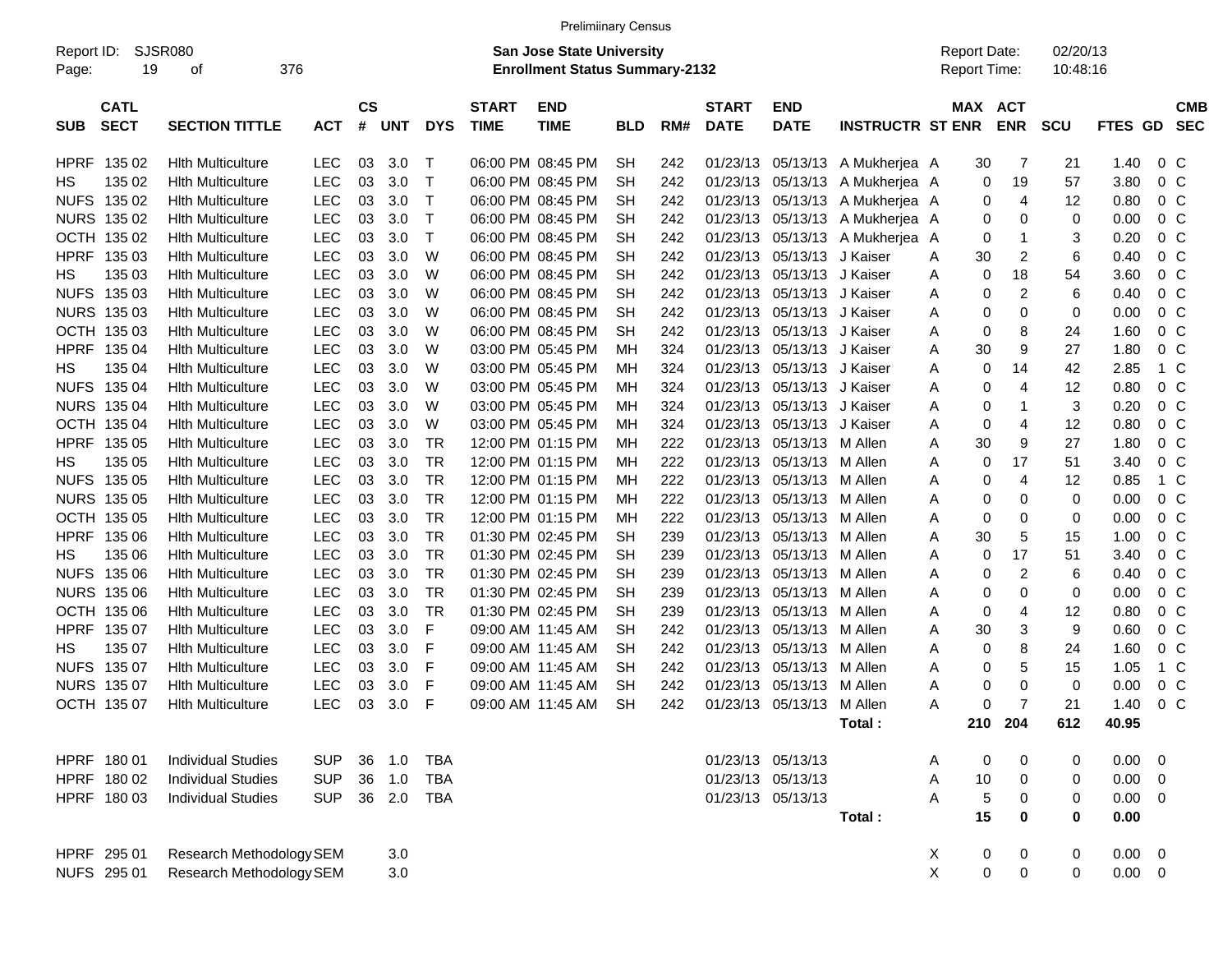Preliminary Census

Report ID: SJSR080

**San Jose State University**
**Enrollment Status Summary-2132**

Report Date: 02/20/13
Report Time: 10:48:16

| SUB | CATL SECT | SECTION TITTLE | ACT | CS # | UNT | DYS | START TIME | END TIME | BLD | RM# | START DATE | END DATE | INSTRUCTR | ST | MAX ENR | ACT ENR | SCU | FTES | GD | CMB SEC |
|---|---|---|---|---|---|---|---|---|---|---|---|---|---|---|---|---|---|---|---|---|
| HPRF | 135 02 | Hlth Multiculture | LEC | 03 | 3.0 | T | 06:00 PM | 08:45 PM | SH | 242 | 01/23/13 | 05/13/13 | A Mukherjea | A | 30 | 7 | 21 | 1.40 | 0 | C |
| HS | 135 02 | Hlth Multiculture | LEC | 03 | 3.0 | T | 06:00 PM | 08:45 PM | SH | 242 | 01/23/13 | 05/13/13 | A Mukherjea | A | 0 | 19 | 57 | 3.80 | 0 | C |
| NUFS | 135 02 | Hlth Multiculture | LEC | 03 | 3.0 | T | 06:00 PM | 08:45 PM | SH | 242 | 01/23/13 | 05/13/13 | A Mukherjea | A | 0 | 4 | 12 | 0.80 | 0 | C |
| NURS | 135 02 | Hlth Multiculture | LEC | 03 | 3.0 | T | 06:00 PM | 08:45 PM | SH | 242 | 01/23/13 | 05/13/13 | A Mukherjea | A | 0 | 0 | 0 | 0.00 | 0 | C |
| OCTH | 135 02 | Hlth Multiculture | LEC | 03 | 3.0 | T | 06:00 PM | 08:45 PM | SH | 242 | 01/23/13 | 05/13/13 | A Mukherjea | A | 0 | 1 | 3 | 0.20 | 0 | C |
| HPRF | 135 03 | Hlth Multiculture | LEC | 03 | 3.0 | W | 06:00 PM | 08:45 PM | SH | 242 | 01/23/13 | 05/13/13 | J Kaiser | A | 30 | 2 | 6 | 0.40 | 0 | C |
| HS | 135 03 | Hlth Multiculture | LEC | 03 | 3.0 | W | 06:00 PM | 08:45 PM | SH | 242 | 01/23/13 | 05/13/13 | J Kaiser | A | 0 | 18 | 54 | 3.60 | 0 | C |
| NUFS | 135 03 | Hlth Multiculture | LEC | 03 | 3.0 | W | 06:00 PM | 08:45 PM | SH | 242 | 01/23/13 | 05/13/13 | J Kaiser | A | 0 | 2 | 6 | 0.40 | 0 | C |
| NURS | 135 03 | Hlth Multiculture | LEC | 03 | 3.0 | W | 06:00 PM | 08:45 PM | SH | 242 | 01/23/13 | 05/13/13 | J Kaiser | A | 0 | 0 | 0 | 0.00 | 0 | C |
| OCTH | 135 03 | Hlth Multiculture | LEC | 03 | 3.0 | W | 06:00 PM | 08:45 PM | SH | 242 | 01/23/13 | 05/13/13 | J Kaiser | A | 0 | 8 | 24 | 1.60 | 0 | C |
| HPRF | 135 04 | Hlth Multiculture | LEC | 03 | 3.0 | W | 03:00 PM | 05:45 PM | MH | 324 | 01/23/13 | 05/13/13 | J Kaiser | A | 30 | 9 | 27 | 1.80 | 0 | C |
| HS | 135 04 | Hlth Multiculture | LEC | 03 | 3.0 | W | 03:00 PM | 05:45 PM | MH | 324 | 01/23/13 | 05/13/13 | J Kaiser | A | 0 | 14 | 42 | 2.85 | 1 | C |
| NUFS | 135 04 | Hlth Multiculture | LEC | 03 | 3.0 | W | 03:00 PM | 05:45 PM | MH | 324 | 01/23/13 | 05/13/13 | J Kaiser | A | 0 | 4 | 12 | 0.80 | 0 | C |
| NURS | 135 04 | Hlth Multiculture | LEC | 03 | 3.0 | W | 03:00 PM | 05:45 PM | MH | 324 | 01/23/13 | 05/13/13 | J Kaiser | A | 0 | 1 | 3 | 0.20 | 0 | C |
| OCTH | 135 04 | Hlth Multiculture | LEC | 03 | 3.0 | W | 03:00 PM | 05:45 PM | MH | 324 | 01/23/13 | 05/13/13 | J Kaiser | A | 0 | 4 | 12 | 0.80 | 0 | C |
| HPRF | 135 05 | Hlth Multiculture | LEC | 03 | 3.0 | TR | 12:00 PM | 01:15 PM | MH | 222 | 01/23/13 | 05/13/13 | M Allen | A | 30 | 9 | 27 | 1.80 | 0 | C |
| HS | 135 05 | Hlth Multiculture | LEC | 03 | 3.0 | TR | 12:00 PM | 01:15 PM | MH | 222 | 01/23/13 | 05/13/13 | M Allen | A | 0 | 17 | 51 | 3.40 | 0 | C |
| NUFS | 135 05 | Hlth Multiculture | LEC | 03 | 3.0 | TR | 12:00 PM | 01:15 PM | MH | 222 | 01/23/13 | 05/13/13 | M Allen | A | 0 | 4 | 12 | 0.85 | 1 | C |
| NURS | 135 05 | Hlth Multiculture | LEC | 03 | 3.0 | TR | 12:00 PM | 01:15 PM | MH | 222 | 01/23/13 | 05/13/13 | M Allen | A | 0 | 0 | 0 | 0.00 | 0 | C |
| OCTH | 135 05 | Hlth Multiculture | LEC | 03 | 3.0 | TR | 12:00 PM | 01:15 PM | MH | 222 | 01/23/13 | 05/13/13 | M Allen | A | 0 | 0 | 0 | 0.00 | 0 | C |
| HPRF | 135 06 | Hlth Multiculture | LEC | 03 | 3.0 | TR | 01:30 PM | 02:45 PM | SH | 239 | 01/23/13 | 05/13/13 | M Allen | A | 30 | 5 | 15 | 1.00 | 0 | C |
| HS | 135 06 | Hlth Multiculture | LEC | 03 | 3.0 | TR | 01:30 PM | 02:45 PM | SH | 239 | 01/23/13 | 05/13/13 | M Allen | A | 0 | 17 | 51 | 3.40 | 0 | C |
| NUFS | 135 06 | Hlth Multiculture | LEC | 03 | 3.0 | TR | 01:30 PM | 02:45 PM | SH | 239 | 01/23/13 | 05/13/13 | M Allen | A | 0 | 2 | 6 | 0.40 | 0 | C |
| NURS | 135 06 | Hlth Multiculture | LEC | 03 | 3.0 | TR | 01:30 PM | 02:45 PM | SH | 239 | 01/23/13 | 05/13/13 | M Allen | A | 0 | 0 | 0 | 0.00 | 0 | C |
| OCTH | 135 06 | Hlth Multiculture | LEC | 03 | 3.0 | TR | 01:30 PM | 02:45 PM | SH | 239 | 01/23/13 | 05/13/13 | M Allen | A | 0 | 4 | 12 | 0.80 | 0 | C |
| HPRF | 135 07 | Hlth Multiculture | LEC | 03 | 3.0 | F | 09:00 AM | 11:45 AM | SH | 242 | 01/23/13 | 05/13/13 | M Allen | A | 30 | 3 | 9 | 0.60 | 0 | C |
| HS | 135 07 | Hlth Multiculture | LEC | 03 | 3.0 | F | 09:00 AM | 11:45 AM | SH | 242 | 01/23/13 | 05/13/13 | M Allen | A | 0 | 8 | 24 | 1.60 | 0 | C |
| NUFS | 135 07 | Hlth Multiculture | LEC | 03 | 3.0 | F | 09:00 AM | 11:45 AM | SH | 242 | 01/23/13 | 05/13/13 | M Allen | A | 0 | 5 | 15 | 1.05 | 1 | C |
| NURS | 135 07 | Hlth Multiculture | LEC | 03 | 3.0 | F | 09:00 AM | 11:45 AM | SH | 242 | 01/23/13 | 05/13/13 | M Allen | A | 0 | 0 | 0 | 0.00 | 0 | C |
| OCTH | 135 07 | Hlth Multiculture | LEC | 03 | 3.0 | F | 09:00 AM | 11:45 AM | SH | 242 | 01/23/13 | 05/13/13 | M Allen | A | 0 | 7 | 21 | 1.40 | 0 | C |
| | | | | | | | | | | | | | **Total :** | | **210** | **204** | **612** | **40.95** | | |
| HPRF | 180 01 | Individual Studies | SUP | 36 | 1.0 | TBA | | | | | 01/23/13 | 05/13/13 | | A | 0 | 0 | 0 | 0.00 | 0 | |
| HPRF | 180 02 | Individual Studies | SUP | 36 | 1.0 | TBA | | | | | 01/23/13 | 05/13/13 | | A | 10 | 0 | 0 | 0.00 | 0 | |
| HPRF | 180 03 | Individual Studies | SUP | 36 | 2.0 | TBA | | | | | 01/23/13 | 05/13/13 | | A | 5 | 0 | 0 | 0.00 | 0 | |
| | | | | | | | | | | | | | **Total :** | | **15** | **0** | **0** | **0.00** | | |
| HPRF | 295 01 | Research Methodology | SEM | | 3.0 | | | | | | | | | X | 0 | 0 | 0 | 0.00 | 0 | |
| NUFS | 295 01 | Research Methodology | SEM | | 3.0 | | | | | | | | | X | 0 | 0 | 0 | 0.00 | 0 | |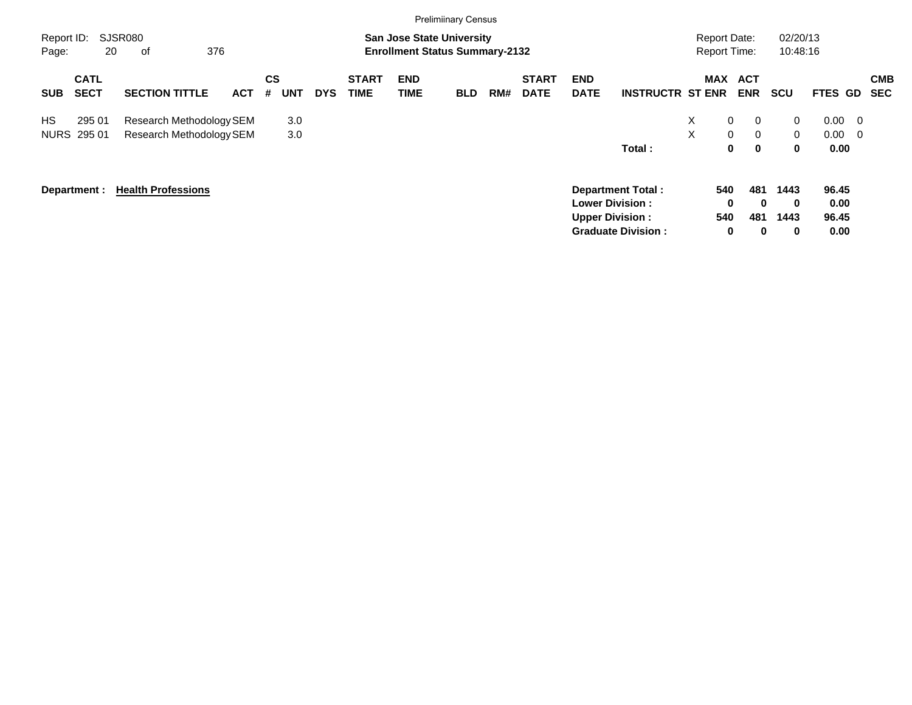Prelimiinary Census

Report ID: SJSR080

**San Jose State University**
**Enrollment Status Summary-2132**

Report Date: 02/20/13
Report Time: 10:48:16

| SUB | CATL SECT | SECTION TITTLE | ACT | CS # | UNT | DYS | START TIME | END TIME | BLD | RM# | START DATE | END DATE | INSTRUCTR | ST | MAX ENR | ACT ENR | SCU | FTES | GD | CMB SEC |
|---|---|---|---|---|---|---|---|---|---|---|---|---|---|---|---|---|---|---|---|---|
| HS | 295 01 | Research Methodology | SEM | | 3.0 | | | | | | | | | X | 0 | 0 | 0 | 0.00 | 0 | |
| NURS | 295 01 | Research Methodology | SEM | | 3.0 | | | | | | | | | X | 0 | 0 | 0 | 0.00 | 0 | |
| | | | | | | | | | | | | | **Total :** | | **0** | **0** | **0** | **0.00** | | |

**Department : Health Professions**

| | MAX ENR | ACT ENR | SCU | FTES |
|---|---|---|---|---|
| **Department Total :** | **540** | **481** | **1443** | **96.45** |
| **Lower Division :** | **0** | **0** | **0** | **0.00** |
| **Upper Division :** | **540** | **481** | **1443** | **96.45** |
| **Graduate Division :** | **0** | **0** | **0** | **0.00** |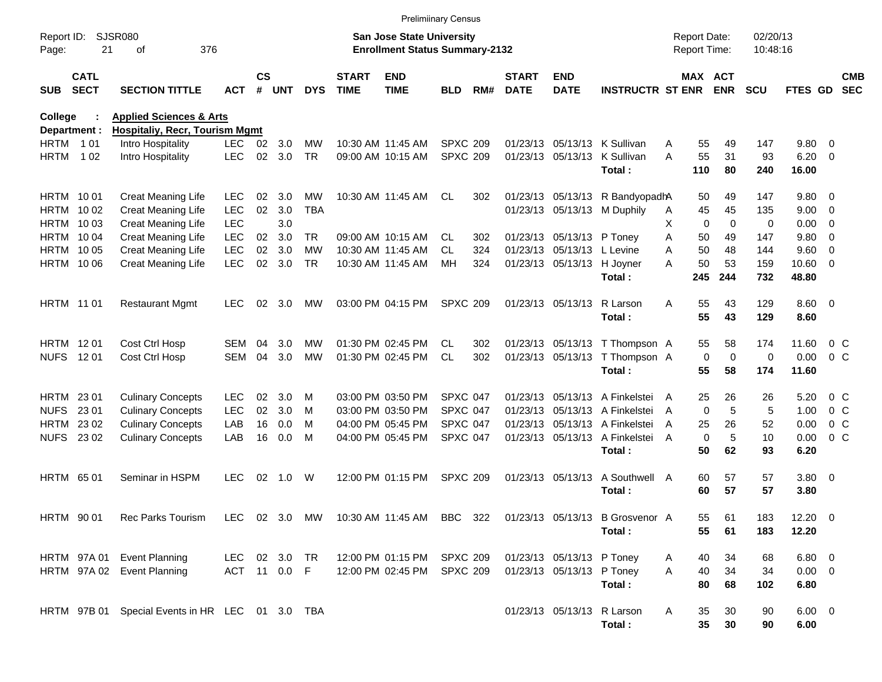Preliminary Census

Report ID: SJSR080
Page: 21 of 376

**San Jose State University**
**Enrollment Status Summary-2132**

Report Date: 02/20/13
Report Time: 10:48:16

**College : Applied Sciences & Arts**
**Department : Hospitaliy, Recr, Tourism Mgmt**

| SUB | CATL SECT | SECTION TITTLE | ACT | CS # | UNT | DYS | START TIME | END TIME | BLD | RM# | START DATE | END DATE | INSTRUCTR | ST | MAX ENR | ACT ENR | SCU | FTES | GD | CMB SEC |
|---|---|---|---|---|---|---|---|---|---|---|---|---|---|---|---|---|---|---|---|---|
| HRTM | 1 01 | Intro Hospitality | LEC | 02 | 3.0 | MW | 10:30 AM | 11:45 AM | SPXC | 209 | 01/23/13 | 05/13/13 | K Sullivan | A | 55 | 49 | 147 | 9.80 | 0 | |
| HRTM | 1 02 | Intro Hospitality | LEC | 02 | 3.0 | TR | 09:00 AM | 10:15 AM | SPXC | 209 | 01/23/13 | 05/13/13 | K Sullivan | A | 55 | 31 | 93 | 6.20 | 0 | |
| | | | | | | | | | | | | | **Total :** | | **110** | **80** | **240** | **16.00** | | |
| HRTM | 10 01 | Creat Meaning Life | LEC | 02 | 3.0 | MW | 10:30 AM | 11:45 AM | CL | 302 | 01/23/13 | 05/13/13 | R Bandyopadh | A | 50 | 49 | 147 | 9.80 | 0 | |
| HRTM | 10 02 | Creat Meaning Life | LEC | 02 | 3.0 | TBA | | | | | 01/23/13 | 05/13/13 | M Duphily | A | 45 | 45 | 135 | 9.00 | 0 | |
| HRTM | 10 03 | Creat Meaning Life | LEC | | 3.0 | | | | | | | | | X | 0 | 0 | 0 | 0.00 | 0 | |
| HRTM | 10 04 | Creat Meaning Life | LEC | 02 | 3.0 | TR | 09:00 AM | 10:15 AM | CL | 302 | 01/23/13 | 05/13/13 | P Toney | A | 50 | 49 | 147 | 9.80 | 0 | |
| HRTM | 10 05 | Creat Meaning Life | LEC | 02 | 3.0 | MW | 10:30 AM | 11:45 AM | CL | 324 | 01/23/13 | 05/13/13 | L Levine | A | 50 | 48 | 144 | 9.60 | 0 | |
| HRTM | 10 06 | Creat Meaning Life | LEC | 02 | 3.0 | TR | 10:30 AM | 11:45 AM | MH | 324 | 01/23/13 | 05/13/13 | H Joyner | A | 50 | 53 | 159 | 10.60 | 0 | |
| | | | | | | | | | | | | | **Total :** | | **245** | **244** | **732** | **48.80** | | |
| HRTM | 11 01 | Restaurant Mgmt | LEC | 02 | 3.0 | MW | 03:00 PM | 04:15 PM | SPXC | 209 | 01/23/13 | 05/13/13 | R Larson | A | 55 | 43 | 129 | 8.60 | 0 | |
| | | | | | | | | | | | | | **Total :** | | **55** | **43** | **129** | **8.60** | | |
| HRTM | 12 01 | Cost Ctrl Hosp | SEM | 04 | 3.0 | MW | 01:30 PM | 02:45 PM | CL | 302 | 01/23/13 | 05/13/13 | T Thompson | A | 55 | 58 | 174 | 11.60 | 0 | C |
| NUFS | 12 01 | Cost Ctrl Hosp | SEM | 04 | 3.0 | MW | 01:30 PM | 02:45 PM | CL | 302 | 01/23/13 | 05/13/13 | T Thompson | A | 0 | 0 | 0 | 0.00 | 0 | C |
| | | | | | | | | | | | | | **Total :** | | **55** | **58** | **174** | **11.60** | | |
| HRTM | 23 01 | Culinary Concepts | LEC | 02 | 3.0 | M | 03:00 PM | 03:50 PM | SPXC | 047 | 01/23/13 | 05/13/13 | A Finkelstei | A | 25 | 26 | 26 | 5.20 | 0 | C |
| NUFS | 23 01 | Culinary Concepts | LEC | 02 | 3.0 | M | 03:00 PM | 03:50 PM | SPXC | 047 | 01/23/13 | 05/13/13 | A Finkelstei | A | 0 | 5 | 5 | 1.00 | 0 | C |
| HRTM | 23 02 | Culinary Concepts | LAB | 16 | 0.0 | M | 04:00 PM | 05:45 PM | SPXC | 047 | 01/23/13 | 05/13/13 | A Finkelstei | A | 25 | 26 | 52 | 0.00 | 0 | C |
| NUFS | 23 02 | Culinary Concepts | LAB | 16 | 0.0 | M | 04:00 PM | 05:45 PM | SPXC | 047 | 01/23/13 | 05/13/13 | A Finkelstei | A | 0 | 5 | 10 | 0.00 | 0 | C |
| | | | | | | | | | | | | | **Total :** | | **50** | **62** | **93** | **6.20** | | |
| HRTM | 65 01 | Seminar in HSPM | LEC | 02 | 1.0 | W | 12:00 PM | 01:15 PM | SPXC | 209 | 01/23/13 | 05/13/13 | A Southwell | A | 60 | 57 | 57 | 3.80 | 0 | |
| | | | | | | | | | | | | | **Total :** | | **60** | **57** | **57** | **3.80** | | |
| HRTM | 90 01 | Rec Parks Tourism | LEC | 02 | 3.0 | MW | 10:30 AM | 11:45 AM | BBC | 322 | 01/23/13 | 05/13/13 | B Grosvenor | A | 55 | 61 | 183 | 12.20 | 0 | |
| | | | | | | | | | | | | | **Total :** | | **55** | **61** | **183** | **12.20** | | |
| HRTM | 97A 01 | Event Planning | LEC | 02 | 3.0 | TR | 12:00 PM | 01:15 PM | SPXC | 209 | 01/23/13 | 05/13/13 | P Toney | A | 40 | 34 | 68 | 6.80 | 0 | |
| HRTM | 97A 02 | Event Planning | ACT | 11 | 0.0 | F | 12:00 PM | 02:45 PM | SPXC | 209 | 01/23/13 | 05/13/13 | P Toney | A | 40 | 34 | 34 | 0.00 | 0 | |
| | | | | | | | | | | | | | **Total :** | | **80** | **68** | **102** | **6.80** | | |
| HRTM | 97B 01 | Special Events in HR | LEC | 01 | 3.0 | TBA | | | | | 01/23/13 | 05/13/13 | R Larson | A | 35 | 30 | 90 | 6.00 | 0 | |
| | | | | | | | | | | | | | **Total :** | | **35** | **30** | **90** | **6.00** | | |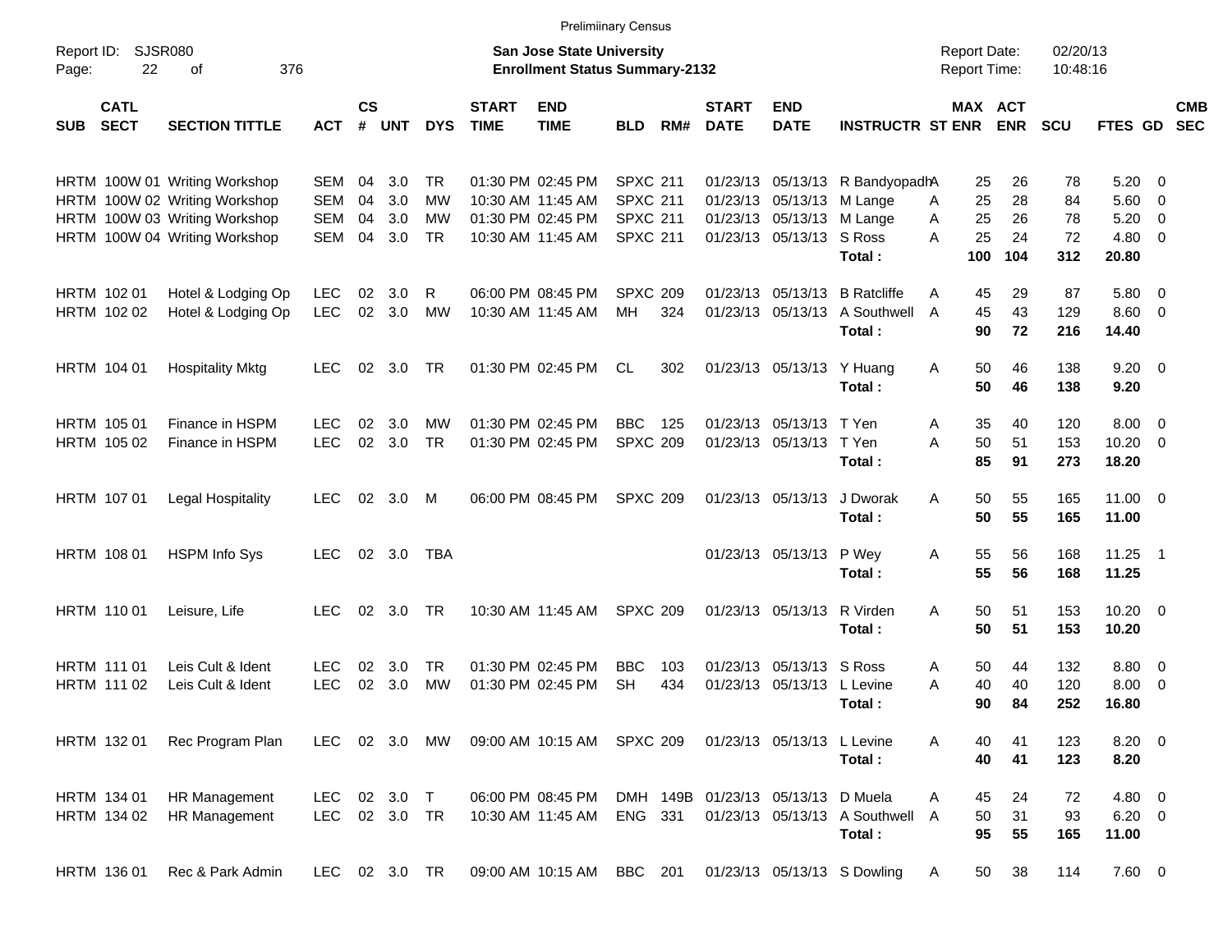Preliminary Census

Report ID: SJSR080

**San Jose State University**
**Enrollment Status Summary-2132**

Report Date: 02/20/13
Report Time: 10:48:16

| SUB | CATL SECT | SECTION TITTLE | ACT | CS # | UNT | DYS | START TIME | END TIME | BLD | RM# | START DATE | END DATE | INSTRUCTR | ST | MAX ENR | ACT ENR | SCU | FTES | GD | CMB SEC |
|---|---|---|---|---|---|---|---|---|---|---|---|---|---|---|---|---|---|---|---|---|
| HRTM | 100W 01 | Writing Workshop | SEM | 04 | 3.0 | TR | 01:30 PM | 02:45 PM | SPXC | 211 | 01/23/13 | 05/13/13 | R Bandyopadh | A | 25 | 26 | 78 | 5.20 | 0 | |
| HRTM | 100W 02 | Writing Workshop | SEM | 04 | 3.0 | MW | 10:30 AM | 11:45 AM | SPXC | 211 | 01/23/13 | 05/13/13 | M Lange | A | 25 | 28 | 84 | 5.60 | 0 | |
| HRTM | 100W 03 | Writing Workshop | SEM | 04 | 3.0 | MW | 01:30 PM | 02:45 PM | SPXC | 211 | 01/23/13 | 05/13/13 | M Lange | A | 25 | 26 | 78 | 5.20 | 0 | |
| HRTM | 100W 04 | Writing Workshop | SEM | 04 | 3.0 | TR | 10:30 AM | 11:45 AM | SPXC | 211 | 01/23/13 | 05/13/13 | S Ross | A | 25 | 24 | 72 | 4.80 | 0 | |
| | | | | | | | | | | | | | **Total :** | | **100** | **104** | **312** | **20.80** | | |
| HRTM | 102 01 | Hotel & Lodging Op | LEC | 02 | 3.0 | R | 06:00 PM | 08:45 PM | SPXC | 209 | 01/23/13 | 05/13/13 | B Ratcliffe | A | 45 | 29 | 87 | 5.80 | 0 | |
| HRTM | 102 02 | Hotel & Lodging Op | LEC | 02 | 3.0 | MW | 10:30 AM | 11:45 AM | MH | 324 | 01/23/13 | 05/13/13 | A Southwell | A | 45 | 43 | 129 | 8.60 | 0 | |
| | | | | | | | | | | | | | **Total :** | | **90** | **72** | **216** | **14.40** | | |
| HRTM | 104 01 | Hospitality Mktg | LEC | 02 | 3.0 | TR | 01:30 PM | 02:45 PM | CL | 302 | 01/23/13 | 05/13/13 | Y Huang | A | 50 | 46 | 138 | 9.20 | 0 | |
| | | | | | | | | | | | | | **Total :** | | **50** | **46** | **138** | **9.20** | | |
| HRTM | 105 01 | Finance in HSPM | LEC | 02 | 3.0 | MW | 01:30 PM | 02:45 PM | BBC | 125 | 01/23/13 | 05/13/13 | T Yen | A | 35 | 40 | 120 | 8.00 | 0 | |
| HRTM | 105 02 | Finance in HSPM | LEC | 02 | 3.0 | TR | 01:30 PM | 02:45 PM | SPXC | 209 | 01/23/13 | 05/13/13 | T Yen | A | 50 | 51 | 153 | 10.20 | 0 | |
| | | | | | | | | | | | | | **Total :** | | **85** | **91** | **273** | **18.20** | | |
| HRTM | 107 01 | Legal Hospitality | LEC | 02 | 3.0 | M | 06:00 PM | 08:45 PM | SPXC | 209 | 01/23/13 | 05/13/13 | J Dworak | A | 50 | 55 | 165 | 11.00 | 0 | |
| | | | | | | | | | | | | | **Total :** | | **50** | **55** | **165** | **11.00** | | |
| HRTM | 108 01 | HSPM Info Sys | LEC | 02 | 3.0 | TBA | | | | | 01/23/13 | 05/13/13 | P Wey | A | 55 | 56 | 168 | 11.25 | 1 | |
| | | | | | | | | | | | | | **Total :** | | **55** | **56** | **168** | **11.25** | | |
| HRTM | 110 01 | Leisure, Life | LEC | 02 | 3.0 | TR | 10:30 AM | 11:45 AM | SPXC | 209 | 01/23/13 | 05/13/13 | R Virden | A | 50 | 51 | 153 | 10.20 | 0 | |
| | | | | | | | | | | | | | **Total :** | | **50** | **51** | **153** | **10.20** | | |
| HRTM | 111 01 | Leis Cult & Ident | LEC | 02 | 3.0 | TR | 01:30 PM | 02:45 PM | BBC | 103 | 01/23/13 | 05/13/13 | S Ross | A | 50 | 44 | 132 | 8.80 | 0 | |
| HRTM | 111 02 | Leis Cult & Ident | LEC | 02 | 3.0 | MW | 01:30 PM | 02:45 PM | SH | 434 | 01/23/13 | 05/13/13 | L Levine | A | 40 | 40 | 120 | 8.00 | 0 | |
| | | | | | | | | | | | | | **Total :** | | **90** | **84** | **252** | **16.80** | | |
| HRTM | 132 01 | Rec Program Plan | LEC | 02 | 3.0 | MW | 09:00 AM | 10:15 AM | SPXC | 209 | 01/23/13 | 05/13/13 | L Levine | A | 40 | 41 | 123 | 8.20 | 0 | |
| | | | | | | | | | | | | | **Total :** | | **40** | **41** | **123** | **8.20** | | |
| HRTM | 134 01 | HR Management | LEC | 02 | 3.0 | T | 06:00 PM | 08:45 PM | DMH | 149B | 01/23/13 | 05/13/13 | D Muela | A | 45 | 24 | 72 | 4.80 | 0 | |
| HRTM | 134 02 | HR Management | LEC | 02 | 3.0 | TR | 10:30 AM | 11:45 AM | ENG | 331 | 01/23/13 | 05/13/13 | A Southwell | A | 50 | 31 | 93 | 6.20 | 0 | |
| | | | | | | | | | | | | | **Total :** | | **95** | **55** | **165** | **11.00** | | |
| HRTM | 136 01 | Rec & Park Admin | LEC | 02 | 3.0 | TR | 09:00 AM | 10:15 AM | BBC | 201 | 01/23/13 | 05/13/13 | S Dowling | A | 50 | 38 | 114 | 7.60 | 0 | |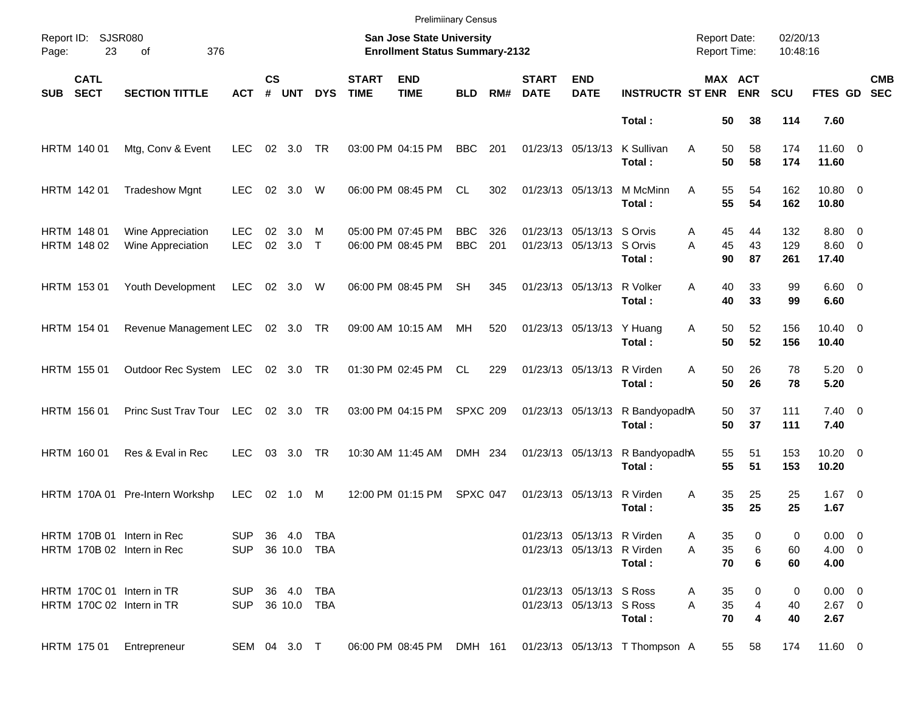Preliminary Census

Report ID: SJSR080

**San Jose State University**
**Enrollment Status Summary-2132**

Report Date: 02/20/13
Report Time: 10:48:16

| SUB | CATL SECT | SECTION TITTLE | ACT | CS # | UNT | DYS | START TIME | END TIME | BLD | RM# | START DATE | END DATE | INSTRUCTR | ST | MAX ENR | ACT ENR | SCU | FTES | GD | CMB SEC |
|---|---|---|---|---|---|---|---|---|---|---|---|---|---|---|---|---|---|---|---|---|
| | | | | | | | | | | | | | **Total :** | | **50** | **38** | **114** | **7.60** | | |
| HRTM | 140 01 | Mtg, Conv & Event | LEC | 02 | 3.0 | TR | 03:00 PM | 04:15 PM | BBC | 201 | 01/23/13 | 05/13/13 | K Sullivan | A | 50 | 58 | 174 | 11.60 | 0 | |
| | | | | | | | | | | | | | **Total :** | | **50** | **58** | **174** | **11.60** | | |
| HRTM | 142 01 | Tradeshow Mgnt | LEC | 02 | 3.0 | W | 06:00 PM | 08:45 PM | CL | 302 | 01/23/13 | 05/13/13 | M McMinn | A | 55 | 54 | 162 | 10.80 | 0 | |
| | | | | | | | | | | | | | **Total :** | | **55** | **54** | **162** | **10.80** | | |
| HRTM | 148 01 | Wine Appreciation | LEC | 02 | 3.0 | M | 05:00 PM | 07:45 PM | BBC | 326 | 01/23/13 | 05/13/13 | S Orvis | A | 45 | 44 | 132 | 8.80 | 0 | |
| HRTM | 148 02 | Wine Appreciation | LEC | 02 | 3.0 | T | 06:00 PM | 08:45 PM | BBC | 201 | 01/23/13 | 05/13/13 | S Orvis | A | 45 | 43 | 129 | 8.60 | 0 | |
| | | | | | | | | | | | | | **Total :** | | **90** | **87** | **261** | **17.40** | | |
| HRTM | 153 01 | Youth Development | LEC | 02 | 3.0 | W | 06:00 PM | 08:45 PM | SH | 345 | 01/23/13 | 05/13/13 | R Volker | A | 40 | 33 | 99 | 6.60 | 0 | |
| | | | | | | | | | | | | | **Total :** | | **40** | **33** | **99** | **6.60** | | |
| HRTM | 154 01 | Revenue Management | LEC | 02 | 3.0 | TR | 09:00 AM | 10:15 AM | MH | 520 | 01/23/13 | 05/13/13 | Y Huang | A | 50 | 52 | 156 | 10.40 | 0 | |
| | | | | | | | | | | | | | **Total :** | | **50** | **52** | **156** | **10.40** | | |
| HRTM | 155 01 | Outdoor Rec System | LEC | 02 | 3.0 | TR | 01:30 PM | 02:45 PM | CL | 229 | 01/23/13 | 05/13/13 | R Virden | A | 50 | 26 | 78 | 5.20 | 0 | |
| | | | | | | | | | | | | | **Total :** | | **50** | **26** | **78** | **5.20** | | |
| HRTM | 156 01 | Princ Sust Trav Tour | LEC | 02 | 3.0 | TR | 03:00 PM | 04:15 PM | SPXC | 209 | 01/23/13 | 05/13/13 | R Bandyopadh | A | 50 | 37 | 111 | 7.40 | 0 | |
| | | | | | | | | | | | | | **Total :** | | **50** | **37** | **111** | **7.40** | | |
| HRTM | 160 01 | Res & Eval in Rec | LEC | 03 | 3.0 | TR | 10:30 AM | 11:45 AM | DMH | 234 | 01/23/13 | 05/13/13 | R Bandyopadh | A | 55 | 51 | 153 | 10.20 | 0 | |
| | | | | | | | | | | | | | **Total :** | | **55** | **51** | **153** | **10.20** | | |
| HRTM | 170A 01 | Pre-Intern Workshp | LEC | 02 | 1.0 | M | 12:00 PM | 01:15 PM | SPXC | 047 | 01/23/13 | 05/13/13 | R Virden | A | 35 | 25 | 25 | 1.67 | 0 | |
| | | | | | | | | | | | | | **Total :** | | **35** | **25** | **25** | **1.67** | | |
| HRTM | 170B 01 | Intern in Rec | SUP | 36 | 4.0 | TBA | | | | | 01/23/13 | 05/13/13 | R Virden | A | 35 | 0 | 0 | 0.00 | 0 | |
| HRTM | 170B 02 | Intern in Rec | SUP | 36 | 10.0 | TBA | | | | | 01/23/13 | 05/13/13 | R Virden | A | 35 | 6 | 60 | 4.00 | 0 | |
| | | | | | | | | | | | | | **Total :** | | **70** | **6** | **60** | **4.00** | | |
| HRTM | 170C 01 | Intern in TR | SUP | 36 | 4.0 | TBA | | | | | 01/23/13 | 05/13/13 | S Ross | A | 35 | 0 | 0 | 0.00 | 0 | |
| HRTM | 170C 02 | Intern in TR | SUP | 36 | 10.0 | TBA | | | | | 01/23/13 | 05/13/13 | S Ross | A | 35 | 4 | 40 | 2.67 | 0 | |
| | | | | | | | | | | | | | **Total :** | | **70** | **4** | **40** | **2.67** | | |
| HRTM | 175 01 | Entrepreneur | SEM | 04 | 3.0 | T | 06:00 PM | 08:45 PM | DMH | 161 | 01/23/13 | 05/13/13 | T Thompson | A | 55 | 58 | 174 | 11.60 | 0 | |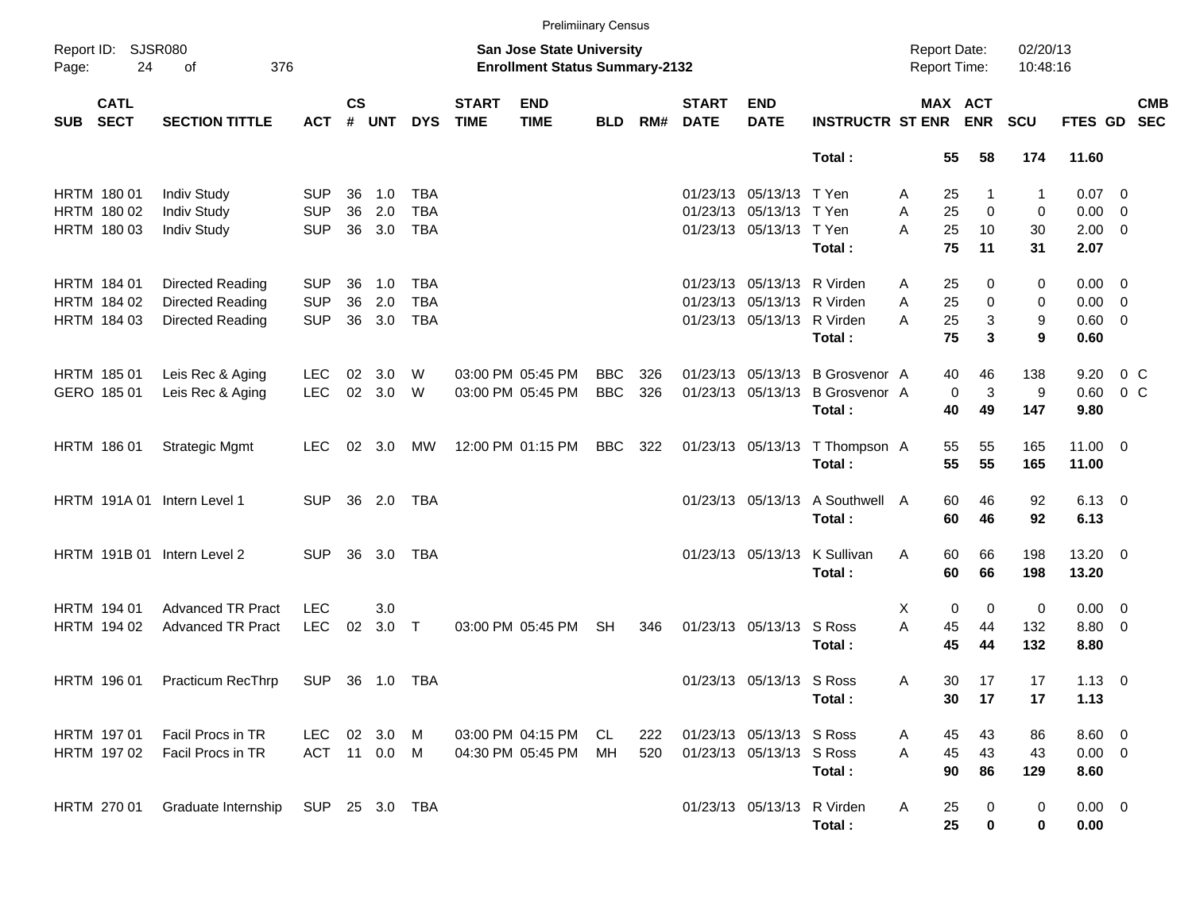Preliminary Census

Report ID: SJSR080

**San Jose State University**
**Enrollment Status Summary-2132**

Report Date: 02/20/13
Report Time: 10:48:16

| SUB | CATL SECT | SECTION TITTLE | ACT | CS # | UNT | DYS | START TIME | END TIME | BLD | RM# | START DATE | END DATE | INSTRUCTR | ST | MAX ENR | ACT ENR | SCU | FTES | GD | CMB SEC |
|---|---|---|---|---|---|---|---|---|---|---|---|---|---|---|---|---|---|---|---|---|
| | | | | | | | | | | | | | **Total :** | | **55** | **58** | **174** | **11.60** | | |
| HRTM | 180 01 | Indiv Study | SUP | 36 | 1.0 | TBA | | | | | 01/23/13 | 05/13/13 | T Yen | A | 25 | 1 | 1 | 0.07 | 0 | |
| HRTM | 180 02 | Indiv Study | SUP | 36 | 2.0 | TBA | | | | | 01/23/13 | 05/13/13 | T Yen | A | 25 | 0 | 0 | 0.00 | 0 | |
| HRTM | 180 03 | Indiv Study | SUP | 36 | 3.0 | TBA | | | | | 01/23/13 | 05/13/13 | T Yen | A | 25 | 10 | 30 | 2.00 | 0 | |
| | | | | | | | | | | | | | **Total :** | | **75** | **11** | **31** | **2.07** | | |
| HRTM | 184 01 | Directed Reading | SUP | 36 | 1.0 | TBA | | | | | 01/23/13 | 05/13/13 | R Virden | A | 25 | 0 | 0 | 0.00 | 0 | |
| HRTM | 184 02 | Directed Reading | SUP | 36 | 2.0 | TBA | | | | | 01/23/13 | 05/13/13 | R Virden | A | 25 | 0 | 0 | 0.00 | 0 | |
| HRTM | 184 03 | Directed Reading | SUP | 36 | 3.0 | TBA | | | | | 01/23/13 | 05/13/13 | R Virden | A | 25 | 3 | 9 | 0.60 | 0 | |
| | | | | | | | | | | | | | **Total :** | | **75** | **3** | **9** | **0.60** | | |
| HRTM | 185 01 | Leis Rec & Aging | LEC | 02 | 3.0 | W | 03:00 PM | 05:45 PM | BBC | 326 | 01/23/13 | 05/13/13 | B Grosvenor | A | 40 | 46 | 138 | 9.20 | 0 | C |
| GERO | 185 01 | Leis Rec & Aging | LEC | 02 | 3.0 | W | 03:00 PM | 05:45 PM | BBC | 326 | 01/23/13 | 05/13/13 | B Grosvenor | A | 0 | 3 | 9 | 0.60 | 0 | C |
| | | | | | | | | | | | | | **Total :** | | **40** | **49** | **147** | **9.80** | | |
| HRTM | 186 01 | Strategic Mgmt | LEC | 02 | 3.0 | MW | 12:00 PM | 01:15 PM | BBC | 322 | 01/23/13 | 05/13/13 | T Thompson | A | 55 | 55 | 165 | 11.00 | 0 | |
| | | | | | | | | | | | | | **Total :** | | **55** | **55** | **165** | **11.00** | | |
| HRTM | 191A 01 | Intern Level 1 | SUP | 36 | 2.0 | TBA | | | | | 01/23/13 | 05/13/13 | A Southwell | A | 60 | 46 | 92 | 6.13 | 0 | |
| | | | | | | | | | | | | | **Total :** | | **60** | **46** | **92** | **6.13** | | |
| HRTM | 191B 01 | Intern Level 2 | SUP | 36 | 3.0 | TBA | | | | | 01/23/13 | 05/13/13 | K Sullivan | A | 60 | 66 | 198 | 13.20 | 0 | |
| | | | | | | | | | | | | | **Total :** | | **60** | **66** | **198** | **13.20** | | |
| HRTM | 194 01 | Advanced TR Pract | LEC | | 3.0 | | | | | | | | | X | 0 | 0 | 0 | 0.00 | 0 | |
| HRTM | 194 02 | Advanced TR Pract | LEC | 02 | 3.0 | T | 03:00 PM | 05:45 PM | SH | 346 | 01/23/13 | 05/13/13 | S Ross | A | 45 | 44 | 132 | 8.80 | 0 | |
| | | | | | | | | | | | | | **Total :** | | **45** | **44** | **132** | **8.80** | | |
| HRTM | 196 01 | Practicum RecThrp | SUP | 36 | 1.0 | TBA | | | | | 01/23/13 | 05/13/13 | S Ross | A | 30 | 17 | 17 | 1.13 | 0 | |
| | | | | | | | | | | | | | **Total :** | | **30** | **17** | **17** | **1.13** | | |
| HRTM | 197 01 | Facil Procs in TR | LEC | 02 | 3.0 | M | 03:00 PM | 04:15 PM | CL | 222 | 01/23/13 | 05/13/13 | S Ross | A | 45 | 43 | 86 | 8.60 | 0 | |
| HRTM | 197 02 | Facil Procs in TR | ACT | 11 | 0.0 | M | 04:30 PM | 05:45 PM | MH | 520 | 01/23/13 | 05/13/13 | S Ross | A | 45 | 43 | 43 | 0.00 | 0 | |
| | | | | | | | | | | | | | **Total :** | | **90** | **86** | **129** | **8.60** | | |
| HRTM | 270 01 | Graduate Internship | SUP | 25 | 3.0 | TBA | | | | | 01/23/13 | 05/13/13 | R Virden | A | 25 | 0 | 0 | 0.00 | 0 | |
| | | | | | | | | | | | | | **Total :** | | **25** | **0** | **0** | **0.00** | | |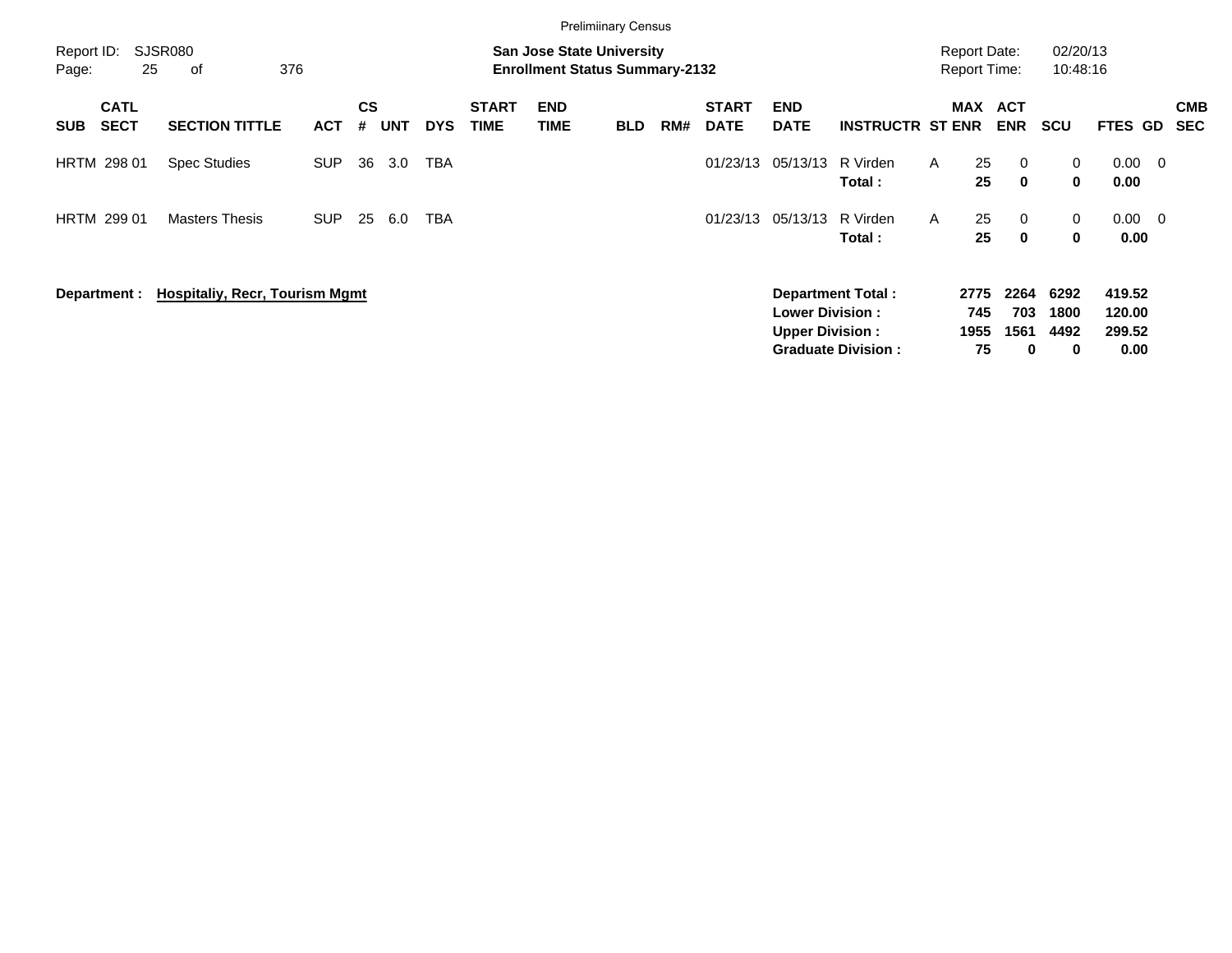Prelimiinary Census

Report ID: SJSR080
Page: 25 of 376

**San Jose State University**
**Enrollment Status Summary-2132**

Report Date: 02/20/13
Report Time: 10:48:16

| SUB | CATL SECT | SECTION TITTLE | ACT | CS # | UNT | DYS | START TIME | END TIME | BLD | RM# | START DATE | END DATE | INSTRUCTR | ST | MAX ENR | ACT ENR | SCU | FTES | GD | CMB SEC |
|---|---|---|---|---|---|---|---|---|---|---|---|---|---|---|---|---|---|---|---|---|
| HRTM | 298 01 | Spec Studies | SUP | 36 | 3.0 | TBA | | | | | 01/23/13 | 05/13/13 | R Virden | A | 25 | 0 | 0 | 0.00 | 0 | |
| | | | | | | | | | | | | | **Total :** | | **25** | **0** | **0** | **0.00** | | |
| HRTM | 299 01 | Masters Thesis | SUP | 25 | 6.0 | TBA | | | | | 01/23/13 | 05/13/13 | R Virden | A | 25 | 0 | 0 | 0.00 | 0 | |
| | | | | | | | | | | | | | **Total :** | | **25** | **0** | **0** | **0.00** | | |

**Department : Hospitaliy, Recr, Tourism Mgmt**

| | MAX ENR | ACT ENR | SCU | FTES |
|---|---|---|---|---|
| **Department Total :** | **2775** | **2264** | **6292** | **419.52** |
| **Lower Division :** | **745** | **703** | **1800** | **120.00** |
| **Upper Division :** | **1955** | **1561** | **4492** | **299.52** |
| **Graduate Division :** | **75** | **0** | **0** | **0.00** |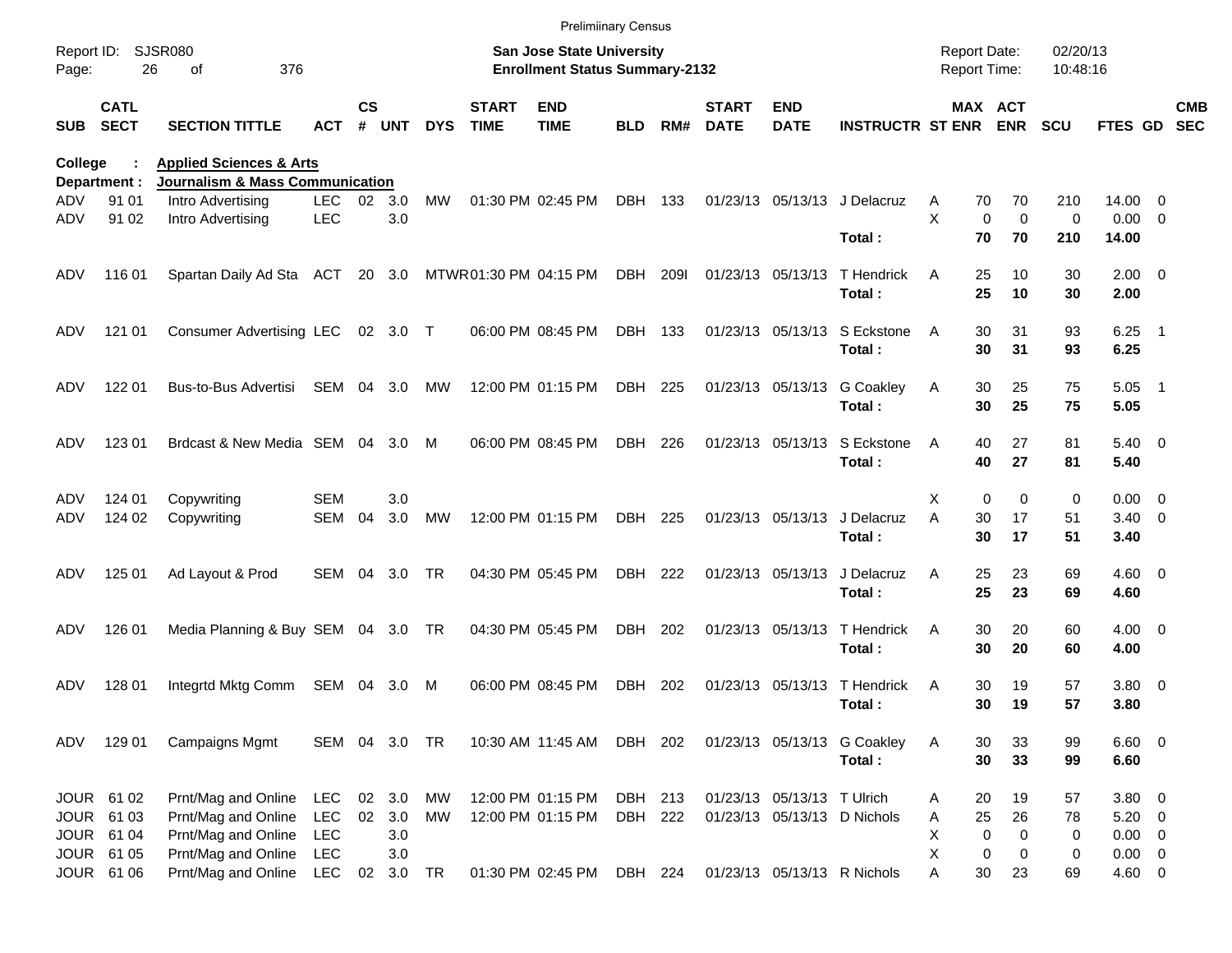Preliminary Census

Report ID: SJSR080
Page: 26 of 376

**San Jose State University**
**Enrollment Status Summary-2132**

Report Date: 02/20/13
Report Time: 10:48:16

**College : Applied Sciences & Arts**
**Department : Journalism & Mass Communication**

| SUB | CATL SECT | SECTION TITTLE | ACT | CS # | UNT | DYS | START TIME | END TIME | BLD | RM# | START DATE | END DATE | INSTRUCTR | ST | MAX ENR | ACT ENR | SCU | FTES | GD | CMB SEC |
|---|---|---|---|---|---|---|---|---|---|---|---|---|---|---|---|---|---|---|---|---|
| ADV | 91 01 | Intro Advertising | LEC | 02 | 3.0 | MW | 01:30 PM | 02:45 PM | DBH | 133 | 01/23/13 | 05/13/13 | J Delacruz | A | 70 | 70 | 210 | 14.00 | 0 | |
| ADV | 91 02 | Intro Advertising | LEC | | 3.0 | | | | | | | | | X | 0 | 0 | 0 | 0.00 | 0 | |
| | | | | | | | | | | | | | **Total :** | | **70** | **70** | **210** | **14.00** | | |
| ADV | 116 01 | Spartan Daily Ad Sta | ACT | 20 | 3.0 | MTWR | 01:30 PM | 04:15 PM | DBH | 209I | 01/23/13 | 05/13/13 | T Hendrick | A | 25 | 10 | 30 | 2.00 | 0 | |
| | | | | | | | | | | | | | **Total :** | | **25** | **10** | **30** | **2.00** | | |
| ADV | 121 01 | Consumer Advertising | LEC | 02 | 3.0 | T | 06:00 PM | 08:45 PM | DBH | 133 | 01/23/13 | 05/13/13 | S Eckstone | A | 30 | 31 | 93 | 6.25 | 1 | |
| | | | | | | | | | | | | | **Total :** | | **30** | **31** | **93** | **6.25** | | |
| ADV | 122 01 | Bus-to-Bus Advertisi | SEM | 04 | 3.0 | MW | 12:00 PM | 01:15 PM | DBH | 225 | 01/23/13 | 05/13/13 | G Coakley | A | 30 | 25 | 75 | 5.05 | 1 | |
| | | | | | | | | | | | | | **Total :** | | **30** | **25** | **75** | **5.05** | | |
| ADV | 123 01 | Brdcast & New Media | SEM | 04 | 3.0 | M | 06:00 PM | 08:45 PM | DBH | 226 | 01/23/13 | 05/13/13 | S Eckstone | A | 40 | 27 | 81 | 5.40 | 0 | |
| | | | | | | | | | | | | | **Total :** | | **40** | **27** | **81** | **5.40** | | |
| ADV | 124 01 | Copywriting | SEM | | 3.0 | | | | | | | | | X | 0 | 0 | 0 | 0.00 | 0 | |
| ADV | 124 02 | Copywriting | SEM | 04 | 3.0 | MW | 12:00 PM | 01:15 PM | DBH | 225 | 01/23/13 | 05/13/13 | J Delacruz | A | 30 | 17 | 51 | 3.40 | 0 | |
| | | | | | | | | | | | | | **Total :** | | **30** | **17** | **51** | **3.40** | | |
| ADV | 125 01 | Ad Layout & Prod | SEM | 04 | 3.0 | TR | 04:30 PM | 05:45 PM | DBH | 222 | 01/23/13 | 05/13/13 | J Delacruz | A | 25 | 23 | 69 | 4.60 | 0 | |
| | | | | | | | | | | | | | **Total :** | | **25** | **23** | **69** | **4.60** | | |
| ADV | 126 01 | Media Planning & Buy | SEM | 04 | 3.0 | TR | 04:30 PM | 05:45 PM | DBH | 202 | 01/23/13 | 05/13/13 | T Hendrick | A | 30 | 20 | 60 | 4.00 | 0 | |
| | | | | | | | | | | | | | **Total :** | | **30** | **20** | **60** | **4.00** | | |
| ADV | 128 01 | Integrtd Mktg Comm | SEM | 04 | 3.0 | M | 06:00 PM | 08:45 PM | DBH | 202 | 01/23/13 | 05/13/13 | T Hendrick | A | 30 | 19 | 57 | 3.80 | 0 | |
| | | | | | | | | | | | | | **Total :** | | **30** | **19** | **57** | **3.80** | | |
| ADV | 129 01 | Campaigns Mgmt | SEM | 04 | 3.0 | TR | 10:30 AM | 11:45 AM | DBH | 202 | 01/23/13 | 05/13/13 | G Coakley | A | 30 | 33 | 99 | 6.60 | 0 | |
| | | | | | | | | | | | | | **Total :** | | **30** | **33** | **99** | **6.60** | | |
| JOUR | 61 02 | Prnt/Mag and Online | LEC | 02 | 3.0 | MW | 12:00 PM | 01:15 PM | DBH | 213 | 01/23/13 | 05/13/13 | T Ulrich | A | 20 | 19 | 57 | 3.80 | 0 | |
| JOUR | 61 03 | Prnt/Mag and Online | LEC | 02 | 3.0 | MW | 12:00 PM | 01:15 PM | DBH | 222 | 01/23/13 | 05/13/13 | D Nichols | A | 25 | 26 | 78 | 5.20 | 0 | |
| JOUR | 61 04 | Prnt/Mag and Online | LEC | | 3.0 | | | | | | | | | X | 0 | 0 | 0 | 0.00 | 0 | |
| JOUR | 61 05 | Prnt/Mag and Online | LEC | | 3.0 | | | | | | | | | X | 0 | 0 | 0 | 0.00 | 0 | |
| JOUR | 61 06 | Prnt/Mag and Online | LEC | 02 | 3.0 | TR | 01:30 PM | 02:45 PM | DBH | 224 | 01/23/13 | 05/13/13 | R Nichols | A | 30 | 23 | 69 | 4.60 | 0 | |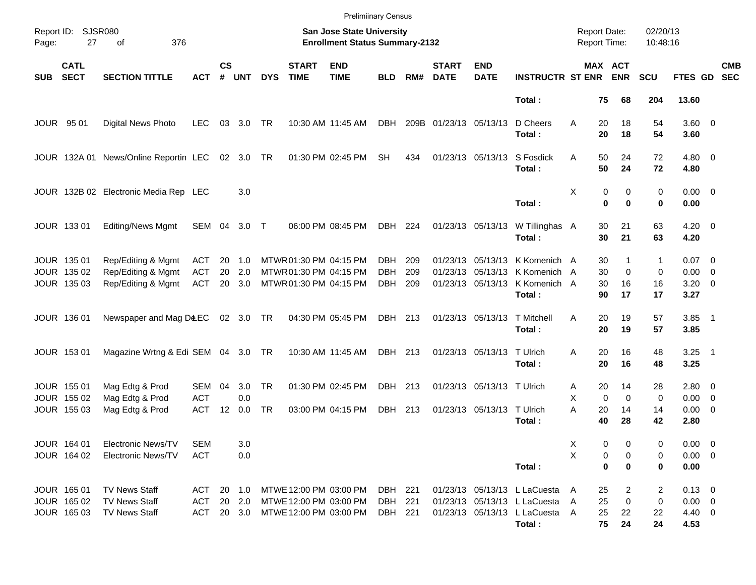Preliminary Census

Report ID: SJSR080

**San Jose State University**
**Enrollment Status Summary-2132**

Report Date: 02/20/13
Report Time: 10:48:16

| SUB | CATL SECT | SECTION TITTLE | ACT | CS # | UNT | DYS | START TIME | END TIME | BLD | RM# | START DATE | END DATE | INSTRUCTR | ST | MAX ENR | ACT ENR | SCU | FTES | GD | CMB SEC |
|---|---|---|---|---|---|---|---|---|---|---|---|---|---|---|---|---|---|---|---|---|
| | | | | | | | | | | | | | **Total :** | | **75** | **68** | **204** | **13.60** | | |
| JOUR | 95 01 | Digital News Photo | LEC | 03 | 3.0 | TR | 10:30 AM | 11:45 AM | DBH | 209B | 01/23/13 | 05/13/13 | D Cheers | A | 20 | 18 | 54 | 3.60 | 0 | |
| | | | | | | | | | | | | | **Total :** | | **20** | **18** | **54** | **3.60** | | |
| JOUR | 132A 01 | News/Online Reportin | LEC | 02 | 3.0 | TR | 01:30 PM | 02:45 PM | SH | 434 | 01/23/13 | 05/13/13 | S Fosdick | A | 50 | 24 | 72 | 4.80 | 0 | |
| | | | | | | | | | | | | | **Total :** | | **50** | **24** | **72** | **4.80** | | |
| JOUR | 132B 02 | Electronic Media Rep | LEC | | 3.0 | | | | | | | | | X | 0 | 0 | 0 | 0.00 | 0 | |
| | | | | | | | | | | | | | **Total :** | | **0** | **0** | **0** | **0.00** | | |
| JOUR | 133 01 | Editing/News Mgmt | SEM | 04 | 3.0 | T | 06:00 PM | 08:45 PM | DBH | 224 | 01/23/13 | 05/13/13 | W Tillinghas | A | 30 | 21 | 63 | 4.20 | 0 | |
| | | | | | | | | | | | | | **Total :** | | **30** | **21** | **63** | **4.20** | | |
| JOUR | 135 01 | Rep/Editing & Mgmt | ACT | 20 | 1.0 | MTWR | 01:30 PM | 04:15 PM | DBH | 209 | 01/23/13 | 05/13/13 | K Komenich | A | 30 | 1 | 1 | 0.07 | 0 | |
| JOUR | 135 02 | Rep/Editing & Mgmt | ACT | 20 | 2.0 | MTWR | 01:30 PM | 04:15 PM | DBH | 209 | 01/23/13 | 05/13/13 | K Komenich | A | 30 | 0 | 0 | 0.00 | 0 | |
| JOUR | 135 03 | Rep/Editing & Mgmt | ACT | 20 | 3.0 | MTWR | 01:30 PM | 04:15 PM | DBH | 209 | 01/23/13 | 05/13/13 | K Komenich | A | 30 | 16 | 16 | 3.20 | 0 | |
| | | | | | | | | | | | | | **Total :** | | **90** | **17** | **17** | **3.27** | | |
| JOUR | 136 01 | Newspaper and Mag De | LEC | 02 | 3.0 | TR | 04:30 PM | 05:45 PM | DBH | 213 | 01/23/13 | 05/13/13 | T Mitchell | A | 20 | 19 | 57 | 3.85 | 1 | |
| | | | | | | | | | | | | | **Total :** | | **20** | **19** | **57** | **3.85** | | |
| JOUR | 153 01 | Magazine Wrtng & Edi | SEM | 04 | 3.0 | TR | 10:30 AM | 11:45 AM | DBH | 213 | 01/23/13 | 05/13/13 | T Ulrich | A | 20 | 16 | 48 | 3.25 | 1 | |
| | | | | | | | | | | | | | **Total :** | | **20** | **16** | **48** | **3.25** | | |
| JOUR | 155 01 | Mag Edtg & Prod | SEM | 04 | 3.0 | TR | 01:30 PM | 02:45 PM | DBH | 213 | 01/23/13 | 05/13/13 | T Ulrich | A | 20 | 14 | 28 | 2.80 | 0 | |
| JOUR | 155 02 | Mag Edtg & Prod | ACT | | 0.0 | | | | | | | | | X | 0 | 0 | 0 | 0.00 | 0 | |
| JOUR | 155 03 | Mag Edtg & Prod | ACT | 12 | 0.0 | TR | 03:00 PM | 04:15 PM | DBH | 213 | 01/23/13 | 05/13/13 | T Ulrich | A | 20 | 14 | 14 | 0.00 | 0 | |
| | | | | | | | | | | | | | **Total :** | | **40** | **28** | **42** | **2.80** | | |
| JOUR | 164 01 | Electronic News/TV | SEM | | 3.0 | | | | | | | | | X | 0 | 0 | 0 | 0.00 | 0 | |
| JOUR | 164 02 | Electronic News/TV | ACT | | 0.0 | | | | | | | | | X | 0 | 0 | 0 | 0.00 | 0 | |
| | | | | | | | | | | | | | **Total :** | | **0** | **0** | **0** | **0.00** | | |
| JOUR | 165 01 | TV News Staff | ACT | 20 | 1.0 | MTWE | 12:00 PM | 03:00 PM | DBH | 221 | 01/23/13 | 05/13/13 | L LaCuesta | A | 25 | 2 | 2 | 0.13 | 0 | |
| JOUR | 165 02 | TV News Staff | ACT | 20 | 2.0 | MTWE | 12:00 PM | 03:00 PM | DBH | 221 | 01/23/13 | 05/13/13 | L LaCuesta | A | 25 | 0 | 0 | 0.00 | 0 | |
| JOUR | 165 03 | TV News Staff | ACT | 20 | 3.0 | MTWE | 12:00 PM | 03:00 PM | DBH | 221 | 01/23/13 | 05/13/13 | L LaCuesta | A | 25 | 22 | 22 | 4.40 | 0 | |
| | | | | | | | | | | | | | **Total :** | | **75** | **24** | **24** | **4.53** | | |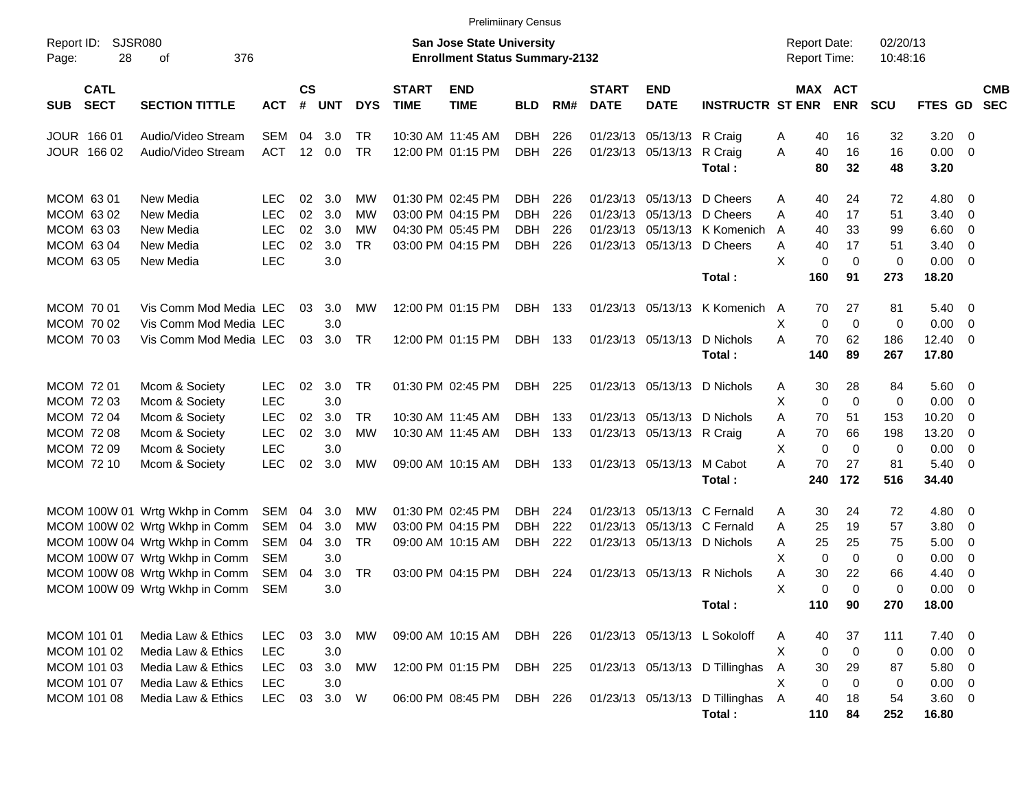Preliminary Census

Report ID: SJSR080

**San Jose State University**
**Enrollment Status Summary-2132**

Report Date: 02/20/13
Report Time: 10:48:16

| SUB | CATL SECT | SECTION TITTLE | ACT | CS # | UNT | DYS | START TIME | END TIME | BLD | RM# | START DATE | END DATE | INSTRUCTR | ST | MAX ENR | ACT ENR | SCU | FTES | GD | CMB SEC |
|---|---|---|---|---|---|---|---|---|---|---|---|---|---|---|---|---|---|---|---|---|
| JOUR | 166 01 | Audio/Video Stream | SEM | 04 | 3.0 | TR | 10:30 AM | 11:45 AM | DBH | 226 | 01/23/13 | 05/13/13 | R Craig | A | 40 | 16 | 32 | 3.20 | 0 | |
| JOUR | 166 02 | Audio/Video Stream | ACT | 12 | 0.0 | TR | 12:00 PM | 01:15 PM | DBH | 226 | 01/23/13 | 05/13/13 | R Craig | A | 40 | 16 | 16 | 0.00 | 0 | |
| | | | | | | | | | | | | | **Total :** | | **80** | **32** | **48** | **3.20** | | |
| MCOM | 63 01 | New Media | LEC | 02 | 3.0 | MW | 01:30 PM | 02:45 PM | DBH | 226 | 01/23/13 | 05/13/13 | D Cheers | A | 40 | 24 | 72 | 4.80 | 0 | |
| MCOM | 63 02 | New Media | LEC | 02 | 3.0 | MW | 03:00 PM | 04:15 PM | DBH | 226 | 01/23/13 | 05/13/13 | D Cheers | A | 40 | 17 | 51 | 3.40 | 0 | |
| MCOM | 63 03 | New Media | LEC | 02 | 3.0 | MW | 04:30 PM | 05:45 PM | DBH | 226 | 01/23/13 | 05/13/13 | K Komenich | A | 40 | 33 | 99 | 6.60 | 0 | |
| MCOM | 63 04 | New Media | LEC | 02 | 3.0 | TR | 03:00 PM | 04:15 PM | DBH | 226 | 01/23/13 | 05/13/13 | D Cheers | A | 40 | 17 | 51 | 3.40 | 0 | |
| MCOM | 63 05 | New Media | LEC | | 3.0 | | | | | | | | | X | 0 | 0 | 0 | 0.00 | 0 | |
| | | | | | | | | | | | | | **Total :** | | **160** | **91** | **273** | **18.20** | | |
| MCOM | 70 01 | Vis Comm Mod Media | LEC | 03 | 3.0 | MW | 12:00 PM | 01:15 PM | DBH | 133 | 01/23/13 | 05/13/13 | K Komenich | A | 70 | 27 | 81 | 5.40 | 0 | |
| MCOM | 70 02 | Vis Comm Mod Media | LEC | | 3.0 | | | | | | | | | X | 0 | 0 | 0 | 0.00 | 0 | |
| MCOM | 70 03 | Vis Comm Mod Media | LEC | 03 | 3.0 | TR | 12:00 PM | 01:15 PM | DBH | 133 | 01/23/13 | 05/13/13 | D Nichols | A | 70 | 62 | 186 | 12.40 | 0 | |
| | | | | | | | | | | | | | **Total :** | | **140** | **89** | **267** | **17.80** | | |
| MCOM | 72 01 | Mcom & Society | LEC | 02 | 3.0 | TR | 01:30 PM | 02:45 PM | DBH | 225 | 01/23/13 | 05/13/13 | D Nichols | A | 30 | 28 | 84 | 5.60 | 0 | |
| MCOM | 72 03 | Mcom & Society | LEC | | 3.0 | | | | | | | | | X | 0 | 0 | 0 | 0.00 | 0 | |
| MCOM | 72 04 | Mcom & Society | LEC | 02 | 3.0 | TR | 10:30 AM | 11:45 AM | DBH | 133 | 01/23/13 | 05/13/13 | D Nichols | A | 70 | 51 | 153 | 10.20 | 0 | |
| MCOM | 72 08 | Mcom & Society | LEC | 02 | 3.0 | MW | 10:30 AM | 11:45 AM | DBH | 133 | 01/23/13 | 05/13/13 | R Craig | A | 70 | 66 | 198 | 13.20 | 0 | |
| MCOM | 72 09 | Mcom & Society | LEC | | 3.0 | | | | | | | | | X | 0 | 0 | 0 | 0.00 | 0 | |
| MCOM | 72 10 | Mcom & Society | LEC | 02 | 3.0 | MW | 09:00 AM | 10:15 AM | DBH | 133 | 01/23/13 | 05/13/13 | M Cabot | A | 70 | 27 | 81 | 5.40 | 0 | |
| | | | | | | | | | | | | | **Total :** | | **240** | **172** | **516** | **34.40** | | |
| MCOM | 100W 01 | Wrtg Wkhp in Comm | SEM | 04 | 3.0 | MW | 01:30 PM | 02:45 PM | DBH | 224 | 01/23/13 | 05/13/13 | C Fernald | A | 30 | 24 | 72 | 4.80 | 0 | |
| MCOM | 100W 02 | Wrtg Wkhp in Comm | SEM | 04 | 3.0 | MW | 03:00 PM | 04:15 PM | DBH | 222 | 01/23/13 | 05/13/13 | C Fernald | A | 25 | 19 | 57 | 3.80 | 0 | |
| MCOM | 100W 04 | Wrtg Wkhp in Comm | SEM | 04 | 3.0 | TR | 09:00 AM | 10:15 AM | DBH | 222 | 01/23/13 | 05/13/13 | D Nichols | A | 25 | 25 | 75 | 5.00 | 0 | |
| MCOM | 100W 07 | Wrtg Wkhp in Comm | SEM | | 3.0 | | | | | | | | | X | 0 | 0 | 0 | 0.00 | 0 | |
| MCOM | 100W 08 | Wrtg Wkhp in Comm | SEM | 04 | 3.0 | TR | 03:00 PM | 04:15 PM | DBH | 224 | 01/23/13 | 05/13/13 | R Nichols | A | 30 | 22 | 66 | 4.40 | 0 | |
| MCOM | 100W 09 | Wrtg Wkhp in Comm | SEM | | 3.0 | | | | | | | | | X | 0 | 0 | 0 | 0.00 | 0 | |
| | | | | | | | | | | | | | **Total :** | | **110** | **90** | **270** | **18.00** | | |
| MCOM | 101 01 | Media Law & Ethics | LEC | 03 | 3.0 | MW | 09:00 AM | 10:15 AM | DBH | 226 | 01/23/13 | 05/13/13 | L Sokoloff | A | 40 | 37 | 111 | 7.40 | 0 | |
| MCOM | 101 02 | Media Law & Ethics | LEC | | 3.0 | | | | | | | | | X | 0 | 0 | 0 | 0.00 | 0 | |
| MCOM | 101 03 | Media Law & Ethics | LEC | 03 | 3.0 | MW | 12:00 PM | 01:15 PM | DBH | 225 | 01/23/13 | 05/13/13 | D Tillinghas | A | 30 | 29 | 87 | 5.80 | 0 | |
| MCOM | 101 07 | Media Law & Ethics | LEC | | 3.0 | | | | | | | | | X | 0 | 0 | 0 | 0.00 | 0 | |
| MCOM | 101 08 | Media Law & Ethics | LEC | 03 | 3.0 | W | 06:00 PM | 08:45 PM | DBH | 226 | 01/23/13 | 05/13/13 | D Tillinghas | A | 40 | 18 | 54 | 3.60 | 0 | |
| | | | | | | | | | | | | | **Total :** | | **110** | **84** | **252** | **16.80** | | |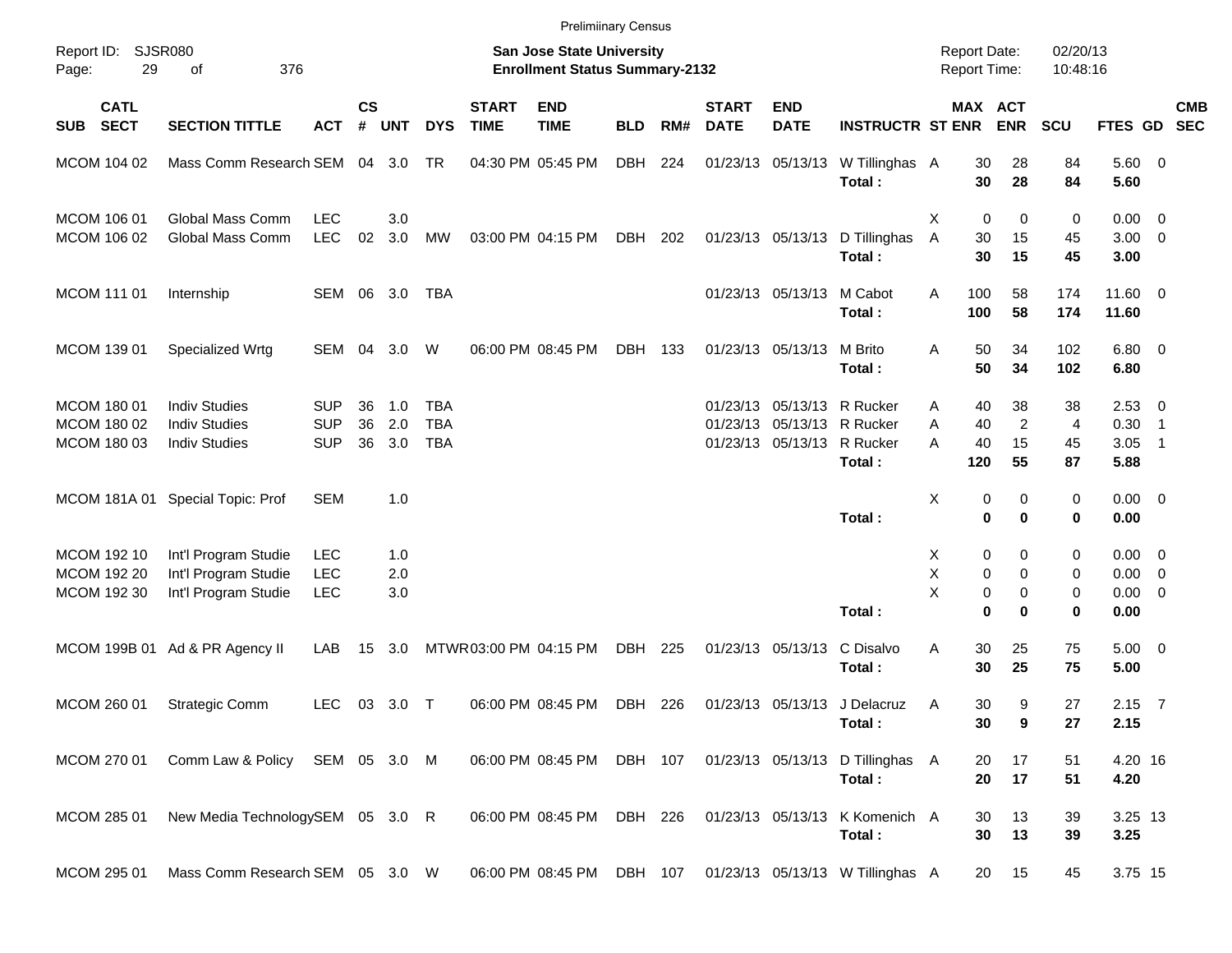Preliminary Census

Report ID: SJSR080

**San Jose State University**
**Enrollment Status Summary-2132**

Report Date: 02/20/13
Report Time: 10:48:16

| SUB | CATL SECT | SECTION TITTLE | ACT | CS # | UNT | DYS | START TIME | END TIME | BLD | RM# | START DATE | END DATE | INSTRUCTR | ST | MAX ENR | ACT ENR | SCU | FTES | GD | CMB SEC |
|---|---|---|---|---|---|---|---|---|---|---|---|---|---|---|---|---|---|---|---|---|
| MCOM | 104 02 | Mass Comm Research | SEM | 04 | 3.0 | TR | 04:30 PM | 05:45 PM | DBH | 224 | 01/23/13 | 05/13/13 | W Tillinghas | A | 30 | 28 | 84 | 5.60 | 0 | |
| | | | | | | | | | | | | | **Total :** | | **30** | **28** | **84** | **5.60** | | |
| MCOM | 106 01 | Global Mass Comm | LEC | | 3.0 | | | | | | | | | X | 0 | 0 | 0 | 0.00 | 0 | |
| MCOM | 106 02 | Global Mass Comm | LEC | 02 | 3.0 | MW | 03:00 PM | 04:15 PM | DBH | 202 | 01/23/13 | 05/13/13 | D Tillinghas | A | 30 | 15 | 45 | 3.00 | 0 | |
| | | | | | | | | | | | | | **Total :** | | **30** | **15** | **45** | **3.00** | | |
| MCOM | 111 01 | Internship | SEM | 06 | 3.0 | TBA | | | | | 01/23/13 | 05/13/13 | M Cabot | A | 100 | 58 | 174 | 11.60 | 0 | |
| | | | | | | | | | | | | | **Total :** | | **100** | **58** | **174** | **11.60** | | |
| MCOM | 139 01 | Specialized Wrtg | SEM | 04 | 3.0 | W | 06:00 PM | 08:45 PM | DBH | 133 | 01/23/13 | 05/13/13 | M Brito | A | 50 | 34 | 102 | 6.80 | 0 | |
| | | | | | | | | | | | | | **Total :** | | **50** | **34** | **102** | **6.80** | | |
| MCOM | 180 01 | Indiv Studies | SUP | 36 | 1.0 | TBA | | | | | 01/23/13 | 05/13/13 | R Rucker | A | 40 | 38 | 38 | 2.53 | 0 | |
| MCOM | 180 02 | Indiv Studies | SUP | 36 | 2.0 | TBA | | | | | 01/23/13 | 05/13/13 | R Rucker | A | 40 | 2 | 4 | 0.30 | 1 | |
| MCOM | 180 03 | Indiv Studies | SUP | 36 | 3.0 | TBA | | | | | 01/23/13 | 05/13/13 | R Rucker | A | 40 | 15 | 45 | 3.05 | 1 | |
| | | | | | | | | | | | | | **Total :** | | **120** | **55** | **87** | **5.88** | | |
| MCOM | 181A 01 | Special Topic: Prof | SEM | | 1.0 | | | | | | | | | X | 0 | 0 | 0 | 0.00 | 0 | |
| | | | | | | | | | | | | | **Total :** | | **0** | **0** | **0** | **0.00** | | |
| MCOM | 192 10 | Int'l Program Studie | LEC | | 1.0 | | | | | | | | | X | 0 | 0 | 0 | 0.00 | 0 | |
| MCOM | 192 20 | Int'l Program Studie | LEC | | 2.0 | | | | | | | | | X | 0 | 0 | 0 | 0.00 | 0 | |
| MCOM | 192 30 | Int'l Program Studie | LEC | | 3.0 | | | | | | | | | X | 0 | 0 | 0 | 0.00 | 0 | |
| | | | | | | | | | | | | | **Total :** | | **0** | **0** | **0** | **0.00** | | |
| MCOM | 199B 01 | Ad & PR Agency II | LAB | 15 | 3.0 | MTWR | 03:00 PM | 04:15 PM | DBH | 225 | 01/23/13 | 05/13/13 | C Disalvo | A | 30 | 25 | 75 | 5.00 | 0 | |
| | | | | | | | | | | | | | **Total :** | | **30** | **25** | **75** | **5.00** | | |
| MCOM | 260 01 | Strategic Comm | LEC | 03 | 3.0 | T | 06:00 PM | 08:45 PM | DBH | 226 | 01/23/13 | 05/13/13 | J Delacruz | A | 30 | 9 | 27 | 2.15 | 7 | |
| | | | | | | | | | | | | | **Total :** | | **30** | **9** | **27** | **2.15** | | |
| MCOM | 270 01 | Comm Law & Policy | SEM | 05 | 3.0 | M | 06:00 PM | 08:45 PM | DBH | 107 | 01/23/13 | 05/13/13 | D Tillinghas | A | 20 | 17 | 51 | 4.20 | 16 | |
| | | | | | | | | | | | | | **Total :** | | **20** | **17** | **51** | **4.20** | | |
| MCOM | 285 01 | New Media Technology | SEM | 05 | 3.0 | R | 06:00 PM | 08:45 PM | DBH | 226 | 01/23/13 | 05/13/13 | K Komenich | A | 30 | 13 | 39 | 3.25 | 13 | |
| | | | | | | | | | | | | | **Total :** | | **30** | **13** | **39** | **3.25** | | |
| MCOM | 295 01 | Mass Comm Research | SEM | 05 | 3.0 | W | 06:00 PM | 08:45 PM | DBH | 107 | 01/23/13 | 05/13/13 | W Tillinghas | A | 20 | 15 | 45 | 3.75 | 15 | |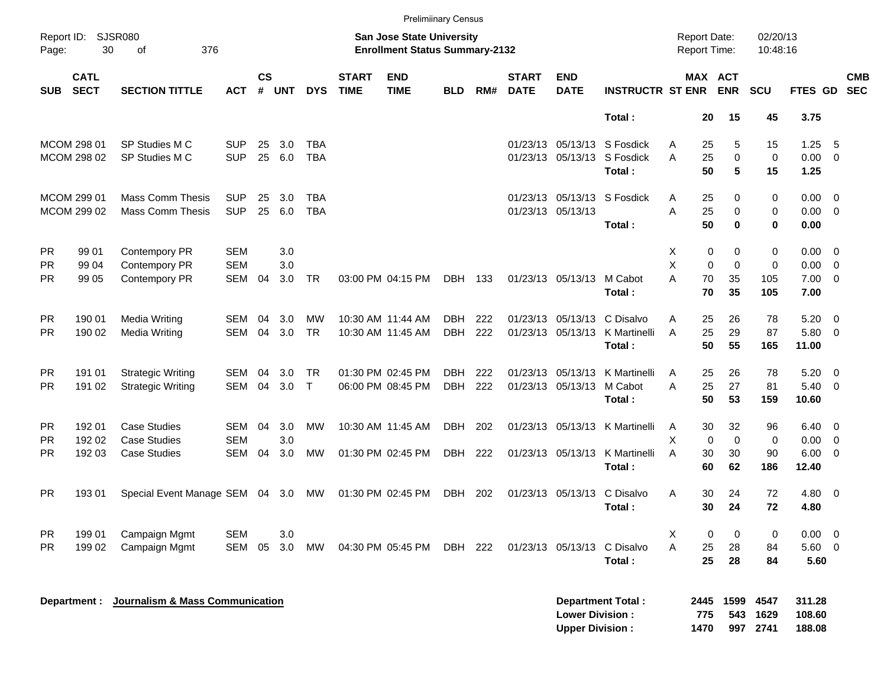Preliminary Census

Report ID: SJSR080

**San Jose State University**
**Enrollment Status Summary-2132**

Report Date: 02/20/13
Report Time: 10:48:16

| SUB | CATL SECT | SECTION TITTLE | ACT | CS # | UNT | DYS | START TIME | END TIME | BLD | RM# | START DATE | END DATE | INSTRUCTR | ST | MAX ENR | ACT ENR | SCU | FTES | GD | CMB SEC |
|---|---|---|---|---|---|---|---|---|---|---|---|---|---|---|---|---|---|---|---|---|
| | | | | | | | | | | | | | **Total :** | | **20** | **15** | **45** | **3.75** | | |
| MCOM | 298 01 | SP Studies M C | SUP | 25 | 3.0 | TBA | | | | | 01/23/13 | 05/13/13 | S Fosdick | A | 25 | 5 | 15 | 1.25 | 5 | |
| MCOM | 298 02 | SP Studies M C | SUP | 25 | 6.0 | TBA | | | | | 01/23/13 | 05/13/13 | S Fosdick | A | 25 | 0 | 0 | 0.00 | 0 | |
| | | | | | | | | | | | | | **Total :** | | **50** | **5** | **15** | **1.25** | | |
| MCOM | 299 01 | Mass Comm Thesis | SUP | 25 | 3.0 | TBA | | | | | 01/23/13 | 05/13/13 | S Fosdick | A | 25 | 0 | 0 | 0.00 | 0 | |
| MCOM | 299 02 | Mass Comm Thesis | SUP | 25 | 6.0 | TBA | | | | | 01/23/13 | 05/13/13 | | A | 25 | 0 | 0 | 0.00 | 0 | |
| | | | | | | | | | | | | | **Total :** | | **50** | **0** | **0** | **0.00** | | |
| PR | 99 01 | Contempory PR | SEM | | 3.0 | | | | | | | | | X | 0 | 0 | 0 | 0.00 | 0 | |
| PR | 99 04 | Contempory PR | SEM | | 3.0 | | | | | | | | | X | 0 | 0 | 0 | 0.00 | 0 | |
| PR | 99 05 | Contempory PR | SEM | 04 | 3.0 | TR | 03:00 PM | 04:15 PM | DBH | 133 | 01/23/13 | 05/13/13 | M Cabot | A | 70 | 35 | 105 | 7.00 | 0 | |
| | | | | | | | | | | | | | **Total :** | | **70** | **35** | **105** | **7.00** | | |
| PR | 190 01 | Media Writing | SEM | 04 | 3.0 | MW | 10:30 AM | 11:44 AM | DBH | 222 | 01/23/13 | 05/13/13 | C Disalvo | A | 25 | 26 | 78 | 5.20 | 0 | |
| PR | 190 02 | Media Writing | SEM | 04 | 3.0 | TR | 10:30 AM | 11:45 AM | DBH | 222 | 01/23/13 | 05/13/13 | K Martinelli | A | 25 | 29 | 87 | 5.80 | 0 | |
| | | | | | | | | | | | | | **Total :** | | **50** | **55** | **165** | **11.00** | | |
| PR | 191 01 | Strategic Writing | SEM | 04 | 3.0 | TR | 01:30 PM | 02:45 PM | DBH | 222 | 01/23/13 | 05/13/13 | K Martinelli | A | 25 | 26 | 78 | 5.20 | 0 | |
| PR | 191 02 | Strategic Writing | SEM | 04 | 3.0 | T | 06:00 PM | 08:45 PM | DBH | 222 | 01/23/13 | 05/13/13 | M Cabot | A | 25 | 27 | 81 | 5.40 | 0 | |
| | | | | | | | | | | | | | **Total :** | | **50** | **53** | **159** | **10.60** | | |
| PR | 192 01 | Case Studies | SEM | 04 | 3.0 | MW | 10:30 AM | 11:45 AM | DBH | 202 | 01/23/13 | 05/13/13 | K Martinelli | A | 30 | 32 | 96 | 6.40 | 0 | |
| PR | 192 02 | Case Studies | SEM | | 3.0 | | | | | | | | | X | 0 | 0 | 0 | 0.00 | 0 | |
| PR | 192 03 | Case Studies | SEM | 04 | 3.0 | MW | 01:30 PM | 02:45 PM | DBH | 222 | 01/23/13 | 05/13/13 | K Martinelli | A | 30 | 30 | 90 | 6.00 | 0 | |
| | | | | | | | | | | | | | **Total :** | | **60** | **62** | **186** | **12.40** | | |
| PR | 193 01 | Special Event Manage | SEM | 04 | 3.0 | MW | 01:30 PM | 02:45 PM | DBH | 202 | 01/23/13 | 05/13/13 | C Disalvo | A | 30 | 24 | 72 | 4.80 | 0 | |
| | | | | | | | | | | | | | **Total :** | | **30** | **24** | **72** | **4.80** | | |
| PR | 199 01 | Campaign Mgmt | SEM | | 3.0 | | | | | | | | | X | 0 | 0 | 0 | 0.00 | 0 | |
| PR | 199 02 | Campaign Mgmt | SEM | 05 | 3.0 | MW | 04:30 PM | 05:45 PM | DBH | 222 | 01/23/13 | 05/13/13 | C Disalvo | A | 25 | 28 | 84 | 5.60 | 0 | |
| | | | | | | | | | | | | | **Total :** | | **25** | **28** | **84** | **5.60** | | |

**Department : Journalism & Mass Communication**

| | MAX ENR | ACT ENR | SCU | FTES |
|---|---|---|---|---|
| **Department Total :** | **2445** | **1599** | **4547** | **311.28** |
| **Lower Division :** | **775** | **543** | **1629** | **108.60** |
| **Upper Division :** | **1470** | **997** | **2741** | **188.08** |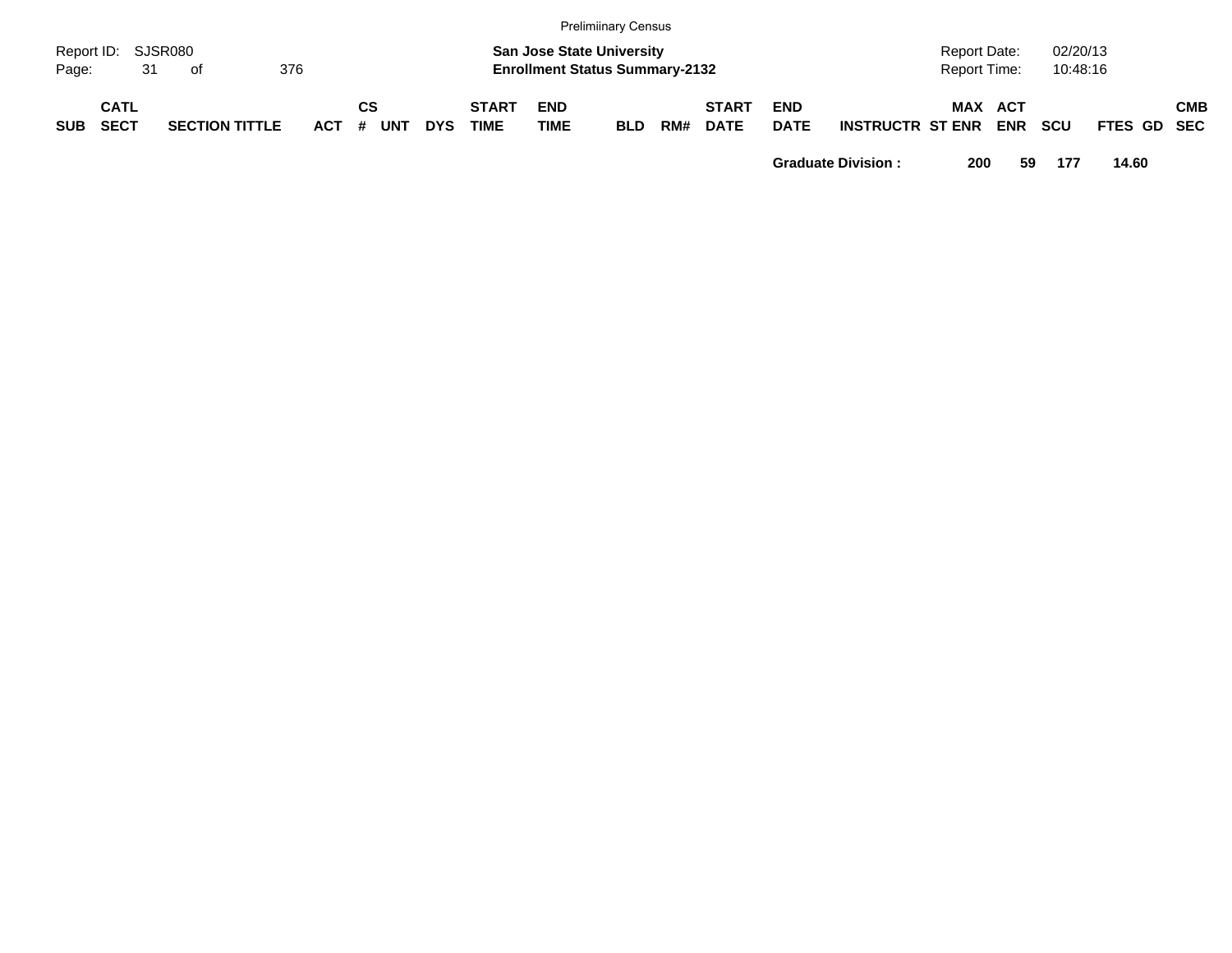| SUB | CATL SECT | SECTION TITTLE | ACT | CS # | UNT | DYS | START TIME | END TIME | BLD | RM# | START DATE | END DATE | INSTRUCTR | ST | MAX ENR | ACT ENR | SCU | FTES | GD | CMB SEC |
|---|---|---|---|---|---|---|---|---|---|---|---|---|---|---|---|---|---|---|---|---|
| | | | | | | | | | | | | **Graduate Division :** | | | **200** | **59** | **177** | **14.60** | | |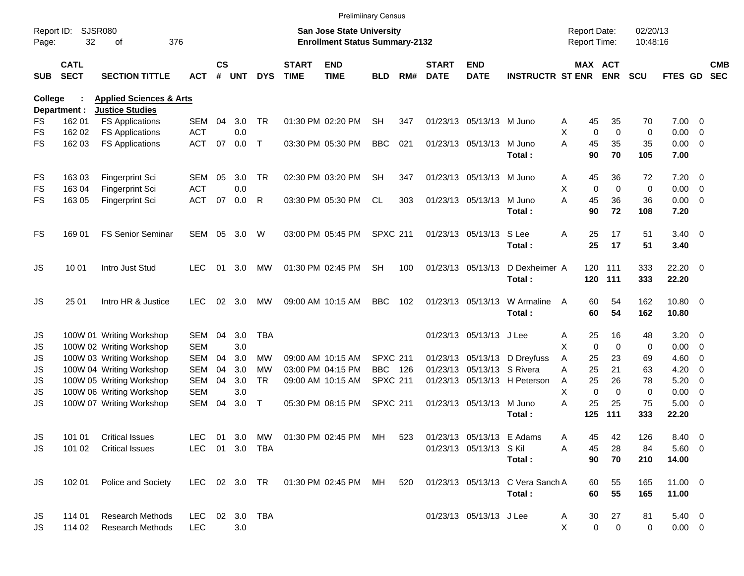Preliminary Census

Report ID: SJSR080

**San Jose State University**
**Enrollment Status Summary-2132**

Report Date: 02/20/13
Report Time: 10:48:16

**College : Applied Sciences & Arts**
**Department : Justice Studies**

| SUB | CATL SECT | SECTION TITTLE | ACT | CS # | UNT | DYS | START TIME | END TIME | BLD | RM# | START DATE | END DATE | INSTRUCTR | ST | MAX ENR | ACT ENR | SCU | FTES | GD | CMB SEC |
|---|---|---|---|---|---|---|---|---|---|---|---|---|---|---|---|---|---|---|---|---|
| FS | 162 01 | FS Applications | SEM | 04 | 3.0 | TR | 01:30 PM | 02:20 PM | SH | 347 | 01/23/13 | 05/13/13 | M Juno | A | 45 | 35 | 70 | 7.00 | 0 | |
| FS | 162 02 | FS Applications | ACT | | 0.0 | | | | | | | | | X | 0 | 0 | 0 | 0.00 | 0 | |
| FS | 162 03 | FS Applications | ACT | 07 | 0.0 | T | 03:30 PM | 05:30 PM | BBC | 021 | 01/23/13 | 05/13/13 | M Juno | A | 45 | 35 | 35 | 0.00 | 0 | |
| | | | | | | | | | | | | | **Total :** | | **90** | **70** | **105** | **7.00** | | |
| FS | 163 03 | Fingerprint Sci | SEM | 05 | 3.0 | TR | 02:30 PM | 03:20 PM | SH | 347 | 01/23/13 | 05/13/13 | M Juno | A | 45 | 36 | 72 | 7.20 | 0 | |
| FS | 163 04 | Fingerprint Sci | ACT | | 0.0 | | | | | | | | | X | 0 | 0 | 0 | 0.00 | 0 | |
| FS | 163 05 | Fingerprint Sci | ACT | 07 | 0.0 | R | 03:30 PM | 05:30 PM | CL | 303 | 01/23/13 | 05/13/13 | M Juno | A | 45 | 36 | 36 | 0.00 | 0 | |
| | | | | | | | | | | | | | **Total :** | | **90** | **72** | **108** | **7.20** | | |
| FS | 169 01 | FS Senior Seminar | SEM | 05 | 3.0 | W | 03:00 PM | 05:45 PM | SPXC | 211 | 01/23/13 | 05/13/13 | S Lee | A | 25 | 17 | 51 | 3.40 | 0 | |
| | | | | | | | | | | | | | **Total :** | | **25** | **17** | **51** | **3.40** | | |
| JS | 10 01 | Intro Just Stud | LEC | 01 | 3.0 | MW | 01:30 PM | 02:45 PM | SH | 100 | 01/23/13 | 05/13/13 | D Dexheimer | A | 120 | 111 | 333 | 22.20 | 0 | |
| | | | | | | | | | | | | | **Total :** | | **120** | **111** | **333** | **22.20** | | |
| JS | 25 01 | Intro HR & Justice | LEC | 02 | 3.0 | MW | 09:00 AM | 10:15 AM | BBC | 102 | 01/23/13 | 05/13/13 | W Armaline | A | 60 | 54 | 162 | 10.80 | 0 | |
| | | | | | | | | | | | | | **Total :** | | **60** | **54** | **162** | **10.80** | | |
| JS | 100W 01 | Writing Workshop | SEM | 04 | 3.0 | TBA | | | | | 01/23/13 | 05/13/13 | J Lee | A | 25 | 16 | 48 | 3.20 | 0 | |
| JS | 100W 02 | Writing Workshop | SEM | | 3.0 | | | | | | | | | X | 0 | 0 | 0 | 0.00 | 0 | |
| JS | 100W 03 | Writing Workshop | SEM | 04 | 3.0 | MW | 09:00 AM | 10:15 AM | SPXC | 211 | 01/23/13 | 05/13/13 | D Dreyfuss | A | 25 | 23 | 69 | 4.60 | 0 | |
| JS | 100W 04 | Writing Workshop | SEM | 04 | 3.0 | MW | 03:00 PM | 04:15 PM | BBC | 126 | 01/23/13 | 05/13/13 | S Rivera | A | 25 | 21 | 63 | 4.20 | 0 | |
| JS | 100W 05 | Writing Workshop | SEM | 04 | 3.0 | TR | 09:00 AM | 10:15 AM | SPXC | 211 | 01/23/13 | 05/13/13 | H Peterson | A | 25 | 26 | 78 | 5.20 | 0 | |
| JS | 100W 06 | Writing Workshop | SEM | | 3.0 | | | | | | | | | X | 0 | 0 | 0 | 0.00 | 0 | |
| JS | 100W 07 | Writing Workshop | SEM | 04 | 3.0 | T | 05:30 PM | 08:15 PM | SPXC | 211 | 01/23/13 | 05/13/13 | M Juno | A | 25 | 25 | 75 | 5.00 | 0 | |
| | | | | | | | | | | | | | **Total :** | | **125** | **111** | **333** | **22.20** | | |
| JS | 101 01 | Critical Issues | LEC | 01 | 3.0 | MW | 01:30 PM | 02:45 PM | MH | 523 | 01/23/13 | 05/13/13 | E Adams | A | 45 | 42 | 126 | 8.40 | 0 | |
| JS | 101 02 | Critical Issues | LEC | 01 | 3.0 | TBA | | | | | 01/23/13 | 05/13/13 | S Kil | A | 45 | 28 | 84 | 5.60 | 0 | |
| | | | | | | | | | | | | | **Total :** | | **90** | **70** | **210** | **14.00** | | |
| JS | 102 01 | Police and Society | LEC | 02 | 3.0 | TR | 01:30 PM | 02:45 PM | MH | 520 | 01/23/13 | 05/13/13 | C Vera Sanch | A | 60 | 55 | 165 | 11.00 | 0 | |
| | | | | | | | | | | | | | **Total :** | | **60** | **55** | **165** | **11.00** | | |
| JS | 114 01 | Research Methods | LEC | 02 | 3.0 | TBA | | | | | 01/23/13 | 05/13/13 | J Lee | A | 30 | 27 | 81 | 5.40 | 0 | |
| JS | 114 02 | Research Methods | LEC | | 3.0 | | | | | | | | | X | 0 | 0 | 0 | 0.00 | 0 | |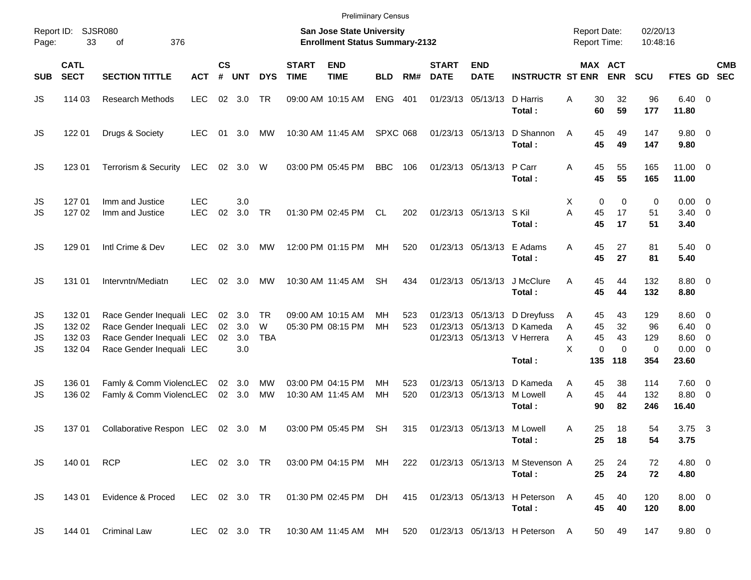Preliminary Census

Report ID: SJSR080

**San Jose State University**
**Enrollment Status Summary-2132**

Report Date: 02/20/13
Report Time: 10:48:16

| SUB | CATL SECT | SECTION TITTLE | ACT | CS # | UNT | DYS | START TIME | END TIME | BLD | RM# | START DATE | END DATE | INSTRUCTR | ST | MAX ENR | ACT ENR | SCU | FTES | GD | CMB SEC |
|---|---|---|---|---|---|---|---|---|---|---|---|---|---|---|---|---|---|---|---|---|
| JS | 114 03 | Research Methods | LEC | 02 | 3.0 | TR | 09:00 AM | 10:15 AM | ENG | 401 | 01/23/13 | 05/13/13 | D Harris | A | 30 | 32 | 96 | 6.40 | 0 | |
| | | | | | | | | | | | | | **Total :** | | **60** | **59** | **177** | **11.80** | | |
| JS | 122 01 | Drugs & Society | LEC | 01 | 3.0 | MW | 10:30 AM | 11:45 AM | SPXC | 068 | 01/23/13 | 05/13/13 | D Shannon | A | 45 | 49 | 147 | 9.80 | 0 | |
| | | | | | | | | | | | | | **Total :** | | **45** | **49** | **147** | **9.80** | | |
| JS | 123 01 | Terrorism & Security | LEC | 02 | 3.0 | W | 03:00 PM | 05:45 PM | BBC | 106 | 01/23/13 | 05/13/13 | P Carr | A | 45 | 55 | 165 | 11.00 | 0 | |
| | | | | | | | | | | | | | **Total :** | | **45** | **55** | **165** | **11.00** | | |
| JS | 127 01 | Imm and Justice | LEC | | 3.0 | | | | | | | | | X | 0 | 0 | 0 | 0.00 | 0 | |
| JS | 127 02 | Imm and Justice | LEC | 02 | 3.0 | TR | 01:30 PM | 02:45 PM | CL | 202 | 01/23/13 | 05/13/13 | S Kil | A | 45 | 17 | 51 | 3.40 | 0 | |
| | | | | | | | | | | | | | **Total :** | | **45** | **17** | **51** | **3.40** | | |
| JS | 129 01 | Intl Crime & Dev | LEC | 02 | 3.0 | MW | 12:00 PM | 01:15 PM | MH | 520 | 01/23/13 | 05/13/13 | E Adams | A | 45 | 27 | 81 | 5.40 | 0 | |
| | | | | | | | | | | | | | **Total :** | | **45** | **27** | **81** | **5.40** | | |
| JS | 131 01 | Intervntn/Mediatn | LEC | 02 | 3.0 | MW | 10:30 AM | 11:45 AM | SH | 434 | 01/23/13 | 05/13/13 | J McClure | A | 45 | 44 | 132 | 8.80 | 0 | |
| | | | | | | | | | | | | | **Total :** | | **45** | **44** | **132** | **8.80** | | |
| JS | 132 01 | Race Gender Inequali | LEC | 02 | 3.0 | TR | 09:00 AM | 10:15 AM | MH | 523 | 01/23/13 | 05/13/13 | D Dreyfuss | A | 45 | 43 | 129 | 8.60 | 0 | |
| JS | 132 02 | Race Gender Inequali | LEC | 02 | 3.0 | W | 05:30 PM | 08:15 PM | MH | 523 | 01/23/13 | 05/13/13 | D Kameda | A | 45 | 32 | 96 | 6.40 | 0 | |
| JS | 132 03 | Race Gender Inequali | LEC | 02 | 3.0 | TBA | | | | | 01/23/13 | 05/13/13 | V Herrera | A | 45 | 43 | 129 | 8.60 | 0 | |
| JS | 132 04 | Race Gender Inequali | LEC | | 3.0 | | | | | | | | | X | 0 | 0 | 0 | 0.00 | 0 | |
| | | | | | | | | | | | | | **Total :** | | **135** | **118** | **354** | **23.60** | | |
| JS | 136 01 | Famly & Comm Violenc | LEC | 02 | 3.0 | MW | 03:00 PM | 04:15 PM | MH | 523 | 01/23/13 | 05/13/13 | D Kameda | A | 45 | 38 | 114 | 7.60 | 0 | |
| JS | 136 02 | Famly & Comm Violenc | LEC | 02 | 3.0 | MW | 10:30 AM | 11:45 AM | MH | 520 | 01/23/13 | 05/13/13 | M Lowell | A | 45 | 44 | 132 | 8.80 | 0 | |
| | | | | | | | | | | | | | **Total :** | | **90** | **82** | **246** | **16.40** | | |
| JS | 137 01 | Collaborative Respon | LEC | 02 | 3.0 | M | 03:00 PM | 05:45 PM | SH | 315 | 01/23/13 | 05/13/13 | M Lowell | A | 25 | 18 | 54 | 3.75 | 3 | |
| | | | | | | | | | | | | | **Total :** | | **25** | **18** | **54** | **3.75** | | |
| JS | 140 01 | RCP | LEC | 02 | 3.0 | TR | 03:00 PM | 04:15 PM | MH | 222 | 01/23/13 | 05/13/13 | M Stevenson | A | 25 | 24 | 72 | 4.80 | 0 | |
| | | | | | | | | | | | | | **Total :** | | **25** | **24** | **72** | **4.80** | | |
| JS | 143 01 | Evidence & Proced | LEC | 02 | 3.0 | TR | 01:30 PM | 02:45 PM | DH | 415 | 01/23/13 | 05/13/13 | H Peterson | A | 45 | 40 | 120 | 8.00 | 0 | |
| | | | | | | | | | | | | | **Total :** | | **45** | **40** | **120** | **8.00** | | |
| JS | 144 01 | Criminal Law | LEC | 02 | 3.0 | TR | 10:30 AM | 11:45 AM | MH | 520 | 01/23/13 | 05/13/13 | H Peterson | A | 50 | 49 | 147 | 9.80 | 0 | |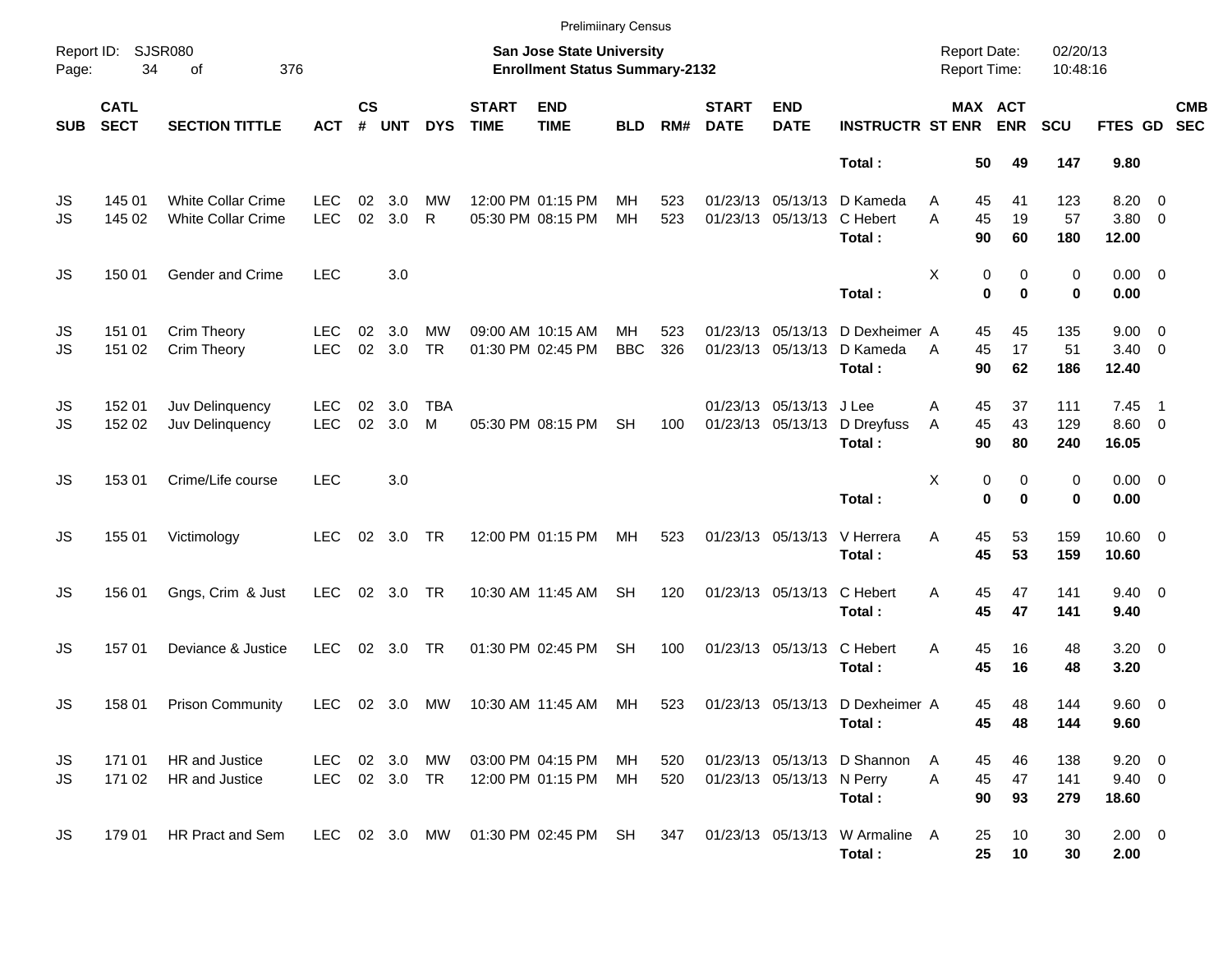Prelimiinary Census

Report ID: SJSR080

**San Jose State University**
**Enrollment Status Summary-2132**

Report Date: 02/20/13
Report Time: 10:48:16

| SUB | CATL SECT | SECTION TITTLE | ACT | CS # | UNT | DYS | START TIME | END TIME | BLD | RM# | START DATE | END DATE | INSTRUCTR | ST | MAX ENR | ACT ENR | SCU | FTES | GD | CMB SEC |
|---|---|---|---|---|---|---|---|---|---|---|---|---|---|---|---|---|---|---|---|---|
| | | | | | | | | | | | | | **Total :** | | **50** | **49** | **147** | **9.80** | | |
| JS | 145 01 | White Collar Crime | LEC | 02 | 3.0 | MW | 12:00 PM | 01:15 PM | MH | 523 | 01/23/13 | 05/13/13 | D Kameda | A | 45 | 41 | 123 | 8.20 | 0 | |
| JS | 145 02 | White Collar Crime | LEC | 02 | 3.0 | R | 05:30 PM | 08:15 PM | MH | 523 | 01/23/13 | 05/13/13 | C Hebert | A | 45 | 19 | 57 | 3.80 | 0 | |
| | | | | | | | | | | | | | **Total :** | | **90** | **60** | **180** | **12.00** | | |
| JS | 150 01 | Gender and Crime | LEC | | 3.0 | | | | | | | | | X | 0 | 0 | 0 | 0.00 | 0 | |
| | | | | | | | | | | | | | **Total :** | | **0** | **0** | **0** | **0.00** | | |
| JS | 151 01 | Crim Theory | LEC | 02 | 3.0 | MW | 09:00 AM | 10:15 AM | MH | 523 | 01/23/13 | 05/13/13 | D Dexheimer | A | 45 | 45 | 135 | 9.00 | 0 | |
| JS | 151 02 | Crim Theory | LEC | 02 | 3.0 | TR | 01:30 PM | 02:45 PM | BBC | 326 | 01/23/13 | 05/13/13 | D Kameda | A | 45 | 17 | 51 | 3.40 | 0 | |
| | | | | | | | | | | | | | **Total :** | | **90** | **62** | **186** | **12.40** | | |
| JS | 152 01 | Juv Delinquency | LEC | 02 | 3.0 | TBA | | | | | 01/23/13 | 05/13/13 | J Lee | A | 45 | 37 | 111 | 7.45 | 1 | |
| JS | 152 02 | Juv Delinquency | LEC | 02 | 3.0 | M | 05:30 PM | 08:15 PM | SH | 100 | 01/23/13 | 05/13/13 | D Dreyfuss | A | 45 | 43 | 129 | 8.60 | 0 | |
| | | | | | | | | | | | | | **Total :** | | **90** | **80** | **240** | **16.05** | | |
| JS | 153 01 | Crime/Life course | LEC | | 3.0 | | | | | | | | | X | 0 | 0 | 0 | 0.00 | 0 | |
| | | | | | | | | | | | | | **Total :** | | **0** | **0** | **0** | **0.00** | | |
| JS | 155 01 | Victimology | LEC | 02 | 3.0 | TR | 12:00 PM | 01:15 PM | MH | 523 | 01/23/13 | 05/13/13 | V Herrera | A | 45 | 53 | 159 | 10.60 | 0 | |
| | | | | | | | | | | | | | **Total :** | | **45** | **53** | **159** | **10.60** | | |
| JS | 156 01 | Gngs, Crim & Just | LEC | 02 | 3.0 | TR | 10:30 AM | 11:45 AM | SH | 120 | 01/23/13 | 05/13/13 | C Hebert | A | 45 | 47 | 141 | 9.40 | 0 | |
| | | | | | | | | | | | | | **Total :** | | **45** | **47** | **141** | **9.40** | | |
| JS | 157 01 | Deviance & Justice | LEC | 02 | 3.0 | TR | 01:30 PM | 02:45 PM | SH | 100 | 01/23/13 | 05/13/13 | C Hebert | A | 45 | 16 | 48 | 3.20 | 0 | |
| | | | | | | | | | | | | | **Total :** | | **45** | **16** | **48** | **3.20** | | |
| JS | 158 01 | Prison Community | LEC | 02 | 3.0 | MW | 10:30 AM | 11:45 AM | MH | 523 | 01/23/13 | 05/13/13 | D Dexheimer | A | 45 | 48 | 144 | 9.60 | 0 | |
| | | | | | | | | | | | | | **Total :** | | **45** | **48** | **144** | **9.60** | | |
| JS | 171 01 | HR and Justice | LEC | 02 | 3.0 | MW | 03:00 PM | 04:15 PM | MH | 520 | 01/23/13 | 05/13/13 | D Shannon | A | 45 | 46 | 138 | 9.20 | 0 | |
| JS | 171 02 | HR and Justice | LEC | 02 | 3.0 | TR | 12:00 PM | 01:15 PM | MH | 520 | 01/23/13 | 05/13/13 | N Perry | A | 45 | 47 | 141 | 9.40 | 0 | |
| | | | | | | | | | | | | | **Total :** | | **90** | **93** | **279** | **18.60** | | |
| JS | 179 01 | HR Pract and Sem | LEC | 02 | 3.0 | MW | 01:30 PM | 02:45 PM | SH | 347 | 01/23/13 | 05/13/13 | W Armaline | A | 25 | 10 | 30 | 2.00 | 0 | |
| | | | | | | | | | | | | | **Total :** | | **25** | **10** | **30** | **2.00** | | |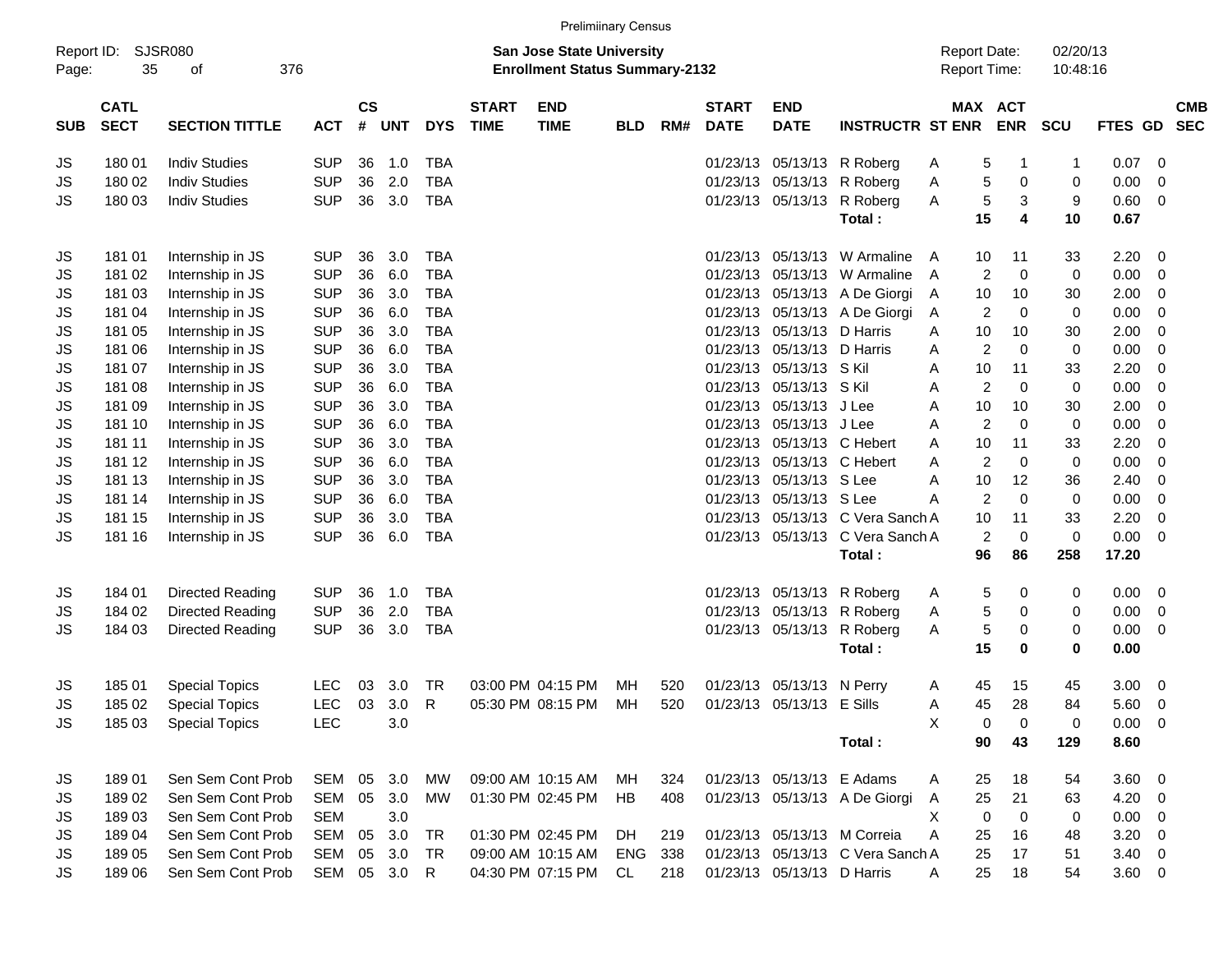Preliminary Census

Report ID: SJSR080

**San Jose State University**
**Enrollment Status Summary-2132**

Report Date: 02/20/13
Report Time: 10:48:16

| SUB | CATL SECT | SECTION TITTLE | ACT | CS # | UNT | DYS | START TIME | END TIME | BLD | RM# | START DATE | END DATE | INSTRUCTR | ST | MAX ENR | ACT ENR | SCU | FTES | GD | CMB SEC |
|---|---|---|---|---|---|---|---|---|---|---|---|---|---|---|---|---|---|---|---|---|
| JS | 180 01 | Indiv Studies | SUP | 36 | 1.0 | TBA | | | | | 01/23/13 | 05/13/13 | R Roberg | A | 5 | 1 | 1 | 0.07 | 0 | |
| JS | 180 02 | Indiv Studies | SUP | 36 | 2.0 | TBA | | | | | 01/23/13 | 05/13/13 | R Roberg | A | 5 | 0 | 0 | 0.00 | 0 | |
| JS | 180 03 | Indiv Studies | SUP | 36 | 3.0 | TBA | | | | | 01/23/13 | 05/13/13 | R Roberg | A | 5 | 3 | 9 | 0.60 | 0 | |
| | | | | | | | | | | | | | **Total :** | | **15** | **4** | **10** | **0.67** | | |
| JS | 181 01 | Internship in JS | SUP | 36 | 3.0 | TBA | | | | | 01/23/13 | 05/13/13 | W Armaline | A | 10 | 11 | 33 | 2.20 | 0 | |
| JS | 181 02 | Internship in JS | SUP | 36 | 6.0 | TBA | | | | | 01/23/13 | 05/13/13 | W Armaline | A | 2 | 0 | 0 | 0.00 | 0 | |
| JS | 181 03 | Internship in JS | SUP | 36 | 3.0 | TBA | | | | | 01/23/13 | 05/13/13 | A De Giorgi | A | 10 | 10 | 30 | 2.00 | 0 | |
| JS | 181 04 | Internship in JS | SUP | 36 | 6.0 | TBA | | | | | 01/23/13 | 05/13/13 | A De Giorgi | A | 2 | 0 | 0 | 0.00 | 0 | |
| JS | 181 05 | Internship in JS | SUP | 36 | 3.0 | TBA | | | | | 01/23/13 | 05/13/13 | D Harris | A | 10 | 10 | 30 | 2.00 | 0 | |
| JS | 181 06 | Internship in JS | SUP | 36 | 6.0 | TBA | | | | | 01/23/13 | 05/13/13 | D Harris | A | 2 | 0 | 0 | 0.00 | 0 | |
| JS | 181 07 | Internship in JS | SUP | 36 | 3.0 | TBA | | | | | 01/23/13 | 05/13/13 | S Kil | A | 10 | 11 | 33 | 2.20 | 0 | |
| JS | 181 08 | Internship in JS | SUP | 36 | 6.0 | TBA | | | | | 01/23/13 | 05/13/13 | S Kil | A | 2 | 0 | 0 | 0.00 | 0 | |
| JS | 181 09 | Internship in JS | SUP | 36 | 3.0 | TBA | | | | | 01/23/13 | 05/13/13 | J Lee | A | 10 | 10 | 30 | 2.00 | 0 | |
| JS | 181 10 | Internship in JS | SUP | 36 | 6.0 | TBA | | | | | 01/23/13 | 05/13/13 | J Lee | A | 2 | 0 | 0 | 0.00 | 0 | |
| JS | 181 11 | Internship in JS | SUP | 36 | 3.0 | TBA | | | | | 01/23/13 | 05/13/13 | C Hebert | A | 10 | 11 | 33 | 2.20 | 0 | |
| JS | 181 12 | Internship in JS | SUP | 36 | 6.0 | TBA | | | | | 01/23/13 | 05/13/13 | C Hebert | A | 2 | 0 | 0 | 0.00 | 0 | |
| JS | 181 13 | Internship in JS | SUP | 36 | 3.0 | TBA | | | | | 01/23/13 | 05/13/13 | S Lee | A | 10 | 12 | 36 | 2.40 | 0 | |
| JS | 181 14 | Internship in JS | SUP | 36 | 6.0 | TBA | | | | | 01/23/13 | 05/13/13 | S Lee | A | 2 | 0 | 0 | 0.00 | 0 | |
| JS | 181 15 | Internship in JS | SUP | 36 | 3.0 | TBA | | | | | 01/23/13 | 05/13/13 | C Vera Sanch | A | 10 | 11 | 33 | 2.20 | 0 | |
| JS | 181 16 | Internship in JS | SUP | 36 | 6.0 | TBA | | | | | 01/23/13 | 05/13/13 | C Vera Sanch | A | 2 | 0 | 0 | 0.00 | 0 | |
| | | | | | | | | | | | | | **Total :** | | **96** | **86** | **258** | **17.20** | | |
| JS | 184 01 | Directed Reading | SUP | 36 | 1.0 | TBA | | | | | 01/23/13 | 05/13/13 | R Roberg | A | 5 | 0 | 0 | 0.00 | 0 | |
| JS | 184 02 | Directed Reading | SUP | 36 | 2.0 | TBA | | | | | 01/23/13 | 05/13/13 | R Roberg | A | 5 | 0 | 0 | 0.00 | 0 | |
| JS | 184 03 | Directed Reading | SUP | 36 | 3.0 | TBA | | | | | 01/23/13 | 05/13/13 | R Roberg | A | 5 | 0 | 0 | 0.00 | 0 | |
| | | | | | | | | | | | | | **Total :** | | **15** | **0** | **0** | **0.00** | | |
| JS | 185 01 | Special Topics | LEC | 03 | 3.0 | TR | 03:00 PM | 04:15 PM | MH | 520 | 01/23/13 | 05/13/13 | N Perry | A | 45 | 15 | 45 | 3.00 | 0 | |
| JS | 185 02 | Special Topics | LEC | 03 | 3.0 | R | 05:30 PM | 08:15 PM | MH | 520 | 01/23/13 | 05/13/13 | E Sills | A | 45 | 28 | 84 | 5.60 | 0 | |
| JS | 185 03 | Special Topics | LEC | | 3.0 | | | | | | | | | X | 0 | 0 | 0 | 0.00 | 0 | |
| | | | | | | | | | | | | | **Total :** | | **90** | **43** | **129** | **8.60** | | |
| JS | 189 01 | Sen Sem Cont Prob | SEM | 05 | 3.0 | MW | 09:00 AM | 10:15 AM | MH | 324 | 01/23/13 | 05/13/13 | E Adams | A | 25 | 18 | 54 | 3.60 | 0 | |
| JS | 189 02 | Sen Sem Cont Prob | SEM | 05 | 3.0 | MW | 01:30 PM | 02:45 PM | HB | 408 | 01/23/13 | 05/13/13 | A De Giorgi | A | 25 | 21 | 63 | 4.20 | 0 | |
| JS | 189 03 | Sen Sem Cont Prob | SEM | | 3.0 | | | | | | | | | X | 0 | 0 | 0 | 0.00 | 0 | |
| JS | 189 04 | Sen Sem Cont Prob | SEM | 05 | 3.0 | TR | 01:30 PM | 02:45 PM | DH | 219 | 01/23/13 | 05/13/13 | M Correia | A | 25 | 16 | 48 | 3.20 | 0 | |
| JS | 189 05 | Sen Sem Cont Prob | SEM | 05 | 3.0 | TR | 09:00 AM | 10:15 AM | ENG | 338 | 01/23/13 | 05/13/13 | C Vera Sanch | A | 25 | 17 | 51 | 3.40 | 0 | |
| JS | 189 06 | Sen Sem Cont Prob | SEM | 05 | 3.0 | R | 04:30 PM | 07:15 PM | CL | 218 | 01/23/13 | 05/13/13 | D Harris | A | 25 | 18 | 54 | 3.60 | 0 | |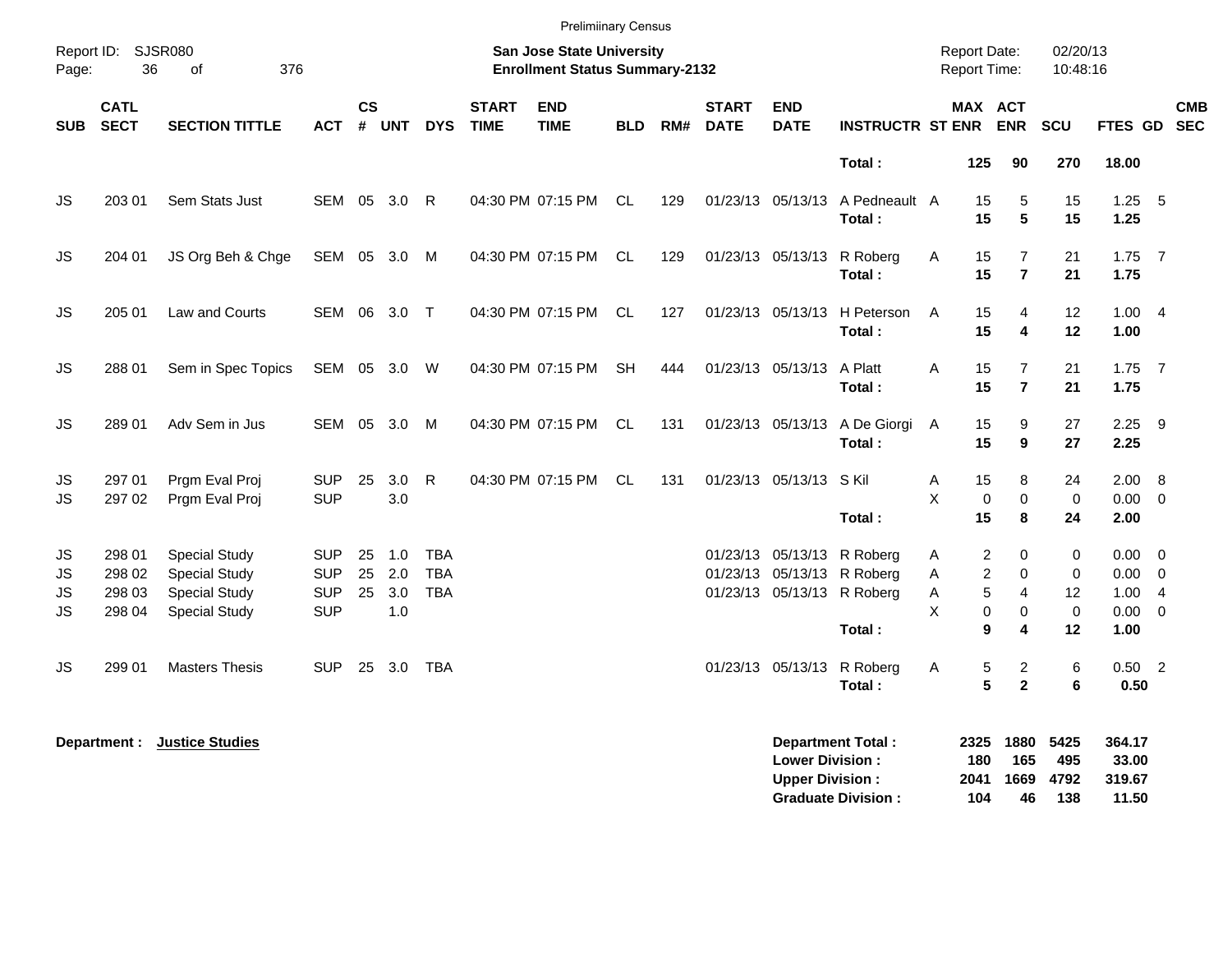Prelimiinary Census

Report ID: SJSR080

**San Jose State University**
**Enrollment Status Summary-2132**

Report Date: 02/20/13
Report Time: 10:48:16

| SUB | CATL SECT | SECTION TITTLE | ACT | CS # | UNT | DYS | START TIME | END TIME | BLD | RM# | START DATE | END DATE | INSTRUCTR | ST | MAX ENR | ACT ENR | SCU | FTES | GD | CMB SEC |
|---|---|---|---|---|---|---|---|---|---|---|---|---|---|---|---|---|---|---|---|---|
| | | | | | | | | | | | | | **Total :** | | **125** | **90** | **270** | **18.00** | | |
| JS | 203 01 | Sem Stats Just | SEM | 05 | 3.0 | R | 04:30 PM | 07:15 PM | CL | 129 | 01/23/13 | 05/13/13 | A Pedneault | A | 15 | 5 | 15 | 1.25 | 5 | |
| | | | | | | | | | | | | | **Total :** | | **15** | **5** | **15** | **1.25** | | |
| JS | 204 01 | JS Org Beh & Chge | SEM | 05 | 3.0 | M | 04:30 PM | 07:15 PM | CL | 129 | 01/23/13 | 05/13/13 | R Roberg | A | 15 | 7 | 21 | 1.75 | 7 | |
| | | | | | | | | | | | | | **Total :** | | **15** | **7** | **21** | **1.75** | | |
| JS | 205 01 | Law and Courts | SEM | 06 | 3.0 | T | 04:30 PM | 07:15 PM | CL | 127 | 01/23/13 | 05/13/13 | H Peterson | A | 15 | 4 | 12 | 1.00 | 4 | |
| | | | | | | | | | | | | | **Total :** | | **15** | **4** | **12** | **1.00** | | |
| JS | 288 01 | Sem in Spec Topics | SEM | 05 | 3.0 | W | 04:30 PM | 07:15 PM | SH | 444 | 01/23/13 | 05/13/13 | A Platt | A | 15 | 7 | 21 | 1.75 | 7 | |
| | | | | | | | | | | | | | **Total :** | | **15** | **7** | **21** | **1.75** | | |
| JS | 289 01 | Adv Sem in Jus | SEM | 05 | 3.0 | M | 04:30 PM | 07:15 PM | CL | 131 | 01/23/13 | 05/13/13 | A De Giorgi | A | 15 | 9 | 27 | 2.25 | 9 | |
| | | | | | | | | | | | | | **Total :** | | **15** | **9** | **27** | **2.25** | | |
| JS | 297 01 | Prgm Eval Proj | SUP | 25 | 3.0 | R | 04:30 PM | 07:15 PM | CL | 131 | 01/23/13 | 05/13/13 | S Kil | A | 15 | 8 | 24 | 2.00 | 8 | |
| JS | 297 02 | Prgm Eval Proj | SUP | | 3.0 | | | | | | | | | X | 0 | 0 | 0 | 0.00 | 0 | |
| | | | | | | | | | | | | | **Total :** | | **15** | **8** | **24** | **2.00** | | |
| JS | 298 01 | Special Study | SUP | 25 | 1.0 | TBA | | | | | 01/23/13 | 05/13/13 | R Roberg | A | 2 | 0 | 0 | 0.00 | 0 | |
| JS | 298 02 | Special Study | SUP | 25 | 2.0 | TBA | | | | | 01/23/13 | 05/13/13 | R Roberg | A | 2 | 0 | 0 | 0.00 | 0 | |
| JS | 298 03 | Special Study | SUP | 25 | 3.0 | TBA | | | | | 01/23/13 | 05/13/13 | R Roberg | A | 5 | 4 | 12 | 1.00 | 4 | |
| JS | 298 04 | Special Study | SUP | | 1.0 | | | | | | | | | X | 0 | 0 | 0 | 0.00 | 0 | |
| | | | | | | | | | | | | | **Total :** | | **9** | **4** | **12** | **1.00** | | |
| JS | 299 01 | Masters Thesis | SUP | 25 | 3.0 | TBA | | | | | 01/23/13 | 05/13/13 | R Roberg | A | 5 | 2 | 6 | 0.50 | 2 | |
| | | | | | | | | | | | | | **Total :** | | **5** | **2** | **6** | **0.50** | | |

**Department : Justice Studies**

| | MAX ENR | ACT ENR | SCU | FTES |
|---|---|---|---|---|
| **Department Total :** | **2325** | **1880** | **5425** | **364.17** |
| **Lower Division :** | **180** | **165** | **495** | **33.00** |
| **Upper Division :** | **2041** | **1669** | **4792** | **319.67** |
| **Graduate Division :** | **104** | **46** | **138** | **11.50** |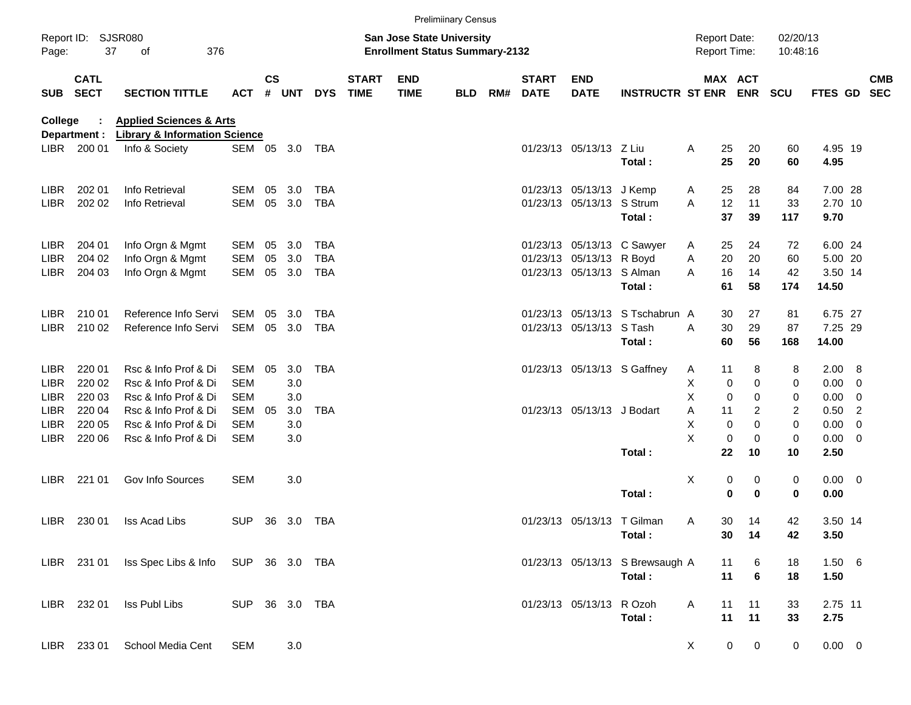Preliminary Census

Report ID: SJSR080
Page: 37 of 376

**San Jose State University**
**Enrollment Status Summary-2132**

Report Date: 02/20/13
Report Time: 10:48:16

**College : Applied Sciences & Arts**
**Department : Library & Information Science**

| SUB | CATL SECT | SECTION TITTLE | ACT | CS # | UNT | DYS | START TIME | END TIME | BLD | RM# | START DATE | END DATE | INSTRUCTR | ST | MAX ENR | ACT ENR | SCU | FTES | GD | CMB SEC |
|---|---|---|---|---|---|---|---|---|---|---|---|---|---|---|---|---|---|---|---|---|
| LIBR | 200 01 | Info & Society | SEM | 05 | 3.0 | TBA | | | | | 01/23/13 | 05/13/13 | Z Liu | A | 25 | 20 | 60 | 4.95 | 19 | |
| | | | | | | | | | | | | | **Total :** | | **25** | **20** | **60** | **4.95** | | |
| LIBR | 202 01 | Info Retrieval | SEM | 05 | 3.0 | TBA | | | | | 01/23/13 | 05/13/13 | J Kemp | A | 25 | 28 | 84 | 7.00 | 28 | |
| LIBR | 202 02 | Info Retrieval | SEM | 05 | 3.0 | TBA | | | | | 01/23/13 | 05/13/13 | S Strum | A | 12 | 11 | 33 | 2.70 | 10 | |
| | | | | | | | | | | | | | **Total :** | | **37** | **39** | **117** | **9.70** | | |
| LIBR | 204 01 | Info Orgn & Mgmt | SEM | 05 | 3.0 | TBA | | | | | 01/23/13 | 05/13/13 | C Sawyer | A | 25 | 24 | 72 | 6.00 | 24 | |
| LIBR | 204 02 | Info Orgn & Mgmt | SEM | 05 | 3.0 | TBA | | | | | 01/23/13 | 05/13/13 | R Boyd | A | 20 | 20 | 60 | 5.00 | 20 | |
| LIBR | 204 03 | Info Orgn & Mgmt | SEM | 05 | 3.0 | TBA | | | | | 01/23/13 | 05/13/13 | S Alman | A | 16 | 14 | 42 | 3.50 | 14 | |
| | | | | | | | | | | | | | **Total :** | | **61** | **58** | **174** | **14.50** | | |
| LIBR | 210 01 | Reference Info Servi | SEM | 05 | 3.0 | TBA | | | | | 01/23/13 | 05/13/13 | S Tschabrun | A | 30 | 27 | 81 | 6.75 | 27 | |
| LIBR | 210 02 | Reference Info Servi | SEM | 05 | 3.0 | TBA | | | | | 01/23/13 | 05/13/13 | S Tash | A | 30 | 29 | 87 | 7.25 | 29 | |
| | | | | | | | | | | | | | **Total :** | | **60** | **56** | **168** | **14.00** | | |
| LIBR | 220 01 | Rsc & Info Prof & Di | SEM | 05 | 3.0 | TBA | | | | | 01/23/13 | 05/13/13 | S Gaffney | A | 11 | 8 | 8 | 2.00 | 8 | |
| LIBR | 220 02 | Rsc & Info Prof & Di | SEM | | 3.0 | | | | | | | | | X | 0 | 0 | 0 | 0.00 | 0 | |
| LIBR | 220 03 | Rsc & Info Prof & Di | SEM | | 3.0 | | | | | | | | | X | 0 | 0 | 0 | 0.00 | 0 | |
| LIBR | 220 04 | Rsc & Info Prof & Di | SEM | 05 | 3.0 | TBA | | | | | 01/23/13 | 05/13/13 | J Bodart | A | 11 | 2 | 2 | 0.50 | 2 | |
| LIBR | 220 05 | Rsc & Info Prof & Di | SEM | | 3.0 | | | | | | | | | X | 0 | 0 | 0 | 0.00 | 0 | |
| LIBR | 220 06 | Rsc & Info Prof & Di | SEM | | 3.0 | | | | | | | | | X | 0 | 0 | 0 | 0.00 | 0 | |
| | | | | | | | | | | | | | **Total :** | | **22** | **10** | **10** | **2.50** | | |
| LIBR | 221 01 | Gov Info Sources | SEM | | 3.0 | | | | | | | | | X | 0 | 0 | 0 | 0.00 | 0 | |
| | | | | | | | | | | | | | **Total :** | | **0** | **0** | **0** | **0.00** | | |
| LIBR | 230 01 | Iss Acad Libs | SUP | 36 | 3.0 | TBA | | | | | 01/23/13 | 05/13/13 | T Gilman | A | 30 | 14 | 42 | 3.50 | 14 | |
| | | | | | | | | | | | | | **Total :** | | **30** | **14** | **42** | **3.50** | | |
| LIBR | 231 01 | Iss Spec Libs & Info | SUP | 36 | 3.0 | TBA | | | | | 01/23/13 | 05/13/13 | S Brewsaugh | A | 11 | 6 | 18 | 1.50 | 6 | |
| | | | | | | | | | | | | | **Total :** | | **11** | **6** | **18** | **1.50** | | |
| LIBR | 232 01 | Iss Publ Libs | SUP | 36 | 3.0 | TBA | | | | | 01/23/13 | 05/13/13 | R Ozoh | A | 11 | 11 | 33 | 2.75 | 11 | |
| | | | | | | | | | | | | | **Total :** | | **11** | **11** | **33** | **2.75** | | |
| LIBR | 233 01 | School Media Cent | SEM | | 3.0 | | | | | | | | | X | 0 | 0 | 0 | 0.00 | 0 | |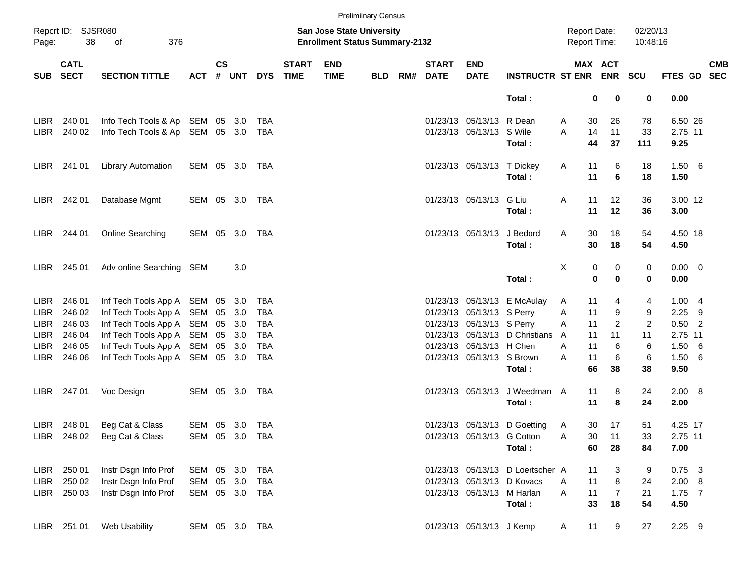Preliminary Census

Report ID: SJSR080

**San Jose State University**
**Enrollment Status Summary-2132**

Report Date: 02/20/13
Report Time: 10:48:16

| SUB | CATL SECT | SECTION TITTLE | ACT | CS # | UNT | DYS | START TIME | END TIME | BLD | RM# | START DATE | END DATE | INSTRUCTR | ST | MAX ENR | ACT ENR | SCU | FTES | GD | CMB SEC |
|---|---|---|---|---|---|---|---|---|---|---|---|---|---|---|---|---|---|---|---|---|
| | | | | | | | | | | | | | **Total :** | | **0** | **0** | **0** | **0.00** | | |
| LIBR | 240 01 | Info Tech Tools & Ap | SEM | 05 | 3.0 | TBA | | | | | 01/23/13 | 05/13/13 | R Dean | A | 30 | 26 | 78 | 6.50 | 26 | |
| LIBR | 240 02 | Info Tech Tools & Ap | SEM | 05 | 3.0 | TBA | | | | | 01/23/13 | 05/13/13 | S Wile | A | 14 | 11 | 33 | 2.75 | 11 | |
| | | | | | | | | | | | | | **Total :** | | **44** | **37** | **111** | **9.25** | | |
| LIBR | 241 01 | Library Automation | SEM | 05 | 3.0 | TBA | | | | | 01/23/13 | 05/13/13 | T Dickey | A | 11 | 6 | 18 | 1.50 | 6 | |
| | | | | | | | | | | | | | **Total :** | | **11** | **6** | **18** | **1.50** | | |
| LIBR | 242 01 | Database Mgmt | SEM | 05 | 3.0 | TBA | | | | | 01/23/13 | 05/13/13 | G Liu | A | 11 | 12 | 36 | 3.00 | 12 | |
| | | | | | | | | | | | | | **Total :** | | **11** | **12** | **36** | **3.00** | | |
| LIBR | 244 01 | Online Searching | SEM | 05 | 3.0 | TBA | | | | | 01/23/13 | 05/13/13 | J Bedord | A | 30 | 18 | 54 | 4.50 | 18 | |
| | | | | | | | | | | | | | **Total :** | | **30** | **18** | **54** | **4.50** | | |
| LIBR | 245 01 | Adv online Searching | SEM | | 3.0 | | | | | | | | | X | 0 | 0 | 0 | 0.00 | 0 | |
| | | | | | | | | | | | | | **Total :** | | **0** | **0** | **0** | **0.00** | | |
| LIBR | 246 01 | Inf Tech Tools App A | SEM | 05 | 3.0 | TBA | | | | | 01/23/13 | 05/13/13 | E McAulay | A | 11 | 4 | 4 | 1.00 | 4 | |
| LIBR | 246 02 | Inf Tech Tools App A | SEM | 05 | 3.0 | TBA | | | | | 01/23/13 | 05/13/13 | S Perry | A | 11 | 9 | 9 | 2.25 | 9 | |
| LIBR | 246 03 | Inf Tech Tools App A | SEM | 05 | 3.0 | TBA | | | | | 01/23/13 | 05/13/13 | S Perry | A | 11 | 2 | 2 | 0.50 | 2 | |
| LIBR | 246 04 | Inf Tech Tools App A | SEM | 05 | 3.0 | TBA | | | | | 01/23/13 | 05/13/13 | D Christians | A | 11 | 11 | 11 | 2.75 | 11 | |
| LIBR | 246 05 | Inf Tech Tools App A | SEM | 05 | 3.0 | TBA | | | | | 01/23/13 | 05/13/13 | H Chen | A | 11 | 6 | 6 | 1.50 | 6 | |
| LIBR | 246 06 | Inf Tech Tools App A | SEM | 05 | 3.0 | TBA | | | | | 01/23/13 | 05/13/13 | S Brown | A | 11 | 6 | 6 | 1.50 | 6 | |
| | | | | | | | | | | | | | **Total :** | | **66** | **38** | **38** | **9.50** | | |
| LIBR | 247 01 | Voc Design | SEM | 05 | 3.0 | TBA | | | | | 01/23/13 | 05/13/13 | J Weedman | A | 11 | 8 | 24 | 2.00 | 8 | |
| | | | | | | | | | | | | | **Total :** | | **11** | **8** | **24** | **2.00** | | |
| LIBR | 248 01 | Beg Cat & Class | SEM | 05 | 3.0 | TBA | | | | | 01/23/13 | 05/13/13 | D Goetting | A | 30 | 17 | 51 | 4.25 | 17 | |
| LIBR | 248 02 | Beg Cat & Class | SEM | 05 | 3.0 | TBA | | | | | 01/23/13 | 05/13/13 | G Cotton | A | 30 | 11 | 33 | 2.75 | 11 | |
| | | | | | | | | | | | | | **Total :** | | **60** | **28** | **84** | **7.00** | | |
| LIBR | 250 01 | Instr Dsgn Info Prof | SEM | 05 | 3.0 | TBA | | | | | 01/23/13 | 05/13/13 | D Loertscher | A | 11 | 3 | 9 | 0.75 | 3 | |
| LIBR | 250 02 | Instr Dsgn Info Prof | SEM | 05 | 3.0 | TBA | | | | | 01/23/13 | 05/13/13 | D Kovacs | A | 11 | 8 | 24 | 2.00 | 8 | |
| LIBR | 250 03 | Instr Dsgn Info Prof | SEM | 05 | 3.0 | TBA | | | | | 01/23/13 | 05/13/13 | M Harlan | A | 11 | 7 | 21 | 1.75 | 7 | |
| | | | | | | | | | | | | | **Total :** | | **33** | **18** | **54** | **4.50** | | |
| LIBR | 251 01 | Web Usability | SEM | 05 | 3.0 | TBA | | | | | 01/23/13 | 05/13/13 | J Kemp | A | 11 | 9 | 27 | 2.25 | 9 | |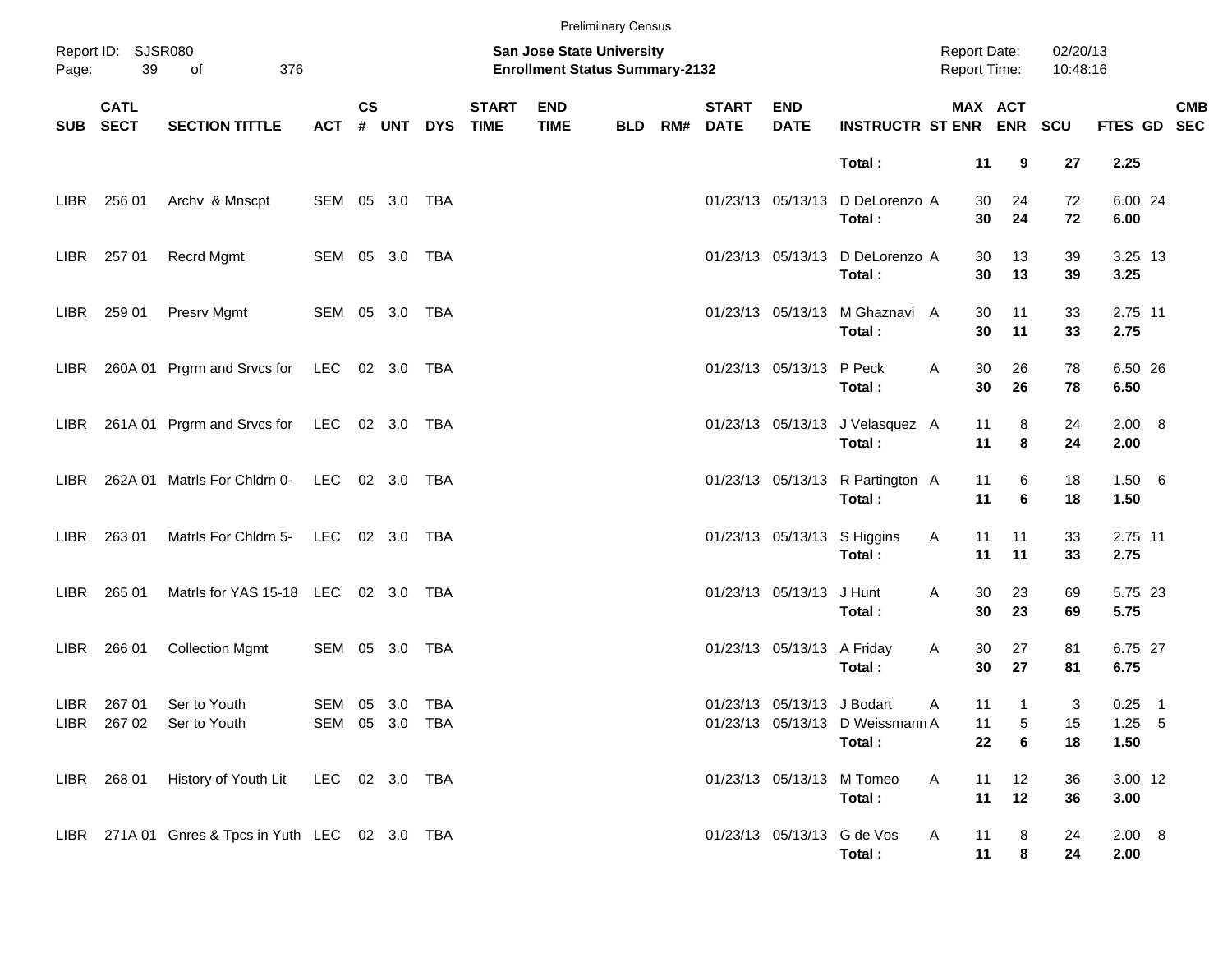Prelimiinary Census

Report ID: SJSR080
Page: 39 of 376

**San Jose State University**
**Enrollment Status Summary-2132**

Report Date: 02/20/13
Report Time: 10:48:16

| SUB | CATL SECT | SECTION TITTLE | ACT | CS # | UNT | DYS | START TIME | END TIME | BLD | RM# | START DATE | END DATE | INSTRUCTR | ST | MAX ENR | ACT ENR | SCU | FTES | GD | CMB SEC |
|---|---|---|---|---|---|---|---|---|---|---|---|---|---|---|---|---|---|---|---|---|
| | | | | | | | | | | | | | **Total :** | | **11** | **9** | **27** | **2.25** | | |
| LIBR | 256 01 | Archv & Mnscpt | SEM | 05 | 3.0 | TBA | | | | | 01/23/13 | 05/13/13 | D DeLorenzo | A | 30 | 24 | 72 | 6.00 | 24 | |
| | | | | | | | | | | | | | **Total :** | | **30** | **24** | **72** | **6.00** | | |
| LIBR | 257 01 | Recrd Mgmt | SEM | 05 | 3.0 | TBA | | | | | 01/23/13 | 05/13/13 | D DeLorenzo | A | 30 | 13 | 39 | 3.25 | 13 | |
| | | | | | | | | | | | | | **Total :** | | **30** | **13** | **39** | **3.25** | | |
| LIBR | 259 01 | Presrv Mgmt | SEM | 05 | 3.0 | TBA | | | | | 01/23/13 | 05/13/13 | M Ghaznavi | A | 30 | 11 | 33 | 2.75 | 11 | |
| | | | | | | | | | | | | | **Total :** | | **30** | **11** | **33** | **2.75** | | |
| LIBR | 260A 01 | Prgrm and Srvcs for | LEC | 02 | 3.0 | TBA | | | | | 01/23/13 | 05/13/13 | P Peck | A | 30 | 26 | 78 | 6.50 | 26 | |
| | | | | | | | | | | | | | **Total :** | | **30** | **26** | **78** | **6.50** | | |
| LIBR | 261A 01 | Prgrm and Srvcs for | LEC | 02 | 3.0 | TBA | | | | | 01/23/13 | 05/13/13 | J Velasquez | A | 11 | 8 | 24 | 2.00 | 8 | |
| | | | | | | | | | | | | | **Total :** | | **11** | **8** | **24** | **2.00** | | |
| LIBR | 262A 01 | Matrls For Chldrn 0- | LEC | 02 | 3.0 | TBA | | | | | 01/23/13 | 05/13/13 | R Partington | A | 11 | 6 | 18 | 1.50 | 6 | |
| | | | | | | | | | | | | | **Total :** | | **11** | **6** | **18** | **1.50** | | |
| LIBR | 263 01 | Matrls For Chldrn 5- | LEC | 02 | 3.0 | TBA | | | | | 01/23/13 | 05/13/13 | S Higgins | A | 11 | 11 | 33 | 2.75 | 11 | |
| | | | | | | | | | | | | | **Total :** | | **11** | **11** | **33** | **2.75** | | |
| LIBR | 265 01 | Matrls for YAS 15-18 | LEC | 02 | 3.0 | TBA | | | | | 01/23/13 | 05/13/13 | J Hunt | A | 30 | 23 | 69 | 5.75 | 23 | |
| | | | | | | | | | | | | | **Total :** | | **30** | **23** | **69** | **5.75** | | |
| LIBR | 266 01 | Collection Mgmt | SEM | 05 | 3.0 | TBA | | | | | 01/23/13 | 05/13/13 | A Friday | A | 30 | 27 | 81 | 6.75 | 27 | |
| | | | | | | | | | | | | | **Total :** | | **30** | **27** | **81** | **6.75** | | |
| LIBR | 267 01 | Ser to Youth | SEM | 05 | 3.0 | TBA | | | | | 01/23/13 | 05/13/13 | J Bodart | A | 11 | 1 | 3 | 0.25 | 1 | |
| LIBR | 267 02 | Ser to Youth | SEM | 05 | 3.0 | TBA | | | | | 01/23/13 | 05/13/13 | D Weissmann | A | 11 | 5 | 15 | 1.25 | 5 | |
| | | | | | | | | | | | | | **Total :** | | **22** | **6** | **18** | **1.50** | | |
| LIBR | 268 01 | History of Youth Lit | LEC | 02 | 3.0 | TBA | | | | | 01/23/13 | 05/13/13 | M Tomeo | A | 11 | 12 | 36 | 3.00 | 12 | |
| | | | | | | | | | | | | | **Total :** | | **11** | **12** | **36** | **3.00** | | |
| LIBR | 271A 01 | Gnres & Tpcs in Yuth | LEC | 02 | 3.0 | TBA | | | | | 01/23/13 | 05/13/13 | G de Vos | A | 11 | 8 | 24 | 2.00 | 8 | |
| | | | | | | | | | | | | | **Total :** | | **11** | **8** | **24** | **2.00** | | |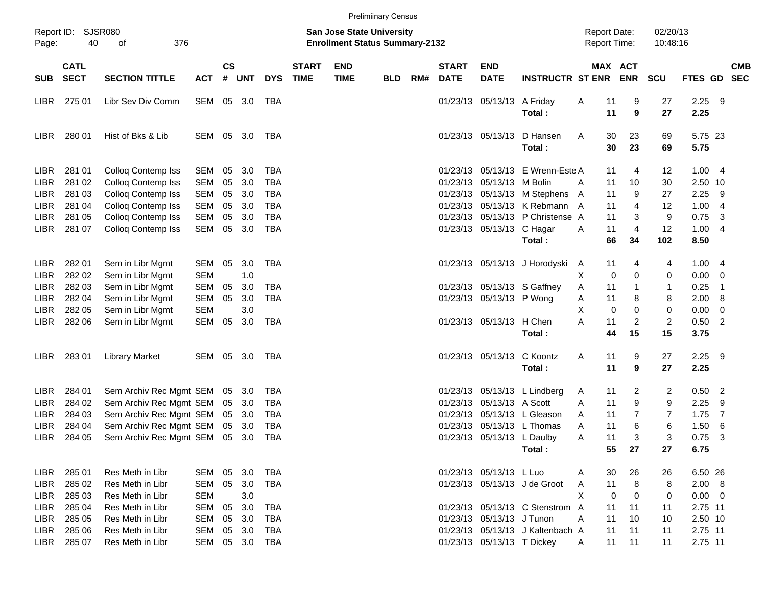Preliminary Census

Report ID: SJSR080

**San Jose State University**
**Enrollment Status Summary-2132**

Report Date: 02/20/13
Report Time: 10:48:16

| SUB | CATL SECT | SECTION TITTLE | ACT | CS # | UNT | DYS | START TIME | END TIME | BLD | RM# | START DATE | END DATE | INSTRUCTR | ST | MAX ENR | ACT ENR | SCU | FTES | GD | CMB SEC |
|---|---|---|---|---|---|---|---|---|---|---|---|---|---|---|---|---|---|---|---|---|
| LIBR | 275 01 | Libr Sev Div Comm | SEM | 05 | 3.0 | TBA | | | | | 01/23/13 | 05/13/13 | A Friday | A | 11 | 9 | 27 | 2.25 | 9 | |
| | | | | | | | | | | | | | **Total :** | | **11** | **9** | **27** | **2.25** | | |
| LIBR | 280 01 | Hist of Bks & Lib | SEM | 05 | 3.0 | TBA | | | | | 01/23/13 | 05/13/13 | D Hansen | A | 30 | 23 | 69 | 5.75 | 23 | |
| | | | | | | | | | | | | | **Total :** | | **30** | **23** | **69** | **5.75** | | |
| LIBR | 281 01 | Colloq Contemp Iss | SEM | 05 | 3.0 | TBA | | | | | 01/23/13 | 05/13/13 | E Wrenn-Este | A | 11 | 4 | 12 | 1.00 | 4 | |
| LIBR | 281 02 | Colloq Contemp Iss | SEM | 05 | 3.0 | TBA | | | | | 01/23/13 | 05/13/13 | M Bolin | A | 11 | 10 | 30 | 2.50 | 10 | |
| LIBR | 281 03 | Colloq Contemp Iss | SEM | 05 | 3.0 | TBA | | | | | 01/23/13 | 05/13/13 | M Stephens | A | 11 | 9 | 27 | 2.25 | 9 | |
| LIBR | 281 04 | Colloq Contemp Iss | SEM | 05 | 3.0 | TBA | | | | | 01/23/13 | 05/13/13 | K Rebmann | A | 11 | 4 | 12 | 1.00 | 4 | |
| LIBR | 281 05 | Colloq Contemp Iss | SEM | 05 | 3.0 | TBA | | | | | 01/23/13 | 05/13/13 | P Christense | A | 11 | 3 | 9 | 0.75 | 3 | |
| LIBR | 281 07 | Colloq Contemp Iss | SEM | 05 | 3.0 | TBA | | | | | 01/23/13 | 05/13/13 | C Hagar | A | 11 | 4 | 12 | 1.00 | 4 | |
| | | | | | | | | | | | | | **Total :** | | **66** | **34** | **102** | **8.50** | | |
| LIBR | 282 01 | Sem in Libr Mgmt | SEM | 05 | 3.0 | TBA | | | | | 01/23/13 | 05/13/13 | J Horodyski | A | 11 | 4 | 4 | 1.00 | 4 | |
| LIBR | 282 02 | Sem in Libr Mgmt | SEM | | 1.0 | | | | | | | | | X | 0 | 0 | 0 | 0.00 | 0 | |
| LIBR | 282 03 | Sem in Libr Mgmt | SEM | 05 | 3.0 | TBA | | | | | 01/23/13 | 05/13/13 | S Gaffney | A | 11 | 1 | 1 | 0.25 | 1 | |
| LIBR | 282 04 | Sem in Libr Mgmt | SEM | 05 | 3.0 | TBA | | | | | 01/23/13 | 05/13/13 | P Wong | A | 11 | 8 | 8 | 2.00 | 8 | |
| LIBR | 282 05 | Sem in Libr Mgmt | SEM | | 3.0 | | | | | | | | | X | 0 | 0 | 0 | 0.00 | 0 | |
| LIBR | 282 06 | Sem in Libr Mgmt | SEM | 05 | 3.0 | TBA | | | | | 01/23/13 | 05/13/13 | H Chen | A | 11 | 2 | 2 | 0.50 | 2 | |
| | | | | | | | | | | | | | **Total :** | | **44** | **15** | **15** | **3.75** | | |
| LIBR | 283 01 | Library Market | SEM | 05 | 3.0 | TBA | | | | | 01/23/13 | 05/13/13 | C Koontz | A | 11 | 9 | 27 | 2.25 | 9 | |
| | | | | | | | | | | | | | **Total :** | | **11** | **9** | **27** | **2.25** | | |
| LIBR | 284 01 | Sem Archiv Rec Mgmt | SEM | 05 | 3.0 | TBA | | | | | 01/23/13 | 05/13/13 | L Lindberg | A | 11 | 2 | 2 | 0.50 | 2 | |
| LIBR | 284 02 | Sem Archiv Rec Mgmt | SEM | 05 | 3.0 | TBA | | | | | 01/23/13 | 05/13/13 | A Scott | A | 11 | 9 | 9 | 2.25 | 9 | |
| LIBR | 284 03 | Sem Archiv Rec Mgmt | SEM | 05 | 3.0 | TBA | | | | | 01/23/13 | 05/13/13 | L Gleason | A | 11 | 7 | 7 | 1.75 | 7 | |
| LIBR | 284 04 | Sem Archiv Rec Mgmt | SEM | 05 | 3.0 | TBA | | | | | 01/23/13 | 05/13/13 | L Thomas | A | 11 | 6 | 6 | 1.50 | 6 | |
| LIBR | 284 05 | Sem Archiv Rec Mgmt | SEM | 05 | 3.0 | TBA | | | | | 01/23/13 | 05/13/13 | L Daulby | A | 11 | 3 | 3 | 0.75 | 3 | |
| | | | | | | | | | | | | | **Total :** | | **55** | **27** | **27** | **6.75** | | |
| LIBR | 285 01 | Res Meth in Libr | SEM | 05 | 3.0 | TBA | | | | | 01/23/13 | 05/13/13 | L Luo | A | 30 | 26 | 26 | 6.50 | 26 | |
| LIBR | 285 02 | Res Meth in Libr | SEM | 05 | 3.0 | TBA | | | | | 01/23/13 | 05/13/13 | J de Groot | A | 11 | 8 | 8 | 2.00 | 8 | |
| LIBR | 285 03 | Res Meth in Libr | SEM | | 3.0 | | | | | | | | | X | 0 | 0 | 0 | 0.00 | 0 | |
| LIBR | 285 04 | Res Meth in Libr | SEM | 05 | 3.0 | TBA | | | | | 01/23/13 | 05/13/13 | C Stenstrom | A | 11 | 11 | 11 | 2.75 | 11 | |
| LIBR | 285 05 | Res Meth in Libr | SEM | 05 | 3.0 | TBA | | | | | 01/23/13 | 05/13/13 | J Tunon | A | 11 | 10 | 10 | 2.50 | 10 | |
| LIBR | 285 06 | Res Meth in Libr | SEM | 05 | 3.0 | TBA | | | | | 01/23/13 | 05/13/13 | J Kaltenbach | A | 11 | 11 | 11 | 2.75 | 11 | |
| LIBR | 285 07 | Res Meth in Libr | SEM | 05 | 3.0 | TBA | | | | | 01/23/13 | 05/13/13 | T Dickey | A | 11 | 11 | 11 | 2.75 | 11 | |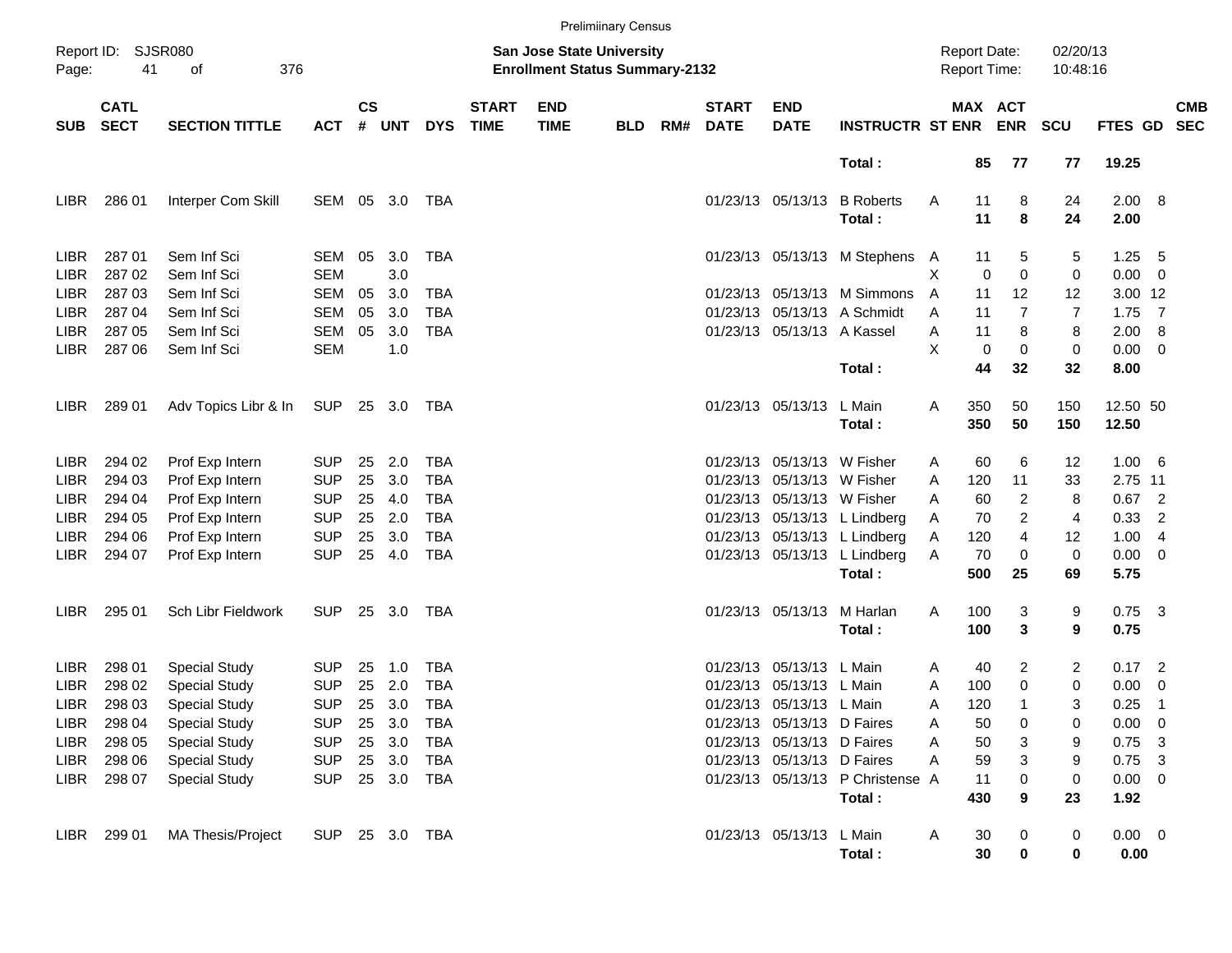Preliminary Census

Report ID: SJSR080
Page: 41 of 376

**San Jose State University**
**Enrollment Status Summary-2132**

Report Date: 02/20/13
Report Time: 10:48:16

| SUB | CATL SECT | SECTION TITTLE | ACT | CS # | UNT | DYS | START TIME | END TIME | BLD | RM# | START DATE | END DATE | INSTRUCTR | ST | MAX ENR | ACT ENR | SCU | FTES | GD | CMB SEC |
|---|---|---|---|---|---|---|---|---|---|---|---|---|---|---|---|---|---|---|---|---|
| | | | | | | | | | | | | | **Total :** | | **85** | **77** | **77** | **19.25** | | |
| LIBR | 286 01 | Interper Com Skill | SEM | 05 | 3.0 | TBA | | | | | 01/23/13 | 05/13/13 | B Roberts | A | 11 | 8 | 24 | 2.00 | 8 | |
| | | | | | | | | | | | | | **Total :** | | **11** | **8** | **24** | **2.00** | | |
| LIBR | 287 01 | Sem Inf Sci | SEM | 05 | 3.0 | TBA | | | | | 01/23/13 | 05/13/13 | M Stephens | A | 11 | 5 | 5 | 1.25 | 5 | |
| LIBR | 287 02 | Sem Inf Sci | SEM | | 3.0 | | | | | | | | | X | 0 | 0 | 0 | 0.00 | 0 | |
| LIBR | 287 03 | Sem Inf Sci | SEM | 05 | 3.0 | TBA | | | | | 01/23/13 | 05/13/13 | M Simmons | A | 11 | 12 | 12 | 3.00 | 12 | |
| LIBR | 287 04 | Sem Inf Sci | SEM | 05 | 3.0 | TBA | | | | | 01/23/13 | 05/13/13 | A Schmidt | A | 11 | 7 | 7 | 1.75 | 7 | |
| LIBR | 287 05 | Sem Inf Sci | SEM | 05 | 3.0 | TBA | | | | | 01/23/13 | 05/13/13 | A Kassel | A | 11 | 8 | 8 | 2.00 | 8 | |
| LIBR | 287 06 | Sem Inf Sci | SEM | | 1.0 | | | | | | | | | X | 0 | 0 | 0 | 0.00 | 0 | |
| | | | | | | | | | | | | | **Total :** | | **44** | **32** | **32** | **8.00** | | |
| LIBR | 289 01 | Adv Topics Libr & In | SUP | 25 | 3.0 | TBA | | | | | 01/23/13 | 05/13/13 | L Main | A | 350 | 50 | 150 | 12.50 | 50 | |
| | | | | | | | | | | | | | **Total :** | | **350** | **50** | **150** | **12.50** | | |
| LIBR | 294 02 | Prof Exp Intern | SUP | 25 | 2.0 | TBA | | | | | 01/23/13 | 05/13/13 | W Fisher | A | 60 | 6 | 12 | 1.00 | 6 | |
| LIBR | 294 03 | Prof Exp Intern | SUP | 25 | 3.0 | TBA | | | | | 01/23/13 | 05/13/13 | W Fisher | A | 120 | 11 | 33 | 2.75 | 11 | |
| LIBR | 294 04 | Prof Exp Intern | SUP | 25 | 4.0 | TBA | | | | | 01/23/13 | 05/13/13 | W Fisher | A | 60 | 2 | 8 | 0.67 | 2 | |
| LIBR | 294 05 | Prof Exp Intern | SUP | 25 | 2.0 | TBA | | | | | 01/23/13 | 05/13/13 | L Lindberg | A | 70 | 2 | 4 | 0.33 | 2 | |
| LIBR | 294 06 | Prof Exp Intern | SUP | 25 | 3.0 | TBA | | | | | 01/23/13 | 05/13/13 | L Lindberg | A | 120 | 4 | 12 | 1.00 | 4 | |
| LIBR | 294 07 | Prof Exp Intern | SUP | 25 | 4.0 | TBA | | | | | 01/23/13 | 05/13/13 | L Lindberg | A | 70 | 0 | 0 | 0.00 | 0 | |
| | | | | | | | | | | | | | **Total :** | | **500** | **25** | **69** | **5.75** | | |
| LIBR | 295 01 | Sch Libr Fieldwork | SUP | 25 | 3.0 | TBA | | | | | 01/23/13 | 05/13/13 | M Harlan | A | 100 | 3 | 9 | 0.75 | 3 | |
| | | | | | | | | | | | | | **Total :** | | **100** | **3** | **9** | **0.75** | | |
| LIBR | 298 01 | Special Study | SUP | 25 | 1.0 | TBA | | | | | 01/23/13 | 05/13/13 | L Main | A | 40 | 2 | 2 | 0.17 | 2 | |
| LIBR | 298 02 | Special Study | SUP | 25 | 2.0 | TBA | | | | | 01/23/13 | 05/13/13 | L Main | A | 100 | 0 | 0 | 0.00 | 0 | |
| LIBR | 298 03 | Special Study | SUP | 25 | 3.0 | TBA | | | | | 01/23/13 | 05/13/13 | L Main | A | 120 | 1 | 3 | 0.25 | 1 | |
| LIBR | 298 04 | Special Study | SUP | 25 | 3.0 | TBA | | | | | 01/23/13 | 05/13/13 | D Faires | A | 50 | 0 | 0 | 0.00 | 0 | |
| LIBR | 298 05 | Special Study | SUP | 25 | 3.0 | TBA | | | | | 01/23/13 | 05/13/13 | D Faires | A | 50 | 3 | 9 | 0.75 | 3 | |
| LIBR | 298 06 | Special Study | SUP | 25 | 3.0 | TBA | | | | | 01/23/13 | 05/13/13 | D Faires | A | 59 | 3 | 9 | 0.75 | 3 | |
| LIBR | 298 07 | Special Study | SUP | 25 | 3.0 | TBA | | | | | 01/23/13 | 05/13/13 | P Christense | A | 11 | 0 | 0 | 0.00 | 0 | |
| | | | | | | | | | | | | | **Total :** | | **430** | **9** | **23** | **1.92** | | |
| LIBR | 299 01 | MA Thesis/Project | SUP | 25 | 3.0 | TBA | | | | | 01/23/13 | 05/13/13 | L Main | A | 30 | 0 | 0 | 0.00 | 0 | |
| | | | | | | | | | | | | | **Total :** | | **30** | **0** | **0** | **0.00** | | |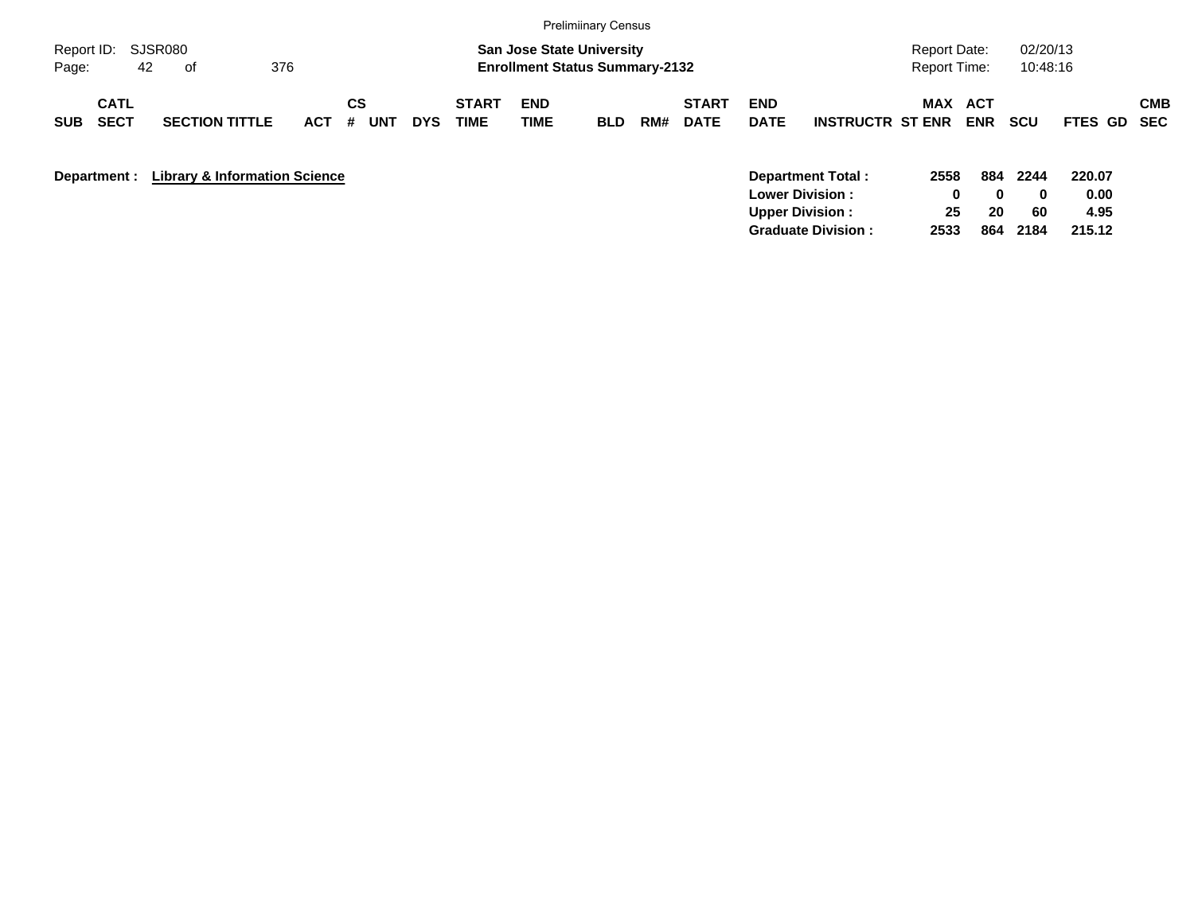Prelimiinary Census

Report ID: SJSR080

**San Jose State University**
**Enrollment Status Summary-2132**

Report Date: 02/20/13
Report Time: 10:48:16

| SUB | CATL SECT | SECTION TITTLE | ACT | CS # | UNT | DYS | START TIME | END TIME | BLD | RM# | START DATE | END DATE | INSTRUCTR | MAX ST ENR | ACT ENR | SCU | FTES | GD | CMB SEC |
|---|---|---|---|---|---|---|---|---|---|---|---|---|---|---|---|---|---|---|---|

**Department : Library & Information Science**

| | MAX ST ENR | ACT ENR | SCU | FTES |
|---|---|---|---|---|
| **Department Total :** | **2558** | **884** | **2244** | **220.07** |
| **Lower Division :** | **0** | **0** | **0** | **0.00** |
| **Upper Division :** | **25** | **20** | **60** | **4.95** |
| **Graduate Division :** | **2533** | **864** | **2184** | **215.12** |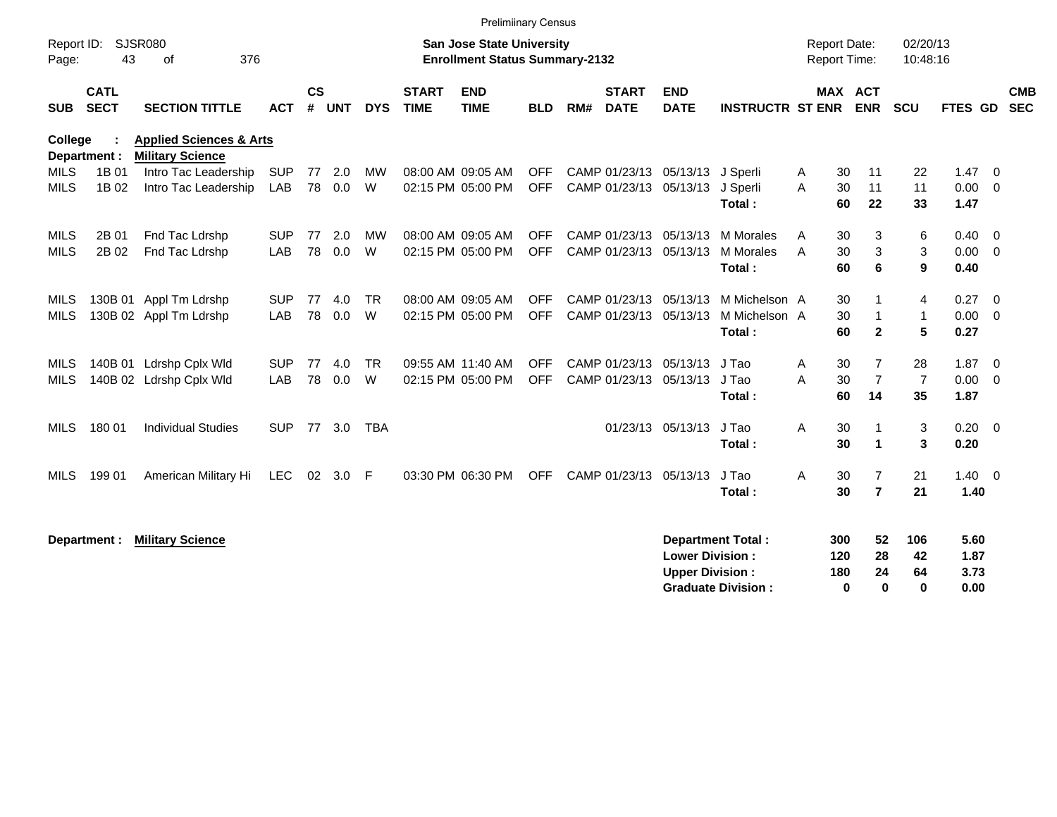Preliminary Census

Report ID: SJSR080
Page: 43 of 376

**San Jose State University**
**Enrollment Status Summary-2132**

Report Date: 02/20/13
Report Time: 10:48:16

**College : Applied Sciences & Arts**
**Department : Military Science**

| SUB | CATL SECT | SECTION TITTLE | ACT | CS # | UNT | DYS | START TIME | END TIME | BLD | RM# | START DATE | END DATE | INSTRUCTR | ST | MAX ENR | ACT ENR | SCU | FTES | GD | CMB SEC |
|---|---|---|---|---|---|---|---|---|---|---|---|---|---|---|---|---|---|---|---|---|
| MILS | 1B 01 | Intro Tac Leadership | SUP | 77 | 2.0 | MW | 08:00 AM | 09:05 AM | OFF | CAMP | 01/23/13 | 05/13/13 | J Sperli | A | 30 | 11 | 22 | 1.47 | 0 | |
| MILS | 1B 02 | Intro Tac Leadership | LAB | 78 | 0.0 | W | 02:15 PM | 05:00 PM | OFF | CAMP | 01/23/13 | 05/13/13 | J Sperli | A | 30 | 11 | 11 | 0.00 | 0 | |
| | | | | | | | | | | | | | **Total :** | | **60** | **22** | **33** | **1.47** | | |
| MILS | 2B 01 | Fnd Tac Ldrshp | SUP | 77 | 2.0 | MW | 08:00 AM | 09:05 AM | OFF | CAMP | 01/23/13 | 05/13/13 | M Morales | A | 30 | 3 | 6 | 0.40 | 0 | |
| MILS | 2B 02 | Fnd Tac Ldrshp | LAB | 78 | 0.0 | W | 02:15 PM | 05:00 PM | OFF | CAMP | 01/23/13 | 05/13/13 | M Morales | A | 30 | 3 | 3 | 0.00 | 0 | |
| | | | | | | | | | | | | | **Total :** | | **60** | **6** | **9** | **0.40** | | |
| MILS | 130B 01 | Appl Tm Ldrshp | SUP | 77 | 4.0 | TR | 08:00 AM | 09:05 AM | OFF | CAMP | 01/23/13 | 05/13/13 | M Michelson | A | 30 | 1 | 4 | 0.27 | 0 | |
| MILS | 130B 02 | Appl Tm Ldrshp | LAB | 78 | 0.0 | W | 02:15 PM | 05:00 PM | OFF | CAMP | 01/23/13 | 05/13/13 | M Michelson | A | 30 | 1 | 1 | 0.00 | 0 | |
| | | | | | | | | | | | | | **Total :** | | **60** | **2** | **5** | **0.27** | | |
| MILS | 140B 01 | Ldrshp Cplx Wld | SUP | 77 | 4.0 | TR | 09:55 AM | 11:40 AM | OFF | CAMP | 01/23/13 | 05/13/13 | J Tao | A | 30 | 7 | 28 | 1.87 | 0 | |
| MILS | 140B 02 | Ldrshp Cplx Wld | LAB | 78 | 0.0 | W | 02:15 PM | 05:00 PM | OFF | CAMP | 01/23/13 | 05/13/13 | J Tao | A | 30 | 7 | 7 | 0.00 | 0 | |
| | | | | | | | | | | | | | **Total :** | | **60** | **14** | **35** | **1.87** | | |
| MILS | 180 01 | Individual Studies | SUP | 77 | 3.0 | TBA | | | | | 01/23/13 | 05/13/13 | J Tao | A | 30 | 1 | 3 | 0.20 | 0 | |
| | | | | | | | | | | | | | **Total :** | | **30** | **1** | **3** | **0.20** | | |
| MILS | 199 01 | American Military Hi | LEC | 02 | 3.0 | F | 03:30 PM | 06:30 PM | OFF | CAMP | 01/23/13 | 05/13/13 | J Tao | A | 30 | 7 | 21 | 1.40 | 0 | |
| | | | | | | | | | | | | | **Total :** | | **30** | **7** | **21** | **1.40** | | |

**Department : Military Science**

| | MAX ENR | ACT ENR | SCU | FTES |
|---|---|---|---|---|
| **Department Total :** | **300** | **52** | **106** | **5.60** |
| **Lower Division :** | **120** | **28** | **42** | **1.87** |
| **Upper Division :** | **180** | **24** | **64** | **3.73** |
| **Graduate Division :** | **0** | **0** | **0** | **0.00** |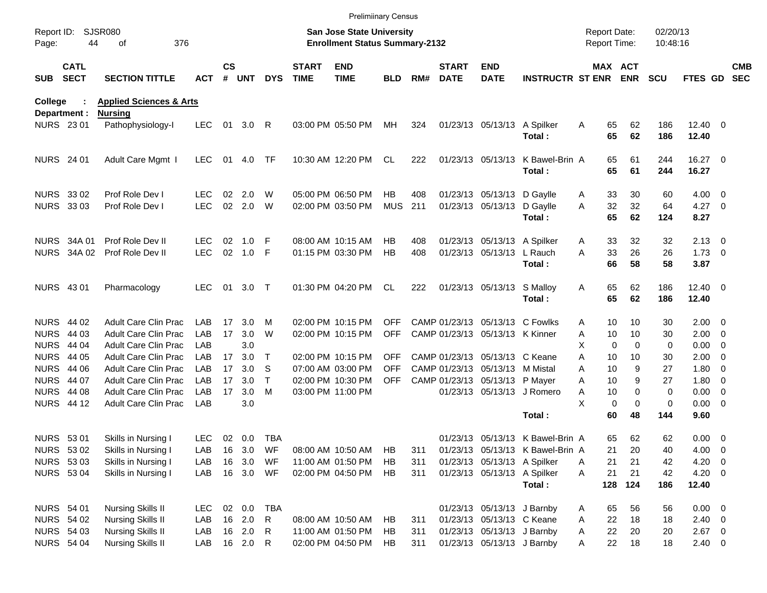Preliminary Census

Report ID: SJSR080
San Jose State University
Enrollment Status Summary-2132
Report Date: 02/20/13
Report Time: 10:48:16

**College : Applied Sciences & Arts**
**Department : Nursing**

| SUB | CATL SECT | SECTION TITTLE | ACT | CS # | UNT | DYS | START TIME | END TIME | BLD | RM# | START DATE | END DATE | INSTRUCTR | ST | MAX ENR | ACT ENR | SCU | FTES | GD | CMB SEC |
|---|---|---|---|---|---|---|---|---|---|---|---|---|---|---|---|---|---|---|---|---|
| NURS | 23 01 | Pathophysiology-I | LEC | 01 | 3.0 | R | 03:00 PM | 05:50 PM | MH | 324 | 01/23/13 | 05/13/13 | A Spilker | A | 65 | 62 | 186 | 12.40 | 0 | |
| | | | | | | | | | | | | | **Total :** | | **65** | **62** | **186** | **12.40** | | |
| NURS | 24 01 | Adult Care Mgmt I | LEC | 01 | 4.0 | TF | 10:30 AM | 12:20 PM | CL | 222 | 01/23/13 | 05/13/13 | K Bawel-Brin | A | 65 | 61 | 244 | 16.27 | 0 | |
| | | | | | | | | | | | | | **Total :** | | **65** | **61** | **244** | **16.27** | | |
| NURS | 33 02 | Prof Role Dev I | LEC | 02 | 2.0 | W | 05:00 PM | 06:50 PM | HB | 408 | 01/23/13 | 05/13/13 | D Gaylle | A | 33 | 30 | 60 | 4.00 | 0 | |
| NURS | 33 03 | Prof Role Dev I | LEC | 02 | 2.0 | W | 02:00 PM | 03:50 PM | MUS | 211 | 01/23/13 | 05/13/13 | D Gaylle | A | 32 | 32 | 64 | 4.27 | 0 | |
| | | | | | | | | | | | | | **Total :** | | **65** | **62** | **124** | **8.27** | | |
| NURS | 34A 01 | Prof Role Dev II | LEC | 02 | 1.0 | F | 08:00 AM | 10:15 AM | HB | 408 | 01/23/13 | 05/13/13 | A Spilker | A | 33 | 32 | 32 | 2.13 | 0 | |
| NURS | 34A 02 | Prof Role Dev II | LEC | 02 | 1.0 | F | 01:15 PM | 03:30 PM | HB | 408 | 01/23/13 | 05/13/13 | L Rauch | A | 33 | 26 | 26 | 1.73 | 0 | |
| | | | | | | | | | | | | | **Total :** | | **66** | **58** | **58** | **3.87** | | |
| NURS | 43 01 | Pharmacology | LEC | 01 | 3.0 | T | 01:30 PM | 04:20 PM | CL | 222 | 01/23/13 | 05/13/13 | S Malloy | A | 65 | 62 | 186 | 12.40 | 0 | |
| | | | | | | | | | | | | | **Total :** | | **65** | **62** | **186** | **12.40** | | |
| NURS | 44 02 | Adult Care Clin Prac | LAB | 17 | 3.0 | M | 02:00 PM | 10:15 PM | OFF | CAMP | 01/23/13 | 05/13/13 | C Fowlks | A | 10 | 10 | 30 | 2.00 | 0 | |
| NURS | 44 03 | Adult Care Clin Prac | LAB | 17 | 3.0 | W | 02:00 PM | 10:15 PM | OFF | CAMP | 01/23/13 | 05/13/13 | K Kinner | A | 10 | 10 | 30 | 2.00 | 0 | |
| NURS | 44 04 | Adult Care Clin Prac | LAB | | 3.0 | | | | | | | | | X | 0 | 0 | 0 | 0.00 | 0 | |
| NURS | 44 05 | Adult Care Clin Prac | LAB | 17 | 3.0 | T | 02:00 PM | 10:15 PM | OFF | CAMP | 01/23/13 | 05/13/13 | C Keane | A | 10 | 10 | 30 | 2.00 | 0 | |
| NURS | 44 06 | Adult Care Clin Prac | LAB | 17 | 3.0 | S | 07:00 AM | 03:00 PM | OFF | CAMP | 01/23/13 | 05/13/13 | M Mistal | A | 10 | 9 | 27 | 1.80 | 0 | |
| NURS | 44 07 | Adult Care Clin Prac | LAB | 17 | 3.0 | T | 02:00 PM | 10:30 PM | OFF | CAMP | 01/23/13 | 05/13/13 | P Mayer | A | 10 | 9 | 27 | 1.80 | 0 | |
| NURS | 44 08 | Adult Care Clin Prac | LAB | 17 | 3.0 | M | 03:00 PM | 11:00 PM | | | 01/23/13 | 05/13/13 | J Romero | A | 10 | 0 | 0 | 0.00 | 0 | |
| NURS | 44 12 | Adult Care Clin Prac | LAB | | 3.0 | | | | | | | | | X | 0 | 0 | 0 | 0.00 | 0 | |
| | | | | | | | | | | | | | **Total :** | | **60** | **48** | **144** | **9.60** | | |
| NURS | 53 01 | Skills in Nursing I | LEC | 02 | 0.0 | TBA | | | | | 01/23/13 | 05/13/13 | K Bawel-Brin | A | 65 | 62 | 62 | 0.00 | 0 | |
| NURS | 53 02 | Skills in Nursing I | LAB | 16 | 3.0 | WF | 08:00 AM | 10:50 AM | HB | 311 | 01/23/13 | 05/13/13 | K Bawel-Brin | A | 21 | 20 | 40 | 4.00 | 0 | |
| NURS | 53 03 | Skills in Nursing I | LAB | 16 | 3.0 | WF | 11:00 AM | 01:50 PM | HB | 311 | 01/23/13 | 05/13/13 | A Spilker | A | 21 | 21 | 42 | 4.20 | 0 | |
| NURS | 53 04 | Skills in Nursing I | LAB | 16 | 3.0 | WF | 02:00 PM | 04:50 PM | HB | 311 | 01/23/13 | 05/13/13 | A Spilker | A | 21 | 21 | 42 | 4.20 | 0 | |
| | | | | | | | | | | | | | **Total :** | | **128** | **124** | **186** | **12.40** | | |
| NURS | 54 01 | Nursing Skills II | LEC | 02 | 0.0 | TBA | | | | | 01/23/13 | 05/13/13 | J Barnby | A | 65 | 56 | 56 | 0.00 | 0 | |
| NURS | 54 02 | Nursing Skills II | LAB | 16 | 2.0 | R | 08:00 AM | 10:50 AM | HB | 311 | 01/23/13 | 05/13/13 | C Keane | A | 22 | 18 | 18 | 2.40 | 0 | |
| NURS | 54 03 | Nursing Skills II | LAB | 16 | 2.0 | R | 11:00 AM | 01:50 PM | HB | 311 | 01/23/13 | 05/13/13 | J Barnby | A | 22 | 20 | 20 | 2.67 | 0 | |
| NURS | 54 04 | Nursing Skills II | LAB | 16 | 2.0 | R | 02:00 PM | 04:50 PM | HB | 311 | 01/23/13 | 05/13/13 | J Barnby | A | 22 | 18 | 18 | 2.40 | 0 | |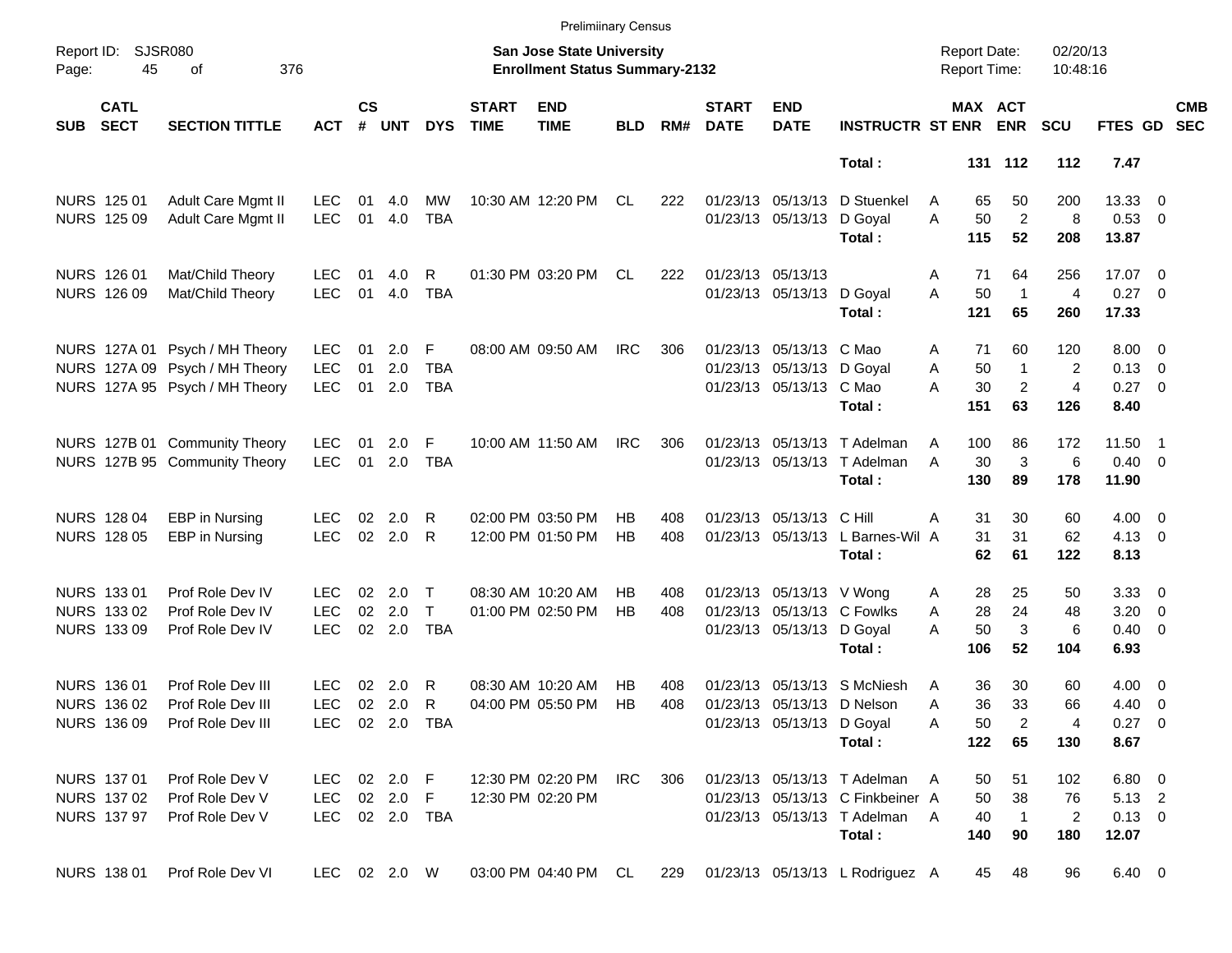Preliminary Census

Report ID: SJSR080

**San Jose State University**
**Enrollment Status Summary-2132**

Report Date: 02/20/13
Report Time: 10:48:16

| SUB | CATL SECT | SECTION TITTLE | ACT | CS # | UNT | DYS | START TIME | END TIME | BLD | RM# | START DATE | END DATE | INSTRUCTR | ST | MAX ENR | ACT ENR | SCU | FTES | GD | CMB SEC |
|---|---|---|---|---|---|---|---|---|---|---|---|---|---|---|---|---|---|---|---|---|
| | | | | | | | | | | | | | **Total :** | | **131** | **112** | **112** | **7.47** | | |
| NURS | 125 01 | Adult Care Mgmt II | LEC | 01 | 4.0 | MW | 10:30 AM | 12:20 PM | CL | 222 | 01/23/13 | 05/13/13 | D Stuenkel | A | 65 | 50 | 200 | 13.33 | 0 | |
| NURS | 125 09 | Adult Care Mgmt II | LEC | 01 | 4.0 | TBA | | | | | 01/23/13 | 05/13/13 | D Goyal | A | 50 | 2 | 8 | 0.53 | 0 | |
| | | | | | | | | | | | | | **Total :** | | **115** | **52** | **208** | **13.87** | | |
| NURS | 126 01 | Mat/Child Theory | LEC | 01 | 4.0 | R | 01:30 PM | 03:20 PM | CL | 222 | 01/23/13 | 05/13/13 | | A | 71 | 64 | 256 | 17.07 | 0 | |
| NURS | 126 09 | Mat/Child Theory | LEC | 01 | 4.0 | TBA | | | | | 01/23/13 | 05/13/13 | D Goyal | A | 50 | 1 | 4 | 0.27 | 0 | |
| | | | | | | | | | | | | | **Total :** | | **121** | **65** | **260** | **17.33** | | |
| NURS | 127A 01 | Psych / MH Theory | LEC | 01 | 2.0 | F | 08:00 AM | 09:50 AM | IRC | 306 | 01/23/13 | 05/13/13 | C Mao | A | 71 | 60 | 120 | 8.00 | 0 | |
| NURS | 127A 09 | Psych / MH Theory | LEC | 01 | 2.0 | TBA | | | | | 01/23/13 | 05/13/13 | D Goyal | A | 50 | 1 | 2 | 0.13 | 0 | |
| NURS | 127A 95 | Psych / MH Theory | LEC | 01 | 2.0 | TBA | | | | | 01/23/13 | 05/13/13 | C Mao | A | 30 | 2 | 4 | 0.27 | 0 | |
| | | | | | | | | | | | | | **Total :** | | **151** | **63** | **126** | **8.40** | | |
| NURS | 127B 01 | Community Theory | LEC | 01 | 2.0 | F | 10:00 AM | 11:50 AM | IRC | 306 | 01/23/13 | 05/13/13 | T Adelman | A | 100 | 86 | 172 | 11.50 | 1 | |
| NURS | 127B 95 | Community Theory | LEC | 01 | 2.0 | TBA | | | | | 01/23/13 | 05/13/13 | T Adelman | A | 30 | 3 | 6 | 0.40 | 0 | |
| | | | | | | | | | | | | | **Total :** | | **130** | **89** | **178** | **11.90** | | |
| NURS | 128 04 | EBP in Nursing | LEC | 02 | 2.0 | R | 02:00 PM | 03:50 PM | HB | 408 | 01/23/13 | 05/13/13 | C Hill | A | 31 | 30 | 60 | 4.00 | 0 | |
| NURS | 128 05 | EBP in Nursing | LEC | 02 | 2.0 | R | 12:00 PM | 01:50 PM | HB | 408 | 01/23/13 | 05/13/13 | L Barnes-Wil | A | 31 | 31 | 62 | 4.13 | 0 | |
| | | | | | | | | | | | | | **Total :** | | **62** | **61** | **122** | **8.13** | | |
| NURS | 133 01 | Prof Role Dev IV | LEC | 02 | 2.0 | T | 08:30 AM | 10:20 AM | HB | 408 | 01/23/13 | 05/13/13 | V Wong | A | 28 | 25 | 50 | 3.33 | 0 | |
| NURS | 133 02 | Prof Role Dev IV | LEC | 02 | 2.0 | T | 01:00 PM | 02:50 PM | HB | 408 | 01/23/13 | 05/13/13 | C Fowlks | A | 28 | 24 | 48 | 3.20 | 0 | |
| NURS | 133 09 | Prof Role Dev IV | LEC | 02 | 2.0 | TBA | | | | | 01/23/13 | 05/13/13 | D Goyal | A | 50 | 3 | 6 | 0.40 | 0 | |
| | | | | | | | | | | | | | **Total :** | | **106** | **52** | **104** | **6.93** | | |
| NURS | 136 01 | Prof Role Dev III | LEC | 02 | 2.0 | R | 08:30 AM | 10:20 AM | HB | 408 | 01/23/13 | 05/13/13 | S McNiesh | A | 36 | 30 | 60 | 4.00 | 0 | |
| NURS | 136 02 | Prof Role Dev III | LEC | 02 | 2.0 | R | 04:00 PM | 05:50 PM | HB | 408 | 01/23/13 | 05/13/13 | D Nelson | A | 36 | 33 | 66 | 4.40 | 0 | |
| NURS | 136 09 | Prof Role Dev III | LEC | 02 | 2.0 | TBA | | | | | 01/23/13 | 05/13/13 | D Goyal | A | 50 | 2 | 4 | 0.27 | 0 | |
| | | | | | | | | | | | | | **Total :** | | **122** | **65** | **130** | **8.67** | | |
| NURS | 137 01 | Prof Role Dev V | LEC | 02 | 2.0 | F | 12:30 PM | 02:20 PM | IRC | 306 | 01/23/13 | 05/13/13 | T Adelman | A | 50 | 51 | 102 | 6.80 | 0 | |
| NURS | 137 02 | Prof Role Dev V | LEC | 02 | 2.0 | F | 12:30 PM | 02:20 PM | | | 01/23/13 | 05/13/13 | C Finkbeiner | A | 50 | 38 | 76 | 5.13 | 2 | |
| NURS | 137 97 | Prof Role Dev V | LEC | 02 | 2.0 | TBA | | | | | 01/23/13 | 05/13/13 | T Adelman | A | 40 | 1 | 2 | 0.13 | 0 | |
| | | | | | | | | | | | | | **Total :** | | **140** | **90** | **180** | **12.07** | | |
| NURS | 138 01 | Prof Role Dev VI | LEC | 02 | 2.0 | W | 03:00 PM | 04:40 PM | CL | 229 | 01/23/13 | 05/13/13 | L Rodriguez | A | 45 | 48 | 96 | 6.40 | 0 | |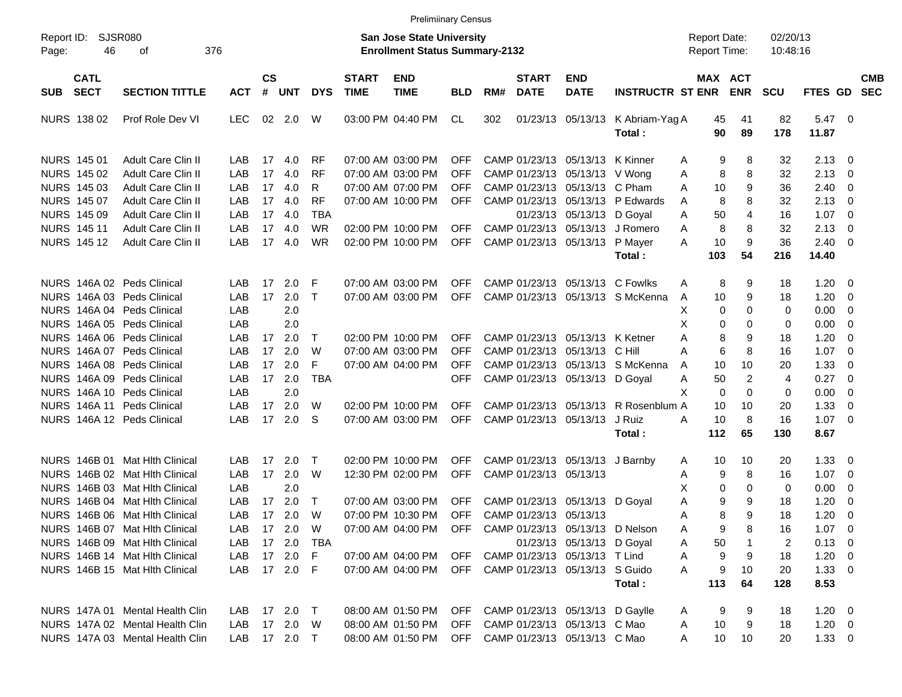Preliminary Census

Report ID: SJSR080 **San Jose State University** Report Date: 02/20/13
Page: 46 of 376 **Enrollment Status Summary-2132** Report Time: 10:48:16

| SUB | CATL SECT | SECTION TITTLE | ACT | CS # | UNT | DYS | START TIME | END TIME | BLD | RM# | START DATE | END DATE | INSTRUCTR | ST | MAX ENR | ACT ENR | SCU | FTES | GD | CMB SEC |
|---|---|---|---|---|---|---|---|---|---|---|---|---|---|---|---|---|---|---|---|---|
| NURS | 138 02 | Prof Role Dev VI | LEC | 02 | 2.0 | W | 03:00 PM | 04:40 PM | CL | 302 | 01/23/13 | 05/13/13 | K Abriam-Yag | A | 45 | 41 | 82 | 5.47 | 0 | |
| | | | | | | | | | | | | | Total : | | 90 | 89 | 178 | 11.87 | | |
| NURS | 145 01 | Adult Care Clin II | LAB | 17 | 4.0 | RF | 07:00 AM | 03:00 PM | OFF | CAMP | 01/23/13 | 05/13/13 | K Kinner | A | 9 | 8 | 32 | 2.13 | 0 | |
| NURS | 145 02 | Adult Care Clin II | LAB | 17 | 4.0 | RF | 07:00 AM | 03:00 PM | OFF | CAMP | 01/23/13 | 05/13/13 | V Wong | A | 8 | 8 | 32 | 2.13 | 0 | |
| NURS | 145 03 | Adult Care Clin II | LAB | 17 | 4.0 | R | 07:00 AM | 07:00 PM | OFF | CAMP | 01/23/13 | 05/13/13 | C Pham | A | 10 | 9 | 36 | 2.40 | 0 | |
| NURS | 145 07 | Adult Care Clin II | LAB | 17 | 4.0 | RF | 07:00 AM | 10:00 PM | OFF | CAMP | 01/23/13 | 05/13/13 | P Edwards | A | 8 | 8 | 32 | 2.13 | 0 | |
| NURS | 145 09 | Adult Care Clin II | LAB | 17 | 4.0 | TBA | | | | | 01/23/13 | 05/13/13 | D Goyal | A | 50 | 4 | 16 | 1.07 | 0 | |
| NURS | 145 11 | Adult Care Clin II | LAB | 17 | 4.0 | WR | 02:00 PM | 10:00 PM | OFF | CAMP | 01/23/13 | 05/13/13 | J Romero | A | 8 | 8 | 32 | 2.13 | 0 | |
| NURS | 145 12 | Adult Care Clin II | LAB | 17 | 4.0 | WR | 02:00 PM | 10:00 PM | OFF | CAMP | 01/23/13 | 05/13/13 | P Mayer | A | 10 | 9 | 36 | 2.40 | 0 | |
| | | | | | | | | | | | | | Total : | | 103 | 54 | 216 | 14.40 | | |
| NURS | 146A 02 | Peds Clinical | LAB | 17 | 2.0 | F | 07:00 AM | 03:00 PM | OFF | CAMP | 01/23/13 | 05/13/13 | C Fowlks | A | 8 | 9 | 18 | 1.20 | 0 | |
| NURS | 146A 03 | Peds Clinical | LAB | 17 | 2.0 | T | 07:00 AM | 03:00 PM | OFF | CAMP | 01/23/13 | 05/13/13 | S McKenna | A | 10 | 9 | 18 | 1.20 | 0 | |
| NURS | 146A 04 | Peds Clinical | LAB | | 2.0 | | | | | | | | | X | 0 | 0 | 0 | 0.00 | 0 | |
| NURS | 146A 05 | Peds Clinical | LAB | | 2.0 | | | | | | | | | X | 0 | 0 | 0 | 0.00 | 0 | |
| NURS | 146A 06 | Peds Clinical | LAB | 17 | 2.0 | T | 02:00 PM | 10:00 PM | OFF | CAMP | 01/23/13 | 05/13/13 | K Ketner | A | 8 | 9 | 18 | 1.20 | 0 | |
| NURS | 146A 07 | Peds Clinical | LAB | 17 | 2.0 | W | 07:00 AM | 03:00 PM | OFF | CAMP | 01/23/13 | 05/13/13 | C Hill | A | 6 | 8 | 16 | 1.07 | 0 | |
| NURS | 146A 08 | Peds Clinical | LAB | 17 | 2.0 | F | 07:00 AM | 04:00 PM | OFF | CAMP | 01/23/13 | 05/13/13 | S McKenna | A | 10 | 10 | 20 | 1.33 | 0 | |
| NURS | 146A 09 | Peds Clinical | LAB | 17 | 2.0 | TBA | | | OFF | CAMP | 01/23/13 | 05/13/13 | D Goyal | A | 50 | 2 | 4 | 0.27 | 0 | |
| NURS | 146A 10 | Peds Clinical | LAB | | 2.0 | | | | | | | | | X | 0 | 0 | 0 | 0.00 | 0 | |
| NURS | 146A 11 | Peds Clinical | LAB | 17 | 2.0 | W | 02:00 PM | 10:00 PM | OFF | CAMP | 01/23/13 | 05/13/13 | R Rosenblum | A | 10 | 10 | 20 | 1.33 | 0 | |
| NURS | 146A 12 | Peds Clinical | LAB | 17 | 2.0 | S | 07:00 AM | 03:00 PM | OFF | CAMP | 01/23/13 | 05/13/13 | J Ruiz | A | 10 | 8 | 16 | 1.07 | 0 | |
| | | | | | | | | | | | | | Total : | | 112 | 65 | 130 | 8.67 | | |
| NURS | 146B 01 | Mat Hlth Clinical | LAB | 17 | 2.0 | T | 02:00 PM | 10:00 PM | OFF | CAMP | 01/23/13 | 05/13/13 | J Barnby | A | 10 | 10 | 20 | 1.33 | 0 | |
| NURS | 146B 02 | Mat Hlth Clinical | LAB | 17 | 2.0 | W | 12:30 PM | 02:00 PM | OFF | CAMP | 01/23/13 | 05/13/13 | | A | 9 | 8 | 16 | 1.07 | 0 | |
| NURS | 146B 03 | Mat Hlth Clinical | LAB | | 2.0 | | | | | | | | | X | 0 | 0 | 0 | 0.00 | 0 | |
| NURS | 146B 04 | Mat Hlth Clinical | LAB | 17 | 2.0 | T | 07:00 AM | 03:00 PM | OFF | CAMP | 01/23/13 | 05/13/13 | D Goyal | A | 9 | 9 | 18 | 1.20 | 0 | |
| NURS | 146B 06 | Mat Hlth Clinical | LAB | 17 | 2.0 | W | 07:00 PM | 10:30 PM | OFF | CAMP | 01/23/13 | 05/13/13 | | A | 8 | 9 | 18 | 1.20 | 0 | |
| NURS | 146B 07 | Mat Hlth Clinical | LAB | 17 | 2.0 | W | 07:00 AM | 04:00 PM | OFF | CAMP | 01/23/13 | 05/13/13 | D Nelson | A | 9 | 8 | 16 | 1.07 | 0 | |
| NURS | 146B 09 | Mat Hlth Clinical | LAB | 17 | 2.0 | TBA | | | | | 01/23/13 | 05/13/13 | D Goyal | A | 50 | 1 | 2 | 0.13 | 0 | |
| NURS | 146B 14 | Mat Hlth Clinical | LAB | 17 | 2.0 | F | 07:00 AM | 04:00 PM | OFF | CAMP | 01/23/13 | 05/13/13 | T Lind | A | 9 | 9 | 18 | 1.20 | 0 | |
| NURS | 146B 15 | Mat Hlth Clinical | LAB | 17 | 2.0 | F | 07:00 AM | 04:00 PM | OFF | CAMP | 01/23/13 | 05/13/13 | S Guido | A | 9 | 10 | 20 | 1.33 | 0 | |
| | | | | | | | | | | | | | Total : | | 113 | 64 | 128 | 8.53 | | |
| NURS | 147A 01 | Mental Health Clin | LAB | 17 | 2.0 | T | 08:00 AM | 01:50 PM | OFF | CAMP | 01/23/13 | 05/13/13 | D Gaylle | A | 9 | 9 | 18 | 1.20 | 0 | |
| NURS | 147A 02 | Mental Health Clin | LAB | 17 | 2.0 | W | 08:00 AM | 01:50 PM | OFF | CAMP | 01/23/13 | 05/13/13 | C Mao | A | 10 | 9 | 18 | 1.20 | 0 | |
| NURS | 147A 03 | Mental Health Clin | LAB | 17 | 2.0 | T | 08:00 AM | 01:50 PM | OFF | CAMP | 01/23/13 | 05/13/13 | C Mao | A | 10 | 10 | 20 | 1.33 | 0 | |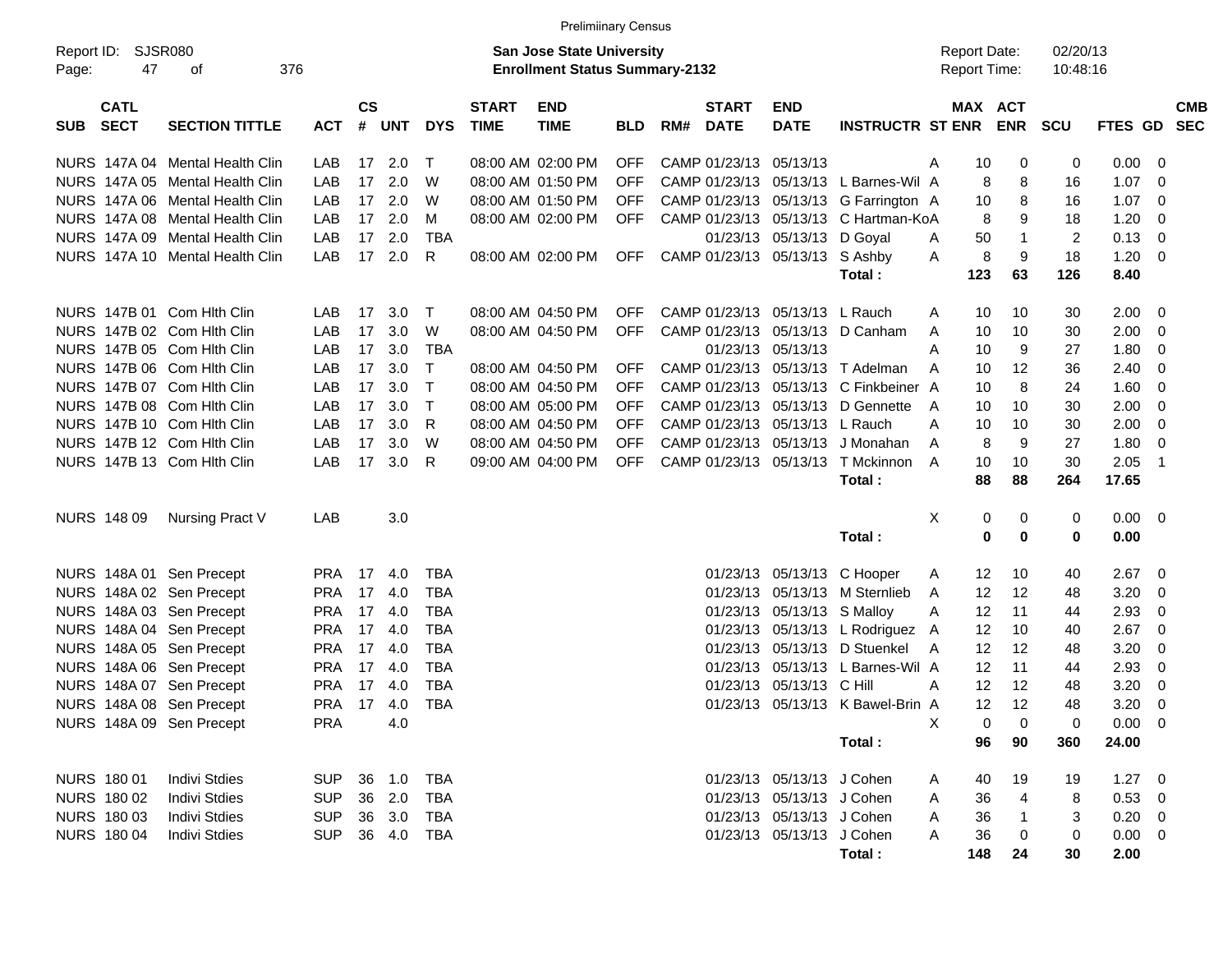Preliminary Census

Report ID: SJSR080

**San Jose State University**
**Enrollment Status Summary-2132**

Report Date: 02/20/13
Report Time: 10:48:16

| SUB | CATL SECT | SECTION TITTLE | ACT | CS # | UNT | DYS | START TIME | END TIME | BLD | RM# | START DATE | END DATE | INSTRUCTR | ST | MAX ENR | ACT ENR | SCU | FTES | GD | CMB SEC |
|---|---|---|---|---|---|---|---|---|---|---|---|---|---|---|---|---|---|---|---|---|
| NURS | 147A 04 | Mental Health Clin | LAB | 17 | 2.0 | T | 08:00 AM | 02:00 PM | OFF | CAMP | 01/23/13 | 05/13/13 | | A | 10 | 0 | 0 | 0.00 | 0 | |
| NURS | 147A 05 | Mental Health Clin | LAB | 17 | 2.0 | W | 08:00 AM | 01:50 PM | OFF | CAMP | 01/23/13 | 05/13/13 | L Barnes-Wil | A | 8 | 8 | 16 | 1.07 | 0 | |
| NURS | 147A 06 | Mental Health Clin | LAB | 17 | 2.0 | W | 08:00 AM | 01:50 PM | OFF | CAMP | 01/23/13 | 05/13/13 | G Farrington | A | 10 | 8 | 16 | 1.07 | 0 | |
| NURS | 147A 08 | Mental Health Clin | LAB | 17 | 2.0 | M | 08:00 AM | 02:00 PM | OFF | CAMP | 01/23/13 | 05/13/13 | C Hartman-Ko | A | 8 | 9 | 18 | 1.20 | 0 | |
| NURS | 147A 09 | Mental Health Clin | LAB | 17 | 2.0 | TBA | | | | | 01/23/13 | 05/13/13 | D Goyal | A | 50 | 1 | 2 | 0.13 | 0 | |
| NURS | 147A 10 | Mental Health Clin | LAB | 17 | 2.0 | R | 08:00 AM | 02:00 PM | OFF | CAMP | 01/23/13 | 05/13/13 | S Ashby | A | 8 | 9 | 18 | 1.20 | 0 | |
| | | | | | | | | | | | | | **Total :** | | **123** | **63** | **126** | **8.40** | | |
| NURS | 147B 01 | Com Hlth Clin | LAB | 17 | 3.0 | T | 08:00 AM | 04:50 PM | OFF | CAMP | 01/23/13 | 05/13/13 | L Rauch | A | 10 | 10 | 30 | 2.00 | 0 | |
| NURS | 147B 02 | Com Hlth Clin | LAB | 17 | 3.0 | W | 08:00 AM | 04:50 PM | OFF | CAMP | 01/23/13 | 05/13/13 | D Canham | A | 10 | 10 | 30 | 2.00 | 0 | |
| NURS | 147B 05 | Com Hlth Clin | LAB | 17 | 3.0 | TBA | | | | | 01/23/13 | 05/13/13 | | A | 10 | 9 | 27 | 1.80 | 0 | |
| NURS | 147B 06 | Com Hlth Clin | LAB | 17 | 3.0 | T | 08:00 AM | 04:50 PM | OFF | CAMP | 01/23/13 | 05/13/13 | T Adelman | A | 10 | 12 | 36 | 2.40 | 0 | |
| NURS | 147B 07 | Com Hlth Clin | LAB | 17 | 3.0 | T | 08:00 AM | 04:50 PM | OFF | CAMP | 01/23/13 | 05/13/13 | C Finkbeiner | A | 10 | 8 | 24 | 1.60 | 0 | |
| NURS | 147B 08 | Com Hlth Clin | LAB | 17 | 3.0 | T | 08:00 AM | 05:00 PM | OFF | CAMP | 01/23/13 | 05/13/13 | D Gennette | A | 10 | 10 | 30 | 2.00 | 0 | |
| NURS | 147B 10 | Com Hlth Clin | LAB | 17 | 3.0 | R | 08:00 AM | 04:50 PM | OFF | CAMP | 01/23/13 | 05/13/13 | L Rauch | A | 10 | 10 | 30 | 2.00 | 0 | |
| NURS | 147B 12 | Com Hlth Clin | LAB | 17 | 3.0 | W | 08:00 AM | 04:50 PM | OFF | CAMP | 01/23/13 | 05/13/13 | J Monahan | A | 8 | 9 | 27 | 1.80 | 0 | |
| NURS | 147B 13 | Com Hlth Clin | LAB | 17 | 3.0 | R | 09:00 AM | 04:00 PM | OFF | CAMP | 01/23/13 | 05/13/13 | T Mckinnon | A | 10 | 10 | 30 | 2.05 | 1 | |
| | | | | | | | | | | | | | **Total :** | | **88** | **88** | **264** | **17.65** | | |
| NURS | 148 09 | Nursing Pract V | LAB | | 3.0 | | | | | | | | | X | 0 | 0 | 0 | 0.00 | 0 | |
| | | | | | | | | | | | | | **Total :** | | **0** | **0** | **0** | **0.00** | | |
| NURS | 148A 01 | Sen Precept | PRA | 17 | 4.0 | TBA | | | | | 01/23/13 | 05/13/13 | C Hooper | A | 12 | 10 | 40 | 2.67 | 0 | |
| NURS | 148A 02 | Sen Precept | PRA | 17 | 4.0 | TBA | | | | | 01/23/13 | 05/13/13 | M Sternlieb | A | 12 | 12 | 48 | 3.20 | 0 | |
| NURS | 148A 03 | Sen Precept | PRA | 17 | 4.0 | TBA | | | | | 01/23/13 | 05/13/13 | S Malloy | A | 12 | 11 | 44 | 2.93 | 0 | |
| NURS | 148A 04 | Sen Precept | PRA | 17 | 4.0 | TBA | | | | | 01/23/13 | 05/13/13 | L Rodriguez | A | 12 | 10 | 40 | 2.67 | 0 | |
| NURS | 148A 05 | Sen Precept | PRA | 17 | 4.0 | TBA | | | | | 01/23/13 | 05/13/13 | D Stuenkel | A | 12 | 12 | 48 | 3.20 | 0 | |
| NURS | 148A 06 | Sen Precept | PRA | 17 | 4.0 | TBA | | | | | 01/23/13 | 05/13/13 | L Barnes-Wil | A | 12 | 11 | 44 | 2.93 | 0 | |
| NURS | 148A 07 | Sen Precept | PRA | 17 | 4.0 | TBA | | | | | 01/23/13 | 05/13/13 | C Hill | A | 12 | 12 | 48 | 3.20 | 0 | |
| NURS | 148A 08 | Sen Precept | PRA | 17 | 4.0 | TBA | | | | | 01/23/13 | 05/13/13 | K Bawel-Brin | A | 12 | 12 | 48 | 3.20 | 0 | |
| NURS | 148A 09 | Sen Precept | PRA | | 4.0 | | | | | | | | | X | 0 | 0 | 0 | 0.00 | 0 | |
| | | | | | | | | | | | | | **Total :** | | **96** | **90** | **360** | **24.00** | | |
| NURS | 180 01 | Indivi Stdies | SUP | 36 | 1.0 | TBA | | | | | 01/23/13 | 05/13/13 | J Cohen | A | 40 | 19 | 19 | 1.27 | 0 | |
| NURS | 180 02 | Indivi Stdies | SUP | 36 | 2.0 | TBA | | | | | 01/23/13 | 05/13/13 | J Cohen | A | 36 | 4 | 8 | 0.53 | 0 | |
| NURS | 180 03 | Indivi Stdies | SUP | 36 | 3.0 | TBA | | | | | 01/23/13 | 05/13/13 | J Cohen | A | 36 | 1 | 3 | 0.20 | 0 | |
| NURS | 180 04 | Indivi Stdies | SUP | 36 | 4.0 | TBA | | | | | 01/23/13 | 05/13/13 | J Cohen | A | 36 | 0 | 0 | 0.00 | 0 | |
| | | | | | | | | | | | | | **Total :** | | **148** | **24** | **30** | **2.00** | | |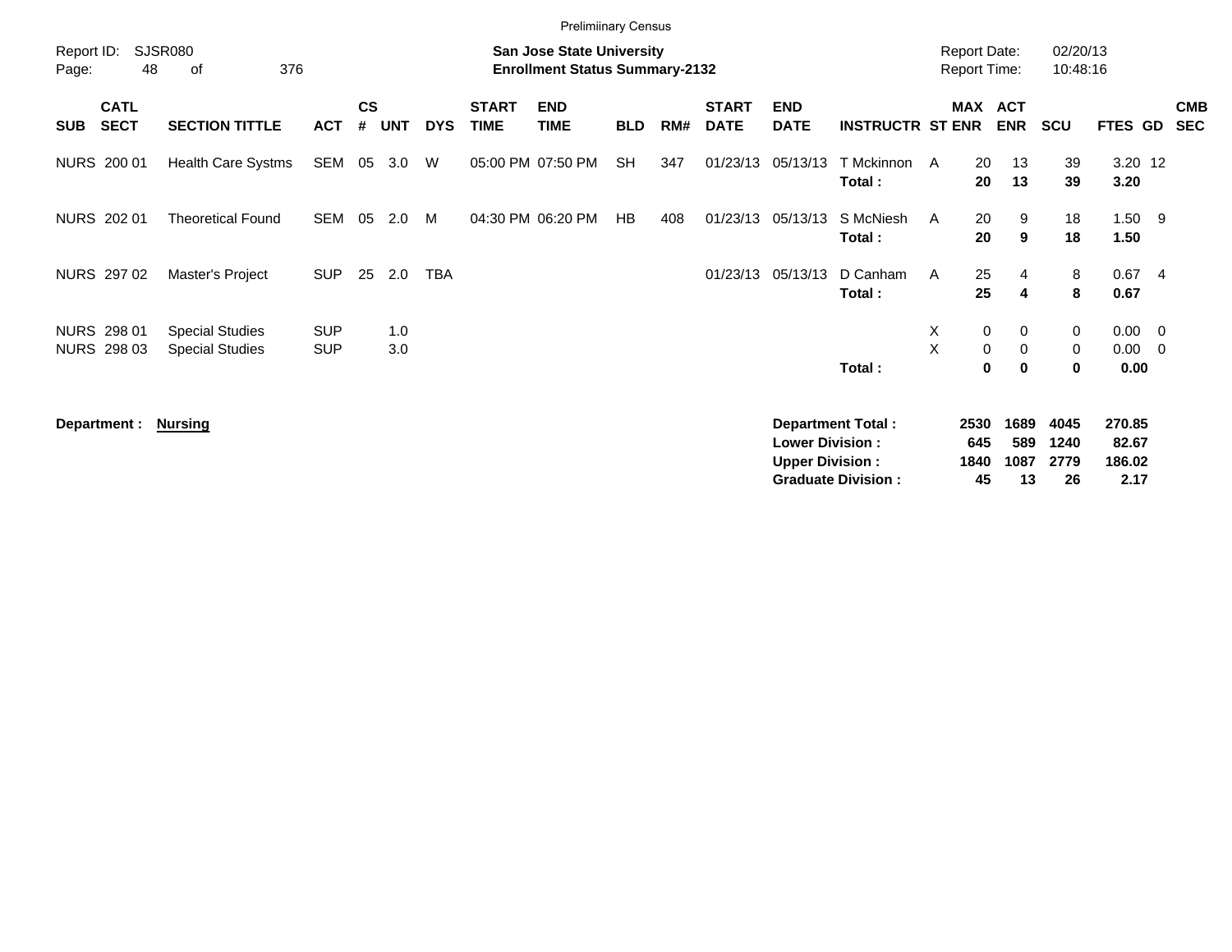Preliminary Census

Report ID: SJSR080

**San Jose State University**
**Enrollment Status Summary-2132**

Report Date: 02/20/13
Report Time: 10:48:16

| SUB | CATL SECT | SECTION TITTLE | ACT | CS # | UNT | DYS | START TIME | END TIME | BLD | RM# | START DATE | END DATE | INSTRUCTR | ST | MAX ENR | ACT ENR | SCU | FTES | GD | CMB SEC |
|---|---|---|---|---|---|---|---|---|---|---|---|---|---|---|---|---|---|---|---|---|
| NURS | 200 01 | Health Care Systms | SEM | 05 | 3.0 | W | 05:00 PM | 07:50 PM | SH | 347 | 01/23/13 | 05/13/13 | T Mckinnon | A | 20 | 13 | 39 | 3.20 | 12 | |
| | | | | | | | | | | | | | **Total :** | | **20** | **13** | **39** | **3.20** | | |
| NURS | 202 01 | Theoretical Found | SEM | 05 | 2.0 | M | 04:30 PM | 06:20 PM | HB | 408 | 01/23/13 | 05/13/13 | S McNiesh | A | 20 | 9 | 18 | 1.50 | 9 | |
| | | | | | | | | | | | | | **Total :** | | **20** | **9** | **18** | **1.50** | | |
| NURS | 297 02 | Master's Project | SUP | 25 | 2.0 | TBA | | | | | 01/23/13 | 05/13/13 | D Canham | A | 25 | 4 | 8 | 0.67 | 4 | |
| | | | | | | | | | | | | | **Total :** | | **25** | **4** | **8** | **0.67** | | |
| NURS | 298 01 | Special Studies | SUP | | 1.0 | | | | | | | | | X | 0 | 0 | 0 | 0.00 | 0 | |
| NURS | 298 03 | Special Studies | SUP | | 3.0 | | | | | | | | | X | 0 | 0 | 0 | 0.00 | 0 | |
| | | | | | | | | | | | | | **Total :** | | **0** | **0** | **0** | **0.00** | | |

**Department :** **Nursing**

| | MAX ENR | ACT ENR | SCU | FTES |
|---|---|---|---|---|
| **Department Total :** | **2530** | **1689** | **4045** | **270.85** |
| **Lower Division :** | **645** | **589** | **1240** | **82.67** |
| **Upper Division :** | **1840** | **1087** | **2779** | **186.02** |
| **Graduate Division :** | **45** | **13** | **26** | **2.17** |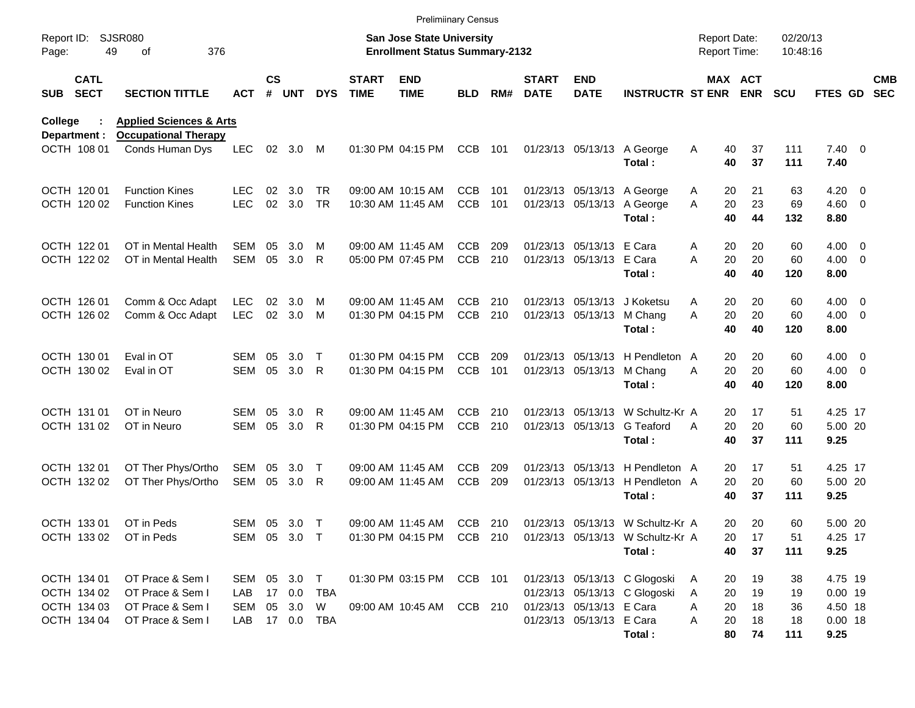Preliminary Census

Report ID: SJSR080
San Jose State University
Enrollment Status Summary-2132
Report Date: 02/20/13
Report Time: 10:48:16

**College : Applied Sciences & Arts**
**Department : Occupational Therapy**

| SUB | CATL SECT | SECTION TITTLE | ACT | CS # | UNT | DYS | START TIME | END TIME | BLD | RM# | START DATE | END DATE | INSTRUCTR | ST | MAX ENR | ACT ENR | SCU | FTES | GD | CMB SEC |
|---|---|---|---|---|---|---|---|---|---|---|---|---|---|---|---|---|---|---|---|---|
| OCTH | 108 01 | Conds Human Dys | LEC | 02 | 3.0 | M | 01:30 PM | 04:15 PM | CCB | 101 | 01/23/13 | 05/13/13 | A George | A | 40 | 37 | 111 | 7.40 | 0 | |
| | | | | | | | | | | | | | **Total :** | | **40** | **37** | **111** | **7.40** | | |
| OCTH | 120 01 | Function Kines | LEC | 02 | 3.0 | TR | 09:00 AM | 10:15 AM | CCB | 101 | 01/23/13 | 05/13/13 | A George | A | 20 | 21 | 63 | 4.20 | 0 | |
| OCTH | 120 02 | Function Kines | LEC | 02 | 3.0 | TR | 10:30 AM | 11:45 AM | CCB | 101 | 01/23/13 | 05/13/13 | A George | A | 20 | 23 | 69 | 4.60 | 0 | |
| | | | | | | | | | | | | | **Total :** | | **40** | **44** | **132** | **8.80** | | |
| OCTH | 122 01 | OT in Mental Health | SEM | 05 | 3.0 | M | 09:00 AM | 11:45 AM | CCB | 209 | 01/23/13 | 05/13/13 | E Cara | A | 20 | 20 | 60 | 4.00 | 0 | |
| OCTH | 122 02 | OT in Mental Health | SEM | 05 | 3.0 | R | 05:00 PM | 07:45 PM | CCB | 210 | 01/23/13 | 05/13/13 | E Cara | A | 20 | 20 | 60 | 4.00 | 0 | |
| | | | | | | | | | | | | | **Total :** | | **40** | **40** | **120** | **8.00** | | |
| OCTH | 126 01 | Comm & Occ Adapt | LEC | 02 | 3.0 | M | 09:00 AM | 11:45 AM | CCB | 210 | 01/23/13 | 05/13/13 | J Koketsu | A | 20 | 20 | 60 | 4.00 | 0 | |
| OCTH | 126 02 | Comm & Occ Adapt | LEC | 02 | 3.0 | M | 01:30 PM | 04:15 PM | CCB | 210 | 01/23/13 | 05/13/13 | M Chang | A | 20 | 20 | 60 | 4.00 | 0 | |
| | | | | | | | | | | | | | **Total :** | | **40** | **40** | **120** | **8.00** | | |
| OCTH | 130 01 | Eval in OT | SEM | 05 | 3.0 | T | 01:30 PM | 04:15 PM | CCB | 209 | 01/23/13 | 05/13/13 | H Pendleton | A | 20 | 20 | 60 | 4.00 | 0 | |
| OCTH | 130 02 | Eval in OT | SEM | 05 | 3.0 | R | 01:30 PM | 04:15 PM | CCB | 101 | 01/23/13 | 05/13/13 | M Chang | A | 20 | 20 | 60 | 4.00 | 0 | |
| | | | | | | | | | | | | | **Total :** | | **40** | **40** | **120** | **8.00** | | |
| OCTH | 131 01 | OT in Neuro | SEM | 05 | 3.0 | R | 09:00 AM | 11:45 AM | CCB | 210 | 01/23/13 | 05/13/13 | W Schultz-Kr | A | 20 | 17 | 51 | 4.25 | 17 | |
| OCTH | 131 02 | OT in Neuro | SEM | 05 | 3.0 | R | 01:30 PM | 04:15 PM | CCB | 210 | 01/23/13 | 05/13/13 | G Teaford | A | 20 | 20 | 60 | 5.00 | 20 | |
| | | | | | | | | | | | | | **Total :** | | **40** | **37** | **111** | **9.25** | | |
| OCTH | 132 01 | OT Ther Phys/Ortho | SEM | 05 | 3.0 | T | 09:00 AM | 11:45 AM | CCB | 209 | 01/23/13 | 05/13/13 | H Pendleton | A | 20 | 17 | 51 | 4.25 | 17 | |
| OCTH | 132 02 | OT Ther Phys/Ortho | SEM | 05 | 3.0 | R | 09:00 AM | 11:45 AM | CCB | 209 | 01/23/13 | 05/13/13 | H Pendleton | A | 20 | 20 | 60 | 5.00 | 20 | |
| | | | | | | | | | | | | | **Total :** | | **40** | **37** | **111** | **9.25** | | |
| OCTH | 133 01 | OT in Peds | SEM | 05 | 3.0 | T | 09:00 AM | 11:45 AM | CCB | 210 | 01/23/13 | 05/13/13 | W Schultz-Kr | A | 20 | 20 | 60 | 5.00 | 20 | |
| OCTH | 133 02 | OT in Peds | SEM | 05 | 3.0 | T | 01:30 PM | 04:15 PM | CCB | 210 | 01/23/13 | 05/13/13 | W Schultz-Kr | A | 20 | 17 | 51 | 4.25 | 17 | |
| | | | | | | | | | | | | | **Total :** | | **40** | **37** | **111** | **9.25** | | |
| OCTH | 134 01 | OT Prace & Sem I | SEM | 05 | 3.0 | T | 01:30 PM | 03:15 PM | CCB | 101 | 01/23/13 | 05/13/13 | C Glogoski | A | 20 | 19 | 38 | 4.75 | 19 | |
| OCTH | 134 02 | OT Prace & Sem I | LAB | 17 | 0.0 | TBA | | | | | 01/23/13 | 05/13/13 | C Glogoski | A | 20 | 19 | 19 | 0.00 | 19 | |
| OCTH | 134 03 | OT Prace & Sem I | SEM | 05 | 3.0 | W | 09:00 AM | 10:45 AM | CCB | 210 | 01/23/13 | 05/13/13 | E Cara | A | 20 | 18 | 36 | 4.50 | 18 | |
| OCTH | 134 04 | OT Prace & Sem I | LAB | 17 | 0.0 | TBA | | | | | 01/23/13 | 05/13/13 | E Cara | A | 20 | 18 | 18 | 0.00 | 18 | |
| | | | | | | | | | | | | | **Total :** | | **80** | **74** | **111** | **9.25** | | |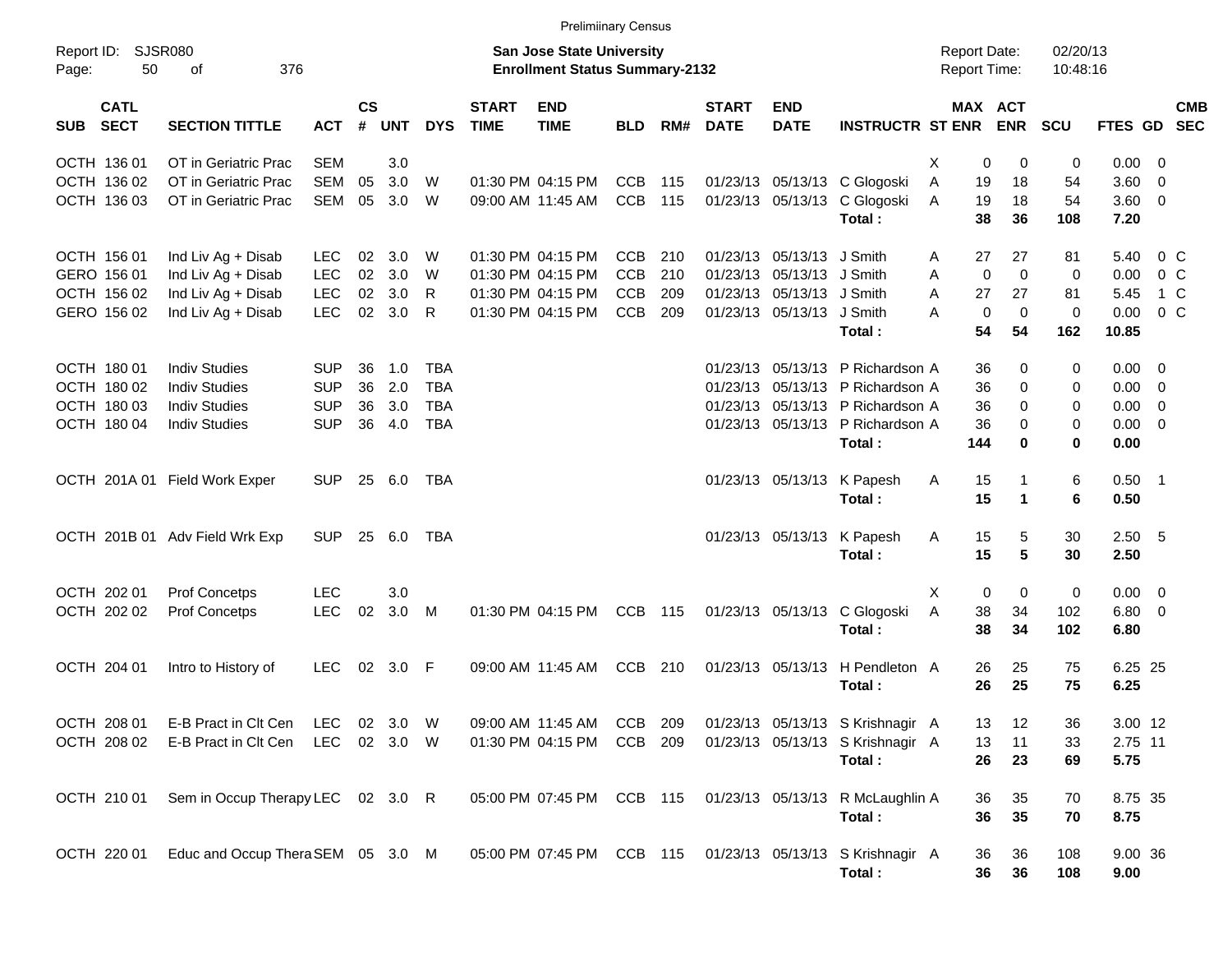Preliminary Census

Report ID: SJSR080

**San Jose State University**
**Enrollment Status Summary-2132**

Report Date: 02/20/13
Report Time: 10:48:16

| SUB | CATL SECT | SECTION TITTLE | ACT | CS # | UNT | DYS | START TIME | END TIME | BLD | RM# | START DATE | END DATE | INSTRUCTR | ST | MAX ENR | ACT ENR | SCU | FTES | GD | CMB SEC |
|---|---|---|---|---|---|---|---|---|---|---|---|---|---|---|---|---|---|---|---|---|
| OCTH | 136 01 | OT in Geriatric Prac | SEM | | 3.0 | | | | | | | | | X | 0 | 0 | 0 | 0.00 | 0 | |
| OCTH | 136 02 | OT in Geriatric Prac | SEM | 05 | 3.0 | W | 01:30 PM | 04:15 PM | CCB | 115 | 01/23/13 | 05/13/13 | C Glogoski | A | 19 | 18 | 54 | 3.60 | 0 | |
| OCTH | 136 03 | OT in Geriatric Prac | SEM | 05 | 3.0 | W | 09:00 AM | 11:45 AM | CCB | 115 | 01/23/13 | 05/13/13 | C Glogoski | A | 19 | 18 | 54 | 3.60 | 0 | |
| | | | | | | | | | | | | | **Total :** | | **38** | **36** | **108** | **7.20** | | |
| OCTH | 156 01 | Ind Liv Ag + Disab | LEC | 02 | 3.0 | W | 01:30 PM | 04:15 PM | CCB | 210 | 01/23/13 | 05/13/13 | J Smith | A | 27 | 27 | 81 | 5.40 | 0 | C |
| GERO | 156 01 | Ind Liv Ag + Disab | LEC | 02 | 3.0 | W | 01:30 PM | 04:15 PM | CCB | 210 | 01/23/13 | 05/13/13 | J Smith | A | 0 | 0 | 0 | 0.00 | 0 | C |
| OCTH | 156 02 | Ind Liv Ag + Disab | LEC | 02 | 3.0 | R | 01:30 PM | 04:15 PM | CCB | 209 | 01/23/13 | 05/13/13 | J Smith | A | 27 | 27 | 81 | 5.45 | 1 | C |
| GERO | 156 02 | Ind Liv Ag + Disab | LEC | 02 | 3.0 | R | 01:30 PM | 04:15 PM | CCB | 209 | 01/23/13 | 05/13/13 | J Smith | A | 0 | 0 | 0 | 0.00 | 0 | C |
| | | | | | | | | | | | | | **Total :** | | **54** | **54** | **162** | **10.85** | | |
| OCTH | 180 01 | Indiv Studies | SUP | 36 | 1.0 | TBA | | | | | 01/23/13 | 05/13/13 | P Richardson | A | 36 | 0 | 0 | 0.00 | 0 | |
| OCTH | 180 02 | Indiv Studies | SUP | 36 | 2.0 | TBA | | | | | 01/23/13 | 05/13/13 | P Richardson | A | 36 | 0 | 0 | 0.00 | 0 | |
| OCTH | 180 03 | Indiv Studies | SUP | 36 | 3.0 | TBA | | | | | 01/23/13 | 05/13/13 | P Richardson | A | 36 | 0 | 0 | 0.00 | 0 | |
| OCTH | 180 04 | Indiv Studies | SUP | 36 | 4.0 | TBA | | | | | 01/23/13 | 05/13/13 | P Richardson | A | 36 | 0 | 0 | 0.00 | 0 | |
| | | | | | | | | | | | | | **Total :** | | **144** | **0** | **0** | **0.00** | | |
| OCTH | 201A 01 | Field Work Exper | SUP | 25 | 6.0 | TBA | | | | | 01/23/13 | 05/13/13 | K Papesh | A | 15 | 1 | 6 | 0.50 | 1 | |
| | | | | | | | | | | | | | **Total :** | | **15** | **1** | **6** | **0.50** | | |
| OCTH | 201B 01 | Adv Field Wrk Exp | SUP | 25 | 6.0 | TBA | | | | | 01/23/13 | 05/13/13 | K Papesh | A | 15 | 5 | 30 | 2.50 | 5 | |
| | | | | | | | | | | | | | **Total :** | | **15** | **5** | **30** | **2.50** | | |
| OCTH | 202 01 | Prof Concetps | LEC | | 3.0 | | | | | | | | | X | 0 | 0 | 0 | 0.00 | 0 | |
| OCTH | 202 02 | Prof Concetps | LEC | 02 | 3.0 | M | 01:30 PM | 04:15 PM | CCB | 115 | 01/23/13 | 05/13/13 | C Glogoski | A | 38 | 34 | 102 | 6.80 | 0 | |
| | | | | | | | | | | | | | **Total :** | | **38** | **34** | **102** | **6.80** | | |
| OCTH | 204 01 | Intro to History of | LEC | 02 | 3.0 | F | 09:00 AM | 11:45 AM | CCB | 210 | 01/23/13 | 05/13/13 | H Pendleton | A | 26 | 25 | 75 | 6.25 | 25 | |
| | | | | | | | | | | | | | **Total :** | | **26** | **25** | **75** | **6.25** | | |
| OCTH | 208 01 | E-B Pract in Clt Cen | LEC | 02 | 3.0 | W | 09:00 AM | 11:45 AM | CCB | 209 | 01/23/13 | 05/13/13 | S Krishnagir | A | 13 | 12 | 36 | 3.00 | 12 | |
| OCTH | 208 02 | E-B Pract in Clt Cen | LEC | 02 | 3.0 | W | 01:30 PM | 04:15 PM | CCB | 209 | 01/23/13 | 05/13/13 | S Krishnagir | A | 13 | 11 | 33 | 2.75 | 11 | |
| | | | | | | | | | | | | | **Total :** | | **26** | **23** | **69** | **5.75** | | |
| OCTH | 210 01 | Sem in Occup Therapy | LEC | 02 | 3.0 | R | 05:00 PM | 07:45 PM | CCB | 115 | 01/23/13 | 05/13/13 | R McLaughlin | A | 36 | 35 | 70 | 8.75 | 35 | |
| | | | | | | | | | | | | | **Total :** | | **36** | **35** | **70** | **8.75** | | |
| OCTH | 220 01 | Educ and Occup Thera | SEM | 05 | 3.0 | M | 05:00 PM | 07:45 PM | CCB | 115 | 01/23/13 | 05/13/13 | S Krishnagir | A | 36 | 36 | 108 | 9.00 | 36 | |
| | | | | | | | | | | | | | **Total :** | | **36** | **36** | **108** | **9.00** | | |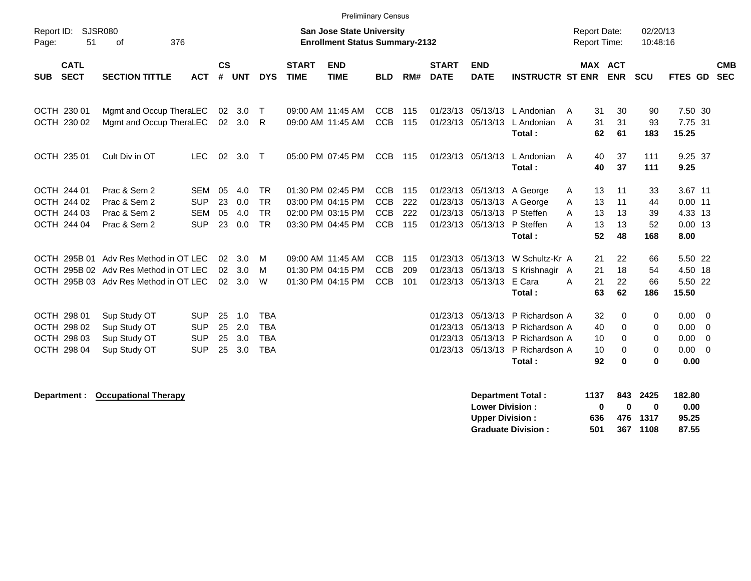Prelimiinary Census

Report ID: SJSR080

**San Jose State University**
**Enrollment Status Summary-2132**

Report Date: 02/20/13
Report Time: 10:48:16

| SUB | CATL SECT | SECTION TITTLE | ACT | CS # | UNT | DYS | START TIME | END TIME | BLD | RM# | START DATE | END DATE | INSTRUCTR | ST | MAX ENR | ACT ENR | SCU | FTES | GD | CMB SEC |
|---|---|---|---|---|---|---|---|---|---|---|---|---|---|---|---|---|---|---|---|---|
| OCTH | 230 01 | Mgmt and Occup Thera | LEC | 02 | 3.0 | T | 09:00 AM | 11:45 AM | CCB | 115 | 01/23/13 | 05/13/13 | L Andonian | A | 31 | 30 | 90 | 7.50 | 30 | |
| OCTH | 230 02 | Mgmt and Occup Thera | LEC | 02 | 3.0 | R | 09:00 AM | 11:45 AM | CCB | 115 | 01/23/13 | 05/13/13 | L Andonian | A | 31 | 31 | 93 | 7.75 | 31 | |
| | | | | | | | | | | | | | **Total :** | | **62** | **61** | **183** | **15.25** | | |
| OCTH | 235 01 | Cult Div in OT | LEC | 02 | 3.0 | T | 05:00 PM | 07:45 PM | CCB | 115 | 01/23/13 | 05/13/13 | L Andonian | A | 40 | 37 | 111 | 9.25 | 37 | |
| | | | | | | | | | | | | | **Total :** | | **40** | **37** | **111** | **9.25** | | |
| OCTH | 244 01 | Prac & Sem 2 | SEM | 05 | 4.0 | TR | 01:30 PM | 02:45 PM | CCB | 115 | 01/23/13 | 05/13/13 | A George | A | 13 | 11 | 33 | 3.67 | 11 | |
| OCTH | 244 02 | Prac & Sem 2 | SUP | 23 | 0.0 | TR | 03:00 PM | 04:15 PM | CCB | 222 | 01/23/13 | 05/13/13 | A George | A | 13 | 11 | 44 | 0.00 | 11 | |
| OCTH | 244 03 | Prac & Sem 2 | SEM | 05 | 4.0 | TR | 02:00 PM | 03:15 PM | CCB | 222 | 01/23/13 | 05/13/13 | P Steffen | A | 13 | 13 | 39 | 4.33 | 13 | |
| OCTH | 244 04 | Prac & Sem 2 | SUP | 23 | 0.0 | TR | 03:30 PM | 04:45 PM | CCB | 115 | 01/23/13 | 05/13/13 | P Steffen | A | 13 | 13 | 52 | 0.00 | 13 | |
| | | | | | | | | | | | | | **Total :** | | **52** | **48** | **168** | **8.00** | | |
| OCTH | 295B 01 | Adv Res Method in OT | LEC | 02 | 3.0 | M | 09:00 AM | 11:45 AM | CCB | 115 | 01/23/13 | 05/13/13 | W Schultz-Kr | A | 21 | 22 | 66 | 5.50 | 22 | |
| OCTH | 295B 02 | Adv Res Method in OT | LEC | 02 | 3.0 | M | 01:30 PM | 04:15 PM | CCB | 209 | 01/23/13 | 05/13/13 | S Krishnagir | A | 21 | 18 | 54 | 4.50 | 18 | |
| OCTH | 295B 03 | Adv Res Method in OT | LEC | 02 | 3.0 | W | 01:30 PM | 04:15 PM | CCB | 101 | 01/23/13 | 05/13/13 | E Cara | A | 21 | 22 | 66 | 5.50 | 22 | |
| | | | | | | | | | | | | | **Total :** | | **63** | **62** | **186** | **15.50** | | |
| OCTH | 298 01 | Sup Study OT | SUP | 25 | 1.0 | TBA | | | | | 01/23/13 | 05/13/13 | P Richardson | A | 32 | 0 | 0 | 0.00 | 0 | |
| OCTH | 298 02 | Sup Study OT | SUP | 25 | 2.0 | TBA | | | | | 01/23/13 | 05/13/13 | P Richardson | A | 40 | 0 | 0 | 0.00 | 0 | |
| OCTH | 298 03 | Sup Study OT | SUP | 25 | 3.0 | TBA | | | | | 01/23/13 | 05/13/13 | P Richardson | A | 10 | 0 | 0 | 0.00 | 0 | |
| OCTH | 298 04 | Sup Study OT | SUP | 25 | 3.0 | TBA | | | | | 01/23/13 | 05/13/13 | P Richardson | A | 10 | 0 | 0 | 0.00 | 0 | |
| | | | | | | | | | | | | | **Total :** | | **92** | **0** | **0** | **0.00** | | |

**Department : Occupational Therapy**

| | MAX ENR | ACT ENR | SCU | FTES |
|---|---|---|---|---|
| **Department Total :** | **1137** | **843** | **2425** | **182.80** |
| **Lower Division :** | **0** | **0** | **0** | **0.00** |
| **Upper Division :** | **636** | **476** | **1317** | **95.25** |
| **Graduate Division :** | **501** | **367** | **1108** | **87.55** |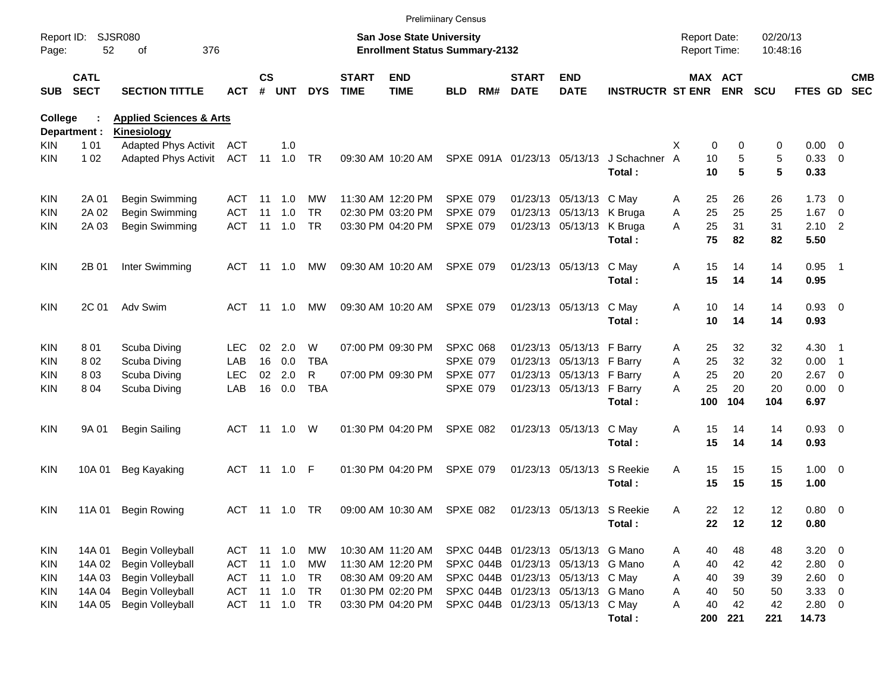Preliminary Census

Report ID: SJSR080

**San Jose State University**
**Enrollment Status Summary-2132**

Report Date: 02/20/13
Report Time: 10:48:16

**College : Applied Sciences & Arts**
**Department : Kinesiology**

| SUB | CATL SECT | SECTION TITTLE | ACT | CS # | UNT | DYS | START TIME | END TIME | BLD | RM# | START DATE | END DATE | INSTRUCTR | ST | MAX ENR | ACT ENR | SCU | FTES | GD | CMB SEC |
|---|---|---|---|---|---|---|---|---|---|---|---|---|---|---|---|---|---|---|---|---|
| KIN | 1 01 | Adapted Phys Activit | ACT | | 1.0 | | | | | | | | | X | 0 | 0 | 0 | 0.00 | 0 | |
| KIN | 1 02 | Adapted Phys Activit | ACT | 11 | 1.0 | TR | 09:30 AM | 10:20 AM | SPXE | 091A | 01/23/13 | 05/13/13 | J Schachner | A | 10 | 5 | 5 | 0.33 | 0 | |
| | | | | | | | | | | | | | **Total :** | | **10** | **5** | **5** | **0.33** | | |
| KIN | 2A 01 | Begin Swimming | ACT | 11 | 1.0 | MW | 11:30 AM | 12:20 PM | SPXE | 079 | 01/23/13 | 05/13/13 | C May | A | 25 | 26 | 26 | 1.73 | 0 | |
| KIN | 2A 02 | Begin Swimming | ACT | 11 | 1.0 | TR | 02:30 PM | 03:20 PM | SPXE | 079 | 01/23/13 | 05/13/13 | K Bruga | A | 25 | 25 | 25 | 1.67 | 0 | |
| KIN | 2A 03 | Begin Swimming | ACT | 11 | 1.0 | TR | 03:30 PM | 04:20 PM | SPXE | 079 | 01/23/13 | 05/13/13 | K Bruga | A | 25 | 31 | 31 | 2.10 | 2 | |
| | | | | | | | | | | | | | **Total :** | | **75** | **82** | **82** | **5.50** | | |
| KIN | 2B 01 | Inter Swimming | ACT | 11 | 1.0 | MW | 09:30 AM | 10:20 AM | SPXE | 079 | 01/23/13 | 05/13/13 | C May | A | 15 | 14 | 14 | 0.95 | 1 | |
| | | | | | | | | | | | | | **Total :** | | **15** | **14** | **14** | **0.95** | | |
| KIN | 2C 01 | Adv Swim | ACT | 11 | 1.0 | MW | 09:30 AM | 10:20 AM | SPXE | 079 | 01/23/13 | 05/13/13 | C May | A | 10 | 14 | 14 | 0.93 | 0 | |
| | | | | | | | | | | | | | **Total :** | | **10** | **14** | **14** | **0.93** | | |
| KIN | 8 01 | Scuba Diving | LEC | 02 | 2.0 | W | 07:00 PM | 09:30 PM | SPXC | 068 | 01/23/13 | 05/13/13 | F Barry | A | 25 | 32 | 32 | 4.30 | 1 | |
| KIN | 8 02 | Scuba Diving | LAB | 16 | 0.0 | TBA | | | SPXE | 079 | 01/23/13 | 05/13/13 | F Barry | A | 25 | 32 | 32 | 0.00 | 1 | |
| KIN | 8 03 | Scuba Diving | LEC | 02 | 2.0 | R | 07:00 PM | 09:30 PM | SPXE | 077 | 01/23/13 | 05/13/13 | F Barry | A | 25 | 20 | 20 | 2.67 | 0 | |
| KIN | 8 04 | Scuba Diving | LAB | 16 | 0.0 | TBA | | | SPXE | 079 | 01/23/13 | 05/13/13 | F Barry | A | 25 | 20 | 20 | 0.00 | 0 | |
| | | | | | | | | | | | | | **Total :** | | **100** | **104** | **104** | **6.97** | | |
| KIN | 9A 01 | Begin Sailing | ACT | 11 | 1.0 | W | 01:30 PM | 04:20 PM | SPXE | 082 | 01/23/13 | 05/13/13 | C May | A | 15 | 14 | 14 | 0.93 | 0 | |
| | | | | | | | | | | | | | **Total :** | | **15** | **14** | **14** | **0.93** | | |
| KIN | 10A 01 | Beg Kayaking | ACT | 11 | 1.0 | F | 01:30 PM | 04:20 PM | SPXE | 079 | 01/23/13 | 05/13/13 | S Reekie | A | 15 | 15 | 15 | 1.00 | 0 | |
| | | | | | | | | | | | | | **Total :** | | **15** | **15** | **15** | **1.00** | | |
| KIN | 11A 01 | Begin Rowing | ACT | 11 | 1.0 | TR | 09:00 AM | 10:30 AM | SPXE | 082 | 01/23/13 | 05/13/13 | S Reekie | A | 22 | 12 | 12 | 0.80 | 0 | |
| | | | | | | | | | | | | | **Total :** | | **22** | **12** | **12** | **0.80** | | |
| KIN | 14A 01 | Begin Volleyball | ACT | 11 | 1.0 | MW | 10:30 AM | 11:20 AM | SPXC | 044B | 01/23/13 | 05/13/13 | G Mano | A | 40 | 48 | 48 | 3.20 | 0 | |
| KIN | 14A 02 | Begin Volleyball | ACT | 11 | 1.0 | MW | 11:30 AM | 12:20 PM | SPXC | 044B | 01/23/13 | 05/13/13 | G Mano | A | 40 | 42 | 42 | 2.80 | 0 | |
| KIN | 14A 03 | Begin Volleyball | ACT | 11 | 1.0 | TR | 08:30 AM | 09:20 AM | SPXC | 044B | 01/23/13 | 05/13/13 | C May | A | 40 | 39 | 39 | 2.60 | 0 | |
| KIN | 14A 04 | Begin Volleyball | ACT | 11 | 1.0 | TR | 01:30 PM | 02:20 PM | SPXC | 044B | 01/23/13 | 05/13/13 | G Mano | A | 40 | 50 | 50 | 3.33 | 0 | |
| KIN | 14A 05 | Begin Volleyball | ACT | 11 | 1.0 | TR | 03:30 PM | 04:20 PM | SPXC | 044B | 01/23/13 | 05/13/13 | C May | A | 40 | 42 | 42 | 2.80 | 0 | |
| | | | | | | | | | | | | | **Total :** | | **200** | **221** | **221** | **14.73** | | |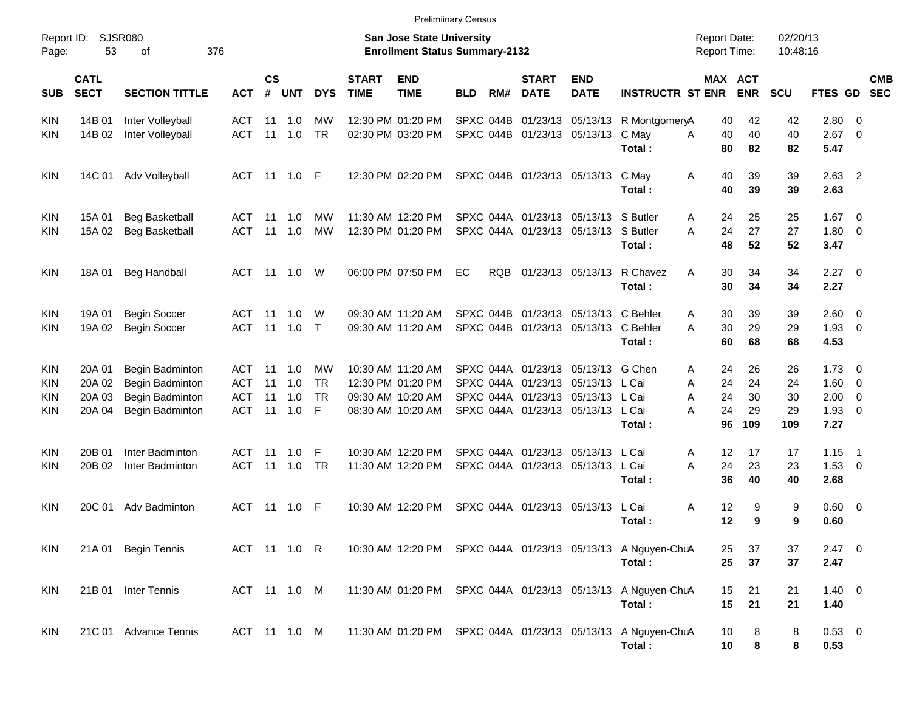Preliminary Census

Report ID: SJSR080

**San Jose State University**
**Enrollment Status Summary-2132**

Report Date: 02/20/13
Report Time: 10:48:16

| SUB | CATL SECT | SECTION TITTLE | ACT | CS # | UNT | DYS | START TIME | END TIME | BLD | RM# | START DATE | END DATE | INSTRUCTR | ST | MAX ENR | ACT ENR | SCU | FTES | GD | CMB SEC |
|---|---|---|---|---|---|---|---|---|---|---|---|---|---|---|---|---|---|---|---|---|
| KIN | 14B 01 | Inter Volleyball | ACT | 11 | 1.0 | MW | 12:30 PM | 01:20 PM | SPXC | 044B | 01/23/13 | 05/13/13 | R Montgomery | A | 40 | 42 | 42 | 2.80 | 0 | |
| KIN | 14B 02 | Inter Volleyball | ACT | 11 | 1.0 | TR | 02:30 PM | 03:20 PM | SPXC | 044B | 01/23/13 | 05/13/13 | C May | A | 40 | 40 | 40 | 2.67 | 0 | |
| | | | | | | | | | | | | | **Total :** | | **80** | **82** | **82** | **5.47** | | |
| KIN | 14C 01 | Adv Volleyball | ACT | 11 | 1.0 | F | 12:30 PM | 02:20 PM | SPXC | 044B | 01/23/13 | 05/13/13 | C May | A | 40 | 39 | 39 | 2.63 | 2 | |
| | | | | | | | | | | | | | **Total :** | | **40** | **39** | **39** | **2.63** | | |
| KIN | 15A 01 | Beg Basketball | ACT | 11 | 1.0 | MW | 11:30 AM | 12:20 PM | SPXC | 044A | 01/23/13 | 05/13/13 | S Butler | A | 24 | 25 | 25 | 1.67 | 0 | |
| KIN | 15A 02 | Beg Basketball | ACT | 11 | 1.0 | MW | 12:30 PM | 01:20 PM | SPXC | 044A | 01/23/13 | 05/13/13 | S Butler | A | 24 | 27 | 27 | 1.80 | 0 | |
| | | | | | | | | | | | | | **Total :** | | **48** | **52** | **52** | **3.47** | | |
| KIN | 18A 01 | Beg Handball | ACT | 11 | 1.0 | W | 06:00 PM | 07:50 PM | EC | RQB | 01/23/13 | 05/13/13 | R Chavez | A | 30 | 34 | 34 | 2.27 | 0 | |
| | | | | | | | | | | | | | **Total :** | | **30** | **34** | **34** | **2.27** | | |
| KIN | 19A 01 | Begin Soccer | ACT | 11 | 1.0 | W | 09:30 AM | 11:20 AM | SPXC | 044B | 01/23/13 | 05/13/13 | C Behler | A | 30 | 39 | 39 | 2.60 | 0 | |
| KIN | 19A 02 | Begin Soccer | ACT | 11 | 1.0 | T | 09:30 AM | 11:20 AM | SPXC | 044B | 01/23/13 | 05/13/13 | C Behler | A | 30 | 29 | 29 | 1.93 | 0 | |
| | | | | | | | | | | | | | **Total :** | | **60** | **68** | **68** | **4.53** | | |
| KIN | 20A 01 | Begin Badminton | ACT | 11 | 1.0 | MW | 10:30 AM | 11:20 AM | SPXC | 044A | 01/23/13 | 05/13/13 | G Chen | A | 24 | 26 | 26 | 1.73 | 0 | |
| KIN | 20A 02 | Begin Badminton | ACT | 11 | 1.0 | TR | 12:30 PM | 01:20 PM | SPXC | 044A | 01/23/13 | 05/13/13 | L Cai | A | 24 | 24 | 24 | 1.60 | 0 | |
| KIN | 20A 03 | Begin Badminton | ACT | 11 | 1.0 | TR | 09:30 AM | 10:20 AM | SPXC | 044A | 01/23/13 | 05/13/13 | L Cai | A | 24 | 30 | 30 | 2.00 | 0 | |
| KIN | 20A 04 | Begin Badminton | ACT | 11 | 1.0 | F | 08:30 AM | 10:20 AM | SPXC | 044A | 01/23/13 | 05/13/13 | L Cai | A | 24 | 29 | 29 | 1.93 | 0 | |
| | | | | | | | | | | | | | **Total :** | | **96** | **109** | **109** | **7.27** | | |
| KIN | 20B 01 | Inter Badminton | ACT | 11 | 1.0 | F | 10:30 AM | 12:20 PM | SPXC | 044A | 01/23/13 | 05/13/13 | L Cai | A | 12 | 17 | 17 | 1.15 | 1 | |
| KIN | 20B 02 | Inter Badminton | ACT | 11 | 1.0 | TR | 11:30 AM | 12:20 PM | SPXC | 044A | 01/23/13 | 05/13/13 | L Cai | A | 24 | 23 | 23 | 1.53 | 0 | |
| | | | | | | | | | | | | | **Total :** | | **36** | **40** | **40** | **2.68** | | |
| KIN | 20C 01 | Adv Badminton | ACT | 11 | 1.0 | F | 10:30 AM | 12:20 PM | SPXC | 044A | 01/23/13 | 05/13/13 | L Cai | A | 12 | 9 | 9 | 0.60 | 0 | |
| | | | | | | | | | | | | | **Total :** | | **12** | **9** | **9** | **0.60** | | |
| KIN | 21A 01 | Begin Tennis | ACT | 11 | 1.0 | R | 10:30 AM | 12:20 PM | SPXC | 044A | 01/23/13 | 05/13/13 | A Nguyen-Chu | A | 25 | 37 | 37 | 2.47 | 0 | |
| | | | | | | | | | | | | | **Total :** | | **25** | **37** | **37** | **2.47** | | |
| KIN | 21B 01 | Inter Tennis | ACT | 11 | 1.0 | M | 11:30 AM | 01:20 PM | SPXC | 044A | 01/23/13 | 05/13/13 | A Nguyen-Chu | A | 15 | 21 | 21 | 1.40 | 0 | |
| | | | | | | | | | | | | | **Total :** | | **15** | **21** | **21** | **1.40** | | |
| KIN | 21C 01 | Advance Tennis | ACT | 11 | 1.0 | M | 11:30 AM | 01:20 PM | SPXC | 044A | 01/23/13 | 05/13/13 | A Nguyen-Chu | A | 10 | 8 | 8 | 0.53 | 0 | |
| | | | | | | | | | | | | | **Total :** | | **10** | **8** | **8** | **0.53** | | |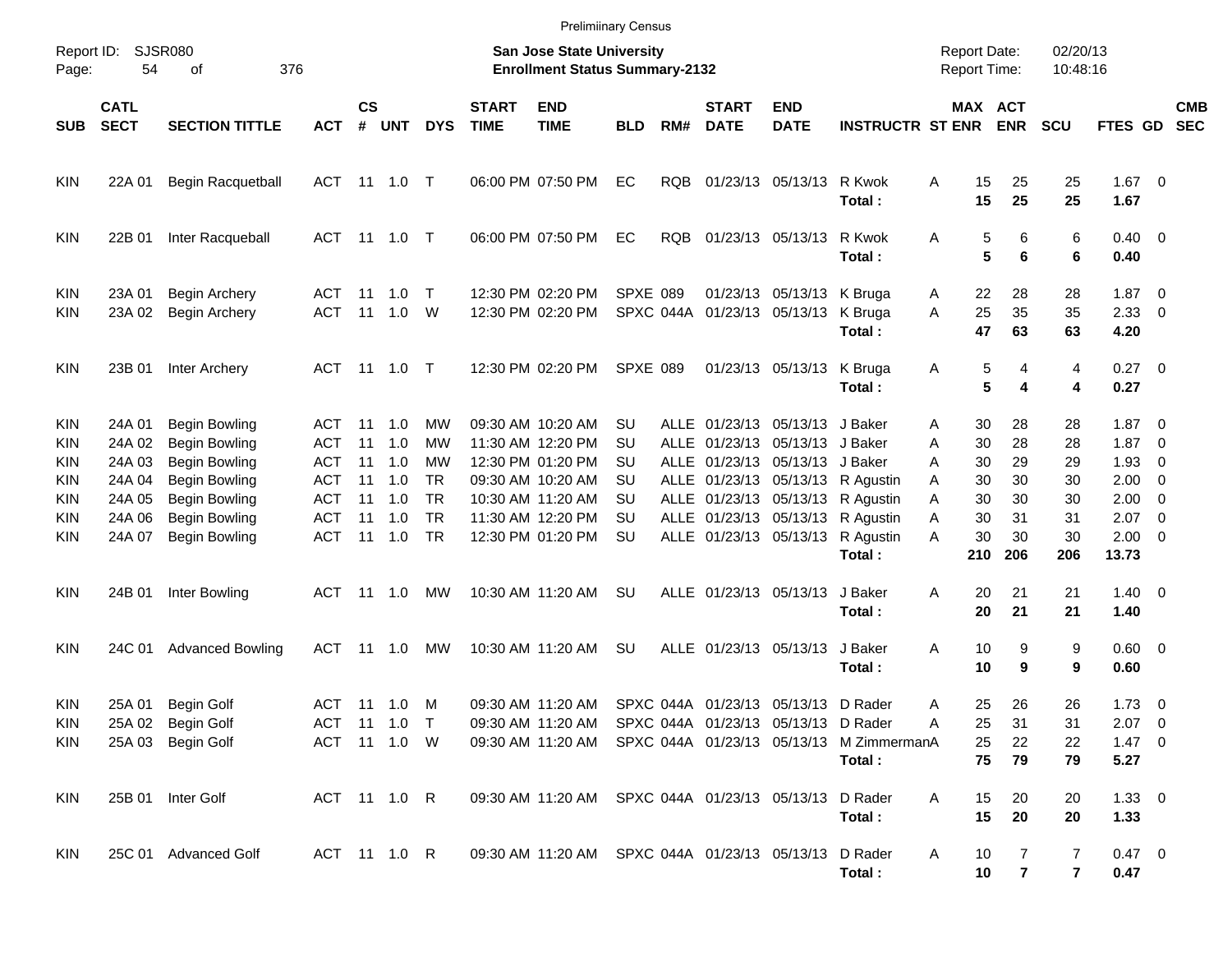Preliminary Census

Report ID: SJSR080

**San Jose State University**
**Enrollment Status Summary-2132**

Report Date: 02/20/13
Report Time: 10:48:16

| SUB | CATL SECT | SECTION TITTLE | ACT | CS # | UNT | DYS | START TIME | END TIME | BLD | RM# | START DATE | END DATE | INSTRUCTR | ST | MAX ENR | ACT ENR | SCU | FTES | GD | CMB SEC |
|---|---|---|---|---|---|---|---|---|---|---|---|---|---|---|---|---|---|---|---|---|
| KIN | 22A 01 | Begin Racquetball | ACT | 11 | 1.0 | T | 06:00 PM | 07:50 PM | EC | RQB | 01/23/13 | 05/13/13 | R Kwok | A | 15 | 25 | 25 | 1.67 | 0 | |
| | | | | | | | | | | | | | **Total :** | | **15** | **25** | **25** | **1.67** | | |
| KIN | 22B 01 | Inter Racqueball | ACT | 11 | 1.0 | T | 06:00 PM | 07:50 PM | EC | RQB | 01/23/13 | 05/13/13 | R Kwok | A | 5 | 6 | 6 | 0.40 | 0 | |
| | | | | | | | | | | | | | **Total :** | | **5** | **6** | **6** | **0.40** | | |
| KIN | 23A 01 | Begin Archery | ACT | 11 | 1.0 | T | 12:30 PM | 02:20 PM | SPXE | 089 | 01/23/13 | 05/13/13 | K Bruga | A | 22 | 28 | 28 | 1.87 | 0 | |
| KIN | 23A 02 | Begin Archery | ACT | 11 | 1.0 | W | 12:30 PM | 02:20 PM | SPXC | 044A | 01/23/13 | 05/13/13 | K Bruga | A | 25 | 35 | 35 | 2.33 | 0 | |
| | | | | | | | | | | | | | **Total :** | | **47** | **63** | **63** | **4.20** | | |
| KIN | 23B 01 | Inter Archery | ACT | 11 | 1.0 | T | 12:30 PM | 02:20 PM | SPXE | 089 | 01/23/13 | 05/13/13 | K Bruga | A | 5 | 4 | 4 | 0.27 | 0 | |
| | | | | | | | | | | | | | **Total :** | | **5** | **4** | **4** | **0.27** | | |
| KIN | 24A 01 | Begin Bowling | ACT | 11 | 1.0 | MW | 09:30 AM | 10:20 AM | SU | ALLE | 01/23/13 | 05/13/13 | J Baker | A | 30 | 28 | 28 | 1.87 | 0 | |
| KIN | 24A 02 | Begin Bowling | ACT | 11 | 1.0 | MW | 11:30 AM | 12:20 PM | SU | ALLE | 01/23/13 | 05/13/13 | J Baker | A | 30 | 28 | 28 | 1.87 | 0 | |
| KIN | 24A 03 | Begin Bowling | ACT | 11 | 1.0 | MW | 12:30 PM | 01:20 PM | SU | ALLE | 01/23/13 | 05/13/13 | J Baker | A | 30 | 29 | 29 | 1.93 | 0 | |
| KIN | 24A 04 | Begin Bowling | ACT | 11 | 1.0 | TR | 09:30 AM | 10:20 AM | SU | ALLE | 01/23/13 | 05/13/13 | R Agustin | A | 30 | 30 | 30 | 2.00 | 0 | |
| KIN | 24A 05 | Begin Bowling | ACT | 11 | 1.0 | TR | 10:30 AM | 11:20 AM | SU | ALLE | 01/23/13 | 05/13/13 | R Agustin | A | 30 | 30 | 30 | 2.00 | 0 | |
| KIN | 24A 06 | Begin Bowling | ACT | 11 | 1.0 | TR | 11:30 AM | 12:20 PM | SU | ALLE | 01/23/13 | 05/13/13 | R Agustin | A | 30 | 31 | 31 | 2.07 | 0 | |
| KIN | 24A 07 | Begin Bowling | ACT | 11 | 1.0 | TR | 12:30 PM | 01:20 PM | SU | ALLE | 01/23/13 | 05/13/13 | R Agustin | A | 30 | 30 | 30 | 2.00 | 0 | |
| | | | | | | | | | | | | | **Total :** | | **210** | **206** | **206** | **13.73** | | |
| KIN | 24B 01 | Inter Bowling | ACT | 11 | 1.0 | MW | 10:30 AM | 11:20 AM | SU | ALLE | 01/23/13 | 05/13/13 | J Baker | A | 20 | 21 | 21 | 1.40 | 0 | |
| | | | | | | | | | | | | | **Total :** | | **20** | **21** | **21** | **1.40** | | |
| KIN | 24C 01 | Advanced Bowling | ACT | 11 | 1.0 | MW | 10:30 AM | 11:20 AM | SU | ALLE | 01/23/13 | 05/13/13 | J Baker | A | 10 | 9 | 9 | 0.60 | 0 | |
| | | | | | | | | | | | | | **Total :** | | **10** | **9** | **9** | **0.60** | | |
| KIN | 25A 01 | Begin Golf | ACT | 11 | 1.0 | M | 09:30 AM | 11:20 AM | SPXC | 044A | 01/23/13 | 05/13/13 | D Rader | A | 25 | 26 | 26 | 1.73 | 0 | |
| KIN | 25A 02 | Begin Golf | ACT | 11 | 1.0 | T | 09:30 AM | 11:20 AM | SPXC | 044A | 01/23/13 | 05/13/13 | D Rader | A | 25 | 31 | 31 | 2.07 | 0 | |
| KIN | 25A 03 | Begin Golf | ACT | 11 | 1.0 | W | 09:30 AM | 11:20 AM | SPXC | 044A | 01/23/13 | 05/13/13 | M Zimmerman | A | 25 | 22 | 22 | 1.47 | 0 | |
| | | | | | | | | | | | | | **Total :** | | **75** | **79** | **79** | **5.27** | | |
| KIN | 25B 01 | Inter Golf | ACT | 11 | 1.0 | R | 09:30 AM | 11:20 AM | SPXC | 044A | 01/23/13 | 05/13/13 | D Rader | A | 15 | 20 | 20 | 1.33 | 0 | |
| | | | | | | | | | | | | | **Total :** | | **15** | **20** | **20** | **1.33** | | |
| KIN | 25C 01 | Advanced Golf | ACT | 11 | 1.0 | R | 09:30 AM | 11:20 AM | SPXC | 044A | 01/23/13 | 05/13/13 | D Rader | A | 10 | 7 | 7 | 0.47 | 0 | |
| | | | | | | | | | | | | | **Total :** | | **10** | **7** | **7** | **0.47** | | |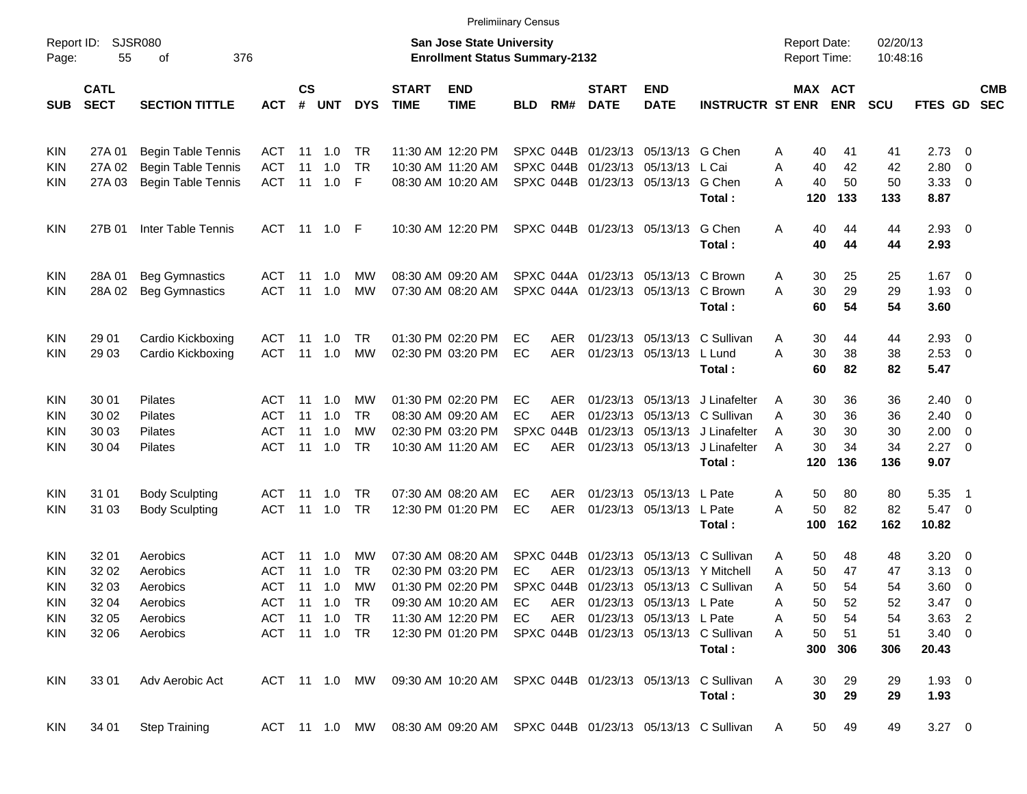Preliminary Census

Report ID: SJSR080
Page: 55 of 376

**San Jose State University**
**Enrollment Status Summary-2132**

Report Date: 02/20/13
Report Time: 10:48:16

| SUB | CATL SECT | SECTION TITTLE | ACT | CS # | UNT | DYS | START TIME | END TIME | BLD | RM# | START DATE | END DATE | INSTRUCTR | ST | MAX ENR | ACT ENR | SCU | FTES | GD | CMB SEC |
|---|---|---|---|---|---|---|---|---|---|---|---|---|---|---|---|---|---|---|---|---|
| KIN | 27A 01 | Begin Table Tennis | ACT | 11 | 1.0 | TR | 11:30 AM | 12:20 PM | SPXC | 044B | 01/23/13 | 05/13/13 | G Chen | A | 40 | 41 | 41 | 2.73 | 0 | |
| KIN | 27A 02 | Begin Table Tennis | ACT | 11 | 1.0 | TR | 10:30 AM | 11:20 AM | SPXC | 044B | 01/23/13 | 05/13/13 | L Cai | A | 40 | 42 | 42 | 2.80 | 0 | |
| KIN | 27A 03 | Begin Table Tennis | ACT | 11 | 1.0 | F | 08:30 AM | 10:20 AM | SPXC | 044B | 01/23/13 | 05/13/13 | G Chen | A | 40 | 50 | 50 | 3.33 | 0 | |
| | | | | | | | | | | | | | **Total :** | | **120** | **133** | **133** | **8.87** | | |
| KIN | 27B 01 | Inter Table Tennis | ACT | 11 | 1.0 | F | 10:30 AM | 12:20 PM | SPXC | 044B | 01/23/13 | 05/13/13 | G Chen | A | 40 | 44 | 44 | 2.93 | 0 | |
| | | | | | | | | | | | | | **Total :** | | **40** | **44** | **44** | **2.93** | | |
| KIN | 28A 01 | Beg Gymnastics | ACT | 11 | 1.0 | MW | 08:30 AM | 09:20 AM | SPXC | 044A | 01/23/13 | 05/13/13 | C Brown | A | 30 | 25 | 25 | 1.67 | 0 | |
| KIN | 28A 02 | Beg Gymnastics | ACT | 11 | 1.0 | MW | 07:30 AM | 08:20 AM | SPXC | 044A | 01/23/13 | 05/13/13 | C Brown | A | 30 | 29 | 29 | 1.93 | 0 | |
| | | | | | | | | | | | | | **Total :** | | **60** | **54** | **54** | **3.60** | | |
| KIN | 29 01 | Cardio Kickboxing | ACT | 11 | 1.0 | TR | 01:30 PM | 02:20 PM | EC | AER | 01/23/13 | 05/13/13 | C Sullivan | A | 30 | 44 | 44 | 2.93 | 0 | |
| KIN | 29 03 | Cardio Kickboxing | ACT | 11 | 1.0 | MW | 02:30 PM | 03:20 PM | EC | AER | 01/23/13 | 05/13/13 | L Lund | A | 30 | 38 | 38 | 2.53 | 0 | |
| | | | | | | | | | | | | | **Total :** | | **60** | **82** | **82** | **5.47** | | |
| KIN | 30 01 | Pilates | ACT | 11 | 1.0 | MW | 01:30 PM | 02:20 PM | EC | AER | 01/23/13 | 05/13/13 | J Linafelter | A | 30 | 36 | 36 | 2.40 | 0 | |
| KIN | 30 02 | Pilates | ACT | 11 | 1.0 | TR | 08:30 AM | 09:20 AM | EC | AER | 01/23/13 | 05/13/13 | C Sullivan | A | 30 | 36 | 36 | 2.40 | 0 | |
| KIN | 30 03 | Pilates | ACT | 11 | 1.0 | MW | 02:30 PM | 03:20 PM | SPXC | 044B | 01/23/13 | 05/13/13 | J Linafelter | A | 30 | 30 | 30 | 2.00 | 0 | |
| KIN | 30 04 | Pilates | ACT | 11 | 1.0 | TR | 10:30 AM | 11:20 AM | EC | AER | 01/23/13 | 05/13/13 | J Linafelter | A | 30 | 34 | 34 | 2.27 | 0 | |
| | | | | | | | | | | | | | **Total :** | | **120** | **136** | **136** | **9.07** | | |
| KIN | 31 01 | Body Sculpting | ACT | 11 | 1.0 | TR | 07:30 AM | 08:20 AM | EC | AER | 01/23/13 | 05/13/13 | L Pate | A | 50 | 80 | 80 | 5.35 | 1 | |
| KIN | 31 03 | Body Sculpting | ACT | 11 | 1.0 | TR | 12:30 PM | 01:20 PM | EC | AER | 01/23/13 | 05/13/13 | L Pate | A | 50 | 82 | 82 | 5.47 | 0 | |
| | | | | | | | | | | | | | **Total :** | | **100** | **162** | **162** | **10.82** | | |
| KIN | 32 01 | Aerobics | ACT | 11 | 1.0 | MW | 07:30 AM | 08:20 AM | SPXC | 044B | 01/23/13 | 05/13/13 | C Sullivan | A | 50 | 48 | 48 | 3.20 | 0 | |
| KIN | 32 02 | Aerobics | ACT | 11 | 1.0 | TR | 02:30 PM | 03:20 PM | EC | AER | 01/23/13 | 05/13/13 | Y Mitchell | A | 50 | 47 | 47 | 3.13 | 0 | |
| KIN | 32 03 | Aerobics | ACT | 11 | 1.0 | MW | 01:30 PM | 02:20 PM | SPXC | 044B | 01/23/13 | 05/13/13 | C Sullivan | A | 50 | 54 | 54 | 3.60 | 0 | |
| KIN | 32 04 | Aerobics | ACT | 11 | 1.0 | TR | 09:30 AM | 10:20 AM | EC | AER | 01/23/13 | 05/13/13 | L Pate | A | 50 | 52 | 52 | 3.47 | 0 | |
| KIN | 32 05 | Aerobics | ACT | 11 | 1.0 | TR | 11:30 AM | 12:20 PM | EC | AER | 01/23/13 | 05/13/13 | L Pate | A | 50 | 54 | 54 | 3.63 | 2 | |
| KIN | 32 06 | Aerobics | ACT | 11 | 1.0 | TR | 12:30 PM | 01:20 PM | SPXC | 044B | 01/23/13 | 05/13/13 | C Sullivan | A | 50 | 51 | 51 | 3.40 | 0 | |
| | | | | | | | | | | | | | **Total :** | | **300** | **306** | **306** | **20.43** | | |
| KIN | 33 01 | Adv Aerobic Act | ACT | 11 | 1.0 | MW | 09:30 AM | 10:20 AM | SPXC | 044B | 01/23/13 | 05/13/13 | C Sullivan | A | 30 | 29 | 29 | 1.93 | 0 | |
| | | | | | | | | | | | | | **Total :** | | **30** | **29** | **29** | **1.93** | | |
| KIN | 34 01 | Step Training | ACT | 11 | 1.0 | MW | 08:30 AM | 09:20 AM | SPXC | 044B | 01/23/13 | 05/13/13 | C Sullivan | A | 50 | 49 | 49 | 3.27 | 0 | |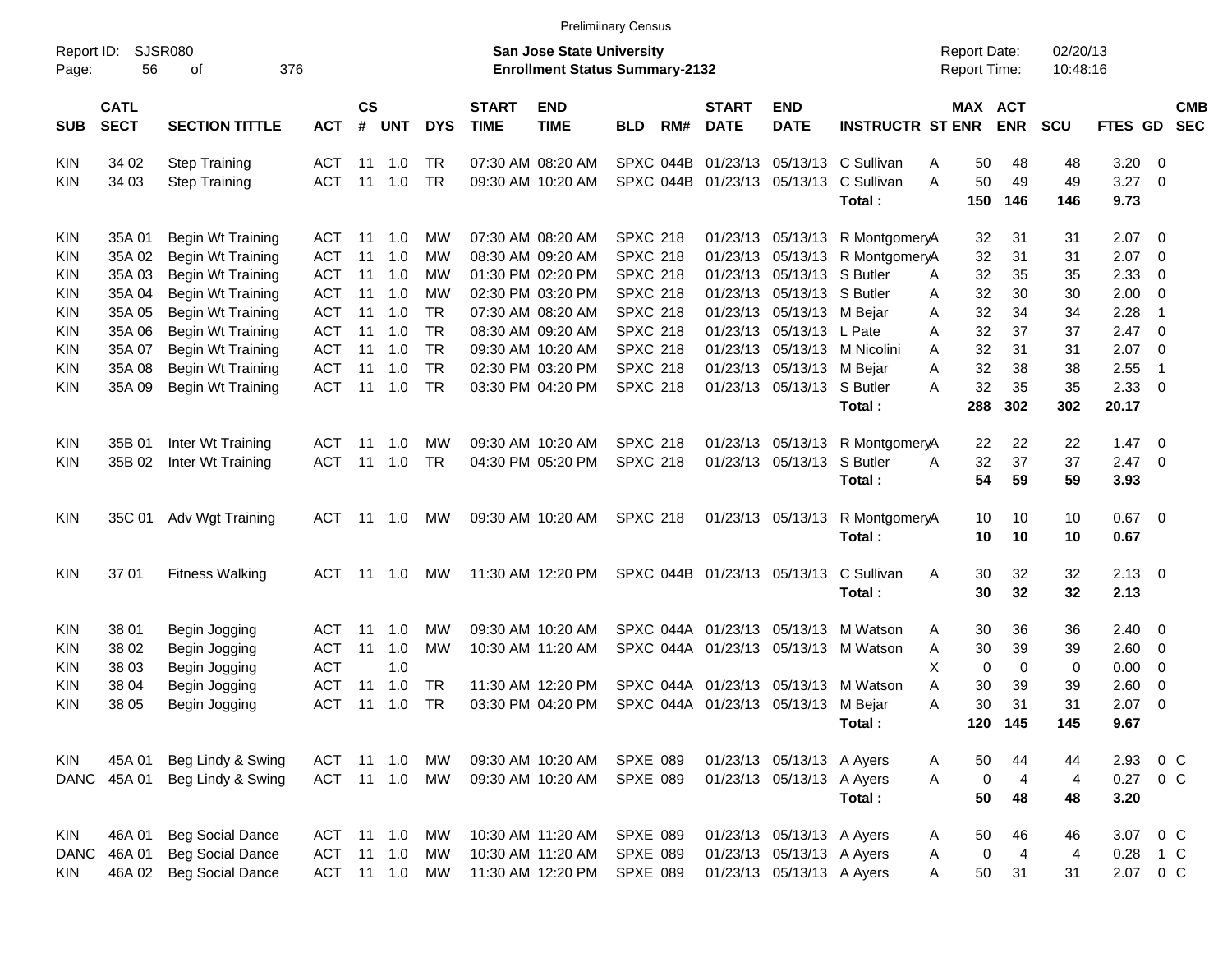Preliminary Census

Report ID: SJSR080
Page: 56 of 376

**San Jose State University**
**Enrollment Status Summary-2132**

Report Date: 02/20/13
Report Time: 10:48:16

| SUB | CATL SECT | SECTION TITTLE | ACT | CS # | UNT | DYS | START TIME | END TIME | BLD | RM# | START DATE | END DATE | INSTRUCTR | ST | MAX ENR | ACT ENR | SCU | FTES | GD | CMB SEC |
|---|---|---|---|---|---|---|---|---|---|---|---|---|---|---|---|---|---|---|---|---|
| KIN | 34 02 | Step Training | ACT | 11 | 1.0 | TR | 07:30 AM | 08:20 AM | SPXC | 044B | 01/23/13 | 05/13/13 | C Sullivan | A | 50 | 48 | 48 | 3.20 | 0 | |
| KIN | 34 03 | Step Training | ACT | 11 | 1.0 | TR | 09:30 AM | 10:20 AM | SPXC | 044B | 01/23/13 | 05/13/13 | C Sullivan | A | 50 | 49 | 49 | 3.27 | 0 | |
| | | | | | | | | | | | | | **Total :** | | **150** | **146** | **146** | **9.73** | | |
| KIN | 35A 01 | Begin Wt Training | ACT | 11 | 1.0 | MW | 07:30 AM | 08:20 AM | SPXC | 218 | 01/23/13 | 05/13/13 | R Montgomery | A | 32 | 31 | 31 | 2.07 | 0 | |
| KIN | 35A 02 | Begin Wt Training | ACT | 11 | 1.0 | MW | 08:30 AM | 09:20 AM | SPXC | 218 | 01/23/13 | 05/13/13 | R Montgomery | A | 32 | 31 | 31 | 2.07 | 0 | |
| KIN | 35A 03 | Begin Wt Training | ACT | 11 | 1.0 | MW | 01:30 PM | 02:20 PM | SPXC | 218 | 01/23/13 | 05/13/13 | S Butler | A | 32 | 35 | 35 | 2.33 | 0 | |
| KIN | 35A 04 | Begin Wt Training | ACT | 11 | 1.0 | MW | 02:30 PM | 03:20 PM | SPXC | 218 | 01/23/13 | 05/13/13 | S Butler | A | 32 | 30 | 30 | 2.00 | 0 | |
| KIN | 35A 05 | Begin Wt Training | ACT | 11 | 1.0 | TR | 07:30 AM | 08:20 AM | SPXC | 218 | 01/23/13 | 05/13/13 | M Bejar | A | 32 | 34 | 34 | 2.28 | 1 | |
| KIN | 35A 06 | Begin Wt Training | ACT | 11 | 1.0 | TR | 08:30 AM | 09:20 AM | SPXC | 218 | 01/23/13 | 05/13/13 | L Pate | A | 32 | 37 | 37 | 2.47 | 0 | |
| KIN | 35A 07 | Begin Wt Training | ACT | 11 | 1.0 | TR | 09:30 AM | 10:20 AM | SPXC | 218 | 01/23/13 | 05/13/13 | M Nicolini | A | 32 | 31 | 31 | 2.07 | 0 | |
| KIN | 35A 08 | Begin Wt Training | ACT | 11 | 1.0 | TR | 02:30 PM | 03:20 PM | SPXC | 218 | 01/23/13 | 05/13/13 | M Bejar | A | 32 | 38 | 38 | 2.55 | 1 | |
| KIN | 35A 09 | Begin Wt Training | ACT | 11 | 1.0 | TR | 03:30 PM | 04:20 PM | SPXC | 218 | 01/23/13 | 05/13/13 | S Butler | A | 32 | 35 | 35 | 2.33 | 0 | |
| | | | | | | | | | | | | | **Total :** | | **288** | **302** | **302** | **20.17** | | |
| KIN | 35B 01 | Inter Wt Training | ACT | 11 | 1.0 | MW | 09:30 AM | 10:20 AM | SPXC | 218 | 01/23/13 | 05/13/13 | R Montgomery | A | 22 | 22 | 22 | 1.47 | 0 | |
| KIN | 35B 02 | Inter Wt Training | ACT | 11 | 1.0 | TR | 04:30 PM | 05:20 PM | SPXC | 218 | 01/23/13 | 05/13/13 | S Butler | A | 32 | 37 | 37 | 2.47 | 0 | |
| | | | | | | | | | | | | | **Total :** | | **54** | **59** | **59** | **3.93** | | |
| KIN | 35C 01 | Adv Wgt Training | ACT | 11 | 1.0 | MW | 09:30 AM | 10:20 AM | SPXC | 218 | 01/23/13 | 05/13/13 | R Montgomery | A | 10 | 10 | 10 | 0.67 | 0 | |
| | | | | | | | | | | | | | **Total :** | | **10** | **10** | **10** | **0.67** | | |
| KIN | 37 01 | Fitness Walking | ACT | 11 | 1.0 | MW | 11:30 AM | 12:20 PM | SPXC | 044B | 01/23/13 | 05/13/13 | C Sullivan | A | 30 | 32 | 32 | 2.13 | 0 | |
| | | | | | | | | | | | | | **Total :** | | **30** | **32** | **32** | **2.13** | | |
| KIN | 38 01 | Begin Jogging | ACT | 11 | 1.0 | MW | 09:30 AM | 10:20 AM | SPXC | 044A | 01/23/13 | 05/13/13 | M Watson | A | 30 | 36 | 36 | 2.40 | 0 | |
| KIN | 38 02 | Begin Jogging | ACT | 11 | 1.0 | MW | 10:30 AM | 11:20 AM | SPXC | 044A | 01/23/13 | 05/13/13 | M Watson | A | 30 | 39 | 39 | 2.60 | 0 | |
| KIN | 38 03 | Begin Jogging | ACT | | 1.0 | | | | | | | | | X | 0 | 0 | 0 | 0.00 | 0 | |
| KIN | 38 04 | Begin Jogging | ACT | 11 | 1.0 | TR | 11:30 AM | 12:20 PM | SPXC | 044A | 01/23/13 | 05/13/13 | M Watson | A | 30 | 39 | 39 | 2.60 | 0 | |
| KIN | 38 05 | Begin Jogging | ACT | 11 | 1.0 | TR | 03:30 PM | 04:20 PM | SPXC | 044A | 01/23/13 | 05/13/13 | M Bejar | A | 30 | 31 | 31 | 2.07 | 0 | |
| | | | | | | | | | | | | | **Total :** | | **120** | **145** | **145** | **9.67** | | |
| KIN | 45A 01 | Beg Lindy & Swing | ACT | 11 | 1.0 | MW | 09:30 AM | 10:20 AM | SPXE | 089 | 01/23/13 | 05/13/13 | A Ayers | A | 50 | 44 | 44 | 2.93 | 0 | C |
| DANC | 45A 01 | Beg Lindy & Swing | ACT | 11 | 1.0 | MW | 09:30 AM | 10:20 AM | SPXE | 089 | 01/23/13 | 05/13/13 | A Ayers | A | 0 | 4 | 4 | 0.27 | 0 | C |
| | | | | | | | | | | | | | **Total :** | | **50** | **48** | **48** | **3.20** | | |
| KIN | 46A 01 | Beg Social Dance | ACT | 11 | 1.0 | MW | 10:30 AM | 11:20 AM | SPXE | 089 | 01/23/13 | 05/13/13 | A Ayers | A | 50 | 46 | 46 | 3.07 | 0 | C |
| DANC | 46A 01 | Beg Social Dance | ACT | 11 | 1.0 | MW | 10:30 AM | 11:20 AM | SPXE | 089 | 01/23/13 | 05/13/13 | A Ayers | A | 0 | 4 | 4 | 0.28 | 1 | C |
| KIN | 46A 02 | Beg Social Dance | ACT | 11 | 1.0 | MW | 11:30 AM | 12:20 PM | SPXE | 089 | 01/23/13 | 05/13/13 | A Ayers | A | 50 | 31 | 31 | 2.07 | 0 | C |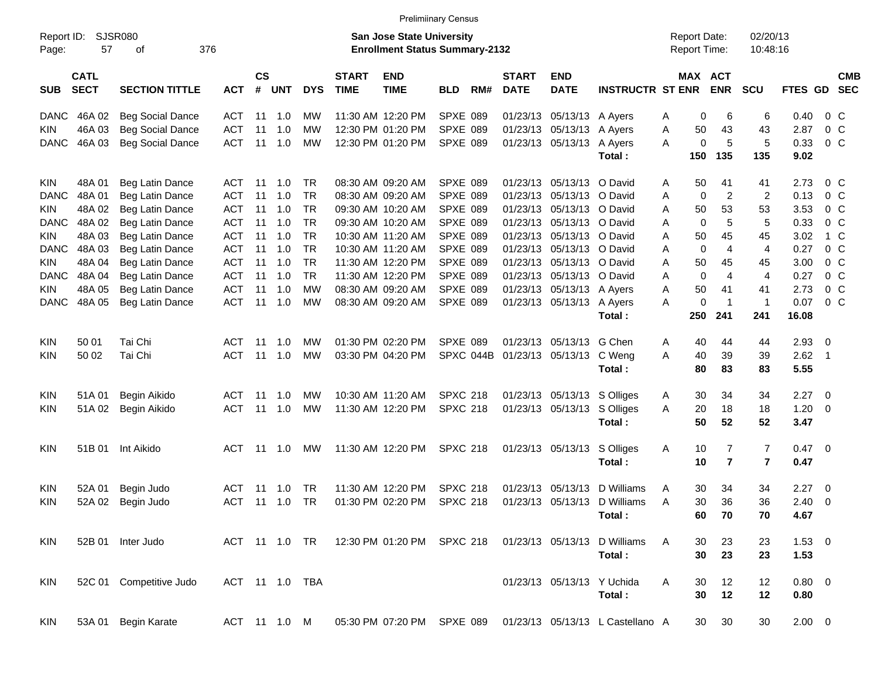Preliminary Census

Report ID: SJSR080
Page: 57 of 376

**San Jose State University**
**Enrollment Status Summary-2132**

Report Date: 02/20/13
Report Time: 10:48:16

| SUB | CATL SECT | SECTION TITTLE | ACT | CS # | UNT | DYS | START TIME | END TIME | BLD | RM# | START DATE | END DATE | INSTRUCTR | ST | MAX ENR | ACT ENR | SCU | FTES | GD | CMB SEC |
|---|---|---|---|---|---|---|---|---|---|---|---|---|---|---|---|---|---|---|---|---|
| DANC | 46A 02 | Beg Social Dance | ACT | 11 | 1.0 | MW | 11:30 AM | 12:20 PM | SPXE | 089 | 01/23/13 | 05/13/13 | A Ayers | A | 0 | 6 | 6 | 0.40 | 0 | C |
| KIN | 46A 03 | Beg Social Dance | ACT | 11 | 1.0 | MW | 12:30 PM | 01:20 PM | SPXE | 089 | 01/23/13 | 05/13/13 | A Ayers | A | 50 | 43 | 43 | 2.87 | 0 | C |
| DANC | 46A 03 | Beg Social Dance | ACT | 11 | 1.0 | MW | 12:30 PM | 01:20 PM | SPXE | 089 | 01/23/13 | 05/13/13 | A Ayers | A | 0 | 5 | 5 | 0.33 | 0 | C |
| | | | | | | | | | | | | | **Total :** | | **150** | **135** | **135** | **9.02** | | |
| KIN | 48A 01 | Beg Latin Dance | ACT | 11 | 1.0 | TR | 08:30 AM | 09:20 AM | SPXE | 089 | 01/23/13 | 05/13/13 | O David | A | 50 | 41 | 41 | 2.73 | 0 | C |
| DANC | 48A 01 | Beg Latin Dance | ACT | 11 | 1.0 | TR | 08:30 AM | 09:20 AM | SPXE | 089 | 01/23/13 | 05/13/13 | O David | A | 0 | 2 | 2 | 0.13 | 0 | C |
| KIN | 48A 02 | Beg Latin Dance | ACT | 11 | 1.0 | TR | 09:30 AM | 10:20 AM | SPXE | 089 | 01/23/13 | 05/13/13 | O David | A | 50 | 53 | 53 | 3.53 | 0 | C |
| DANC | 48A 02 | Beg Latin Dance | ACT | 11 | 1.0 | TR | 09:30 AM | 10:20 AM | SPXE | 089 | 01/23/13 | 05/13/13 | O David | A | 0 | 5 | 5 | 0.33 | 0 | C |
| KIN | 48A 03 | Beg Latin Dance | ACT | 11 | 1.0 | TR | 10:30 AM | 11:20 AM | SPXE | 089 | 01/23/13 | 05/13/13 | O David | A | 50 | 45 | 45 | 3.02 | 1 | C |
| DANC | 48A 03 | Beg Latin Dance | ACT | 11 | 1.0 | TR | 10:30 AM | 11:20 AM | SPXE | 089 | 01/23/13 | 05/13/13 | O David | A | 0 | 4 | 4 | 0.27 | 0 | C |
| KIN | 48A 04 | Beg Latin Dance | ACT | 11 | 1.0 | TR | 11:30 AM | 12:20 PM | SPXE | 089 | 01/23/13 | 05/13/13 | O David | A | 50 | 45 | 45 | 3.00 | 0 | C |
| DANC | 48A 04 | Beg Latin Dance | ACT | 11 | 1.0 | TR | 11:30 AM | 12:20 PM | SPXE | 089 | 01/23/13 | 05/13/13 | O David | A | 0 | 4 | 4 | 0.27 | 0 | C |
| KIN | 48A 05 | Beg Latin Dance | ACT | 11 | 1.0 | MW | 08:30 AM | 09:20 AM | SPXE | 089 | 01/23/13 | 05/13/13 | A Ayers | A | 50 | 41 | 41 | 2.73 | 0 | C |
| DANC | 48A 05 | Beg Latin Dance | ACT | 11 | 1.0 | MW | 08:30 AM | 09:20 AM | SPXE | 089 | 01/23/13 | 05/13/13 | A Ayers | A | 0 | 1 | 1 | 0.07 | 0 | C |
| | | | | | | | | | | | | | **Total :** | | **250** | **241** | **241** | **16.08** | | |
| KIN | 50 01 | Tai Chi | ACT | 11 | 1.0 | MW | 01:30 PM | 02:20 PM | SPXE | 089 | 01/23/13 | 05/13/13 | G Chen | A | 40 | 44 | 44 | 2.93 | 0 | |
| KIN | 50 02 | Tai Chi | ACT | 11 | 1.0 | MW | 03:30 PM | 04:20 PM | SPXC | 044B | 01/23/13 | 05/13/13 | C Weng | A | 40 | 39 | 39 | 2.62 | 1 | |
| | | | | | | | | | | | | | **Total :** | | **80** | **83** | **83** | **5.55** | | |
| KIN | 51A 01 | Begin Aikido | ACT | 11 | 1.0 | MW | 10:30 AM | 11:20 AM | SPXC | 218 | 01/23/13 | 05/13/13 | S Olliges | A | 30 | 34 | 34 | 2.27 | 0 | |
| KIN | 51A 02 | Begin Aikido | ACT | 11 | 1.0 | MW | 11:30 AM | 12:20 PM | SPXC | 218 | 01/23/13 | 05/13/13 | S Olliges | A | 20 | 18 | 18 | 1.20 | 0 | |
| | | | | | | | | | | | | | **Total :** | | **50** | **52** | **52** | **3.47** | | |
| KIN | 51B 01 | Int Aikido | ACT | 11 | 1.0 | MW | 11:30 AM | 12:20 PM | SPXC | 218 | 01/23/13 | 05/13/13 | S Olliges | A | 10 | 7 | 7 | 0.47 | 0 | |
| | | | | | | | | | | | | | **Total :** | | **10** | **7** | **7** | **0.47** | | |
| KIN | 52A 01 | Begin Judo | ACT | 11 | 1.0 | TR | 11:30 AM | 12:20 PM | SPXC | 218 | 01/23/13 | 05/13/13 | D Williams | A | 30 | 34 | 34 | 2.27 | 0 | |
| KIN | 52A 02 | Begin Judo | ACT | 11 | 1.0 | TR | 01:30 PM | 02:20 PM | SPXC | 218 | 01/23/13 | 05/13/13 | D Williams | A | 30 | 36 | 36 | 2.40 | 0 | |
| | | | | | | | | | | | | | **Total :** | | **60** | **70** | **70** | **4.67** | | |
| KIN | 52B 01 | Inter Judo | ACT | 11 | 1.0 | TR | 12:30 PM | 01:20 PM | SPXC | 218 | 01/23/13 | 05/13/13 | D Williams | A | 30 | 23 | 23 | 1.53 | 0 | |
| | | | | | | | | | | | | | **Total :** | | **30** | **23** | **23** | **1.53** | | |
| KIN | 52C 01 | Competitive Judo | ACT | 11 | 1.0 | TBA | | | | | 01/23/13 | 05/13/13 | Y Uchida | A | 30 | 12 | 12 | 0.80 | 0 | |
| | | | | | | | | | | | | | **Total :** | | **30** | **12** | **12** | **0.80** | | |
| KIN | 53A 01 | Begin Karate | ACT | 11 | 1.0 | M | 05:30 PM | 07:20 PM | SPXE | 089 | 01/23/13 | 05/13/13 | L Castellano | A | 30 | 30 | 30 | 2.00 | 0 | |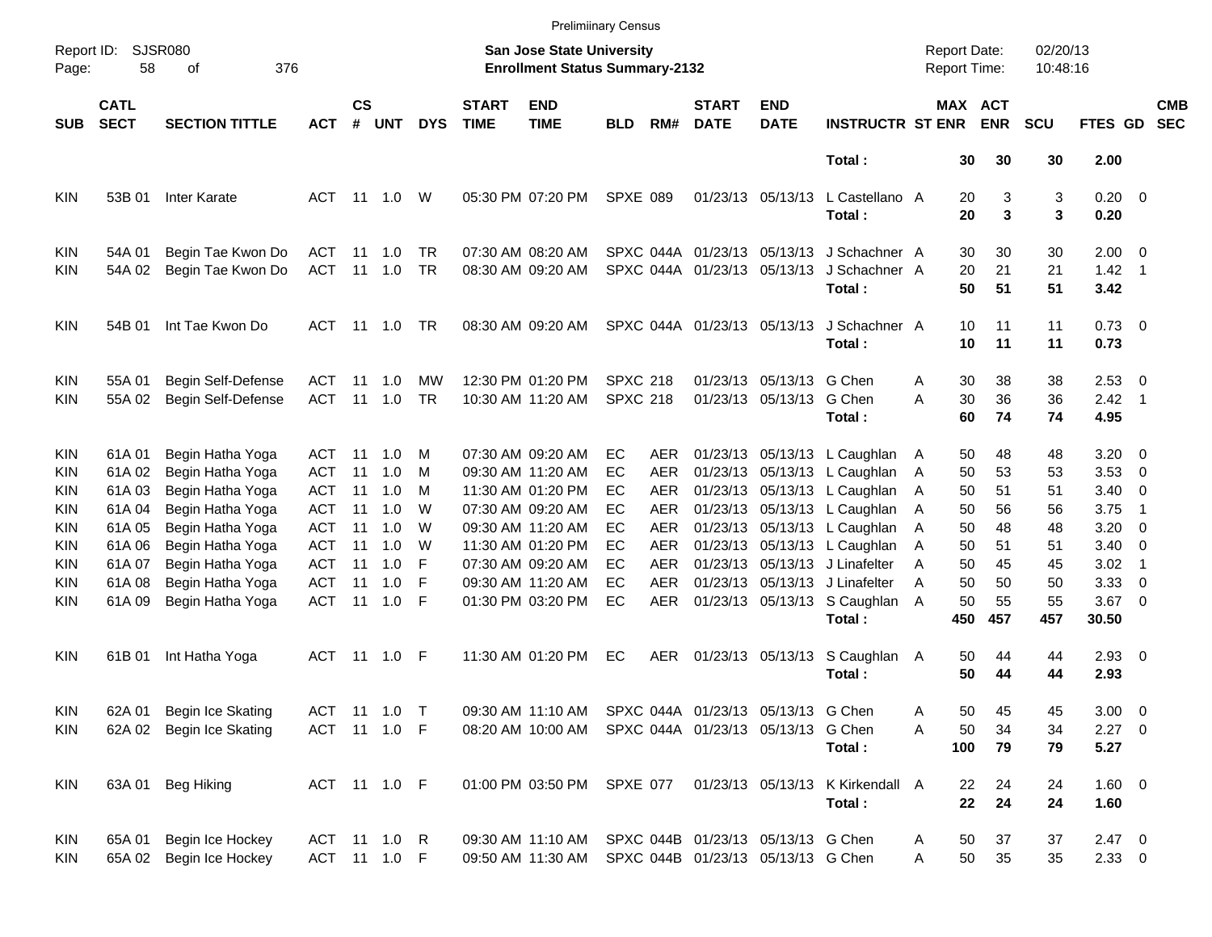Prelimiinary Census

Report ID: SJSR080

**San Jose State University**
**Enrollment Status Summary-2132**

Report Date: 02/20/13
Report Time: 10:48:16

| SUB | CATL SECT | SECTION TITTLE | ACT | CS # | UNT | DYS | START TIME | END TIME | BLD | RM# | START DATE | END DATE | INSTRUCTR | ST | MAX ENR | ACT ENR | SCU | FTES | GD | CMB SEC |
|---|---|---|---|---|---|---|---|---|---|---|---|---|---|---|---|---|---|---|---|---|
| | | | | | | | | | | | | | **Total :** | | **30** | **30** | **30** | **2.00** | | |
| KIN | 53B 01 | Inter Karate | ACT | 11 | 1.0 | W | 05:30 PM | 07:20 PM | SPXE | 089 | 01/23/13 | 05/13/13 | L Castellano | A | 20 | 3 | 3 | 0.20 | 0 | |
| | | | | | | | | | | | | | **Total :** | | **20** | **3** | **3** | **0.20** | | |
| KIN | 54A 01 | Begin Tae Kwon Do | ACT | 11 | 1.0 | TR | 07:30 AM | 08:20 AM | SPXC | 044A | 01/23/13 | 05/13/13 | J Schachner | A | 30 | 30 | 30 | 2.00 | 0 | |
| KIN | 54A 02 | Begin Tae Kwon Do | ACT | 11 | 1.0 | TR | 08:30 AM | 09:20 AM | SPXC | 044A | 01/23/13 | 05/13/13 | J Schachner | A | 20 | 21 | 21 | 1.42 | 1 | |
| | | | | | | | | | | | | | **Total :** | | **50** | **51** | **51** | **3.42** | | |
| KIN | 54B 01 | Int Tae Kwon Do | ACT | 11 | 1.0 | TR | 08:30 AM | 09:20 AM | SPXC | 044A | 01/23/13 | 05/13/13 | J Schachner | A | 10 | 11 | 11 | 0.73 | 0 | |
| | | | | | | | | | | | | | **Total :** | | **10** | **11** | **11** | **0.73** | | |
| KIN | 55A 01 | Begin Self-Defense | ACT | 11 | 1.0 | MW | 12:30 PM | 01:20 PM | SPXC | 218 | 01/23/13 | 05/13/13 | G Chen | A | 30 | 38 | 38 | 2.53 | 0 | |
| KIN | 55A 02 | Begin Self-Defense | ACT | 11 | 1.0 | TR | 10:30 AM | 11:20 AM | SPXC | 218 | 01/23/13 | 05/13/13 | G Chen | A | 30 | 36 | 36 | 2.42 | 1 | |
| | | | | | | | | | | | | | **Total :** | | **60** | **74** | **74** | **4.95** | | |
| KIN | 61A 01 | Begin Hatha Yoga | ACT | 11 | 1.0 | M | 07:30 AM | 09:20 AM | EC | AER | 01/23/13 | 05/13/13 | L Caughlan | A | 50 | 48 | 48 | 3.20 | 0 | |
| KIN | 61A 02 | Begin Hatha Yoga | ACT | 11 | 1.0 | M | 09:30 AM | 11:20 AM | EC | AER | 01/23/13 | 05/13/13 | L Caughlan | A | 50 | 53 | 53 | 3.53 | 0 | |
| KIN | 61A 03 | Begin Hatha Yoga | ACT | 11 | 1.0 | M | 11:30 AM | 01:20 PM | EC | AER | 01/23/13 | 05/13/13 | L Caughlan | A | 50 | 51 | 51 | 3.40 | 0 | |
| KIN | 61A 04 | Begin Hatha Yoga | ACT | 11 | 1.0 | W | 07:30 AM | 09:20 AM | EC | AER | 01/23/13 | 05/13/13 | L Caughlan | A | 50 | 56 | 56 | 3.75 | 1 | |
| KIN | 61A 05 | Begin Hatha Yoga | ACT | 11 | 1.0 | W | 09:30 AM | 11:20 AM | EC | AER | 01/23/13 | 05/13/13 | L Caughlan | A | 50 | 48 | 48 | 3.20 | 0 | |
| KIN | 61A 06 | Begin Hatha Yoga | ACT | 11 | 1.0 | W | 11:30 AM | 01:20 PM | EC | AER | 01/23/13 | 05/13/13 | L Caughlan | A | 50 | 51 | 51 | 3.40 | 0 | |
| KIN | 61A 07 | Begin Hatha Yoga | ACT | 11 | 1.0 | F | 07:30 AM | 09:20 AM | EC | AER | 01/23/13 | 05/13/13 | J Linafelter | A | 50 | 45 | 45 | 3.02 | 1 | |
| KIN | 61A 08 | Begin Hatha Yoga | ACT | 11 | 1.0 | F | 09:30 AM | 11:20 AM | EC | AER | 01/23/13 | 05/13/13 | J Linafelter | A | 50 | 50 | 50 | 3.33 | 0 | |
| KIN | 61A 09 | Begin Hatha Yoga | ACT | 11 | 1.0 | F | 01:30 PM | 03:20 PM | EC | AER | 01/23/13 | 05/13/13 | S Caughlan | A | 50 | 55 | 55 | 3.67 | 0 | |
| | | | | | | | | | | | | | **Total :** | | **450** | **457** | **457** | **30.50** | | |
| KIN | 61B 01 | Int Hatha Yoga | ACT | 11 | 1.0 | F | 11:30 AM | 01:20 PM | EC | AER | 01/23/13 | 05/13/13 | S Caughlan | A | 50 | 44 | 44 | 2.93 | 0 | |
| | | | | | | | | | | | | | **Total :** | | **50** | **44** | **44** | **2.93** | | |
| KIN | 62A 01 | Begin Ice Skating | ACT | 11 | 1.0 | T | 09:30 AM | 11:10 AM | SPXC | 044A | 01/23/13 | 05/13/13 | G Chen | A | 50 | 45 | 45 | 3.00 | 0 | |
| KIN | 62A 02 | Begin Ice Skating | ACT | 11 | 1.0 | F | 08:20 AM | 10:00 AM | SPXC | 044A | 01/23/13 | 05/13/13 | G Chen | A | 50 | 34 | 34 | 2.27 | 0 | |
| | | | | | | | | | | | | | **Total :** | | **100** | **79** | **79** | **5.27** | | |
| KIN | 63A 01 | Beg Hiking | ACT | 11 | 1.0 | F | 01:00 PM | 03:50 PM | SPXE | 077 | 01/23/13 | 05/13/13 | K Kirkendall | A | 22 | 24 | 24 | 1.60 | 0 | |
| | | | | | | | | | | | | | **Total :** | | **22** | **24** | **24** | **1.60** | | |
| KIN | 65A 01 | Begin Ice Hockey | ACT | 11 | 1.0 | R | 09:30 AM | 11:10 AM | SPXC | 044B | 01/23/13 | 05/13/13 | G Chen | A | 50 | 37 | 37 | 2.47 | 0 | |
| KIN | 65A 02 | Begin Ice Hockey | ACT | 11 | 1.0 | F | 09:50 AM | 11:30 AM | SPXC | 044B | 01/23/13 | 05/13/13 | G Chen | A | 50 | 35 | 35 | 2.33 | 0 | |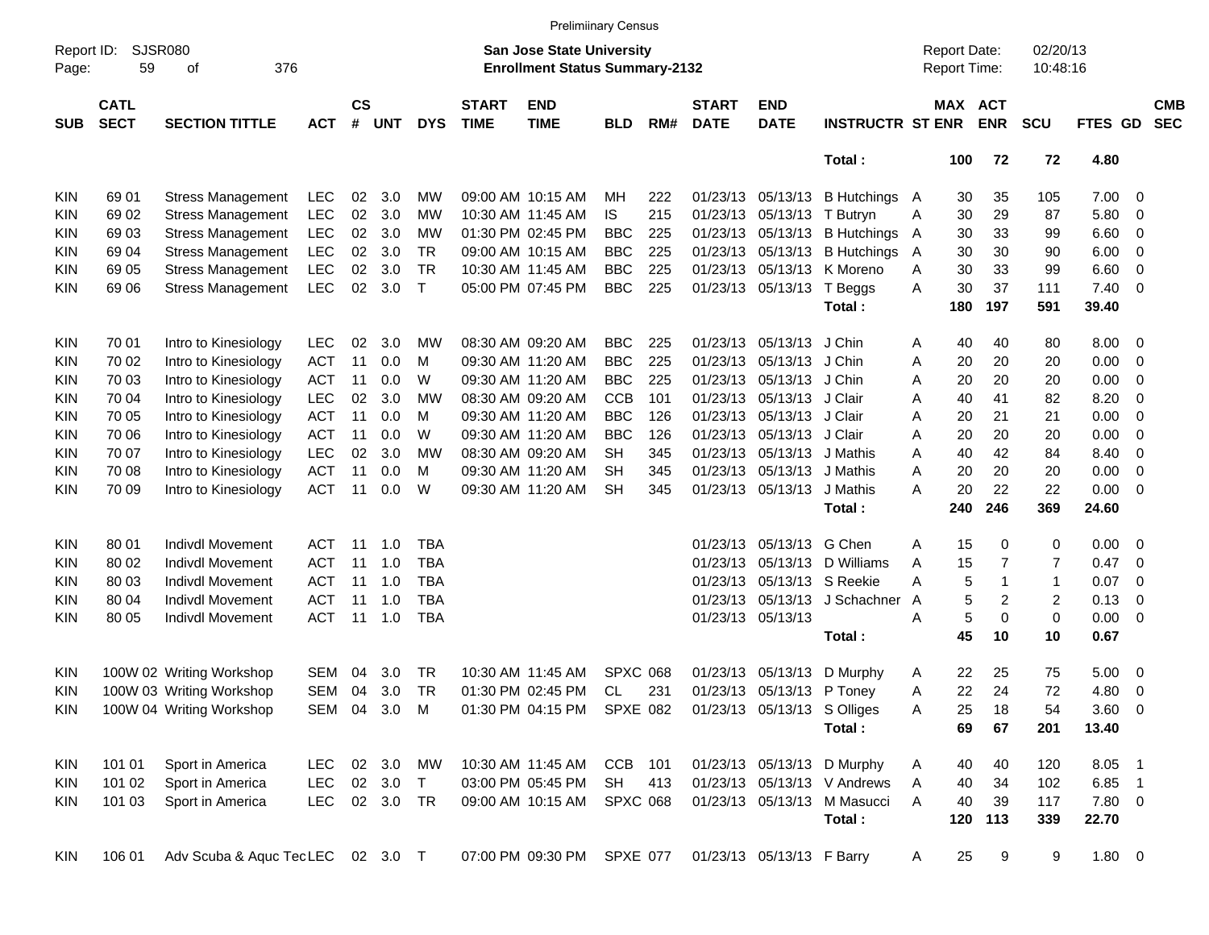Preliminary Census

Report ID: SJSR080
Page: 59 of 376

**San Jose State University**
**Enrollment Status Summary-2132**

Report Date: 02/20/13
Report Time: 10:48:16

| SUB | CATL SECT | SECTION TITTLE | ACT | CS # | UNT | DYS | START TIME | END TIME | BLD | RM# | START DATE | END DATE | INSTRUCTR | ST | MAX ENR | ACT ENR | SCU | FTES | GD | CMB SEC |
|---|---|---|---|---|---|---|---|---|---|---|---|---|---|---|---|---|---|---|---|---|
| | | | | | | | | | | | | | Total : | | 100 | 72 | 72 | 4.80 | | |
| KIN | 69 01 | Stress Management | LEC | 02 | 3.0 | MW | 09:00 AM | 10:15 AM | MH | 222 | 01/23/13 | 05/13/13 | B Hutchings | A | 30 | 35 | 105 | 7.00 | 0 | |
| KIN | 69 02 | Stress Management | LEC | 02 | 3.0 | MW | 10:30 AM | 11:45 AM | IS | 215 | 01/23/13 | 05/13/13 | T Butryn | A | 30 | 29 | 87 | 5.80 | 0 | |
| KIN | 69 03 | Stress Management | LEC | 02 | 3.0 | MW | 01:30 PM | 02:45 PM | BBC | 225 | 01/23/13 | 05/13/13 | B Hutchings | A | 30 | 33 | 99 | 6.60 | 0 | |
| KIN | 69 04 | Stress Management | LEC | 02 | 3.0 | TR | 09:00 AM | 10:15 AM | BBC | 225 | 01/23/13 | 05/13/13 | B Hutchings | A | 30 | 30 | 90 | 6.00 | 0 | |
| KIN | 69 05 | Stress Management | LEC | 02 | 3.0 | TR | 10:30 AM | 11:45 AM | BBC | 225 | 01/23/13 | 05/13/13 | K Moreno | A | 30 | 33 | 99 | 6.60 | 0 | |
| KIN | 69 06 | Stress Management | LEC | 02 | 3.0 | T | 05:00 PM | 07:45 PM | BBC | 225 | 01/23/13 | 05/13/13 | T Beggs | A | 30 | 37 | 111 | 7.40 | 0 | |
| | | | | | | | | | | | | | Total : | | 180 | 197 | 591 | 39.40 | | |
| KIN | 70 01 | Intro to Kinesiology | LEC | 02 | 3.0 | MW | 08:30 AM | 09:20 AM | BBC | 225 | 01/23/13 | 05/13/13 | J Chin | A | 40 | 40 | 80 | 8.00 | 0 | |
| KIN | 70 02 | Intro to Kinesiology | ACT | 11 | 0.0 | M | 09:30 AM | 11:20 AM | BBC | 225 | 01/23/13 | 05/13/13 | J Chin | A | 20 | 20 | 20 | 0.00 | 0 | |
| KIN | 70 03 | Intro to Kinesiology | ACT | 11 | 0.0 | W | 09:30 AM | 11:20 AM | BBC | 225 | 01/23/13 | 05/13/13 | J Chin | A | 20 | 20 | 20 | 0.00 | 0 | |
| KIN | 70 04 | Intro to Kinesiology | LEC | 02 | 3.0 | MW | 08:30 AM | 09:20 AM | CCB | 101 | 01/23/13 | 05/13/13 | J Clair | A | 40 | 41 | 82 | 8.20 | 0 | |
| KIN | 70 05 | Intro to Kinesiology | ACT | 11 | 0.0 | M | 09:30 AM | 11:20 AM | BBC | 126 | 01/23/13 | 05/13/13 | J Clair | A | 20 | 21 | 21 | 0.00 | 0 | |
| KIN | 70 06 | Intro to Kinesiology | ACT | 11 | 0.0 | W | 09:30 AM | 11:20 AM | BBC | 126 | 01/23/13 | 05/13/13 | J Clair | A | 20 | 20 | 20 | 0.00 | 0 | |
| KIN | 70 07 | Intro to Kinesiology | LEC | 02 | 3.0 | MW | 08:30 AM | 09:20 AM | SH | 345 | 01/23/13 | 05/13/13 | J Mathis | A | 40 | 42 | 84 | 8.40 | 0 | |
| KIN | 70 08 | Intro to Kinesiology | ACT | 11 | 0.0 | M | 09:30 AM | 11:20 AM | SH | 345 | 01/23/13 | 05/13/13 | J Mathis | A | 20 | 20 | 20 | 0.00 | 0 | |
| KIN | 70 09 | Intro to Kinesiology | ACT | 11 | 0.0 | W | 09:30 AM | 11:20 AM | SH | 345 | 01/23/13 | 05/13/13 | J Mathis | A | 20 | 22 | 22 | 0.00 | 0 | |
| | | | | | | | | | | | | | Total : | | 240 | 246 | 369 | 24.60 | | |
| KIN | 80 01 | Indivdl Movement | ACT | 11 | 1.0 | TBA | | | | | 01/23/13 | 05/13/13 | G Chen | A | 15 | 0 | 0 | 0.00 | 0 | |
| KIN | 80 02 | Indivdl Movement | ACT | 11 | 1.0 | TBA | | | | | 01/23/13 | 05/13/13 | D Williams | A | 15 | 7 | 7 | 0.47 | 0 | |
| KIN | 80 03 | Indivdl Movement | ACT | 11 | 1.0 | TBA | | | | | 01/23/13 | 05/13/13 | S Reekie | A | 5 | 1 | 1 | 0.07 | 0 | |
| KIN | 80 04 | Indivdl Movement | ACT | 11 | 1.0 | TBA | | | | | 01/23/13 | 05/13/13 | J Schachner | A | 5 | 2 | 2 | 0.13 | 0 | |
| KIN | 80 05 | Indivdl Movement | ACT | 11 | 1.0 | TBA | | | | | 01/23/13 | 05/13/13 | | A | 5 | 0 | 0 | 0.00 | 0 | |
| | | | | | | | | | | | | | Total : | | 45 | 10 | 10 | 0.67 | | |
| KIN | 100W 02 | Writing Workshop | SEM | 04 | 3.0 | TR | 10:30 AM | 11:45 AM | SPXC | 068 | 01/23/13 | 05/13/13 | D Murphy | A | 22 | 25 | 75 | 5.00 | 0 | |
| KIN | 100W 03 | Writing Workshop | SEM | 04 | 3.0 | TR | 01:30 PM | 02:45 PM | CL | 231 | 01/23/13 | 05/13/13 | P Toney | A | 22 | 24 | 72 | 4.80 | 0 | |
| KIN | 100W 04 | Writing Workshop | SEM | 04 | 3.0 | M | 01:30 PM | 04:15 PM | SPXE | 082 | 01/23/13 | 05/13/13 | S Olliges | A | 25 | 18 | 54 | 3.60 | 0 | |
| | | | | | | | | | | | | | Total : | | 69 | 67 | 201 | 13.40 | | |
| KIN | 101 01 | Sport in America | LEC | 02 | 3.0 | MW | 10:30 AM | 11:45 AM | CCB | 101 | 01/23/13 | 05/13/13 | D Murphy | A | 40 | 40 | 120 | 8.05 | 1 | |
| KIN | 101 02 | Sport in America | LEC | 02 | 3.0 | T | 03:00 PM | 05:45 PM | SH | 413 | 01/23/13 | 05/13/13 | V Andrews | A | 40 | 34 | 102 | 6.85 | 1 | |
| KIN | 101 03 | Sport in America | LEC | 02 | 3.0 | TR | 09:00 AM | 10:15 AM | SPXC | 068 | 01/23/13 | 05/13/13 | M Masucci | A | 40 | 39 | 117 | 7.80 | 0 | |
| | | | | | | | | | | | | | Total : | | 120 | 113 | 339 | 22.70 | | |
| KIN | 106 01 | Adv Scuba & Aquc Tec | LEC | 02 | 3.0 | T | 07:00 PM | 09:30 PM | SPXE | 077 | 01/23/13 | 05/13/13 | F Barry | A | 25 | 9 | 9 | 1.80 | 0 | |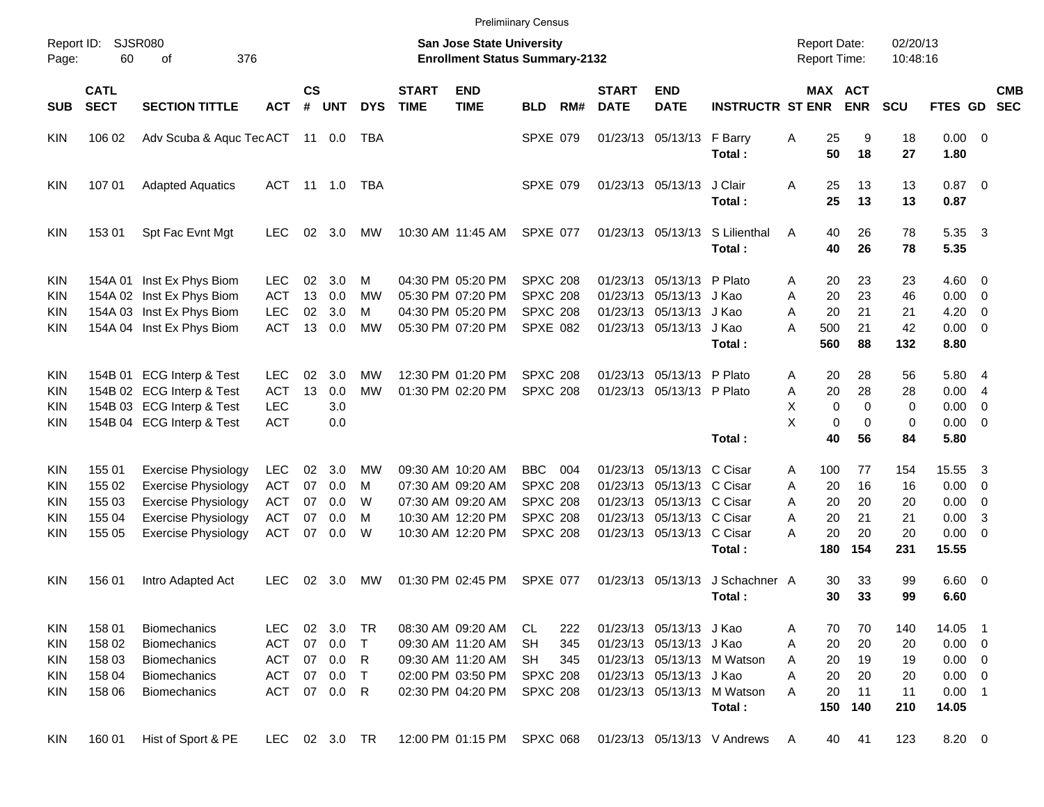Prelimiinary Census

Report ID: SJSR080

**San Jose State University**
**Enrollment Status Summary-2132**

Report Date: 02/20/13
Report Time: 10:48:16

| SUB | CATL SECT | SECTION TITTLE | ACT | CS # | UNT | DYS | START TIME | END TIME | BLD | RM# | START DATE | END DATE | INSTRUCTR | ST | MAX ENR | ACT ENR | SCU | FTES | GD | CMB SEC |
|---|---|---|---|---|---|---|---|---|---|---|---|---|---|---|---|---|---|---|---|---|
| KIN | 106 02 | Adv Scuba & Aquc Tec | ACT | 11 | 0.0 | TBA | | | SPXE | 079 | 01/23/13 | 05/13/13 | F Barry | A | 25 | 9 | 18 | 0.00 | 0 | |
| | | | | | | | | | | | | | **Total :** | | **50** | **18** | **27** | **1.80** | | |
| KIN | 107 01 | Adapted Aquatics | ACT | 11 | 1.0 | TBA | | | SPXE | 079 | 01/23/13 | 05/13/13 | J Clair | A | 25 | 13 | 13 | 0.87 | 0 | |
| | | | | | | | | | | | | | **Total :** | | **25** | **13** | **13** | **0.87** | | |
| KIN | 153 01 | Spt Fac Evnt Mgt | LEC | 02 | 3.0 | MW | 10:30 AM | 11:45 AM | SPXE | 077 | 01/23/13 | 05/13/13 | S Lilienthal | A | 40 | 26 | 78 | 5.35 | 3 | |
| | | | | | | | | | | | | | **Total :** | | **40** | **26** | **78** | **5.35** | | |
| KIN | 154A 01 | Inst Ex Phys Biom | LEC | 02 | 3.0 | M | 04:30 PM | 05:20 PM | SPXC | 208 | 01/23/13 | 05/13/13 | P Plato | A | 20 | 23 | 23 | 4.60 | 0 | |
| KIN | 154A 02 | Inst Ex Phys Biom | ACT | 13 | 0.0 | MW | 05:30 PM | 07:20 PM | SPXC | 208 | 01/23/13 | 05/13/13 | J Kao | A | 20 | 23 | 46 | 0.00 | 0 | |
| KIN | 154A 03 | Inst Ex Phys Biom | LEC | 02 | 3.0 | M | 04:30 PM | 05:20 PM | SPXC | 208 | 01/23/13 | 05/13/13 | J Kao | A | 20 | 21 | 21 | 4.20 | 0 | |
| KIN | 154A 04 | Inst Ex Phys Biom | ACT | 13 | 0.0 | MW | 05:30 PM | 07:20 PM | SPXE | 082 | 01/23/13 | 05/13/13 | J Kao | A | 500 | 21 | 42 | 0.00 | 0 | |
| | | | | | | | | | | | | | **Total :** | | **560** | **88** | **132** | **8.80** | | |
| KIN | 154B 01 | ECG Interp & Test | LEC | 02 | 3.0 | MW | 12:30 PM | 01:20 PM | SPXC | 208 | 01/23/13 | 05/13/13 | P Plato | A | 20 | 28 | 56 | 5.80 | 4 | |
| KIN | 154B 02 | ECG Interp & Test | ACT | 13 | 0.0 | MW | 01:30 PM | 02:20 PM | SPXC | 208 | 01/23/13 | 05/13/13 | P Plato | A | 20 | 28 | 28 | 0.00 | 4 | |
| KIN | 154B 03 | ECG Interp & Test | LEC | | 3.0 | | | | | | | | | X | 0 | 0 | 0 | 0.00 | 0 | |
| KIN | 154B 04 | ECG Interp & Test | ACT | | 0.0 | | | | | | | | | X | 0 | 0 | 0 | 0.00 | 0 | |
| | | | | | | | | | | | | | **Total :** | | **40** | **56** | **84** | **5.80** | | |
| KIN | 155 01 | Exercise Physiology | LEC | 02 | 3.0 | MW | 09:30 AM | 10:20 AM | BBC | 004 | 01/23/13 | 05/13/13 | C Cisar | A | 100 | 77 | 154 | 15.55 | 3 | |
| KIN | 155 02 | Exercise Physiology | ACT | 07 | 0.0 | M | 07:30 AM | 09:20 AM | SPXC | 208 | 01/23/13 | 05/13/13 | C Cisar | A | 20 | 16 | 16 | 0.00 | 0 | |
| KIN | 155 03 | Exercise Physiology | ACT | 07 | 0.0 | W | 07:30 AM | 09:20 AM | SPXC | 208 | 01/23/13 | 05/13/13 | C Cisar | A | 20 | 20 | 20 | 0.00 | 0 | |
| KIN | 155 04 | Exercise Physiology | ACT | 07 | 0.0 | M | 10:30 AM | 12:20 PM | SPXC | 208 | 01/23/13 | 05/13/13 | C Cisar | A | 20 | 21 | 21 | 0.00 | 3 | |
| KIN | 155 05 | Exercise Physiology | ACT | 07 | 0.0 | W | 10:30 AM | 12:20 PM | SPXC | 208 | 01/23/13 | 05/13/13 | C Cisar | A | 20 | 20 | 20 | 0.00 | 0 | |
| | | | | | | | | | | | | | **Total :** | | **180** | **154** | **231** | **15.55** | | |
| KIN | 156 01 | Intro Adapted Act | LEC | 02 | 3.0 | MW | 01:30 PM | 02:45 PM | SPXE | 077 | 01/23/13 | 05/13/13 | J Schachner | A | 30 | 33 | 99 | 6.60 | 0 | |
| | | | | | | | | | | | | | **Total :** | | **30** | **33** | **99** | **6.60** | | |
| KIN | 158 01 | Biomechanics | LEC | 02 | 3.0 | TR | 08:30 AM | 09:20 AM | CL | 222 | 01/23/13 | 05/13/13 | J Kao | A | 70 | 70 | 140 | 14.05 | 1 | |
| KIN | 158 02 | Biomechanics | ACT | 07 | 0.0 | T | 09:30 AM | 11:20 AM | SH | 345 | 01/23/13 | 05/13/13 | J Kao | A | 20 | 20 | 20 | 0.00 | 0 | |
| KIN | 158 03 | Biomechanics | ACT | 07 | 0.0 | R | 09:30 AM | 11:20 AM | SH | 345 | 01/23/13 | 05/13/13 | M Watson | A | 20 | 19 | 19 | 0.00 | 0 | |
| KIN | 158 04 | Biomechanics | ACT | 07 | 0.0 | T | 02:00 PM | 03:50 PM | SPXC | 208 | 01/23/13 | 05/13/13 | J Kao | A | 20 | 20 | 20 | 0.00 | 0 | |
| KIN | 158 06 | Biomechanics | ACT | 07 | 0.0 | R | 02:30 PM | 04:20 PM | SPXC | 208 | 01/23/13 | 05/13/13 | M Watson | A | 20 | 11 | 11 | 0.00 | 1 | |
| | | | | | | | | | | | | | **Total :** | | **150** | **140** | **210** | **14.05** | | |
| KIN | 160 01 | Hist of Sport & PE | LEC | 02 | 3.0 | TR | 12:00 PM | 01:15 PM | SPXC | 068 | 01/23/13 | 05/13/13 | V Andrews | A | 40 | 41 | 123 | 8.20 | 0 | |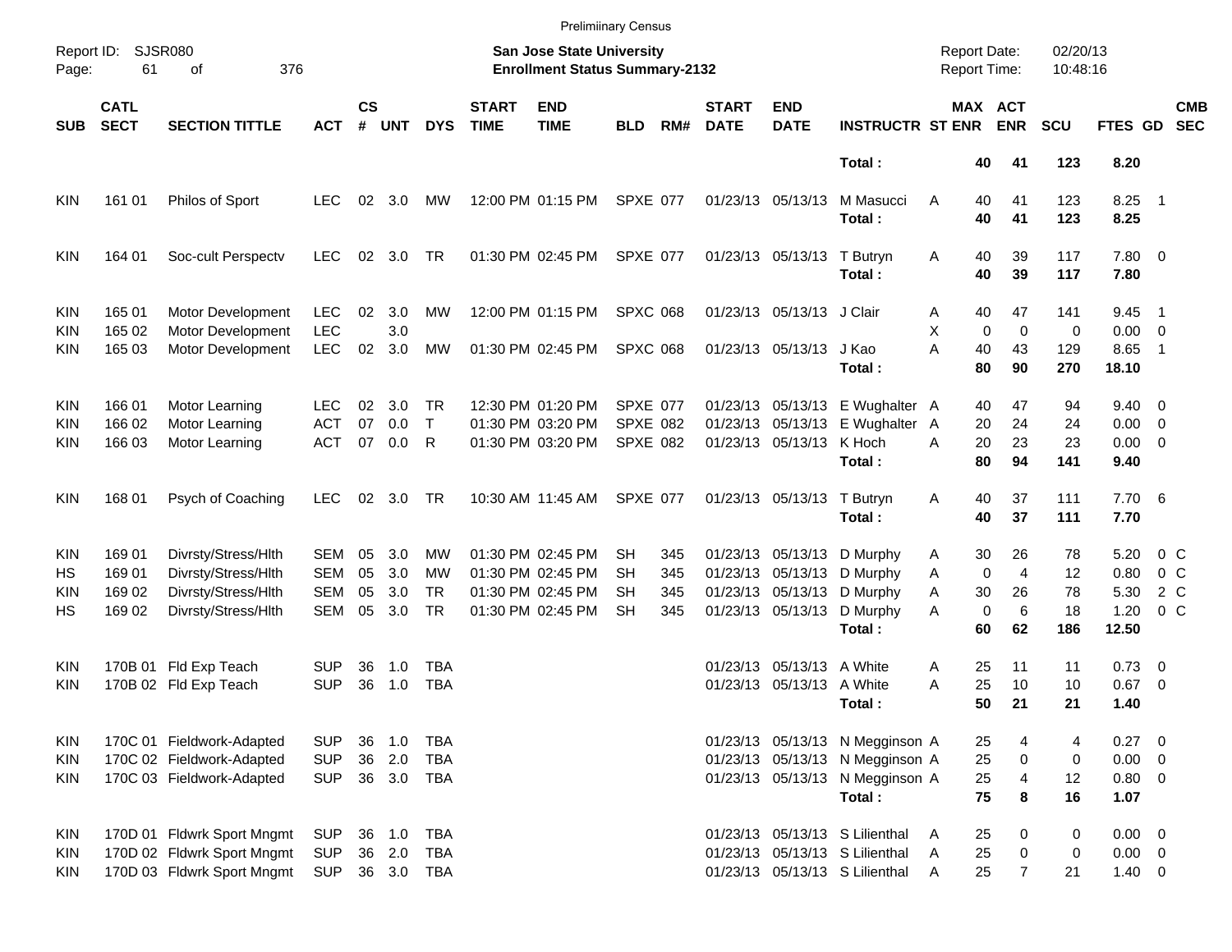Preliminary Census

Report ID: SJSR080

**San Jose State University**
**Enrollment Status Summary-2132**

Report Date: 02/20/13
Report Time: 10:48:16

| SUB | CATL SECT | SECTION TITTLE | ACT | CS # | UNT | DYS | START TIME | END TIME | BLD | RM# | START DATE | END DATE | INSTRUCTR | ST | MAX ENR | ACT ENR | SCU | FTES | GD | CMB SEC |
|---|---|---|---|---|---|---|---|---|---|---|---|---|---|---|---|---|---|---|---|---|
| | | | | | | | | | | | | | **Total :** | | **40** | **41** | **123** | **8.20** | | |
| KIN | 161 01 | Philos of Sport | LEC | 02 | 3.0 | MW | 12:00 PM | 01:15 PM | SPXE | 077 | 01/23/13 | 05/13/13 | M Masucci | A | 40 | 41 | 123 | 8.25 | 1 | |
| | | | | | | | | | | | | | **Total :** | | **40** | **41** | **123** | **8.25** | | |
| KIN | 164 01 | Soc-cult Perspectv | LEC | 02 | 3.0 | TR | 01:30 PM | 02:45 PM | SPXE | 077 | 01/23/13 | 05/13/13 | T Butryn | A | 40 | 39 | 117 | 7.80 | 0 | |
| | | | | | | | | | | | | | **Total :** | | **40** | **39** | **117** | **7.80** | | |
| KIN | 165 01 | Motor Development | LEC | 02 | 3.0 | MW | 12:00 PM | 01:15 PM | SPXC | 068 | 01/23/13 | 05/13/13 | J Clair | A | 40 | 47 | 141 | 9.45 | 1 | |
| KIN | 165 02 | Motor Development | LEC | | 3.0 | | | | | | | | | X | 0 | 0 | 0 | 0.00 | 0 | |
| KIN | 165 03 | Motor Development | LEC | 02 | 3.0 | MW | 01:30 PM | 02:45 PM | SPXC | 068 | 01/23/13 | 05/13/13 | J Kao | A | 40 | 43 | 129 | 8.65 | 1 | |
| | | | | | | | | | | | | | **Total :** | | **80** | **90** | **270** | **18.10** | | |
| KIN | 166 01 | Motor Learning | LEC | 02 | 3.0 | TR | 12:30 PM | 01:20 PM | SPXE | 077 | 01/23/13 | 05/13/13 | E Wughalter | A | 40 | 47 | 94 | 9.40 | 0 | |
| KIN | 166 02 | Motor Learning | ACT | 07 | 0.0 | T | 01:30 PM | 03:20 PM | SPXE | 082 | 01/23/13 | 05/13/13 | E Wughalter | A | 20 | 24 | 24 | 0.00 | 0 | |
| KIN | 166 03 | Motor Learning | ACT | 07 | 0.0 | R | 01:30 PM | 03:20 PM | SPXE | 082 | 01/23/13 | 05/13/13 | K Hoch | A | 20 | 23 | 23 | 0.00 | 0 | |
| | | | | | | | | | | | | | **Total :** | | **80** | **94** | **141** | **9.40** | | |
| KIN | 168 01 | Psych of Coaching | LEC | 02 | 3.0 | TR | 10:30 AM | 11:45 AM | SPXE | 077 | 01/23/13 | 05/13/13 | T Butryn | A | 40 | 37 | 111 | 7.70 | 6 | |
| | | | | | | | | | | | | | **Total :** | | **40** | **37** | **111** | **7.70** | | |
| KIN | 169 01 | Divrsty/Stress/Hlth | SEM | 05 | 3.0 | MW | 01:30 PM | 02:45 PM | SH | 345 | 01/23/13 | 05/13/13 | D Murphy | A | 30 | 26 | 78 | 5.20 | 0 | C |
| HS | 169 01 | Divrsty/Stress/Hlth | SEM | 05 | 3.0 | MW | 01:30 PM | 02:45 PM | SH | 345 | 01/23/13 | 05/13/13 | D Murphy | A | 0 | 4 | 12 | 0.80 | 0 | C |
| KIN | 169 02 | Divrsty/Stress/Hlth | SEM | 05 | 3.0 | TR | 01:30 PM | 02:45 PM | SH | 345 | 01/23/13 | 05/13/13 | D Murphy | A | 30 | 26 | 78 | 5.30 | 2 | C |
| HS | 169 02 | Divrsty/Stress/Hlth | SEM | 05 | 3.0 | TR | 01:30 PM | 02:45 PM | SH | 345 | 01/23/13 | 05/13/13 | D Murphy | A | 0 | 6 | 18 | 1.20 | 0 | C |
| | | | | | | | | | | | | | **Total :** | | **60** | **62** | **186** | **12.50** | | |
| KIN | 170B 01 | Fld Exp Teach | SUP | 36 | 1.0 | TBA | | | | | 01/23/13 | 05/13/13 | A White | A | 25 | 11 | 11 | 0.73 | 0 | |
| KIN | 170B 02 | Fld Exp Teach | SUP | 36 | 1.0 | TBA | | | | | 01/23/13 | 05/13/13 | A White | A | 25 | 10 | 10 | 0.67 | 0 | |
| | | | | | | | | | | | | | **Total :** | | **50** | **21** | **21** | **1.40** | | |
| KIN | 170C 01 | Fieldwork-Adapted | SUP | 36 | 1.0 | TBA | | | | | 01/23/13 | 05/13/13 | N Megginson | A | 25 | 4 | 4 | 0.27 | 0 | |
| KIN | 170C 02 | Fieldwork-Adapted | SUP | 36 | 2.0 | TBA | | | | | 01/23/13 | 05/13/13 | N Megginson | A | 25 | 0 | 0 | 0.00 | 0 | |
| KIN | 170C 03 | Fieldwork-Adapted | SUP | 36 | 3.0 | TBA | | | | | 01/23/13 | 05/13/13 | N Megginson | A | 25 | 4 | 12 | 0.80 | 0 | |
| | | | | | | | | | | | | | **Total :** | | **75** | **8** | **16** | **1.07** | | |
| KIN | 170D 01 | Fldwrk Sport Mngmt | SUP | 36 | 1.0 | TBA | | | | | 01/23/13 | 05/13/13 | S Lilienthal | A | 25 | 0 | 0 | 0.00 | 0 | |
| KIN | 170D 02 | Fldwrk Sport Mngmt | SUP | 36 | 2.0 | TBA | | | | | 01/23/13 | 05/13/13 | S Lilienthal | A | 25 | 0 | 0 | 0.00 | 0 | |
| KIN | 170D 03 | Fldwrk Sport Mngmt | SUP | 36 | 3.0 | TBA | | | | | 01/23/13 | 05/13/13 | S Lilienthal | A | 25 | 7 | 21 | 1.40 | 0 | |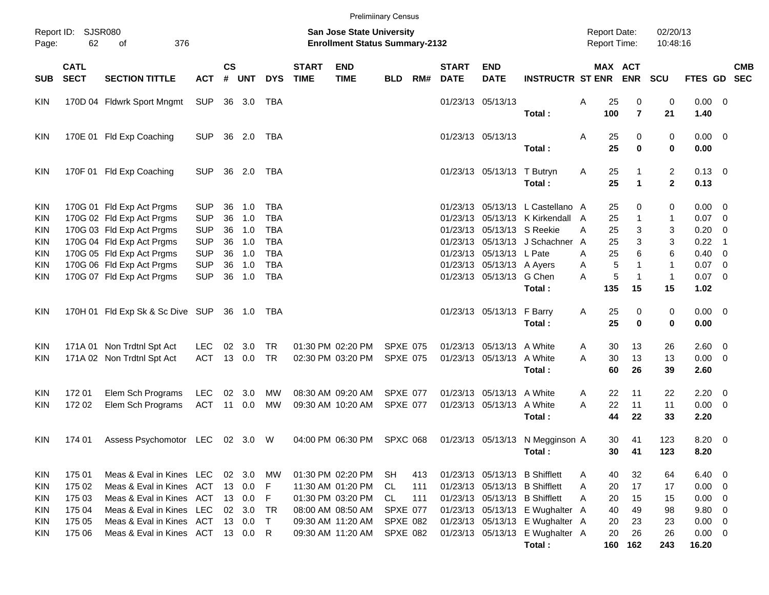Prelimiinary Census

Report ID: SJSR080
Page: 62 of 376

**San Jose State University**
**Enrollment Status Summary-2132**

Report Date: 02/20/13
Report Time: 10:48:16

| SUB | CATL SECT | SECTION TITTLE | ACT | CS # | UNT | DYS | START TIME | END TIME | BLD | RM# | START DATE | END DATE | INSTRUCTR | ST | MAX ENR | ACT ENR | SCU | FTES | GD | CMB SEC |
|---|---|---|---|---|---|---|---|---|---|---|---|---|---|---|---|---|---|---|---|---|
| KIN | 170D 04 | Fldwrk Sport Mngmt | SUP | 36 | 3.0 | TBA | | | | | 01/23/13 | 05/13/13 | | A | 25 | 0 | 0 | 0.00 | 0 | |
| | | | | | | | | | | | | | **Total :** | | **100** | **7** | **21** | **1.40** | | |
| KIN | 170E 01 | Fld Exp Coaching | SUP | 36 | 2.0 | TBA | | | | | 01/23/13 | 05/13/13 | | A | 25 | 0 | 0 | 0.00 | 0 | |
| | | | | | | | | | | | | | **Total :** | | **25** | **0** | **0** | **0.00** | | |
| KIN | 170F 01 | Fld Exp Coaching | SUP | 36 | 2.0 | TBA | | | | | 01/23/13 | 05/13/13 | T Butryn | A | 25 | 1 | 2 | 0.13 | 0 | |
| | | | | | | | | | | | | | **Total :** | | **25** | **1** | **2** | **0.13** | | |
| KIN | 170G 01 | Fld Exp Act Prgms | SUP | 36 | 1.0 | TBA | | | | | 01/23/13 | 05/13/13 | L Castellano | A | 25 | 0 | 0 | 0.00 | 0 | |
| KIN | 170G 02 | Fld Exp Act Prgms | SUP | 36 | 1.0 | TBA | | | | | 01/23/13 | 05/13/13 | K Kirkendall | A | 25 | 1 | 1 | 0.07 | 0 | |
| KIN | 170G 03 | Fld Exp Act Prgms | SUP | 36 | 1.0 | TBA | | | | | 01/23/13 | 05/13/13 | S Reekie | A | 25 | 3 | 3 | 0.20 | 0 | |
| KIN | 170G 04 | Fld Exp Act Prgms | SUP | 36 | 1.0 | TBA | | | | | 01/23/13 | 05/13/13 | J Schachner | A | 25 | 3 | 3 | 0.22 | 1 | |
| KIN | 170G 05 | Fld Exp Act Prgms | SUP | 36 | 1.0 | TBA | | | | | 01/23/13 | 05/13/13 | L Pate | A | 25 | 6 | 6 | 0.40 | 0 | |
| KIN | 170G 06 | Fld Exp Act Prgms | SUP | 36 | 1.0 | TBA | | | | | 01/23/13 | 05/13/13 | A Ayers | A | 5 | 1 | 1 | 0.07 | 0 | |
| KIN | 170G 07 | Fld Exp Act Prgms | SUP | 36 | 1.0 | TBA | | | | | 01/23/13 | 05/13/13 | G Chen | A | 5 | 1 | 1 | 0.07 | 0 | |
| | | | | | | | | | | | | | **Total :** | | **135** | **15** | **15** | **1.02** | | |
| KIN | 170H 01 | Fld Exp Sk & Sc Dive | SUP | 36 | 1.0 | TBA | | | | | 01/23/13 | 05/13/13 | F Barry | A | 25 | 0 | 0 | 0.00 | 0 | |
| | | | | | | | | | | | | | **Total :** | | **25** | **0** | **0** | **0.00** | | |
| KIN | 171A 01 | Non Trdtnl Spt Act | LEC | 02 | 3.0 | TR | 01:30 PM | 02:20 PM | SPXE | 075 | 01/23/13 | 05/13/13 | A White | A | 30 | 13 | 26 | 2.60 | 0 | |
| KIN | 171A 02 | Non Trdtnl Spt Act | ACT | 13 | 0.0 | TR | 02:30 PM | 03:20 PM | SPXE | 075 | 01/23/13 | 05/13/13 | A White | A | 30 | 13 | 13 | 0.00 | 0 | |
| | | | | | | | | | | | | | **Total :** | | **60** | **26** | **39** | **2.60** | | |
| KIN | 172 01 | Elem Sch Programs | LEC | 02 | 3.0 | MW | 08:30 AM | 09:20 AM | SPXE | 077 | 01/23/13 | 05/13/13 | A White | A | 22 | 11 | 22 | 2.20 | 0 | |
| KIN | 172 02 | Elem Sch Programs | ACT | 11 | 0.0 | MW | 09:30 AM | 10:20 AM | SPXE | 077 | 01/23/13 | 05/13/13 | A White | A | 22 | 11 | 11 | 0.00 | 0 | |
| | | | | | | | | | | | | | **Total :** | | **44** | **22** | **33** | **2.20** | | |
| KIN | 174 01 | Assess Psychomotor | LEC | 02 | 3.0 | W | 04:00 PM | 06:30 PM | SPXC | 068 | 01/23/13 | 05/13/13 | N Megginson | A | 30 | 41 | 123 | 8.20 | 0 | |
| | | | | | | | | | | | | | **Total :** | | **30** | **41** | **123** | **8.20** | | |
| KIN | 175 01 | Meas & Eval in Kines | LEC | 02 | 3.0 | MW | 01:30 PM | 02:20 PM | SH | 413 | 01/23/13 | 05/13/13 | B Shifflett | A | 40 | 32 | 64 | 6.40 | 0 | |
| KIN | 175 02 | Meas & Eval in Kines | ACT | 13 | 0.0 | F | 11:30 AM | 01:20 PM | CL | 111 | 01/23/13 | 05/13/13 | B Shifflett | A | 20 | 17 | 17 | 0.00 | 0 | |
| KIN | 175 03 | Meas & Eval in Kines | ACT | 13 | 0.0 | F | 01:30 PM | 03:20 PM | CL | 111 | 01/23/13 | 05/13/13 | B Shifflett | A | 20 | 15 | 15 | 0.00 | 0 | |
| KIN | 175 04 | Meas & Eval in Kines | LEC | 02 | 3.0 | TR | 08:00 AM | 08:50 AM | SPXE | 077 | 01/23/13 | 05/13/13 | E Wughalter | A | 40 | 49 | 98 | 9.80 | 0 | |
| KIN | 175 05 | Meas & Eval in Kines | ACT | 13 | 0.0 | T | 09:30 AM | 11:20 AM | SPXE | 082 | 01/23/13 | 05/13/13 | E Wughalter | A | 20 | 23 | 23 | 0.00 | 0 | |
| KIN | 175 06 | Meas & Eval in Kines | ACT | 13 | 0.0 | R | 09:30 AM | 11:20 AM | SPXE | 082 | 01/23/13 | 05/13/13 | E Wughalter | A | 20 | 26 | 26 | 0.00 | 0 | |
| | | | | | | | | | | | | | **Total :** | | **160** | **162** | **243** | **16.20** | | |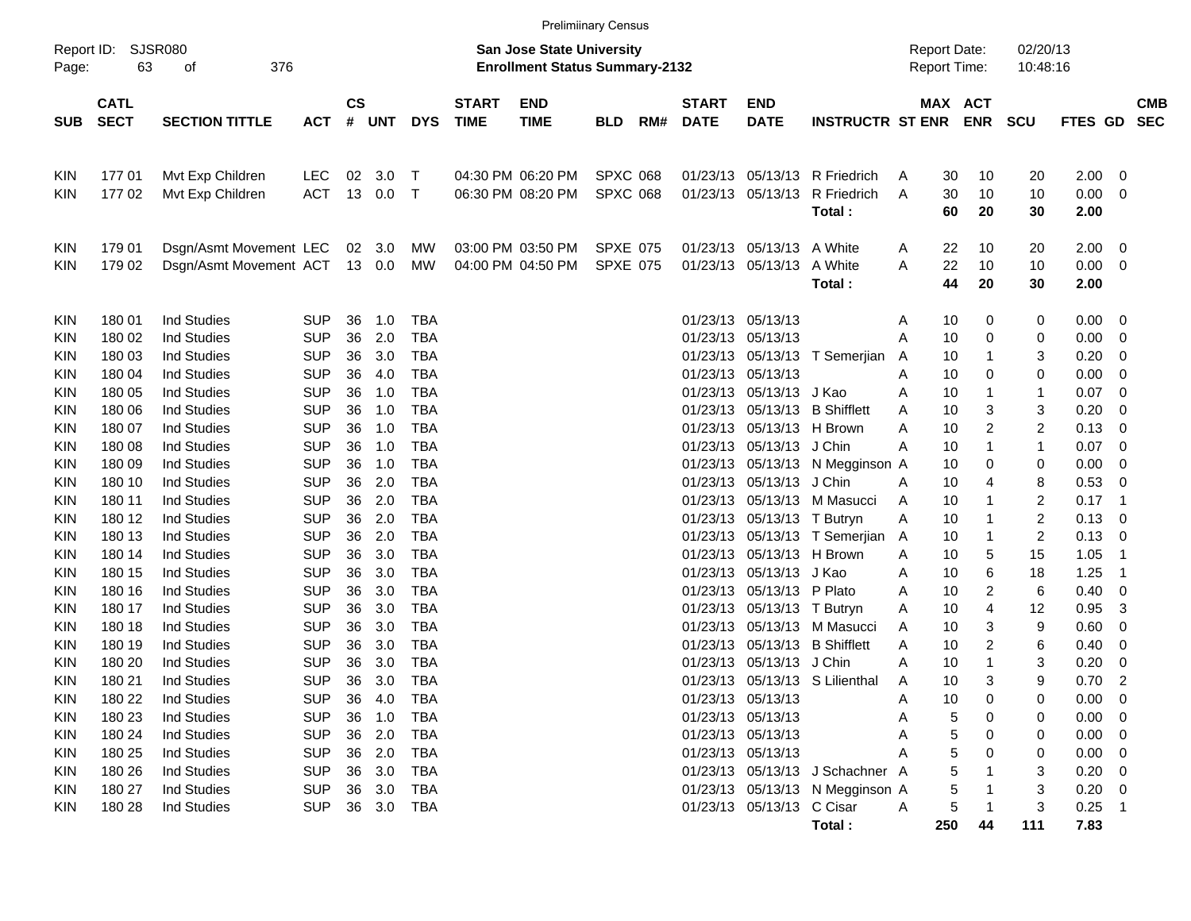Preliminary Census

Report ID: SJSR080

**San Jose State University**
**Enrollment Status Summary-2132**

Report Date: 02/20/13
Report Time: 10:48:16

| SUB | CATL SECT | SECTION TITTLE | ACT | CS # | UNT | DYS | START TIME | END TIME | BLD | RM# | START DATE | END DATE | INSTRUCTR | ST | MAX ENR | ACT ENR | SCU | FTES | GD | CMB SEC |
|---|---|---|---|---|---|---|---|---|---|---|---|---|---|---|---|---|---|---|---|---|
| KIN | 177 01 | Mvt Exp Children | LEC | 02 | 3.0 | T | 04:30 PM | 06:20 PM | SPXC | 068 | 01/23/13 | 05/13/13 | R Friedrich | A | 30 | 10 | 20 | 2.00 | 0 | |
| KIN | 177 02 | Mvt Exp Children | ACT | 13 | 0.0 | T | 06:30 PM | 08:20 PM | SPXC | 068 | 01/23/13 | 05/13/13 | R Friedrich | A | 30 | 10 | 10 | 0.00 | 0 | |
| | | | | | | | | | | | | | **Total :** | | **60** | **20** | **30** | **2.00** | | |
| KIN | 179 01 | Dsgn/Asmt Movement | LEC | 02 | 3.0 | MW | 03:00 PM | 03:50 PM | SPXE | 075 | 01/23/13 | 05/13/13 | A White | A | 22 | 10 | 20 | 2.00 | 0 | |
| KIN | 179 02 | Dsgn/Asmt Movement | ACT | 13 | 0.0 | MW | 04:00 PM | 04:50 PM | SPXE | 075 | 01/23/13 | 05/13/13 | A White | A | 22 | 10 | 10 | 0.00 | 0 | |
| | | | | | | | | | | | | | **Total :** | | **44** | **20** | **30** | **2.00** | | |
| KIN | 180 01 | Ind Studies | SUP | 36 | 1.0 | TBA | | | | | 01/23/13 | 05/13/13 | | A | 10 | 0 | 0 | 0.00 | 0 | |
| KIN | 180 02 | Ind Studies | SUP | 36 | 2.0 | TBA | | | | | 01/23/13 | 05/13/13 | | A | 10 | 0 | 0 | 0.00 | 0 | |
| KIN | 180 03 | Ind Studies | SUP | 36 | 3.0 | TBA | | | | | 01/23/13 | 05/13/13 | T Semerjian | A | 10 | 1 | 3 | 0.20 | 0 | |
| KIN | 180 04 | Ind Studies | SUP | 36 | 4.0 | TBA | | | | | 01/23/13 | 05/13/13 | | A | 10 | 0 | 0 | 0.00 | 0 | |
| KIN | 180 05 | Ind Studies | SUP | 36 | 1.0 | TBA | | | | | 01/23/13 | 05/13/13 | J Kao | A | 10 | 1 | 1 | 0.07 | 0 | |
| KIN | 180 06 | Ind Studies | SUP | 36 | 1.0 | TBA | | | | | 01/23/13 | 05/13/13 | B Shifflett | A | 10 | 3 | 3 | 0.20 | 0 | |
| KIN | 180 07 | Ind Studies | SUP | 36 | 1.0 | TBA | | | | | 01/23/13 | 05/13/13 | H Brown | A | 10 | 2 | 2 | 0.13 | 0 | |
| KIN | 180 08 | Ind Studies | SUP | 36 | 1.0 | TBA | | | | | 01/23/13 | 05/13/13 | J Chin | A | 10 | 1 | 1 | 0.07 | 0 | |
| KIN | 180 09 | Ind Studies | SUP | 36 | 1.0 | TBA | | | | | 01/23/13 | 05/13/13 | N Megginson | A | 10 | 0 | 0 | 0.00 | 0 | |
| KIN | 180 10 | Ind Studies | SUP | 36 | 2.0 | TBA | | | | | 01/23/13 | 05/13/13 | J Chin | A | 10 | 4 | 8 | 0.53 | 0 | |
| KIN | 180 11 | Ind Studies | SUP | 36 | 2.0 | TBA | | | | | 01/23/13 | 05/13/13 | M Masucci | A | 10 | 1 | 2 | 0.17 | 1 | |
| KIN | 180 12 | Ind Studies | SUP | 36 | 2.0 | TBA | | | | | 01/23/13 | 05/13/13 | T Butryn | A | 10 | 1 | 2 | 0.13 | 0 | |
| KIN | 180 13 | Ind Studies | SUP | 36 | 2.0 | TBA | | | | | 01/23/13 | 05/13/13 | T Semerjian | A | 10 | 1 | 2 | 0.13 | 0 | |
| KIN | 180 14 | Ind Studies | SUP | 36 | 3.0 | TBA | | | | | 01/23/13 | 05/13/13 | H Brown | A | 10 | 5 | 15 | 1.05 | 1 | |
| KIN | 180 15 | Ind Studies | SUP | 36 | 3.0 | TBA | | | | | 01/23/13 | 05/13/13 | J Kao | A | 10 | 6 | 18 | 1.25 | 1 | |
| KIN | 180 16 | Ind Studies | SUP | 36 | 3.0 | TBA | | | | | 01/23/13 | 05/13/13 | P Plato | A | 10 | 2 | 6 | 0.40 | 0 | |
| KIN | 180 17 | Ind Studies | SUP | 36 | 3.0 | TBA | | | | | 01/23/13 | 05/13/13 | T Butryn | A | 10 | 4 | 12 | 0.95 | 3 | |
| KIN | 180 18 | Ind Studies | SUP | 36 | 3.0 | TBA | | | | | 01/23/13 | 05/13/13 | M Masucci | A | 10 | 3 | 9 | 0.60 | 0 | |
| KIN | 180 19 | Ind Studies | SUP | 36 | 3.0 | TBA | | | | | 01/23/13 | 05/13/13 | B Shifflett | A | 10 | 2 | 6 | 0.40 | 0 | |
| KIN | 180 20 | Ind Studies | SUP | 36 | 3.0 | TBA | | | | | 01/23/13 | 05/13/13 | J Chin | A | 10 | 1 | 3 | 0.20 | 0 | |
| KIN | 180 21 | Ind Studies | SUP | 36 | 3.0 | TBA | | | | | 01/23/13 | 05/13/13 | S Lilienthal | A | 10 | 3 | 9 | 0.70 | 2 | |
| KIN | 180 22 | Ind Studies | SUP | 36 | 4.0 | TBA | | | | | 01/23/13 | 05/13/13 | | A | 10 | 0 | 0 | 0.00 | 0 | |
| KIN | 180 23 | Ind Studies | SUP | 36 | 1.0 | TBA | | | | | 01/23/13 | 05/13/13 | | A | 5 | 0 | 0 | 0.00 | 0 | |
| KIN | 180 24 | Ind Studies | SUP | 36 | 2.0 | TBA | | | | | 01/23/13 | 05/13/13 | | A | 5 | 0 | 0 | 0.00 | 0 | |
| KIN | 180 25 | Ind Studies | SUP | 36 | 2.0 | TBA | | | | | 01/23/13 | 05/13/13 | | A | 5 | 0 | 0 | 0.00 | 0 | |
| KIN | 180 26 | Ind Studies | SUP | 36 | 3.0 | TBA | | | | | 01/23/13 | 05/13/13 | J Schachner | A | 5 | 1 | 3 | 0.20 | 0 | |
| KIN | 180 27 | Ind Studies | SUP | 36 | 3.0 | TBA | | | | | 01/23/13 | 05/13/13 | N Megginson | A | 5 | 1 | 3 | 0.20 | 0 | |
| KIN | 180 28 | Ind Studies | SUP | 36 | 3.0 | TBA | | | | | 01/23/13 | 05/13/13 | C Cisar | A | 5 | 1 | 3 | 0.25 | 1 | |
| | | | | | | | | | | | | | **Total :** | | **250** | **44** | **111** | **7.83** | | |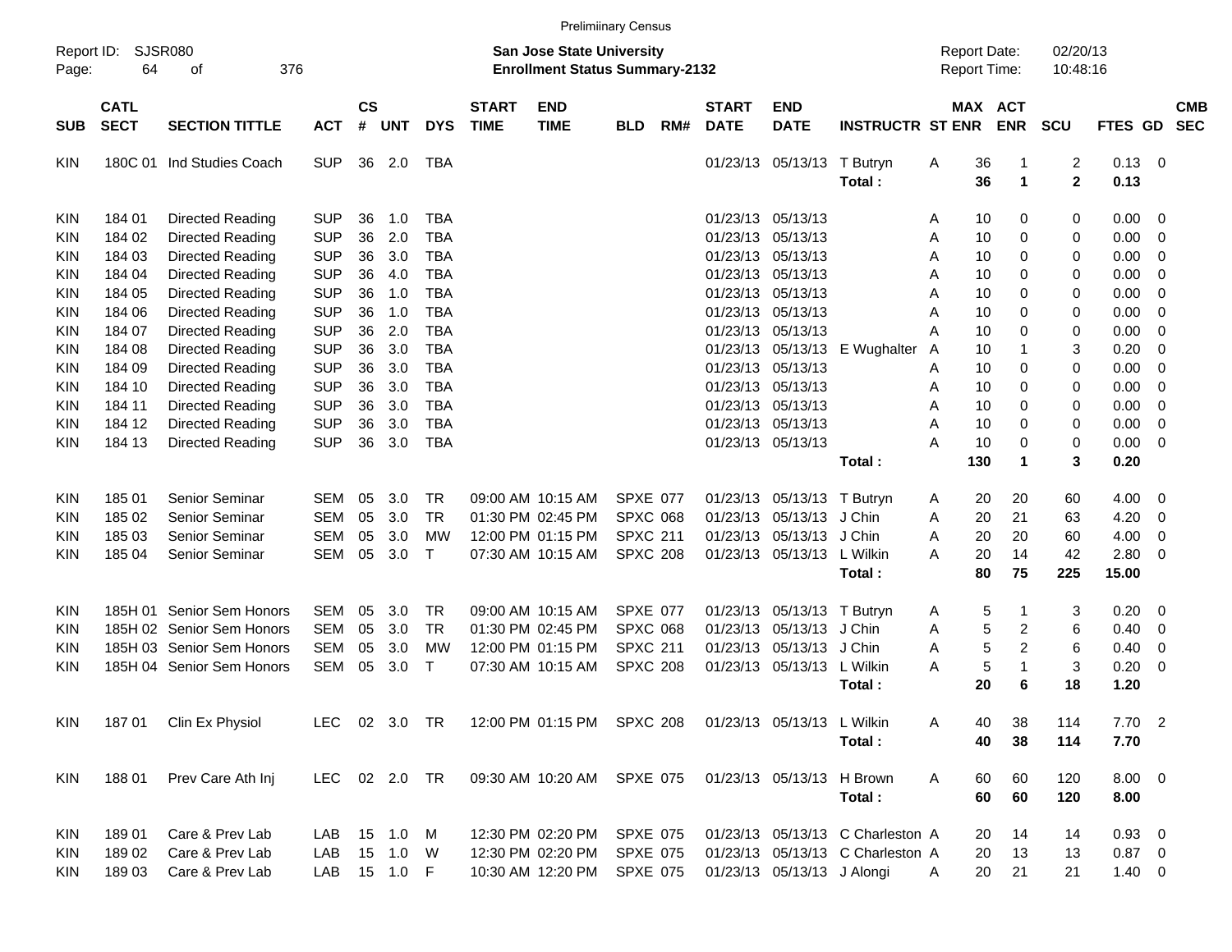Preliminary Census

Report ID: SJSR080

**San Jose State University**
**Enrollment Status Summary-2132**

Report Date: 02/20/13
Report Time: 10:48:16

| SUB | CATL SECT | SECTION TITTLE | ACT | CS # | UNT | DYS | START TIME | END TIME | BLD | RM# | START DATE | END DATE | INSTRUCTR | ST | MAX ENR | ACT ENR | SCU | FTES | GD | CMB SEC |
|---|---|---|---|---|---|---|---|---|---|---|---|---|---|---|---|---|---|---|---|---|
| KIN | 180C 01 | Ind Studies Coach | SUP | 36 | 2.0 | TBA | | | | | 01/23/13 | 05/13/13 | T Butryn | A | 36 | 1 | 2 | 0.13 | 0 | |
| | | | | | | | | | | | | | **Total :** | | **36** | **1** | **2** | **0.13** | | |
| KIN | 184 01 | Directed Reading | SUP | 36 | 1.0 | TBA | | | | | 01/23/13 | 05/13/13 | | A | 10 | 0 | 0 | 0.00 | 0 | |
| KIN | 184 02 | Directed Reading | SUP | 36 | 2.0 | TBA | | | | | 01/23/13 | 05/13/13 | | A | 10 | 0 | 0 | 0.00 | 0 | |
| KIN | 184 03 | Directed Reading | SUP | 36 | 3.0 | TBA | | | | | 01/23/13 | 05/13/13 | | A | 10 | 0 | 0 | 0.00 | 0 | |
| KIN | 184 04 | Directed Reading | SUP | 36 | 4.0 | TBA | | | | | 01/23/13 | 05/13/13 | | A | 10 | 0 | 0 | 0.00 | 0 | |
| KIN | 184 05 | Directed Reading | SUP | 36 | 1.0 | TBA | | | | | 01/23/13 | 05/13/13 | | A | 10 | 0 | 0 | 0.00 | 0 | |
| KIN | 184 06 | Directed Reading | SUP | 36 | 1.0 | TBA | | | | | 01/23/13 | 05/13/13 | | A | 10 | 0 | 0 | 0.00 | 0 | |
| KIN | 184 07 | Directed Reading | SUP | 36 | 2.0 | TBA | | | | | 01/23/13 | 05/13/13 | | A | 10 | 0 | 0 | 0.00 | 0 | |
| KIN | 184 08 | Directed Reading | SUP | 36 | 3.0 | TBA | | | | | 01/23/13 | 05/13/13 | E Wughalter | A | 10 | 1 | 3 | 0.20 | 0 | |
| KIN | 184 09 | Directed Reading | SUP | 36 | 3.0 | TBA | | | | | 01/23/13 | 05/13/13 | | A | 10 | 0 | 0 | 0.00 | 0 | |
| KIN | 184 10 | Directed Reading | SUP | 36 | 3.0 | TBA | | | | | 01/23/13 | 05/13/13 | | A | 10 | 0 | 0 | 0.00 | 0 | |
| KIN | 184 11 | Directed Reading | SUP | 36 | 3.0 | TBA | | | | | 01/23/13 | 05/13/13 | | A | 10 | 0 | 0 | 0.00 | 0 | |
| KIN | 184 12 | Directed Reading | SUP | 36 | 3.0 | TBA | | | | | 01/23/13 | 05/13/13 | | A | 10 | 0 | 0 | 0.00 | 0 | |
| KIN | 184 13 | Directed Reading | SUP | 36 | 3.0 | TBA | | | | | 01/23/13 | 05/13/13 | | A | 10 | 0 | 0 | 0.00 | 0 | |
| | | | | | | | | | | | | | **Total :** | | **130** | **1** | **3** | **0.20** | | |
| KIN | 185 01 | Senior Seminar | SEM | 05 | 3.0 | TR | 09:00 AM | 10:15 AM | SPXE | 077 | 01/23/13 | 05/13/13 | T Butryn | A | 20 | 20 | 60 | 4.00 | 0 | |
| KIN | 185 02 | Senior Seminar | SEM | 05 | 3.0 | TR | 01:30 PM | 02:45 PM | SPXC | 068 | 01/23/13 | 05/13/13 | J Chin | A | 20 | 21 | 63 | 4.20 | 0 | |
| KIN | 185 03 | Senior Seminar | SEM | 05 | 3.0 | MW | 12:00 PM | 01:15 PM | SPXC | 211 | 01/23/13 | 05/13/13 | J Chin | A | 20 | 20 | 60 | 4.00 | 0 | |
| KIN | 185 04 | Senior Seminar | SEM | 05 | 3.0 | T | 07:30 AM | 10:15 AM | SPXC | 208 | 01/23/13 | 05/13/13 | L Wilkin | A | 20 | 14 | 42 | 2.80 | 0 | |
| | | | | | | | | | | | | | **Total :** | | **80** | **75** | **225** | **15.00** | | |
| KIN | 185H 01 | Senior Sem Honors | SEM | 05 | 3.0 | TR | 09:00 AM | 10:15 AM | SPXE | 077 | 01/23/13 | 05/13/13 | T Butryn | A | 5 | 1 | 3 | 0.20 | 0 | |
| KIN | 185H 02 | Senior Sem Honors | SEM | 05 | 3.0 | TR | 01:30 PM | 02:45 PM | SPXC | 068 | 01/23/13 | 05/13/13 | J Chin | A | 5 | 2 | 6 | 0.40 | 0 | |
| KIN | 185H 03 | Senior Sem Honors | SEM | 05 | 3.0 | MW | 12:00 PM | 01:15 PM | SPXC | 211 | 01/23/13 | 05/13/13 | J Chin | A | 5 | 2 | 6 | 0.40 | 0 | |
| KIN | 185H 04 | Senior Sem Honors | SEM | 05 | 3.0 | T | 07:30 AM | 10:15 AM | SPXC | 208 | 01/23/13 | 05/13/13 | L Wilkin | A | 5 | 1 | 3 | 0.20 | 0 | |
| | | | | | | | | | | | | | **Total :** | | **20** | **6** | **18** | **1.20** | | |
| KIN | 187 01 | Clin Ex Physiol | LEC | 02 | 3.0 | TR | 12:00 PM | 01:15 PM | SPXC | 208 | 01/23/13 | 05/13/13 | L Wilkin | A | 40 | 38 | 114 | 7.70 | 2 | |
| | | | | | | | | | | | | | **Total :** | | **40** | **38** | **114** | **7.70** | | |
| KIN | 188 01 | Prev Care Ath Inj | LEC | 02 | 2.0 | TR | 09:30 AM | 10:20 AM | SPXE | 075 | 01/23/13 | 05/13/13 | H Brown | A | 60 | 60 | 120 | 8.00 | 0 | |
| | | | | | | | | | | | | | **Total :** | | **60** | **60** | **120** | **8.00** | | |
| KIN | 189 01 | Care & Prev Lab | LAB | 15 | 1.0 | M | 12:30 PM | 02:20 PM | SPXE | 075 | 01/23/13 | 05/13/13 | C Charleston | A | 20 | 14 | 14 | 0.93 | 0 | |
| KIN | 189 02 | Care & Prev Lab | LAB | 15 | 1.0 | W | 12:30 PM | 02:20 PM | SPXE | 075 | 01/23/13 | 05/13/13 | C Charleston | A | 20 | 13 | 13 | 0.87 | 0 | |
| KIN | 189 03 | Care & Prev Lab | LAB | 15 | 1.0 | F | 10:30 AM | 12:20 PM | SPXE | 075 | 01/23/13 | 05/13/13 | J Alongi | A | 20 | 21 | 21 | 1.40 | 0 | |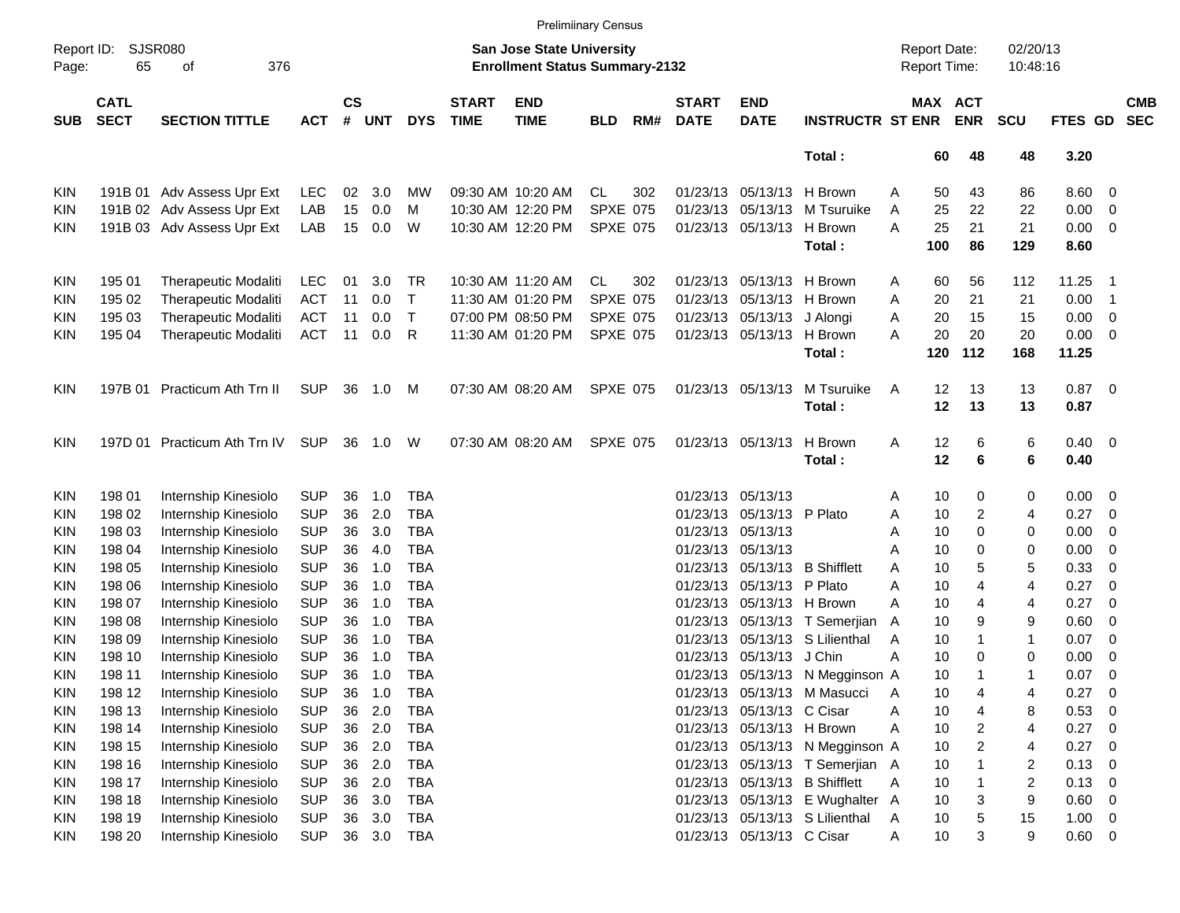Preliminary Census

Report ID: SJSR080

**San Jose State University**
**Enrollment Status Summary-2132**

Report Date: 02/20/13
Report Time: 10:48:16

| SUB | CATL SECT | SECTION TITTLE | ACT | CS # | UNT | DYS | START TIME | END TIME | BLD | RM# | START DATE | END DATE | INSTRUCTR | ST | MAX ENR | ACT ENR | SCU | FTES | GD | CMB SEC |
|---|---|---|---|---|---|---|---|---|---|---|---|---|---|---|---|---|---|---|---|---|
| | | | | | | | | | | | | | Total : | | 60 | 48 | 48 | 3.20 | | |
| KIN | 191B 01 | Adv Assess Upr Ext | LEC | 02 | 3.0 | MW | 09:30 AM | 10:20 AM | CL | 302 | 01/23/13 | 05/13/13 | H Brown | A | 50 | 43 | 86 | 8.60 | 0 | |
| KIN | 191B 02 | Adv Assess Upr Ext | LAB | 15 | 0.0 | M | 10:30 AM | 12:20 PM | SPXE | 075 | 01/23/13 | 05/13/13 | M Tsuruike | A | 25 | 22 | 22 | 0.00 | 0 | |
| KIN | 191B 03 | Adv Assess Upr Ext | LAB | 15 | 0.0 | W | 10:30 AM | 12:20 PM | SPXE | 075 | 01/23/13 | 05/13/13 | H Brown | A | 25 | 21 | 21 | 0.00 | 0 | |
| | | | | | | | | | | | | | Total : | | 100 | 86 | 129 | 8.60 | | |
| KIN | 195 01 | Therapeutic Modaliti | LEC | 01 | 3.0 | TR | 10:30 AM | 11:20 AM | CL | 302 | 01/23/13 | 05/13/13 | H Brown | A | 60 | 56 | 112 | 11.25 | 1 | |
| KIN | 195 02 | Therapeutic Modaliti | ACT | 11 | 0.0 | T | 11:30 AM | 01:20 PM | SPXE | 075 | 01/23/13 | 05/13/13 | H Brown | A | 20 | 21 | 21 | 0.00 | 1 | |
| KIN | 195 03 | Therapeutic Modaliti | ACT | 11 | 0.0 | T | 07:00 PM | 08:50 PM | SPXE | 075 | 01/23/13 | 05/13/13 | J Alongi | A | 20 | 15 | 15 | 0.00 | 0 | |
| KIN | 195 04 | Therapeutic Modaliti | ACT | 11 | 0.0 | R | 11:30 AM | 01:20 PM | SPXE | 075 | 01/23/13 | 05/13/13 | H Brown | A | 20 | 20 | 20 | 0.00 | 0 | |
| | | | | | | | | | | | | | Total : | | 120 | 112 | 168 | 11.25 | | |
| KIN | 197B 01 | Practicum Ath Trn II | SUP | 36 | 1.0 | M | 07:30 AM | 08:20 AM | SPXE | 075 | 01/23/13 | 05/13/13 | M Tsuruike | A | 12 | 13 | 13 | 0.87 | 0 | |
| | | | | | | | | | | | | | Total : | | 12 | 13 | 13 | 0.87 | | |
| KIN | 197D 01 | Practicum Ath Trn IV | SUP | 36 | 1.0 | W | 07:30 AM | 08:20 AM | SPXE | 075 | 01/23/13 | 05/13/13 | H Brown | A | 12 | 6 | 6 | 0.40 | 0 | |
| | | | | | | | | | | | | | Total : | | 12 | 6 | 6 | 0.40 | | |
| KIN | 198 01 | Internship Kinesiolo | SUP | 36 | 1.0 | TBA | | | | | 01/23/13 | 05/13/13 | | A | 10 | 0 | 0 | 0.00 | 0 | |
| KIN | 198 02 | Internship Kinesiolo | SUP | 36 | 2.0 | TBA | | | | | 01/23/13 | 05/13/13 | P Plato | A | 10 | 2 | 4 | 0.27 | 0 | |
| KIN | 198 03 | Internship Kinesiolo | SUP | 36 | 3.0 | TBA | | | | | 01/23/13 | 05/13/13 | | A | 10 | 0 | 0 | 0.00 | 0 | |
| KIN | 198 04 | Internship Kinesiolo | SUP | 36 | 4.0 | TBA | | | | | 01/23/13 | 05/13/13 | | A | 10 | 0 | 0 | 0.00 | 0 | |
| KIN | 198 05 | Internship Kinesiolo | SUP | 36 | 1.0 | TBA | | | | | 01/23/13 | 05/13/13 | B Shifflett | A | 10 | 5 | 5 | 0.33 | 0 | |
| KIN | 198 06 | Internship Kinesiolo | SUP | 36 | 1.0 | TBA | | | | | 01/23/13 | 05/13/13 | P Plato | A | 10 | 4 | 4 | 0.27 | 0 | |
| KIN | 198 07 | Internship Kinesiolo | SUP | 36 | 1.0 | TBA | | | | | 01/23/13 | 05/13/13 | H Brown | A | 10 | 4 | 4 | 0.27 | 0 | |
| KIN | 198 08 | Internship Kinesiolo | SUP | 36 | 1.0 | TBA | | | | | 01/23/13 | 05/13/13 | T Semerjian | A | 10 | 9 | 9 | 0.60 | 0 | |
| KIN | 198 09 | Internship Kinesiolo | SUP | 36 | 1.0 | TBA | | | | | 01/23/13 | 05/13/13 | S Lilienthal | A | 10 | 1 | 1 | 0.07 | 0 | |
| KIN | 198 10 | Internship Kinesiolo | SUP | 36 | 1.0 | TBA | | | | | 01/23/13 | 05/13/13 | J Chin | A | 10 | 0 | 0 | 0.00 | 0 | |
| KIN | 198 11 | Internship Kinesiolo | SUP | 36 | 1.0 | TBA | | | | | 01/23/13 | 05/13/13 | N Megginson | A | 10 | 1 | 1 | 0.07 | 0 | |
| KIN | 198 12 | Internship Kinesiolo | SUP | 36 | 1.0 | TBA | | | | | 01/23/13 | 05/13/13 | M Masucci | A | 10 | 4 | 4 | 0.27 | 0 | |
| KIN | 198 13 | Internship Kinesiolo | SUP | 36 | 2.0 | TBA | | | | | 01/23/13 | 05/13/13 | C Cisar | A | 10 | 4 | 8 | 0.53 | 0 | |
| KIN | 198 14 | Internship Kinesiolo | SUP | 36 | 2.0 | TBA | | | | | 01/23/13 | 05/13/13 | H Brown | A | 10 | 2 | 4 | 0.27 | 0 | |
| KIN | 198 15 | Internship Kinesiolo | SUP | 36 | 2.0 | TBA | | | | | 01/23/13 | 05/13/13 | N Megginson | A | 10 | 2 | 4 | 0.27 | 0 | |
| KIN | 198 16 | Internship Kinesiolo | SUP | 36 | 2.0 | TBA | | | | | 01/23/13 | 05/13/13 | T Semerjian | A | 10 | 1 | 2 | 0.13 | 0 | |
| KIN | 198 17 | Internship Kinesiolo | SUP | 36 | 2.0 | TBA | | | | | 01/23/13 | 05/13/13 | B Shifflett | A | 10 | 1 | 2 | 0.13 | 0 | |
| KIN | 198 18 | Internship Kinesiolo | SUP | 36 | 3.0 | TBA | | | | | 01/23/13 | 05/13/13 | E Wughalter | A | 10 | 3 | 9 | 0.60 | 0 | |
| KIN | 198 19 | Internship Kinesiolo | SUP | 36 | 3.0 | TBA | | | | | 01/23/13 | 05/13/13 | S Lilienthal | A | 10 | 5 | 15 | 1.00 | 0 | |
| KIN | 198 20 | Internship Kinesiolo | SUP | 36 | 3.0 | TBA | | | | | 01/23/13 | 05/13/13 | C Cisar | A | 10 | 3 | 9 | 0.60 | 0 | |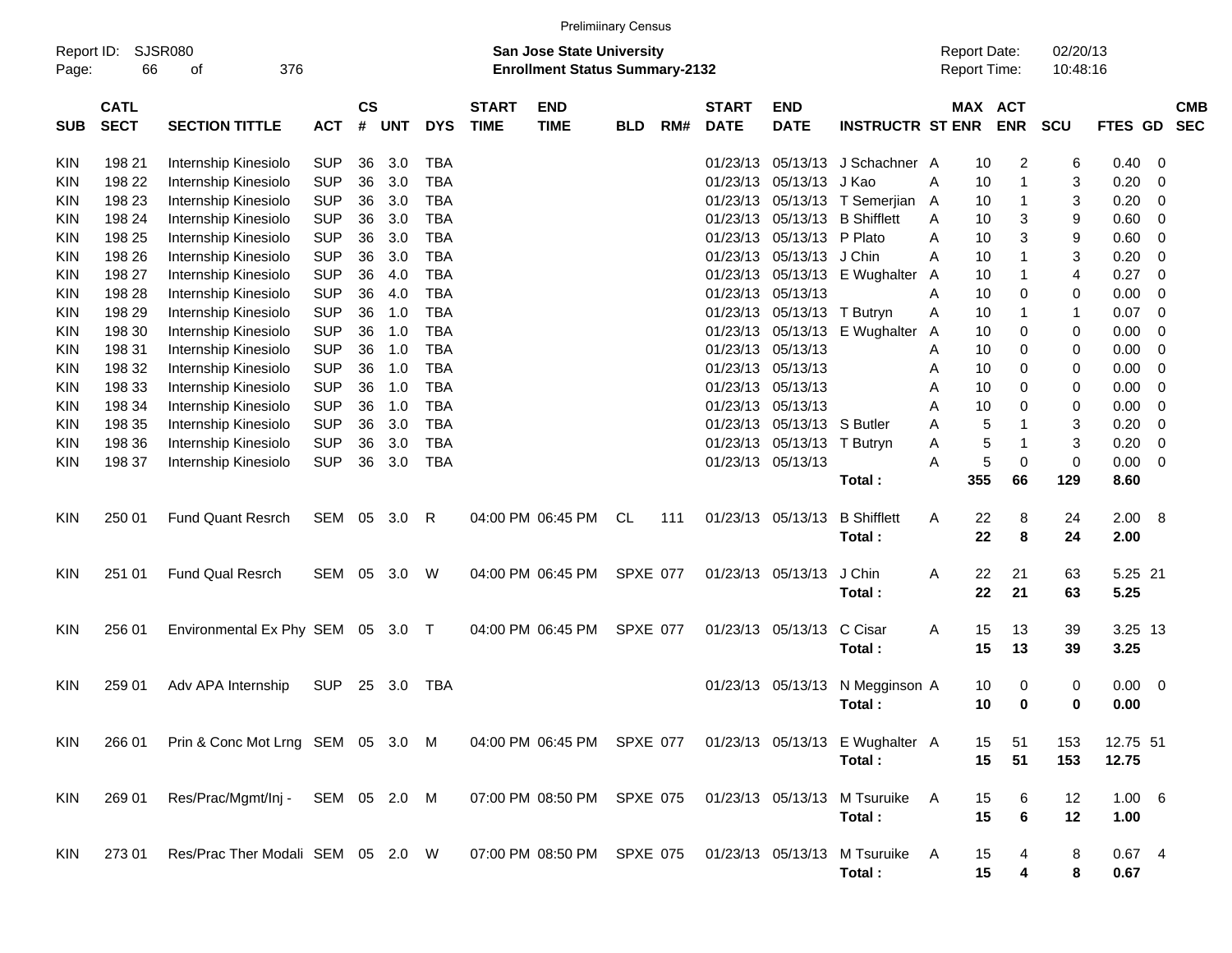Preliminary Census

Report ID: SJSR080

**San Jose State University**
**Enrollment Status Summary-2132**

Report Date: 02/20/13
Report Time: 10:48:16

| SUB | CATL SECT | SECTION TITTLE | ACT | CS # | UNT | DYS | START TIME | END TIME | BLD | RM# | START DATE | END DATE | INSTRUCTR | ST | MAX ENR | ACT ENR | SCU | FTES | GD | CMB SEC |
|---|---|---|---|---|---|---|---|---|---|---|---|---|---|---|---|---|---|---|---|---|
| KIN | 198 21 | Internship Kinesiolo | SUP | 36 | 3.0 | TBA | | | | | 01/23/13 | 05/13/13 | J Schachner | A | 10 | 2 | 6 | 0.40 | 0 | |
| KIN | 198 22 | Internship Kinesiolo | SUP | 36 | 3.0 | TBA | | | | | 01/23/13 | 05/13/13 | J Kao | A | 10 | 1 | 3 | 0.20 | 0 | |
| KIN | 198 23 | Internship Kinesiolo | SUP | 36 | 3.0 | TBA | | | | | 01/23/13 | 05/13/13 | T Semerjian | A | 10 | 1 | 3 | 0.20 | 0 | |
| KIN | 198 24 | Internship Kinesiolo | SUP | 36 | 3.0 | TBA | | | | | 01/23/13 | 05/13/13 | B Shifflett | A | 10 | 3 | 9 | 0.60 | 0 | |
| KIN | 198 25 | Internship Kinesiolo | SUP | 36 | 3.0 | TBA | | | | | 01/23/13 | 05/13/13 | P Plato | A | 10 | 3 | 9 | 0.60 | 0 | |
| KIN | 198 26 | Internship Kinesiolo | SUP | 36 | 3.0 | TBA | | | | | 01/23/13 | 05/13/13 | J Chin | A | 10 | 1 | 3 | 0.20 | 0 | |
| KIN | 198 27 | Internship Kinesiolo | SUP | 36 | 4.0 | TBA | | | | | 01/23/13 | 05/13/13 | E Wughalter | A | 10 | 1 | 4 | 0.27 | 0 | |
| KIN | 198 28 | Internship Kinesiolo | SUP | 36 | 4.0 | TBA | | | | | 01/23/13 | 05/13/13 | | A | 10 | 0 | 0 | 0.00 | 0 | |
| KIN | 198 29 | Internship Kinesiolo | SUP | 36 | 1.0 | TBA | | | | | 01/23/13 | 05/13/13 | T Butryn | A | 10 | 1 | 1 | 0.07 | 0 | |
| KIN | 198 30 | Internship Kinesiolo | SUP | 36 | 1.0 | TBA | | | | | 01/23/13 | 05/13/13 | E Wughalter | A | 10 | 0 | 0 | 0.00 | 0 | |
| KIN | 198 31 | Internship Kinesiolo | SUP | 36 | 1.0 | TBA | | | | | 01/23/13 | 05/13/13 | | A | 10 | 0 | 0 | 0.00 | 0 | |
| KIN | 198 32 | Internship Kinesiolo | SUP | 36 | 1.0 | TBA | | | | | 01/23/13 | 05/13/13 | | A | 10 | 0 | 0 | 0.00 | 0 | |
| KIN | 198 33 | Internship Kinesiolo | SUP | 36 | 1.0 | TBA | | | | | 01/23/13 | 05/13/13 | | A | 10 | 0 | 0 | 0.00 | 0 | |
| KIN | 198 34 | Internship Kinesiolo | SUP | 36 | 1.0 | TBA | | | | | 01/23/13 | 05/13/13 | | A | 10 | 0 | 0 | 0.00 | 0 | |
| KIN | 198 35 | Internship Kinesiolo | SUP | 36 | 3.0 | TBA | | | | | 01/23/13 | 05/13/13 | S Butler | A | 5 | 1 | 3 | 0.20 | 0 | |
| KIN | 198 36 | Internship Kinesiolo | SUP | 36 | 3.0 | TBA | | | | | 01/23/13 | 05/13/13 | T Butryn | A | 5 | 1 | 3 | 0.20 | 0 | |
| KIN | 198 37 | Internship Kinesiolo | SUP | 36 | 3.0 | TBA | | | | | 01/23/13 | 05/13/13 | | A | 5 | 0 | 0 | 0.00 | 0 | |
| | | | | | | | | | | | | | **Total :** | | **355** | **66** | **129** | **8.60** | | |
| KIN | 250 01 | Fund Quant Resrch | SEM | 05 | 3.0 | R | 04:00 PM | 06:45 PM | CL | 111 | 01/23/13 | 05/13/13 | B Shifflett | A | 22 | 8 | 24 | 2.00 | 8 | |
| | | | | | | | | | | | | | **Total :** | | **22** | **8** | **24** | **2.00** | | |
| KIN | 251 01 | Fund Qual Resrch | SEM | 05 | 3.0 | W | 04:00 PM | 06:45 PM | SPXE | 077 | 01/23/13 | 05/13/13 | J Chin | A | 22 | 21 | 63 | 5.25 | 21 | |
| | | | | | | | | | | | | | **Total :** | | **22** | **21** | **63** | **5.25** | | |
| KIN | 256 01 | Environmental Ex Phy | SEM | 05 | 3.0 | T | 04:00 PM | 06:45 PM | SPXE | 077 | 01/23/13 | 05/13/13 | C Cisar | A | 15 | 13 | 39 | 3.25 | 13 | |
| | | | | | | | | | | | | | **Total :** | | **15** | **13** | **39** | **3.25** | | |
| KIN | 259 01 | Adv APA Internship | SUP | 25 | 3.0 | TBA | | | | | 01/23/13 | 05/13/13 | N Megginson | A | 10 | 0 | 0 | 0.00 | 0 | |
| | | | | | | | | | | | | | **Total :** | | **10** | **0** | **0** | **0.00** | | |
| KIN | 266 01 | Prin & Conc Mot Lrng | SEM | 05 | 3.0 | M | 04:00 PM | 06:45 PM | SPXE | 077 | 01/23/13 | 05/13/13 | E Wughalter | A | 15 | 51 | 153 | 12.75 | 51 | |
| | | | | | | | | | | | | | **Total :** | | **15** | **51** | **153** | **12.75** | | |
| KIN | 269 01 | Res/Prac/Mgmt/Inj - | SEM | 05 | 2.0 | M | 07:00 PM | 08:50 PM | SPXE | 075 | 01/23/13 | 05/13/13 | M Tsuruike | A | 15 | 6 | 12 | 1.00 | 6 | |
| | | | | | | | | | | | | | **Total :** | | **15** | **6** | **12** | **1.00** | | |
| KIN | 273 01 | Res/Prac Ther Modali | SEM | 05 | 2.0 | W | 07:00 PM | 08:50 PM | SPXE | 075 | 01/23/13 | 05/13/13 | M Tsuruike | A | 15 | 4 | 8 | 0.67 | 4 | |
| | | | | | | | | | | | | | **Total :** | | **15** | **4** | **8** | **0.67** | | |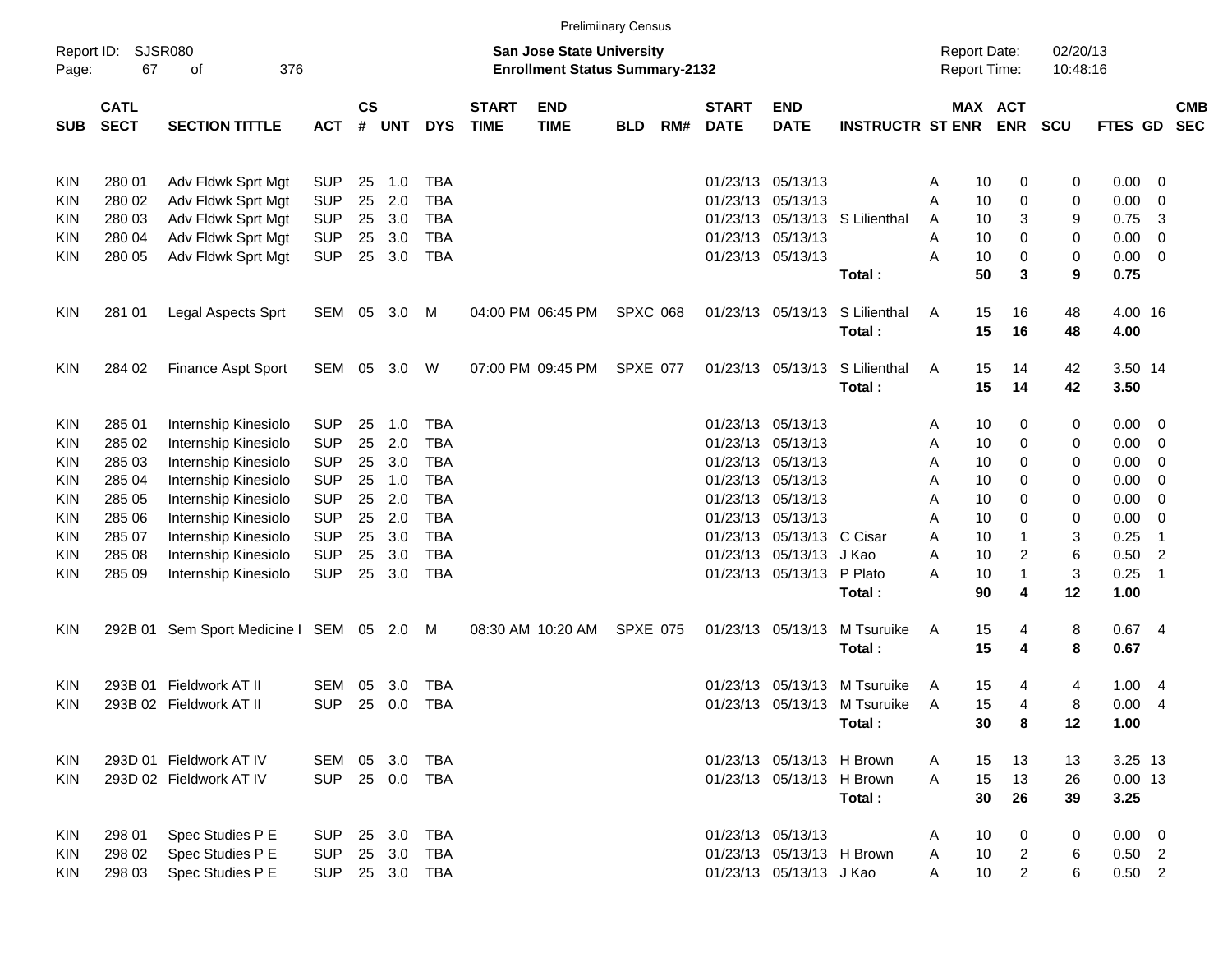Preliminiary Census

Report ID: SJSR080
Page: 67 of 376

**San Jose State University**
**Enrollment Status Summary-2132**

Report Date: 02/20/13
Report Time: 10:48:16

| SUB | CATL SECT | SECTION TITTLE | ACT | CS # | UNT | DYS | START TIME | END TIME | BLD | RM# | START DATE | END DATE | INSTRUCTR | ST | MAX ENR | ACT ENR | SCU | FTES | GD | CMB SEC |
|---|---|---|---|---|---|---|---|---|---|---|---|---|---|---|---|---|---|---|---|---|
| KIN | 280 01 | Adv Fldwk Sprt Mgt | SUP | 25 | 1.0 | TBA | | | | | 01/23/13 | 05/13/13 | | A | 10 | 0 | 0 | 0.00 | 0 | |
| KIN | 280 02 | Adv Fldwk Sprt Mgt | SUP | 25 | 2.0 | TBA | | | | | 01/23/13 | 05/13/13 | | A | 10 | 0 | 0 | 0.00 | 0 | |
| KIN | 280 03 | Adv Fldwk Sprt Mgt | SUP | 25 | 3.0 | TBA | | | | | 01/23/13 | 05/13/13 | S Lilienthal | A | 10 | 3 | 9 | 0.75 | 3 | |
| KIN | 280 04 | Adv Fldwk Sprt Mgt | SUP | 25 | 3.0 | TBA | | | | | 01/23/13 | 05/13/13 | | A | 10 | 0 | 0 | 0.00 | 0 | |
| KIN | 280 05 | Adv Fldwk Sprt Mgt | SUP | 25 | 3.0 | TBA | | | | | 01/23/13 | 05/13/13 | | A | 10 | 0 | 0 | 0.00 | 0 | |
| | | | | | | | | | | | | | **Total :** | | **50** | **3** | **9** | **0.75** | | |
| KIN | 281 01 | Legal Aspects Sprt | SEM | 05 | 3.0 | M | 04:00 PM | 06:45 PM | SPXC | 068 | 01/23/13 | 05/13/13 | S Lilienthal | A | 15 | 16 | 48 | 4.00 | 16 | |
| | | | | | | | | | | | | | **Total :** | | **15** | **16** | **48** | **4.00** | | |
| KIN | 284 02 | Finance Aspt Sport | SEM | 05 | 3.0 | W | 07:00 PM | 09:45 PM | SPXE | 077 | 01/23/13 | 05/13/13 | S Lilienthal | A | 15 | 14 | 42 | 3.50 | 14 | |
| | | | | | | | | | | | | | **Total :** | | **15** | **14** | **42** | **3.50** | | |
| KIN | 285 01 | Internship Kinesiolo | SUP | 25 | 1.0 | TBA | | | | | 01/23/13 | 05/13/13 | | A | 10 | 0 | 0 | 0.00 | 0 | |
| KIN | 285 02 | Internship Kinesiolo | SUP | 25 | 2.0 | TBA | | | | | 01/23/13 | 05/13/13 | | A | 10 | 0 | 0 | 0.00 | 0 | |
| KIN | 285 03 | Internship Kinesiolo | SUP | 25 | 3.0 | TBA | | | | | 01/23/13 | 05/13/13 | | A | 10 | 0 | 0 | 0.00 | 0 | |
| KIN | 285 04 | Internship Kinesiolo | SUP | 25 | 1.0 | TBA | | | | | 01/23/13 | 05/13/13 | | A | 10 | 0 | 0 | 0.00 | 0 | |
| KIN | 285 05 | Internship Kinesiolo | SUP | 25 | 2.0 | TBA | | | | | 01/23/13 | 05/13/13 | | A | 10 | 0 | 0 | 0.00 | 0 | |
| KIN | 285 06 | Internship Kinesiolo | SUP | 25 | 2.0 | TBA | | | | | 01/23/13 | 05/13/13 | | A | 10 | 0 | 0 | 0.00 | 0 | |
| KIN | 285 07 | Internship Kinesiolo | SUP | 25 | 3.0 | TBA | | | | | 01/23/13 | 05/13/13 | C Cisar | A | 10 | 1 | 3 | 0.25 | 1 | |
| KIN | 285 08 | Internship Kinesiolo | SUP | 25 | 3.0 | TBA | | | | | 01/23/13 | 05/13/13 | J Kao | A | 10 | 2 | 6 | 0.50 | 2 | |
| KIN | 285 09 | Internship Kinesiolo | SUP | 25 | 3.0 | TBA | | | | | 01/23/13 | 05/13/13 | P Plato | A | 10 | 1 | 3 | 0.25 | 1 | |
| | | | | | | | | | | | | | **Total :** | | **90** | **4** | **12** | **1.00** | | |
| KIN | 292B 01 | Sem Sport Medicine I | SEM | 05 | 2.0 | M | 08:30 AM | 10:20 AM | SPXE | 075 | 01/23/13 | 05/13/13 | M Tsuruike | A | 15 | 4 | 8 | 0.67 | 4 | |
| | | | | | | | | | | | | | **Total :** | | **15** | **4** | **8** | **0.67** | | |
| KIN | 293B 01 | Fieldwork AT II | SEM | 05 | 3.0 | TBA | | | | | 01/23/13 | 05/13/13 | M Tsuruike | A | 15 | 4 | 4 | 1.00 | 4 | |
| KIN | 293B 02 | Fieldwork AT II | SUP | 25 | 0.0 | TBA | | | | | 01/23/13 | 05/13/13 | M Tsuruike | A | 15 | 4 | 8 | 0.00 | 4 | |
| | | | | | | | | | | | | | **Total :** | | **30** | **8** | **12** | **1.00** | | |
| KIN | 293D 01 | Fieldwork AT IV | SEM | 05 | 3.0 | TBA | | | | | 01/23/13 | 05/13/13 | H Brown | A | 15 | 13 | 13 | 3.25 | 13 | |
| KIN | 293D 02 | Fieldwork AT IV | SUP | 25 | 0.0 | TBA | | | | | 01/23/13 | 05/13/13 | H Brown | A | 15 | 13 | 26 | 0.00 | 13 | |
| | | | | | | | | | | | | | **Total :** | | **30** | **26** | **39** | **3.25** | | |
| KIN | 298 01 | Spec Studies P E | SUP | 25 | 3.0 | TBA | | | | | 01/23/13 | 05/13/13 | | A | 10 | 0 | 0 | 0.00 | 0 | |
| KIN | 298 02 | Spec Studies P E | SUP | 25 | 3.0 | TBA | | | | | 01/23/13 | 05/13/13 | H Brown | A | 10 | 2 | 6 | 0.50 | 2 | |
| KIN | 298 03 | Spec Studies P E | SUP | 25 | 3.0 | TBA | | | | | 01/23/13 | 05/13/13 | J Kao | A | 10 | 2 | 6 | 0.50 | 2 | |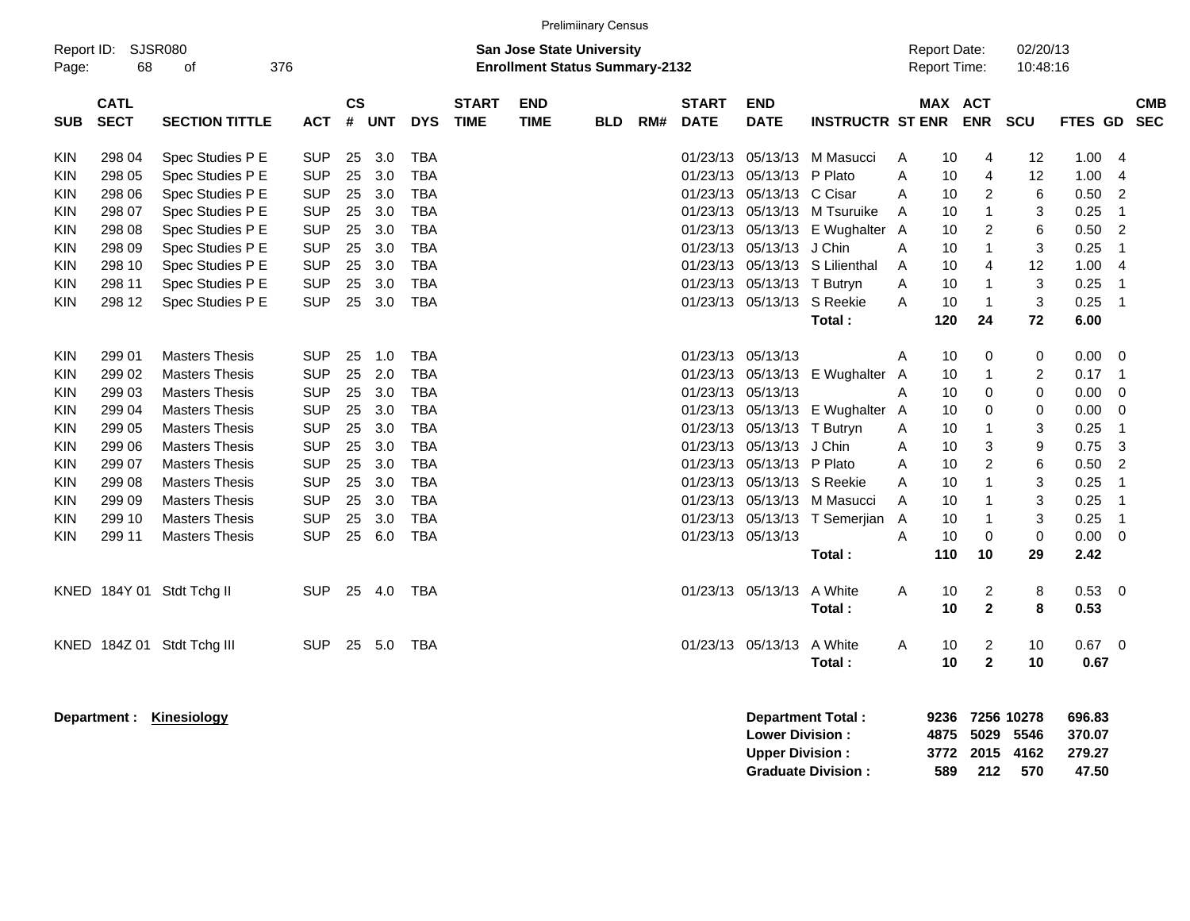Preliminary Census

Report ID: SJSR080

**San Jose State University**
**Enrollment Status Summary-2132**

Report Date: 02/20/13
Report Time: 10:48:16

| SUB | CATL SECT | SECTION TITTLE | ACT | CS # | UNT | DYS | START TIME | END TIME | BLD | RM# | START DATE | END DATE | INSTRUCTR | ST | MAX ENR | ACT ENR | SCU | FTES | GD | CMB SEC |
|---|---|---|---|---|---|---|---|---|---|---|---|---|---|---|---|---|---|---|---|---|
| KIN | 298 04 | Spec Studies P E | SUP | 25 | 3.0 | TBA | | | | | 01/23/13 | 05/13/13 | M Masucci | A | 10 | 4 | 12 | 1.00 | 4 | |
| KIN | 298 05 | Spec Studies P E | SUP | 25 | 3.0 | TBA | | | | | 01/23/13 | 05/13/13 | P Plato | A | 10 | 4 | 12 | 1.00 | 4 | |
| KIN | 298 06 | Spec Studies P E | SUP | 25 | 3.0 | TBA | | | | | 01/23/13 | 05/13/13 | C Cisar | A | 10 | 2 | 6 | 0.50 | 2 | |
| KIN | 298 07 | Spec Studies P E | SUP | 25 | 3.0 | TBA | | | | | 01/23/13 | 05/13/13 | M Tsuruike | A | 10 | 1 | 3 | 0.25 | 1 | |
| KIN | 298 08 | Spec Studies P E | SUP | 25 | 3.0 | TBA | | | | | 01/23/13 | 05/13/13 | E Wughalter | A | 10 | 2 | 6 | 0.50 | 2 | |
| KIN | 298 09 | Spec Studies P E | SUP | 25 | 3.0 | TBA | | | | | 01/23/13 | 05/13/13 | J Chin | A | 10 | 1 | 3 | 0.25 | 1 | |
| KIN | 298 10 | Spec Studies P E | SUP | 25 | 3.0 | TBA | | | | | 01/23/13 | 05/13/13 | S Lilienthal | A | 10 | 4 | 12 | 1.00 | 4 | |
| KIN | 298 11 | Spec Studies P E | SUP | 25 | 3.0 | TBA | | | | | 01/23/13 | 05/13/13 | T Butryn | A | 10 | 1 | 3 | 0.25 | 1 | |
| KIN | 298 12 | Spec Studies P E | SUP | 25 | 3.0 | TBA | | | | | 01/23/13 | 05/13/13 | S Reekie | A | 10 | 1 | 3 | 0.25 | 1 | |
| | | | | | | | | | | | | | **Total :** | | **120** | **24** | **72** | **6.00** | | |
| KIN | 299 01 | Masters Thesis | SUP | 25 | 1.0 | TBA | | | | | 01/23/13 | 05/13/13 | | A | 10 | 0 | 0 | 0.00 | 0 | |
| KIN | 299 02 | Masters Thesis | SUP | 25 | 2.0 | TBA | | | | | 01/23/13 | 05/13/13 | E Wughalter | A | 10 | 1 | 2 | 0.17 | 1 | |
| KIN | 299 03 | Masters Thesis | SUP | 25 | 3.0 | TBA | | | | | 01/23/13 | 05/13/13 | | A | 10 | 0 | 0 | 0.00 | 0 | |
| KIN | 299 04 | Masters Thesis | SUP | 25 | 3.0 | TBA | | | | | 01/23/13 | 05/13/13 | E Wughalter | A | 10 | 0 | 0 | 0.00 | 0 | |
| KIN | 299 05 | Masters Thesis | SUP | 25 | 3.0 | TBA | | | | | 01/23/13 | 05/13/13 | T Butryn | A | 10 | 1 | 3 | 0.25 | 1 | |
| KIN | 299 06 | Masters Thesis | SUP | 25 | 3.0 | TBA | | | | | 01/23/13 | 05/13/13 | J Chin | A | 10 | 3 | 9 | 0.75 | 3 | |
| KIN | 299 07 | Masters Thesis | SUP | 25 | 3.0 | TBA | | | | | 01/23/13 | 05/13/13 | P Plato | A | 10 | 2 | 6 | 0.50 | 2 | |
| KIN | 299 08 | Masters Thesis | SUP | 25 | 3.0 | TBA | | | | | 01/23/13 | 05/13/13 | S Reekie | A | 10 | 1 | 3 | 0.25 | 1 | |
| KIN | 299 09 | Masters Thesis | SUP | 25 | 3.0 | TBA | | | | | 01/23/13 | 05/13/13 | M Masucci | A | 10 | 1 | 3 | 0.25 | 1 | |
| KIN | 299 10 | Masters Thesis | SUP | 25 | 3.0 | TBA | | | | | 01/23/13 | 05/13/13 | T Semerjian | A | 10 | 1 | 3 | 0.25 | 1 | |
| KIN | 299 11 | Masters Thesis | SUP | 25 | 6.0 | TBA | | | | | 01/23/13 | 05/13/13 | | A | 10 | 0 | 0 | 0.00 | 0 | |
| | | | | | | | | | | | | | **Total :** | | **110** | **10** | **29** | **2.42** | | |
| KNED | 184Y 01 | Stdt Tchg II | SUP | 25 | 4.0 | TBA | | | | | 01/23/13 | 05/13/13 | A White | A | 10 | 2 | 8 | 0.53 | 0 | |
| | | | | | | | | | | | | | **Total :** | | **10** | **2** | **8** | **0.53** | | |
| KNED | 184Z 01 | Stdt Tchg III | SUP | 25 | 5.0 | TBA | | | | | 01/23/13 | 05/13/13 | A White | A | 10 | 2 | 10 | 0.67 | 0 | |
| | | | | | | | | | | | | | **Total :** | | **10** | **2** | **10** | **0.67** | | |

**Department : Kinesiology**

| | MAX ENR | ACT ENR | SCU | FTES |
|---|---|---|---|---|
| **Department Total :** | **9236** | **7256** | **10278** | **696.83** |
| **Lower Division :** | **4875** | **5029** | **5546** | **370.07** |
| **Upper Division :** | **3772** | **2015** | **4162** | **279.27** |
| **Graduate Division :** | **589** | **212** | **570** | **47.50** |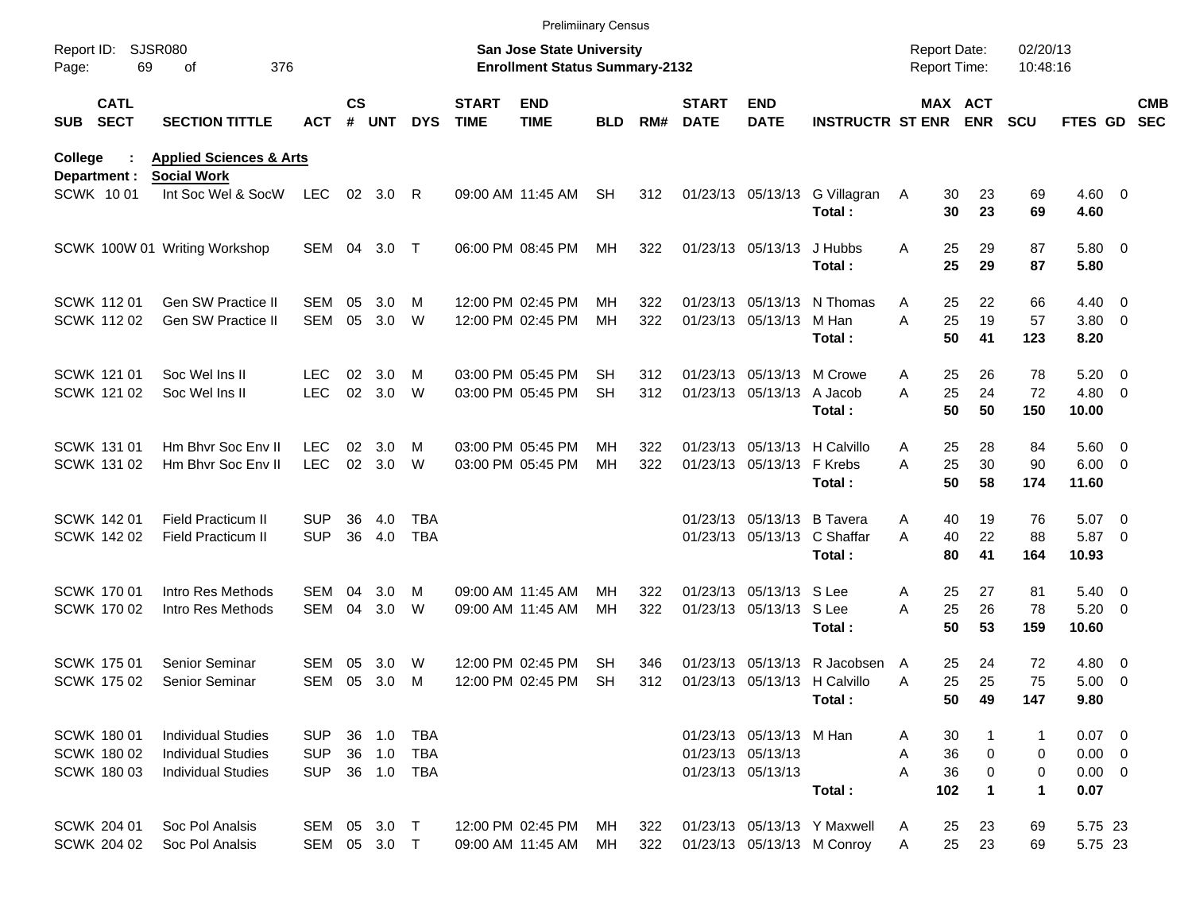Preliminary Census

Report ID: SJSR080 | Page: 69 of 376

**San Jose State University**
**Enrollment Status Summary-2132**

Report Date: 02/20/13
Report Time: 10:48:16

**College : Applied Sciences & Arts**
**Department : Social Work**

| SUB | CATL SECT | SECTION TITTLE | ACT | CS # | UNT | DYS | START TIME | END TIME | BLD | RM# | START DATE | END DATE | INSTRUCTR | ST | MAX ENR | ACT ENR | SCU | FTES | GD | CMB SEC |
|---|---|---|---|---|---|---|---|---|---|---|---|---|---|---|---|---|---|---|---|---|
| SCWK | 10 01 | Int Soc Wel & SocW | LEC | 02 | 3.0 | R | 09:00 AM | 11:45 AM | SH | 312 | 01/23/13 | 05/13/13 | G Villagran | A | 30 | 23 | 69 | 4.60 | 0 | |
| | | | | | | | | | | | | | **Total :** | | **30** | **23** | **69** | **4.60** | | |
| SCWK | 100W 01 | Writing Workshop | SEM | 04 | 3.0 | T | 06:00 PM | 08:45 PM | MH | 322 | 01/23/13 | 05/13/13 | J Hubbs | A | 25 | 29 | 87 | 5.80 | 0 | |
| | | | | | | | | | | | | | **Total :** | | **25** | **29** | **87** | **5.80** | | |
| SCWK | 112 01 | Gen SW Practice II | SEM | 05 | 3.0 | M | 12:00 PM | 02:45 PM | MH | 322 | 01/23/13 | 05/13/13 | N Thomas | A | 25 | 22 | 66 | 4.40 | 0 | |
| SCWK | 112 02 | Gen SW Practice II | SEM | 05 | 3.0 | W | 12:00 PM | 02:45 PM | MH | 322 | 01/23/13 | 05/13/13 | M Han | A | 25 | 19 | 57 | 3.80 | 0 | |
| | | | | | | | | | | | | | **Total :** | | **50** | **41** | **123** | **8.20** | | |
| SCWK | 121 01 | Soc Wel Ins II | LEC | 02 | 3.0 | M | 03:00 PM | 05:45 PM | SH | 312 | 01/23/13 | 05/13/13 | M Crowe | A | 25 | 26 | 78 | 5.20 | 0 | |
| SCWK | 121 02 | Soc Wel Ins II | LEC | 02 | 3.0 | W | 03:00 PM | 05:45 PM | SH | 312 | 01/23/13 | 05/13/13 | A Jacob | A | 25 | 24 | 72 | 4.80 | 0 | |
| | | | | | | | | | | | | | **Total :** | | **50** | **50** | **150** | **10.00** | | |
| SCWK | 131 01 | Hm Bhvr Soc Env II | LEC | 02 | 3.0 | M | 03:00 PM | 05:45 PM | MH | 322 | 01/23/13 | 05/13/13 | H Calvillo | A | 25 | 28 | 84 | 5.60 | 0 | |
| SCWK | 131 02 | Hm Bhvr Soc Env II | LEC | 02 | 3.0 | W | 03:00 PM | 05:45 PM | MH | 322 | 01/23/13 | 05/13/13 | F Krebs | A | 25 | 30 | 90 | 6.00 | 0 | |
| | | | | | | | | | | | | | **Total :** | | **50** | **58** | **174** | **11.60** | | |
| SCWK | 142 01 | Field Practicum II | SUP | 36 | 4.0 | TBA | | | | | 01/23/13 | 05/13/13 | B Tavera | A | 40 | 19 | 76 | 5.07 | 0 | |
| SCWK | 142 02 | Field Practicum II | SUP | 36 | 4.0 | TBA | | | | | 01/23/13 | 05/13/13 | C Shaffar | A | 40 | 22 | 88 | 5.87 | 0 | |
| | | | | | | | | | | | | | **Total :** | | **80** | **41** | **164** | **10.93** | | |
| SCWK | 170 01 | Intro Res Methods | SEM | 04 | 3.0 | M | 09:00 AM | 11:45 AM | MH | 322 | 01/23/13 | 05/13/13 | S Lee | A | 25 | 27 | 81 | 5.40 | 0 | |
| SCWK | 170 02 | Intro Res Methods | SEM | 04 | 3.0 | W | 09:00 AM | 11:45 AM | MH | 322 | 01/23/13 | 05/13/13 | S Lee | A | 25 | 26 | 78 | 5.20 | 0 | |
| | | | | | | | | | | | | | **Total :** | | **50** | **53** | **159** | **10.60** | | |
| SCWK | 175 01 | Senior Seminar | SEM | 05 | 3.0 | W | 12:00 PM | 02:45 PM | SH | 346 | 01/23/13 | 05/13/13 | R Jacobsen | A | 25 | 24 | 72 | 4.80 | 0 | |
| SCWK | 175 02 | Senior Seminar | SEM | 05 | 3.0 | M | 12:00 PM | 02:45 PM | SH | 312 | 01/23/13 | 05/13/13 | H Calvillo | A | 25 | 25 | 75 | 5.00 | 0 | |
| | | | | | | | | | | | | | **Total :** | | **50** | **49** | **147** | **9.80** | | |
| SCWK | 180 01 | Individual Studies | SUP | 36 | 1.0 | TBA | | | | | 01/23/13 | 05/13/13 | M Han | A | 30 | 1 | 1 | 0.07 | 0 | |
| SCWK | 180 02 | Individual Studies | SUP | 36 | 1.0 | TBA | | | | | 01/23/13 | 05/13/13 | | A | 36 | 0 | 0 | 0.00 | 0 | |
| SCWK | 180 03 | Individual Studies | SUP | 36 | 1.0 | TBA | | | | | 01/23/13 | 05/13/13 | | A | 36 | 0 | 0 | 0.00 | 0 | |
| | | | | | | | | | | | | | **Total :** | | **102** | **1** | **1** | **0.07** | | |
| SCWK | 204 01 | Soc Pol Analsis | SEM | 05 | 3.0 | T | 12:00 PM | 02:45 PM | MH | 322 | 01/23/13 | 05/13/13 | Y Maxwell | A | 25 | 23 | 69 | 5.75 | 23 | |
| SCWK | 204 02 | Soc Pol Analsis | SEM | 05 | 3.0 | T | 09:00 AM | 11:45 AM | MH | 322 | 01/23/13 | 05/13/13 | M Conroy | A | 25 | 23 | 69 | 5.75 | 23 | |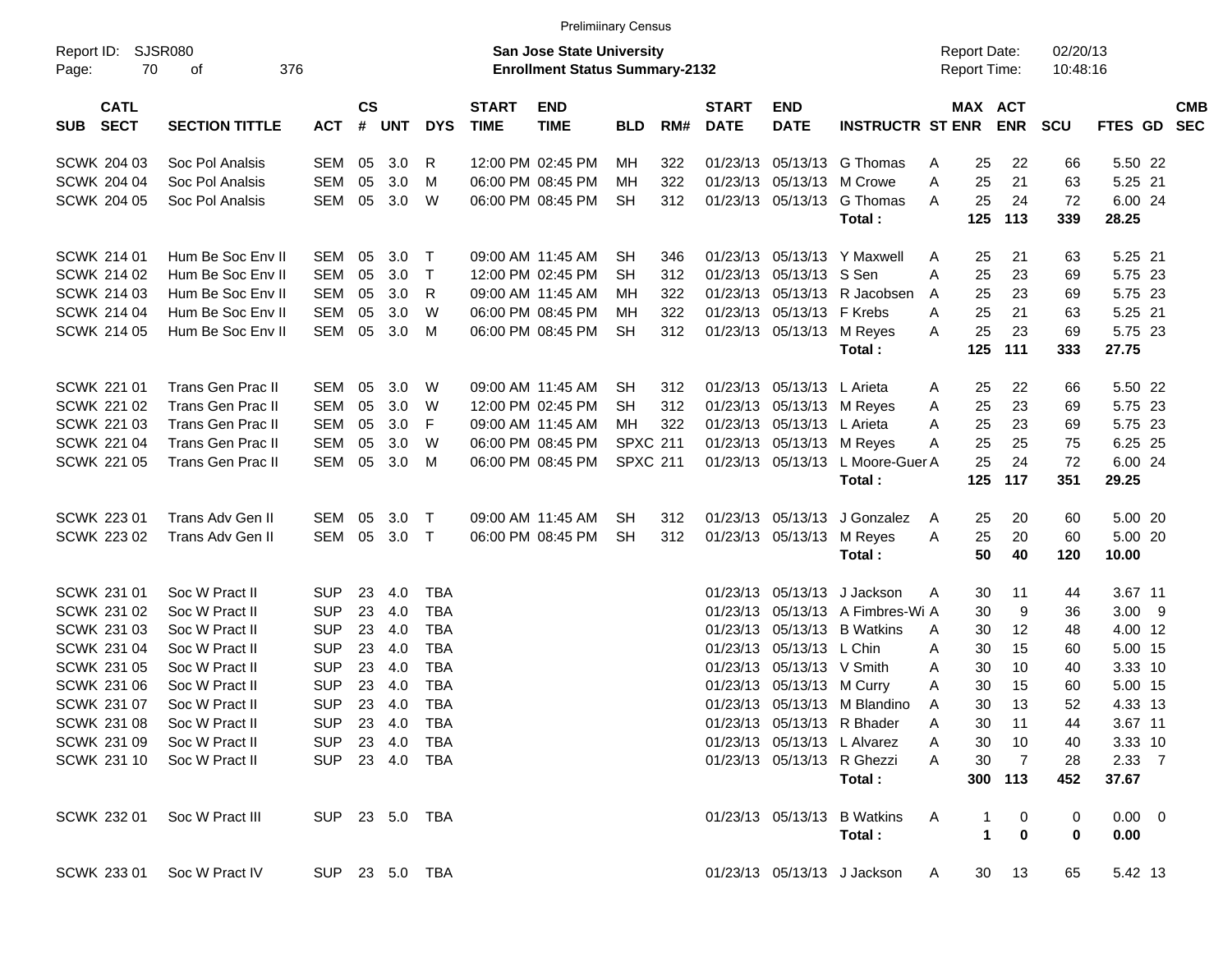Preliminary Census

Report ID: SJSR080

**San Jose State University**
**Enrollment Status Summary-2132**

Report Date: 02/20/13
Report Time: 10:48:16

| SUB | CATL SECT | SECTION TITTLE | ACT | CS # | UNT | DYS | START TIME | END TIME | BLD | RM# | START DATE | END DATE | INSTRUCTR | ST | MAX ENR | ACT ENR | SCU | FTES | GD | CMB SEC |
|---|---|---|---|---|---|---|---|---|---|---|---|---|---|---|---|---|---|---|---|---|
| SCWK | 204 03 | Soc Pol Analsis | SEM | 05 | 3.0 | R | 12:00 PM | 02:45 PM | MH | 322 | 01/23/13 | 05/13/13 | G Thomas | A | 25 | 22 | 66 | 5.50 | 22 | |
| SCWK | 204 04 | Soc Pol Analsis | SEM | 05 | 3.0 | M | 06:00 PM | 08:45 PM | MH | 322 | 01/23/13 | 05/13/13 | M Crowe | A | 25 | 21 | 63 | 5.25 | 21 | |
| SCWK | 204 05 | Soc Pol Analsis | SEM | 05 | 3.0 | W | 06:00 PM | 08:45 PM | SH | 312 | 01/23/13 | 05/13/13 | G Thomas | A | 25 | 24 | 72 | 6.00 | 24 | |
| | | | | | | | | | | | | | **Total :** | | **125** | **113** | **339** | **28.25** | | |
| SCWK | 214 01 | Hum Be Soc Env II | SEM | 05 | 3.0 | T | 09:00 AM | 11:45 AM | SH | 346 | 01/23/13 | 05/13/13 | Y Maxwell | A | 25 | 21 | 63 | 5.25 | 21 | |
| SCWK | 214 02 | Hum Be Soc Env II | SEM | 05 | 3.0 | T | 12:00 PM | 02:45 PM | SH | 312 | 01/23/13 | 05/13/13 | S Sen | A | 25 | 23 | 69 | 5.75 | 23 | |
| SCWK | 214 03 | Hum Be Soc Env II | SEM | 05 | 3.0 | R | 09:00 AM | 11:45 AM | MH | 322 | 01/23/13 | 05/13/13 | R Jacobsen | A | 25 | 23 | 69 | 5.75 | 23 | |
| SCWK | 214 04 | Hum Be Soc Env II | SEM | 05 | 3.0 | W | 06:00 PM | 08:45 PM | MH | 322 | 01/23/13 | 05/13/13 | F Krebs | A | 25 | 21 | 63 | 5.25 | 21 | |
| SCWK | 214 05 | Hum Be Soc Env II | SEM | 05 | 3.0 | M | 06:00 PM | 08:45 PM | SH | 312 | 01/23/13 | 05/13/13 | M Reyes | A | 25 | 23 | 69 | 5.75 | 23 | |
| | | | | | | | | | | | | | **Total :** | | **125** | **111** | **333** | **27.75** | | |
| SCWK | 221 01 | Trans Gen Prac II | SEM | 05 | 3.0 | W | 09:00 AM | 11:45 AM | SH | 312 | 01/23/13 | 05/13/13 | L Arieta | A | 25 | 22 | 66 | 5.50 | 22 | |
| SCWK | 221 02 | Trans Gen Prac II | SEM | 05 | 3.0 | W | 12:00 PM | 02:45 PM | SH | 312 | 01/23/13 | 05/13/13 | M Reyes | A | 25 | 23 | 69 | 5.75 | 23 | |
| SCWK | 221 03 | Trans Gen Prac II | SEM | 05 | 3.0 | F | 09:00 AM | 11:45 AM | MH | 322 | 01/23/13 | 05/13/13 | L Arieta | A | 25 | 23 | 69 | 5.75 | 23 | |
| SCWK | 221 04 | Trans Gen Prac II | SEM | 05 | 3.0 | W | 06:00 PM | 08:45 PM | SPXC | 211 | 01/23/13 | 05/13/13 | M Reyes | A | 25 | 25 | 75 | 6.25 | 25 | |
| SCWK | 221 05 | Trans Gen Prac II | SEM | 05 | 3.0 | M | 06:00 PM | 08:45 PM | SPXC | 211 | 01/23/13 | 05/13/13 | L Moore-Guer | A | 25 | 24 | 72 | 6.00 | 24 | |
| | | | | | | | | | | | | | **Total :** | | **125** | **117** | **351** | **29.25** | | |
| SCWK | 223 01 | Trans Adv Gen II | SEM | 05 | 3.0 | T | 09:00 AM | 11:45 AM | SH | 312 | 01/23/13 | 05/13/13 | J Gonzalez | A | 25 | 20 | 60 | 5.00 | 20 | |
| SCWK | 223 02 | Trans Adv Gen II | SEM | 05 | 3.0 | T | 06:00 PM | 08:45 PM | SH | 312 | 01/23/13 | 05/13/13 | M Reyes | A | 25 | 20 | 60 | 5.00 | 20 | |
| | | | | | | | | | | | | | **Total :** | | **50** | **40** | **120** | **10.00** | | |
| SCWK | 231 01 | Soc W Pract II | SUP | 23 | 4.0 | TBA | | | | | 01/23/13 | 05/13/13 | J Jackson | A | 30 | 11 | 44 | 3.67 | 11 | |
| SCWK | 231 02 | Soc W Pract II | SUP | 23 | 4.0 | TBA | | | | | 01/23/13 | 05/13/13 | A Fimbres-Wi | A | 30 | 9 | 36 | 3.00 | 9 | |
| SCWK | 231 03 | Soc W Pract II | SUP | 23 | 4.0 | TBA | | | | | 01/23/13 | 05/13/13 | B Watkins | A | 30 | 12 | 48 | 4.00 | 12 | |
| SCWK | 231 04 | Soc W Pract II | SUP | 23 | 4.0 | TBA | | | | | 01/23/13 | 05/13/13 | L Chin | A | 30 | 15 | 60 | 5.00 | 15 | |
| SCWK | 231 05 | Soc W Pract II | SUP | 23 | 4.0 | TBA | | | | | 01/23/13 | 05/13/13 | V Smith | A | 30 | 10 | 40 | 3.33 | 10 | |
| SCWK | 231 06 | Soc W Pract II | SUP | 23 | 4.0 | TBA | | | | | 01/23/13 | 05/13/13 | M Curry | A | 30 | 15 | 60 | 5.00 | 15 | |
| SCWK | 231 07 | Soc W Pract II | SUP | 23 | 4.0 | TBA | | | | | 01/23/13 | 05/13/13 | M Blandino | A | 30 | 13 | 52 | 4.33 | 13 | |
| SCWK | 231 08 | Soc W Pract II | SUP | 23 | 4.0 | TBA | | | | | 01/23/13 | 05/13/13 | R Bhader | A | 30 | 11 | 44 | 3.67 | 11 | |
| SCWK | 231 09 | Soc W Pract II | SUP | 23 | 4.0 | TBA | | | | | 01/23/13 | 05/13/13 | L Alvarez | A | 30 | 10 | 40 | 3.33 | 10 | |
| SCWK | 231 10 | Soc W Pract II | SUP | 23 | 4.0 | TBA | | | | | 01/23/13 | 05/13/13 | R Ghezzi | A | 30 | 7 | 28 | 2.33 | 7 | |
| | | | | | | | | | | | | | **Total :** | | **300** | **113** | **452** | **37.67** | | |
| SCWK | 232 01 | Soc W Pract III | SUP | 23 | 5.0 | TBA | | | | | 01/23/13 | 05/13/13 | B Watkins | A | 1 | 0 | 0 | 0.00 | 0 | |
| | | | | | | | | | | | | | **Total :** | | **1** | **0** | **0** | **0.00** | | |
| SCWK | 233 01 | Soc W Pract IV | SUP | 23 | 5.0 | TBA | | | | | 01/23/13 | 05/13/13 | J Jackson | A | 30 | 13 | 65 | 5.42 | 13 | |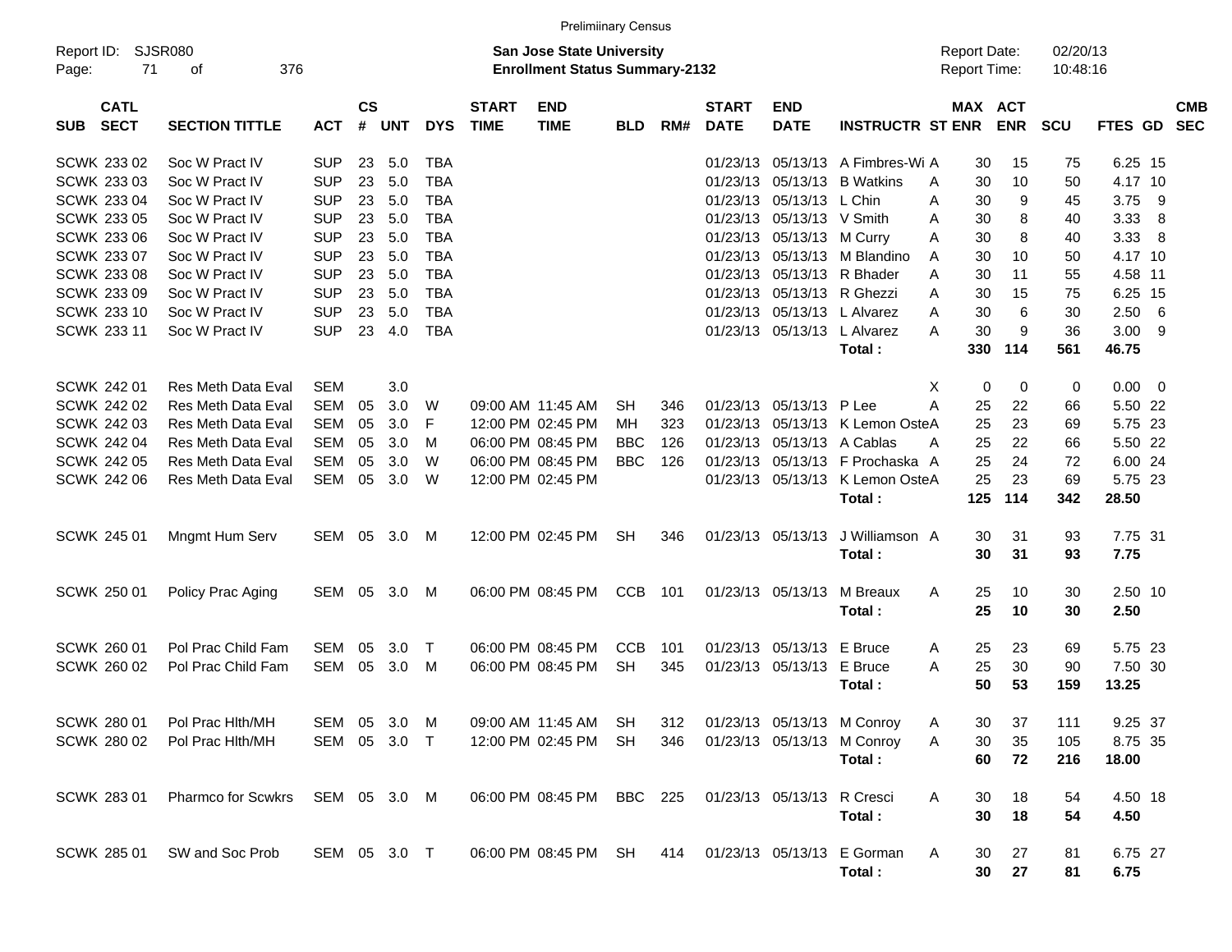Prelimiinary Census

Report ID: SJSR080
Page: 71 of 376

**San Jose State University**
**Enrollment Status Summary-2132**

Report Date: 02/20/13
Report Time: 10:48:16

| SUB | CATL SECT | SECTION TITTLE | ACT | CS # | UNT | DYS | START TIME | END TIME | BLD | RM# | START DATE | END DATE | INSTRUCTR | ST | MAX ENR | ACT ENR | SCU | FTES | GD | CMB SEC |
|---|---|---|---|---|---|---|---|---|---|---|---|---|---|---|---|---|---|---|---|---|
| SCWK | 233 02 | Soc W Pract IV | SUP | 23 | 5.0 | TBA | | | | | 01/23/13 | 05/13/13 | A Fimbres-Wi | A | 30 | 15 | 75 | 6.25 | 15 | |
| SCWK | 233 03 | Soc W Pract IV | SUP | 23 | 5.0 | TBA | | | | | 01/23/13 | 05/13/13 | B Watkins | A | 30 | 10 | 50 | 4.17 | 10 | |
| SCWK | 233 04 | Soc W Pract IV | SUP | 23 | 5.0 | TBA | | | | | 01/23/13 | 05/13/13 | L Chin | A | 30 | 9 | 45 | 3.75 | 9 | |
| SCWK | 233 05 | Soc W Pract IV | SUP | 23 | 5.0 | TBA | | | | | 01/23/13 | 05/13/13 | V Smith | A | 30 | 8 | 40 | 3.33 | 8 | |
| SCWK | 233 06 | Soc W Pract IV | SUP | 23 | 5.0 | TBA | | | | | 01/23/13 | 05/13/13 | M Curry | A | 30 | 8 | 40 | 3.33 | 8 | |
| SCWK | 233 07 | Soc W Pract IV | SUP | 23 | 5.0 | TBA | | | | | 01/23/13 | 05/13/13 | M Blandino | A | 30 | 10 | 50 | 4.17 | 10 | |
| SCWK | 233 08 | Soc W Pract IV | SUP | 23 | 5.0 | TBA | | | | | 01/23/13 | 05/13/13 | R Bhader | A | 30 | 11 | 55 | 4.58 | 11 | |
| SCWK | 233 09 | Soc W Pract IV | SUP | 23 | 5.0 | TBA | | | | | 01/23/13 | 05/13/13 | R Ghezzi | A | 30 | 15 | 75 | 6.25 | 15 | |
| SCWK | 233 10 | Soc W Pract IV | SUP | 23 | 5.0 | TBA | | | | | 01/23/13 | 05/13/13 | L Alvarez | A | 30 | 6 | 30 | 2.50 | 6 | |
| SCWK | 233 11 | Soc W Pract IV | SUP | 23 | 4.0 | TBA | | | | | 01/23/13 | 05/13/13 | L Alvarez | A | 30 | 9 | 36 | 3.00 | 9 | |
| | | | | | | | | | | | | | **Total :** | | **330** | **114** | **561** | **46.75** | | |
| SCWK | 242 01 | Res Meth Data Eval | SEM | | 3.0 | | | | | | | | | X | 0 | 0 | 0 | 0.00 | 0 | |
| SCWK | 242 02 | Res Meth Data Eval | SEM | 05 | 3.0 | W | 09:00 AM | 11:45 AM | SH | 346 | 01/23/13 | 05/13/13 | P Lee | A | 25 | 22 | 66 | 5.50 | 22 | |
| SCWK | 242 03 | Res Meth Data Eval | SEM | 05 | 3.0 | F | 12:00 PM | 02:45 PM | MH | 323 | 01/23/13 | 05/13/13 | K Lemon Oste | A | 25 | 23 | 69 | 5.75 | 23 | |
| SCWK | 242 04 | Res Meth Data Eval | SEM | 05 | 3.0 | M | 06:00 PM | 08:45 PM | BBC | 126 | 01/23/13 | 05/13/13 | A Cablas | A | 25 | 22 | 66 | 5.50 | 22 | |
| SCWK | 242 05 | Res Meth Data Eval | SEM | 05 | 3.0 | W | 06:00 PM | 08:45 PM | BBC | 126 | 01/23/13 | 05/13/13 | F Prochaska | A | 25 | 24 | 72 | 6.00 | 24 | |
| SCWK | 242 06 | Res Meth Data Eval | SEM | 05 | 3.0 | W | 12:00 PM | 02:45 PM | | | 01/23/13 | 05/13/13 | K Lemon Oste | A | 25 | 23 | 69 | 5.75 | 23 | |
| | | | | | | | | | | | | | **Total :** | | **125** | **114** | **342** | **28.50** | | |
| SCWK | 245 01 | Mngmt Hum Serv | SEM | 05 | 3.0 | M | 12:00 PM | 02:45 PM | SH | 346 | 01/23/13 | 05/13/13 | J Williamson | A | 30 | 31 | 93 | 7.75 | 31 | |
| | | | | | | | | | | | | | **Total :** | | **30** | **31** | **93** | **7.75** | | |
| SCWK | 250 01 | Policy Prac Aging | SEM | 05 | 3.0 | M | 06:00 PM | 08:45 PM | CCB | 101 | 01/23/13 | 05/13/13 | M Breaux | A | 25 | 10 | 30 | 2.50 | 10 | |
| | | | | | | | | | | | | | **Total :** | | **25** | **10** | **30** | **2.50** | | |
| SCWK | 260 01 | Pol Prac Child Fam | SEM | 05 | 3.0 | T | 06:00 PM | 08:45 PM | CCB | 101 | 01/23/13 | 05/13/13 | E Bruce | A | 25 | 23 | 69 | 5.75 | 23 | |
| SCWK | 260 02 | Pol Prac Child Fam | SEM | 05 | 3.0 | M | 06:00 PM | 08:45 PM | SH | 345 | 01/23/13 | 05/13/13 | E Bruce | A | 25 | 30 | 90 | 7.50 | 30 | |
| | | | | | | | | | | | | | **Total :** | | **50** | **53** | **159** | **13.25** | | |
| SCWK | 280 01 | Pol Prac Hlth/MH | SEM | 05 | 3.0 | M | 09:00 AM | 11:45 AM | SH | 312 | 01/23/13 | 05/13/13 | M Conroy | A | 30 | 37 | 111 | 9.25 | 37 | |
| SCWK | 280 02 | Pol Prac Hlth/MH | SEM | 05 | 3.0 | T | 12:00 PM | 02:45 PM | SH | 346 | 01/23/13 | 05/13/13 | M Conroy | A | 30 | 35 | 105 | 8.75 | 35 | |
| | | | | | | | | | | | | | **Total :** | | **60** | **72** | **216** | **18.00** | | |
| SCWK | 283 01 | Pharmco for Scwkrs | SEM | 05 | 3.0 | M | 06:00 PM | 08:45 PM | BBC | 225 | 01/23/13 | 05/13/13 | R Cresci | A | 30 | 18 | 54 | 4.50 | 18 | |
| | | | | | | | | | | | | | **Total :** | | **30** | **18** | **54** | **4.50** | | |
| SCWK | 285 01 | SW and Soc Prob | SEM | 05 | 3.0 | T | 06:00 PM | 08:45 PM | SH | 414 | 01/23/13 | 05/13/13 | E Gorman | A | 30 | 27 | 81 | 6.75 | 27 | |
| | | | | | | | | | | | | | **Total :** | | **30** | **27** | **81** | **6.75** | | |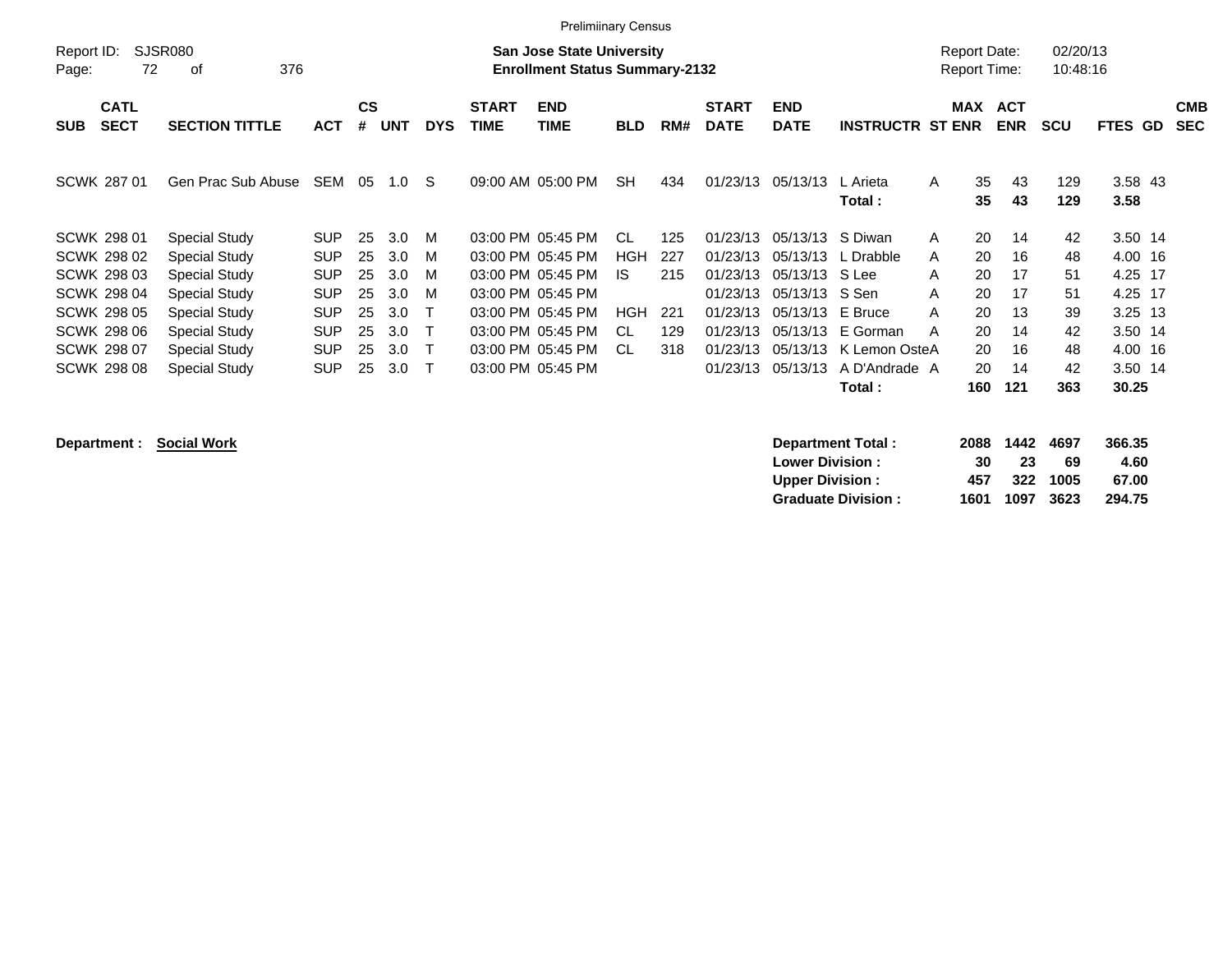Preliminary Census

Report ID: SJSR080

**San Jose State University**
**Enrollment Status Summary-2132**

Report Date: 02/20/13
Report Time: 10:48:16

| SUB | CATL SECT | SECTION TITTLE | ACT | CS # | UNT | DYS | START TIME | END TIME | BLD | RM# | START DATE | END DATE | INSTRUCTR | ST | MAX ENR | ACT ENR | SCU | FTES | GD | CMB SEC |
|---|---|---|---|---|---|---|---|---|---|---|---|---|---|---|---|---|---|---|---|---|
| SCWK | 287 01 | Gen Prac Sub Abuse | SEM | 05 | 1.0 | S | 09:00 AM | 05:00 PM | SH | 434 | 01/23/13 | 05/13/13 | L Arieta | A | 35 | 43 | 129 | 3.58 | 43 | |
| | | | | | | | | | | | | | **Total :** | | **35** | **43** | **129** | **3.58** | | |
| SCWK | 298 01 | Special Study | SUP | 25 | 3.0 | M | 03:00 PM | 05:45 PM | CL | 125 | 01/23/13 | 05/13/13 | S Diwan | A | 20 | 14 | 42 | 3.50 | 14 | |
| SCWK | 298 02 | Special Study | SUP | 25 | 3.0 | M | 03:00 PM | 05:45 PM | HGH | 227 | 01/23/13 | 05/13/13 | L Drabble | A | 20 | 16 | 48 | 4.00 | 16 | |
| SCWK | 298 03 | Special Study | SUP | 25 | 3.0 | M | 03:00 PM | 05:45 PM | IS | 215 | 01/23/13 | 05/13/13 | S Lee | A | 20 | 17 | 51 | 4.25 | 17 | |
| SCWK | 298 04 | Special Study | SUP | 25 | 3.0 | M | 03:00 PM | 05:45 PM | | | 01/23/13 | 05/13/13 | S Sen | A | 20 | 17 | 51 | 4.25 | 17 | |
| SCWK | 298 05 | Special Study | SUP | 25 | 3.0 | T | 03:00 PM | 05:45 PM | HGH | 221 | 01/23/13 | 05/13/13 | E Bruce | A | 20 | 13 | 39 | 3.25 | 13 | |
| SCWK | 298 06 | Special Study | SUP | 25 | 3.0 | T | 03:00 PM | 05:45 PM | CL | 129 | 01/23/13 | 05/13/13 | E Gorman | A | 20 | 14 | 42 | 3.50 | 14 | |
| SCWK | 298 07 | Special Study | SUP | 25 | 3.0 | T | 03:00 PM | 05:45 PM | CL | 318 | 01/23/13 | 05/13/13 | K Lemon Oste | A | 20 | 16 | 48 | 4.00 | 16 | |
| SCWK | 298 08 | Special Study | SUP | 25 | 3.0 | T | 03:00 PM | 05:45 PM | | | 01/23/13 | 05/13/13 | A D'Andrade | A | 20 | 14 | 42 | 3.50 | 14 | |
| | | | | | | | | | | | | | **Total :** | | **160** | **121** | **363** | **30.25** | | |

**Department : Social Work**

| | MAX ENR | ACT ENR | SCU | FTES |
|---|---|---|---|---|
| **Department Total :** | **2088** | **1442** | **4697** | **366.35** |
| **Lower Division :** | **30** | **23** | **69** | **4.60** |
| **Upper Division :** | **457** | **322** | **1005** | **67.00** |
| **Graduate Division :** | **1601** | **1097** | **3623** | **294.75** |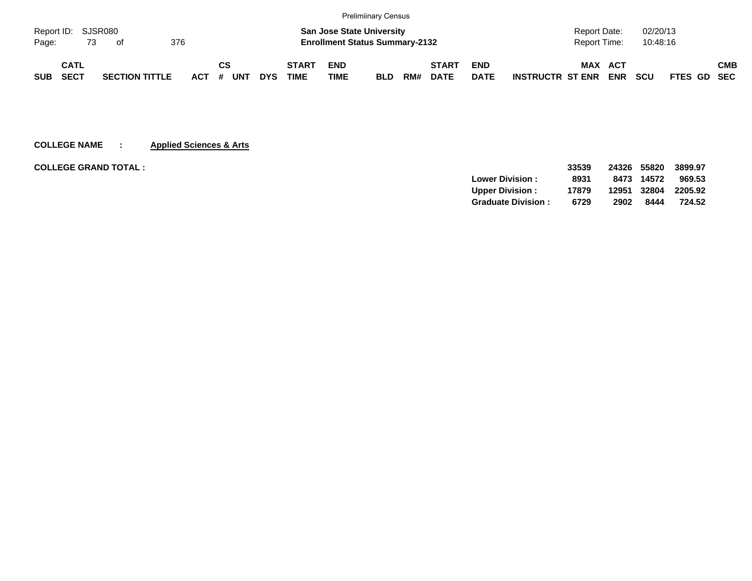| SUB | CATL SECT | SECTION TITTLE | ACT | CS # | UNT | DYS | START TIME | END TIME | BLD | RM# | START DATE | END DATE | INSTRUCTR | MAX ST ENR | ACT ENR | SCU | FTES | GD | CMB SEC |
|---|---|---|---|---|---|---|---|---|---|---|---|---|---|---|---|---|---|---|---|

**COLLEGE NAME : Applied Sciences & Arts**

| | | MAX ST ENR | ACT ENR | SCU | FTES |
|---|---|---|---|---|---|
| **COLLEGE GRAND TOTAL :** | | 33539 | 24326 | 55820 | 3899.97 |
| | Lower Division : | 8931 | 8473 | 14572 | 969.53 |
| | Upper Division : | 17879 | 12951 | 32804 | 2205.92 |
| | Graduate Division : | 6729 | 2902 | 8444 | 724.52 |